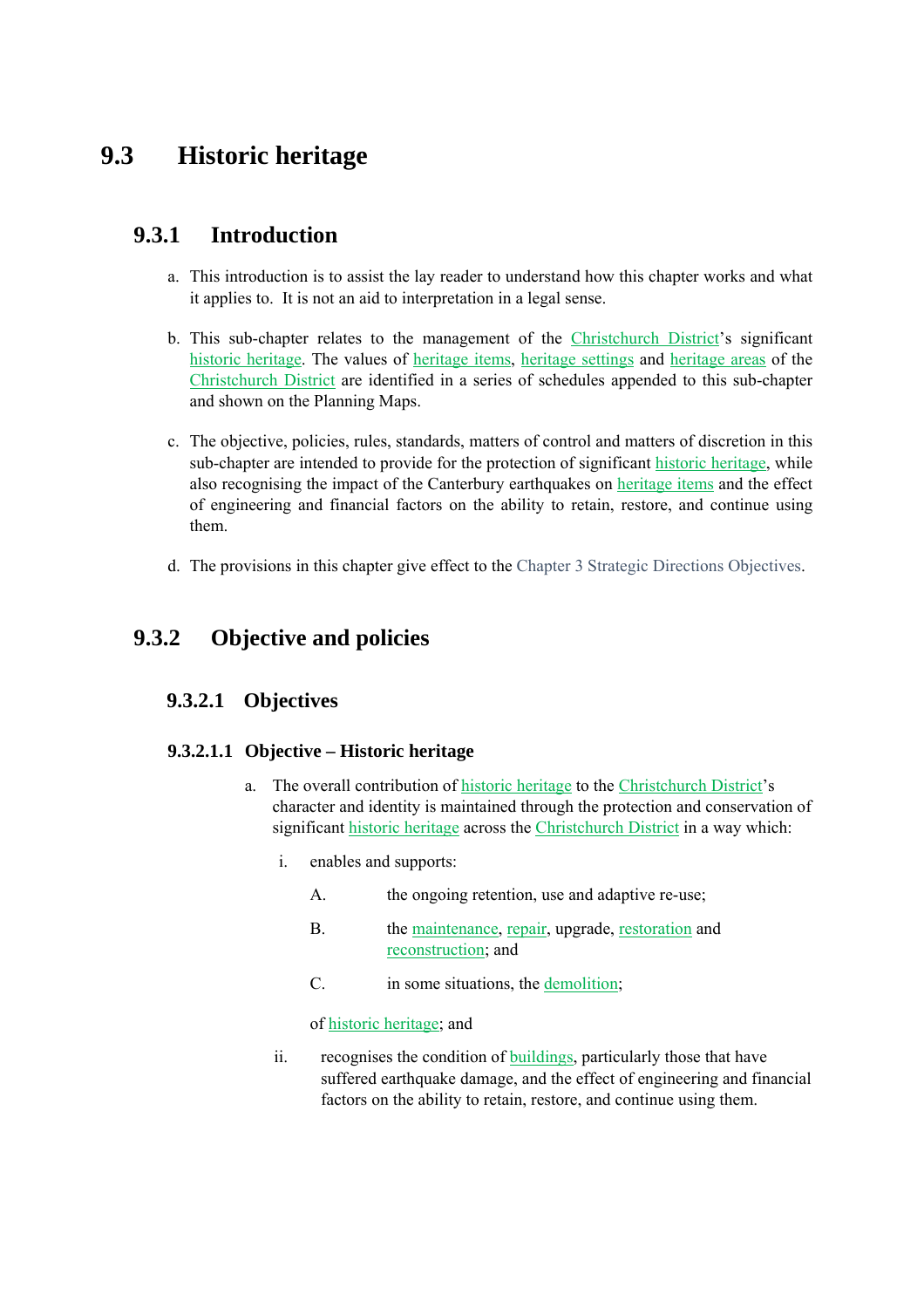# 9.3 Historic heritage

## 9.3.1 Introduction

a. This introduction is to assist the lay reader to understand how this chapter works and what it applies to. It is not an aid to interpretation in a legal sense.

b. This sub-chapter relates to the management of the Christchurch District's significant historic heritage. The values of heritage items, heritage settings and heritage areas of the Christchurch District are identified in a series of schedules appended to this sub-chapter and shown on the Planning Maps.

c. The objective, policies, rules, standards, matters of control and matters of discretion in this sub-chapter are intended to provide for the protection of significant historic heritage, while also recognising the impact of the Canterbury earthquakes on heritage items and the effect of engineering and financial factors on the ability to retain, restore, and continue using them.

d. The provisions in this chapter give effect to the Chapter 3 Strategic Directions Objectives.

## 9.3.2 Objective and policies

### 9.3.2.1 Objectives

#### 9.3.2.1.1 Objective – Historic heritage

a. The overall contribution of historic heritage to the Christchurch District's character and identity is maintained through the protection and conservation of significant historic heritage across the Christchurch District in a way which:

   i. enables and supports:

      A. the ongoing retention, use and adaptive re-use;

      B. the maintenance, repair, upgrade, restoration and reconstruction; and

      C. in some situations, the demolition;

      of historic heritage; and

   ii. recognises the condition of buildings, particularly those that have suffered earthquake damage, and the effect of engineering and financial factors on the ability to retain, restore, and continue using them.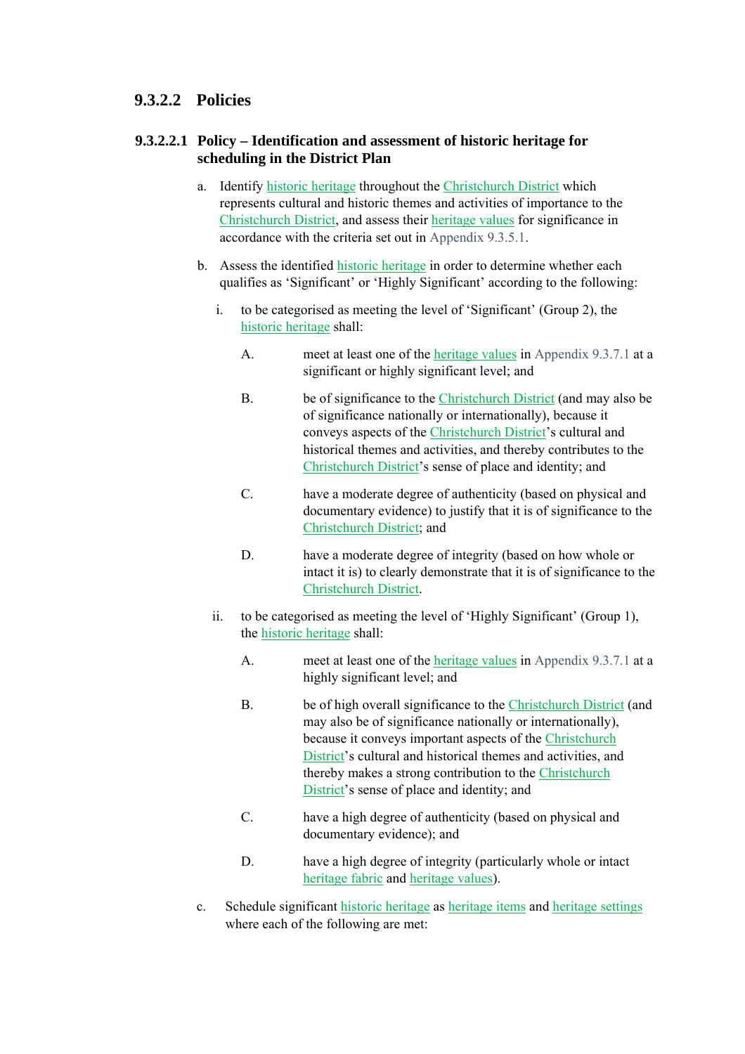### 9.3.2.2 Policies

#### 9.3.2.2.1 Policy – Identification and assessment of historic heritage for scheduling in the District Plan

a. Identify historic heritage throughout the Christchurch District which represents cultural and historic themes and activities of importance to the Christchurch District, and assess their heritage values for significance in accordance with the criteria set out in Appendix 9.3.5.1.

b. Assess the identified historic heritage in order to determine whether each qualifies as 'Significant' or 'Highly Significant' according to the following:

   i. to be categorised as meeting the level of 'Significant' (Group 2), the historic heritage shall:

      A. meet at least one of the heritage values in Appendix 9.3.7.1 at a significant or highly significant level; and

      B. be of significance to the Christchurch District (and may also be of significance nationally or internationally), because it conveys aspects of the Christchurch District's cultural and historical themes and activities, and thereby contributes to the Christchurch District's sense of place and identity; and

      C. have a moderate degree of authenticity (based on physical and documentary evidence) to justify that it is of significance to the Christchurch District; and

      D. have a moderate degree of integrity (based on how whole or intact it is) to clearly demonstrate that it is of significance to the Christchurch District.

   ii. to be categorised as meeting the level of 'Highly Significant' (Group 1), the historic heritage shall:

      A. meet at least one of the heritage values in Appendix 9.3.7.1 at a highly significant level; and

      B. be of high overall significance to the Christchurch District (and may also be of significance nationally or internationally), because it conveys important aspects of the Christchurch District's cultural and historical themes and activities, and thereby makes a strong contribution to the Christchurch District's sense of place and identity; and

      C. have a high degree of authenticity (based on physical and documentary evidence); and

      D. have a high degree of integrity (particularly whole or intact heritage fabric and heritage values).

c. Schedule significant historic heritage as heritage items and heritage settings where each of the following are met: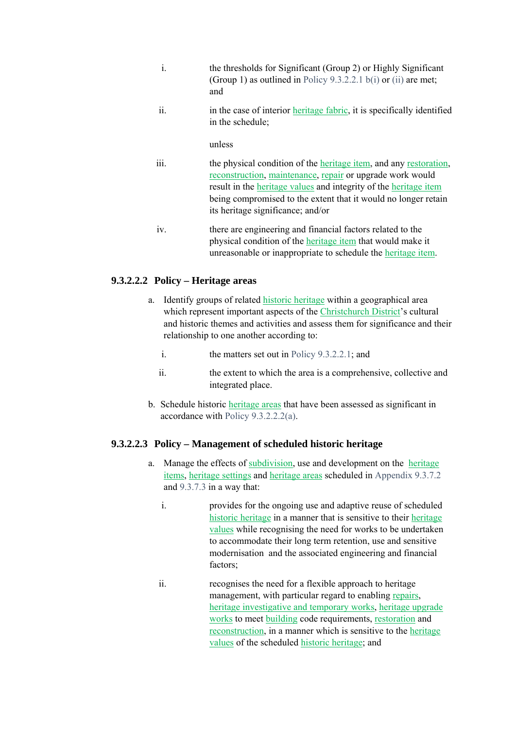i. the thresholds for Significant (Group 2) or Highly Significant (Group 1) as outlined in Policy 9.3.2.2.1 b(i) or (ii) are met; and

ii. in the case of interior heritage fabric, it is specifically identified in the schedule;

unless

iii. the physical condition of the heritage item, and any restoration, reconstruction, maintenance, repair or upgrade work would result in the heritage values and integrity of the heritage item being compromised to the extent that it would no longer retain its heritage significance; and/or

iv. there are engineering and financial factors related to the physical condition of the heritage item that would make it unreasonable or inappropriate to schedule the heritage item.

### 9.3.2.2.2 Policy – Heritage areas

a. Identify groups of related historic heritage within a geographical area which represent important aspects of the Christchurch District's cultural and historic themes and activities and assess them for significance and their relationship to one another according to:

   i. the matters set out in Policy 9.3.2.2.1; and

   ii. the extent to which the area is a comprehensive, collective and integrated place.

b. Schedule historic heritage areas that have been assessed as significant in accordance with Policy 9.3.2.2.2(a).

### 9.3.2.2.3 Policy – Management of scheduled historic heritage

a. Manage the effects of subdivision, use and development on the heritage items, heritage settings and heritage areas scheduled in Appendix 9.3.7.2 and 9.3.7.3 in a way that:

   i. provides for the ongoing use and adaptive reuse of scheduled historic heritage in a manner that is sensitive to their heritage values while recognising the need for works to be undertaken to accommodate their long term retention, use and sensitive modernisation and the associated engineering and financial factors;

   ii. recognises the need for a flexible approach to heritage management, with particular regard to enabling repairs, heritage investigative and temporary works, heritage upgrade works to meet building code requirements, restoration and reconstruction, in a manner which is sensitive to the heritage values of the scheduled historic heritage; and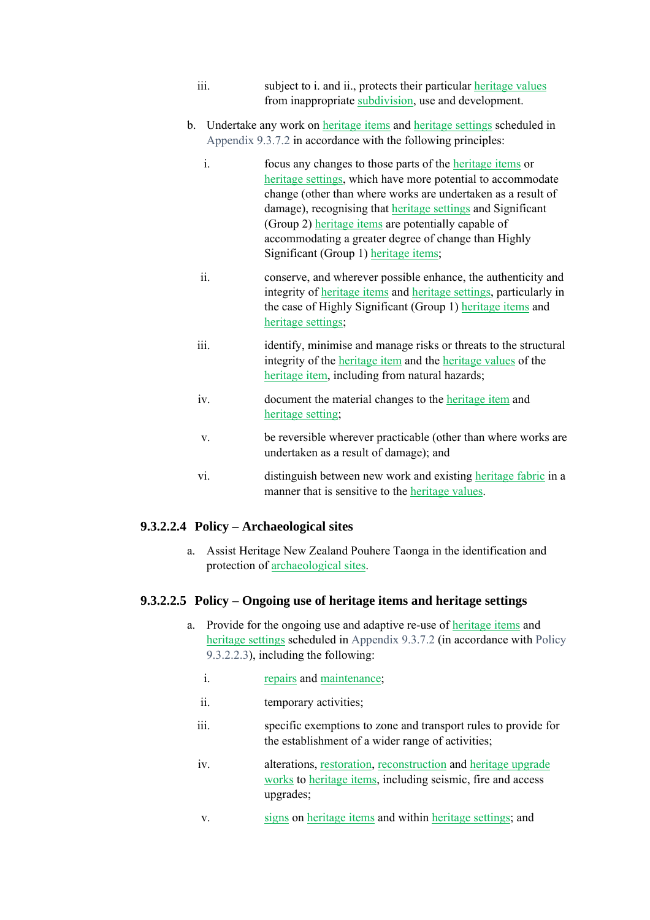iii. subject to i. and ii., protects their particular heritage values from inappropriate subdivision, use and development.

b. Undertake any work on heritage items and heritage settings scheduled in Appendix 9.3.7.2 in accordance with the following principles:

   i. focus any changes to those parts of the heritage items or heritage settings, which have more potential to accommodate change (other than where works are undertaken as a result of damage), recognising that heritage settings and Significant (Group 2) heritage items are potentially capable of accommodating a greater degree of change than Highly Significant (Group 1) heritage items;

   ii. conserve, and wherever possible enhance, the authenticity and integrity of heritage items and heritage settings, particularly in the case of Highly Significant (Group 1) heritage items and heritage settings;

   iii. identify, minimise and manage risks or threats to the structural integrity of the heritage item and the heritage values of the heritage item, including from natural hazards;

   iv. document the material changes to the heritage item and heritage setting;

   v. be reversible wherever practicable (other than where works are undertaken as a result of damage); and

   vi. distinguish between new work and existing heritage fabric in a manner that is sensitive to the heritage values.

### 9.3.2.2.4 Policy – Archaeological sites

a. Assist Heritage New Zealand Pouhere Taonga in the identification and protection of archaeological sites.

### 9.3.2.2.5 Policy – Ongoing use of heritage items and heritage settings

a. Provide for the ongoing use and adaptive re-use of heritage items and heritage settings scheduled in Appendix 9.3.7.2 (in accordance with Policy 9.3.2.2.3), including the following:

   i. repairs and maintenance;

   ii. temporary activities;

   iii. specific exemptions to zone and transport rules to provide for the establishment of a wider range of activities;

   iv. alterations, restoration, reconstruction and heritage upgrade works to heritage items, including seismic, fire and access upgrades;

   v. signs on heritage items and within heritage settings; and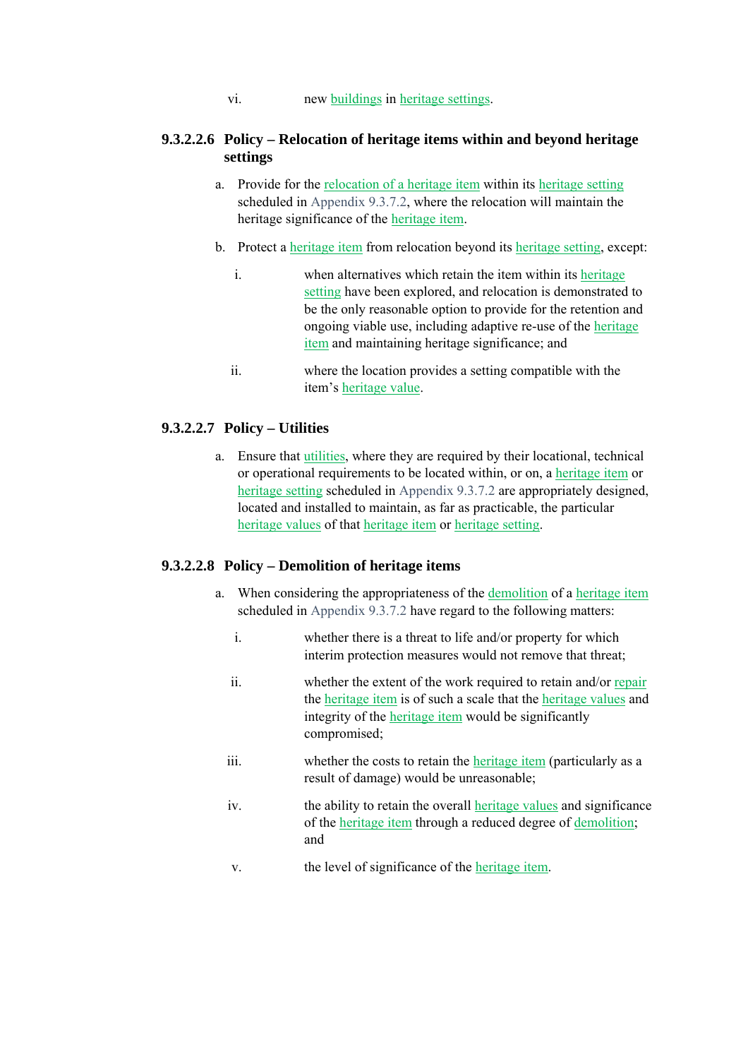vi. new buildings in heritage settings.

### 9.3.2.2.6 Policy – Relocation of heritage items within and beyond heritage settings

a. Provide for the relocation of a heritage item within its heritage setting scheduled in Appendix 9.3.7.2, where the relocation will maintain the heritage significance of the heritage item.

b. Protect a heritage item from relocation beyond its heritage setting, except:

   i. when alternatives which retain the item within its heritage setting have been explored, and relocation is demonstrated to be the only reasonable option to provide for the retention and ongoing viable use, including adaptive re-use of the heritage item and maintaining heritage significance; and

   ii. where the location provides a setting compatible with the item's heritage value.

### 9.3.2.2.7 Policy – Utilities

a. Ensure that utilities, where they are required by their locational, technical or operational requirements to be located within, or on, a heritage item or heritage setting scheduled in Appendix 9.3.7.2 are appropriately designed, located and installed to maintain, as far as practicable, the particular heritage values of that heritage item or heritage setting.

### 9.3.2.2.8 Policy – Demolition of heritage items

a. When considering the appropriateness of the demolition of a heritage item scheduled in Appendix 9.3.7.2 have regard to the following matters:

   i. whether there is a threat to life and/or property for which interim protection measures would not remove that threat;

   ii. whether the extent of the work required to retain and/or repair the heritage item is of such a scale that the heritage values and integrity of the heritage item would be significantly compromised;

   iii. whether the costs to retain the heritage item (particularly as a result of damage) would be unreasonable;

   iv. the ability to retain the overall heritage values and significance of the heritage item through a reduced degree of demolition; and

   v. the level of significance of the heritage item.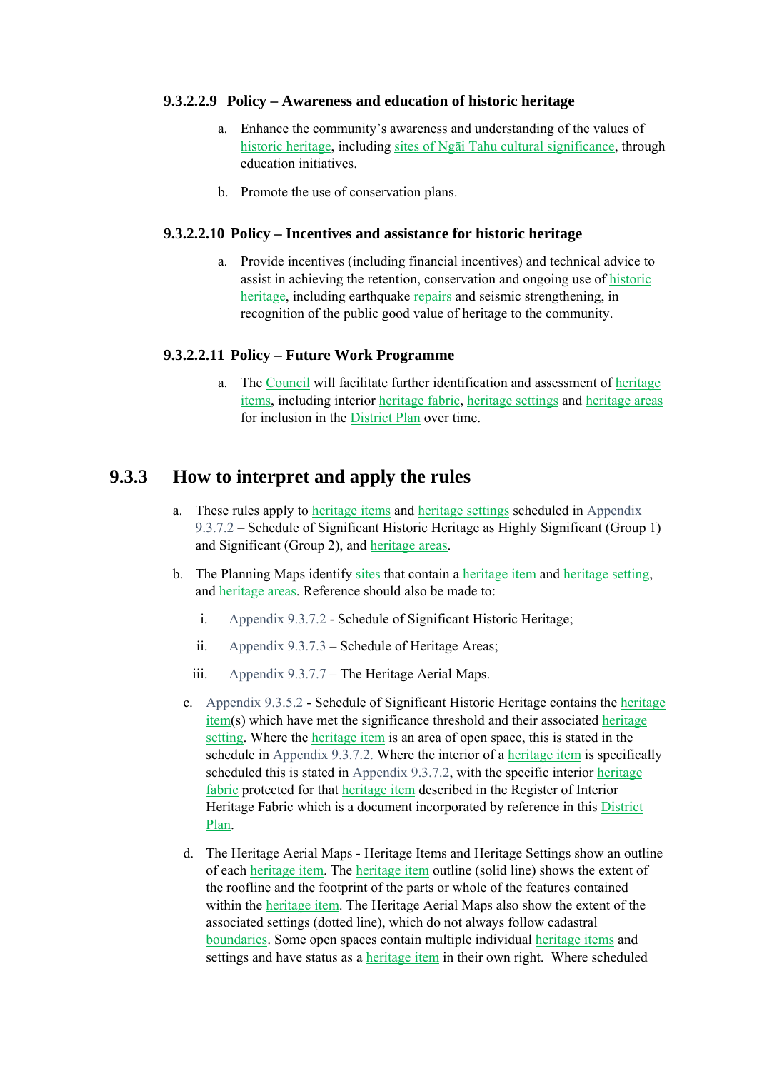#### 9.3.2.2.9 Policy – Awareness and education of historic heritage

a. Enhance the community's awareness and understanding of the values of historic heritage, including sites of Ngāi Tahu cultural significance, through education initiatives.

b. Promote the use of conservation plans.

#### 9.3.2.2.10 Policy – Incentives and assistance for historic heritage

a. Provide incentives (including financial incentives) and technical advice to assist in achieving the retention, conservation and ongoing use of historic heritage, including earthquake repairs and seismic strengthening, in recognition of the public good value of heritage to the community.

#### 9.3.2.2.11 Policy – Future Work Programme

a. The Council will facilitate further identification and assessment of heritage items, including interior heritage fabric, heritage settings and heritage areas for inclusion in the District Plan over time.

## 9.3.3 How to interpret and apply the rules

a. These rules apply to heritage items and heritage settings scheduled in Appendix 9.3.7.2 – Schedule of Significant Historic Heritage as Highly Significant (Group 1) and Significant (Group 2), and heritage areas.

b. The Planning Maps identify sites that contain a heritage item and heritage setting, and heritage areas. Reference should also be made to:

   i. Appendix 9.3.7.2 - Schedule of Significant Historic Heritage;

   ii. Appendix 9.3.7.3 – Schedule of Heritage Areas;

   iii. Appendix 9.3.7.7 – The Heritage Aerial Maps.

c. Appendix 9.3.5.2 - Schedule of Significant Historic Heritage contains the heritage item(s) which have met the significance threshold and their associated heritage setting. Where the heritage item is an area of open space, this is stated in the schedule in Appendix 9.3.7.2. Where the interior of a heritage item is specifically scheduled this is stated in Appendix 9.3.7.2, with the specific interior heritage fabric protected for that heritage item described in the Register of Interior Heritage Fabric which is a document incorporated by reference in this District Plan.

d. The Heritage Aerial Maps - Heritage Items and Heritage Settings show an outline of each heritage item. The heritage item outline (solid line) shows the extent of the roofline and the footprint of the parts or whole of the features contained within the heritage item. The Heritage Aerial Maps also show the extent of the associated settings (dotted line), which do not always follow cadastral boundaries. Some open spaces contain multiple individual heritage items and settings and have status as a heritage item in their own right. Where scheduled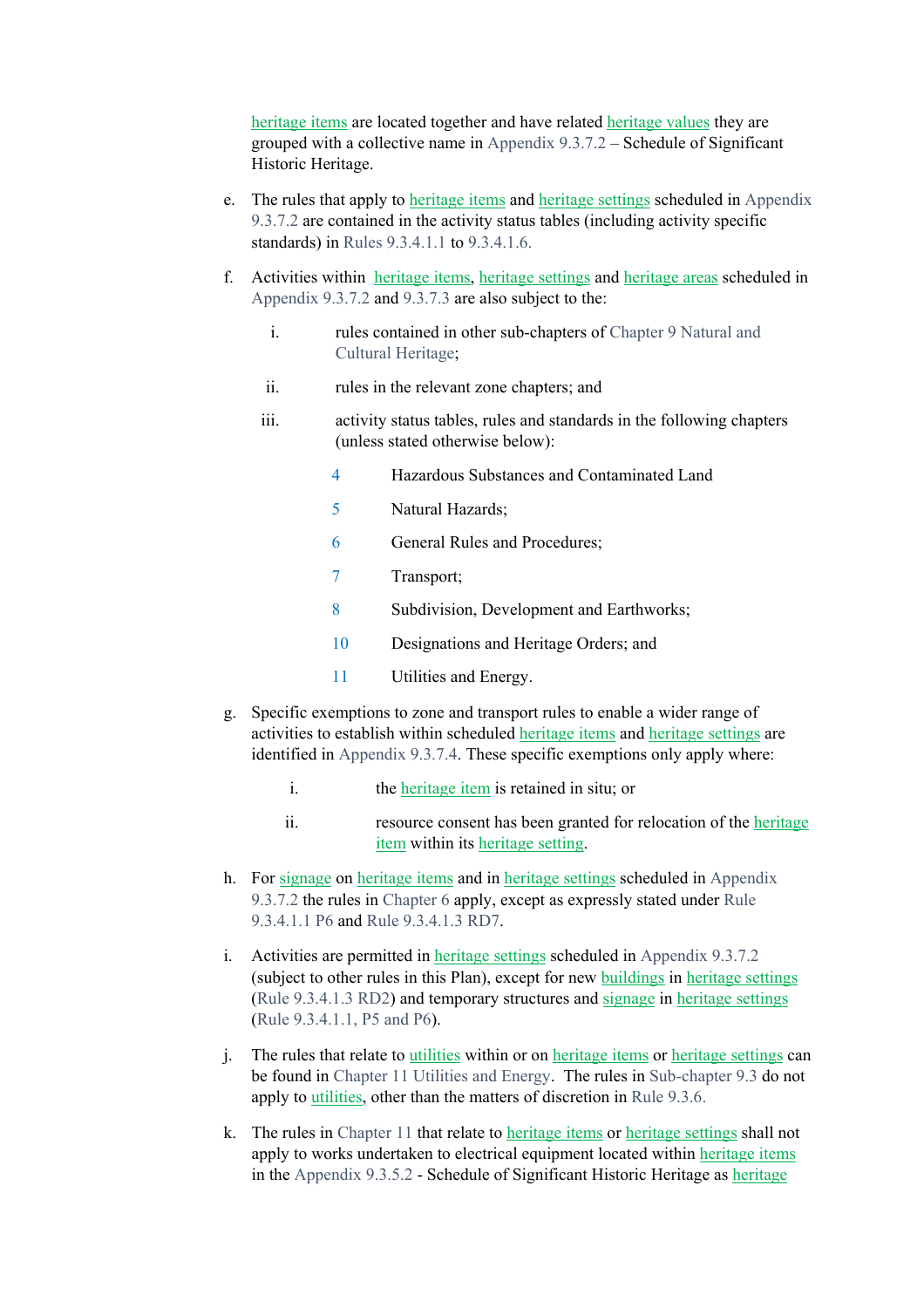heritage items are located together and have related heritage values they are grouped with a collective name in Appendix 9.3.7.2 – Schedule of Significant Historic Heritage.

e. The rules that apply to heritage items and heritage settings scheduled in Appendix 9.3.7.2 are contained in the activity status tables (including activity specific standards) in Rules 9.3.4.1.1 to 9.3.4.1.6.

f. Activities within heritage items, heritage settings and heritage areas scheduled in Appendix 9.3.7.2 and 9.3.7.3 are also subject to the:

   i. rules contained in other sub-chapters of Chapter 9 Natural and Cultural Heritage;

   ii. rules in the relevant zone chapters; and

   iii. activity status tables, rules and standards in the following chapters (unless stated otherwise below):

      4 Hazardous Substances and Contaminated Land

      5 Natural Hazards;

      6 General Rules and Procedures;

      7 Transport;

      8 Subdivision, Development and Earthworks;

      10 Designations and Heritage Orders; and

      11 Utilities and Energy.

g. Specific exemptions to zone and transport rules to enable a wider range of activities to establish within scheduled heritage items and heritage settings are identified in Appendix 9.3.7.4. These specific exemptions only apply where:

   i. the heritage item is retained in situ; or

   ii. resource consent has been granted for relocation of the heritage item within its heritage setting.

h. For signage on heritage items and in heritage settings scheduled in Appendix 9.3.7.2 the rules in Chapter 6 apply, except as expressly stated under Rule 9.3.4.1.1 P6 and Rule 9.3.4.1.3 RD7.

i. Activities are permitted in heritage settings scheduled in Appendix 9.3.7.2 (subject to other rules in this Plan), except for new buildings in heritage settings (Rule 9.3.4.1.3 RD2) and temporary structures and signage in heritage settings (Rule 9.3.4.1.1, P5 and P6).

j. The rules that relate to utilities within or on heritage items or heritage settings can be found in Chapter 11 Utilities and Energy. The rules in Sub-chapter 9.3 do not apply to utilities, other than the matters of discretion in Rule 9.3.6.

k. The rules in Chapter 11 that relate to heritage items or heritage settings shall not apply to works undertaken to electrical equipment located within heritage items in the Appendix 9.3.5.2 - Schedule of Significant Historic Heritage as heritage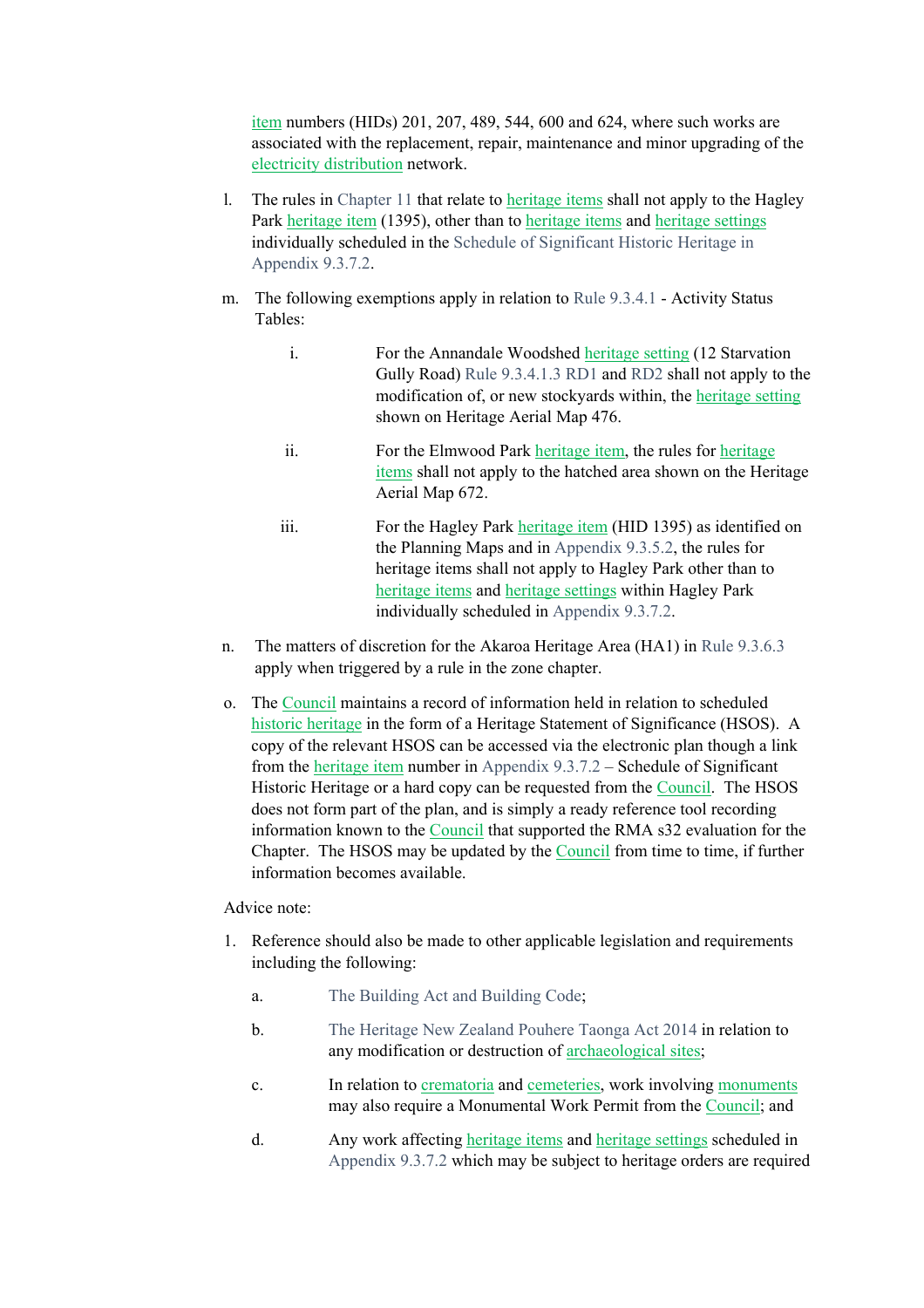item numbers (HIDs) 201, 207, 489, 544, 600 and 624, where such works are associated with the replacement, repair, maintenance and minor upgrading of the electricity distribution network.

l. The rules in Chapter 11 that relate to heritage items shall not apply to the Hagley Park heritage item (1395), other than to heritage items and heritage settings individually scheduled in the Schedule of Significant Historic Heritage in Appendix 9.3.7.2.

m. The following exemptions apply in relation to Rule 9.3.4.1 - Activity Status Tables:

   i. For the Annandale Woodshed heritage setting (12 Starvation Gully Road) Rule 9.3.4.1.3 RD1 and RD2 shall not apply to the modification of, or new stockyards within, the heritage setting shown on Heritage Aerial Map 476.

   ii. For the Elmwood Park heritage item, the rules for heritage items shall not apply to the hatched area shown on the Heritage Aerial Map 672.

   iii. For the Hagley Park heritage item (HID 1395) as identified on the Planning Maps and in Appendix 9.3.5.2, the rules for heritage items shall not apply to Hagley Park other than to heritage items and heritage settings within Hagley Park individually scheduled in Appendix 9.3.7.2.

n. The matters of discretion for the Akaroa Heritage Area (HA1) in Rule 9.3.6.3 apply when triggered by a rule in the zone chapter.

o. The Council maintains a record of information held in relation to scheduled historic heritage in the form of a Heritage Statement of Significance (HSOS). A copy of the relevant HSOS can be accessed via the electronic plan though a link from the heritage item number in Appendix 9.3.7.2 – Schedule of Significant Historic Heritage or a hard copy can be requested from the Council. The HSOS does not form part of the plan, and is simply a ready reference tool recording information known to the Council that supported the RMA s32 evaluation for the Chapter. The HSOS may be updated by the Council from time to time, if further information becomes available.

Advice note:

1. Reference should also be made to other applicable legislation and requirements including the following:

   a. The Building Act and Building Code;

   b. The Heritage New Zealand Pouhere Taonga Act 2014 in relation to any modification or destruction of archaeological sites;

   c. In relation to crematoria and cemeteries, work involving monuments may also require a Monumental Work Permit from the Council; and

   d. Any work affecting heritage items and heritage settings scheduled in Appendix 9.3.7.2 which may be subject to heritage orders are required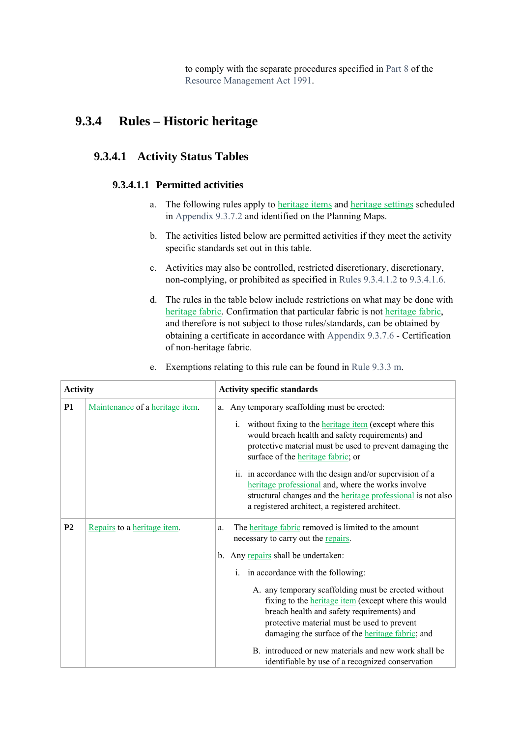to comply with the separate procedures specified in Part 8 of the Resource Management Act 1991.

## 9.3.4 Rules – Historic heritage

### 9.3.4.1 Activity Status Tables

#### 9.3.4.1.1 Permitted activities

a. The following rules apply to heritage items and heritage settings scheduled in Appendix 9.3.7.2 and identified on the Planning Maps.

b. The activities listed below are permitted activities if they meet the activity specific standards set out in this table.

c. Activities may also be controlled, restricted discretionary, discretionary, non-complying, or prohibited as specified in Rules 9.3.4.1.2 to 9.3.4.1.6.

d. The rules in the table below include restrictions on what may be done with heritage fabric. Confirmation that particular fabric is not heritage fabric, and therefore is not subject to those rules/standards, can be obtained by obtaining a certificate in accordance with Appendix 9.3.7.6 - Certification of non-heritage fabric.

e. Exemptions relating to this rule can be found in Rule 9.3.3 m.

| Activity | | Activity specific standards |
|---|---|---|
| **P1** | Maintenance of a heritage item. | a. Any temporary scaffolding must be erected:<br><br>i. without fixing to the heritage item (except where this would breach health and safety requirements) and protective material must be used to prevent damaging the surface of the heritage fabric; or<br><br>ii. in accordance with the design and/or supervision of a heritage professional and, where the works involve structural changes and the heritage professional is not also a registered architect, a registered architect. |
| **P2** | Repairs to a heritage item. | a. The heritage fabric removed is limited to the amount necessary to carry out the repairs.<br><br>b. Any repairs shall be undertaken:<br><br>i. in accordance with the following:<br><br>A. any temporary scaffolding must be erected without fixing to the heritage item (except where this would breach health and safety requirements) and protective material must be used to prevent damaging the surface of the heritage fabric; and<br><br>B. introduced or new materials and new work shall be identifiable by use of a recognized conservation |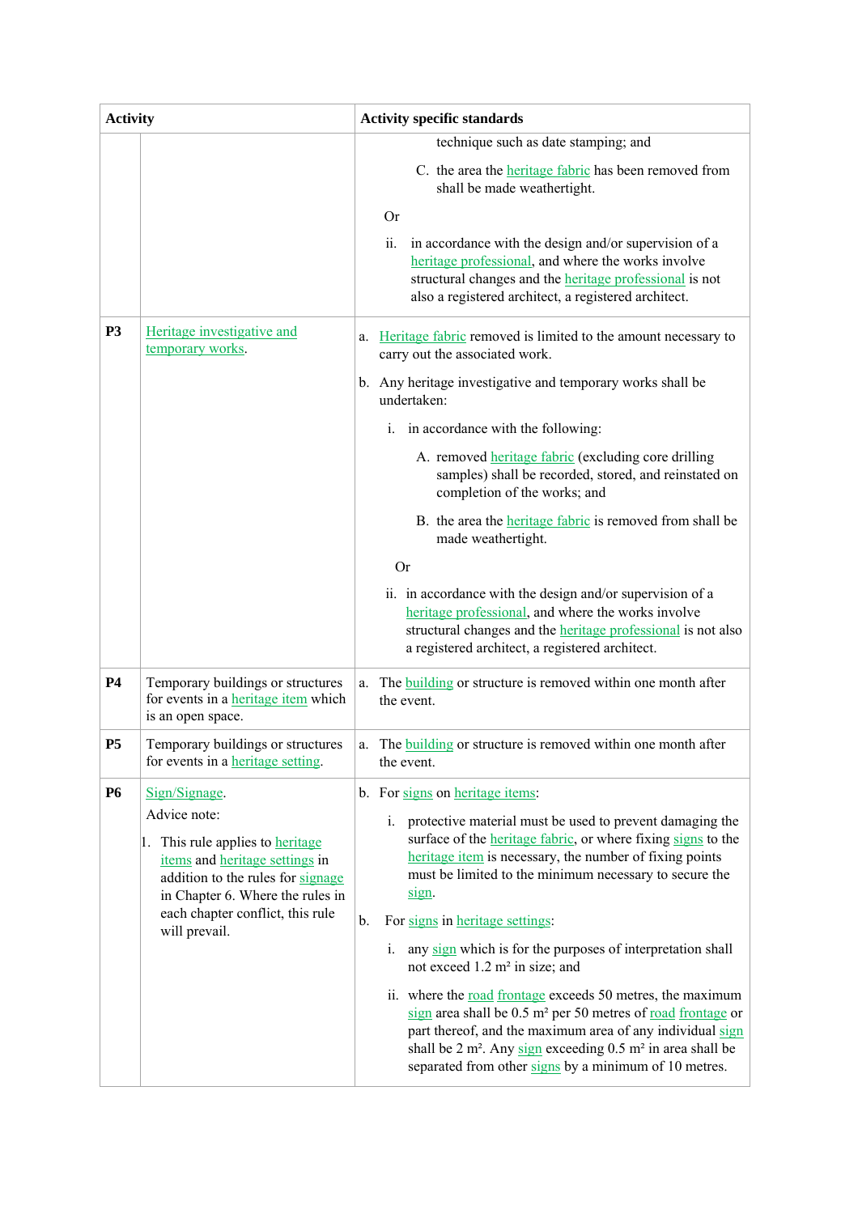| Activity | | Activity specific standards |
|---|---|---|
| | | technique such as date stamping; and<br><br>C. the area the heritage fabric has been removed from shall be made weathertight.<br><br>Or<br><br>ii. in accordance with the design and/or supervision of a heritage professional, and where the works involve structural changes and the heritage professional is not also a registered architect, a registered architect. |
| **P3** | Heritage investigative and temporary works. | a. Heritage fabric removed is limited to the amount necessary to carry out the associated work.<br><br>b. Any heritage investigative and temporary works shall be undertaken:<br><br>i. in accordance with the following:<br><br>A. removed heritage fabric (excluding core drilling samples) shall be recorded, stored, and reinstated on completion of the works; and<br><br>B. the area the heritage fabric is removed from shall be made weathertight.<br><br>Or<br><br>ii. in accordance with the design and/or supervision of a heritage professional, and where the works involve structural changes and the heritage professional is not also a registered architect, a registered architect. |
| **P4** | Temporary buildings or structures for events in a heritage item which is an open space. | a. The building or structure is removed within one month after the event. |
| **P5** | Temporary buildings or structures for events in a heritage setting. | a. The building or structure is removed within one month after the event. |
| **P6** | Sign/Signage.<br><br>Advice note:<br><br>1. This rule applies to heritage items and heritage settings in addition to the rules for signage in Chapter 6. Where the rules in each chapter conflict, this rule will prevail. | b. For signs on heritage items:<br><br>i. protective material must be used to prevent damaging the surface of the heritage fabric, or where fixing signs to the heritage item is necessary, the number of fixing points must be limited to the minimum necessary to secure the sign.<br><br>b. For signs in heritage settings:<br><br>i. any sign which is for the purposes of interpretation shall not exceed 1.2 m² in size; and<br><br>ii. where the road frontage exceeds 50 metres, the maximum sign area shall be 0.5 m² per 50 metres of road frontage or part thereof, and the maximum area of any individual sign shall be 2 m². Any sign exceeding 0.5 m² in area shall be separated from other signs by a minimum of 10 metres. |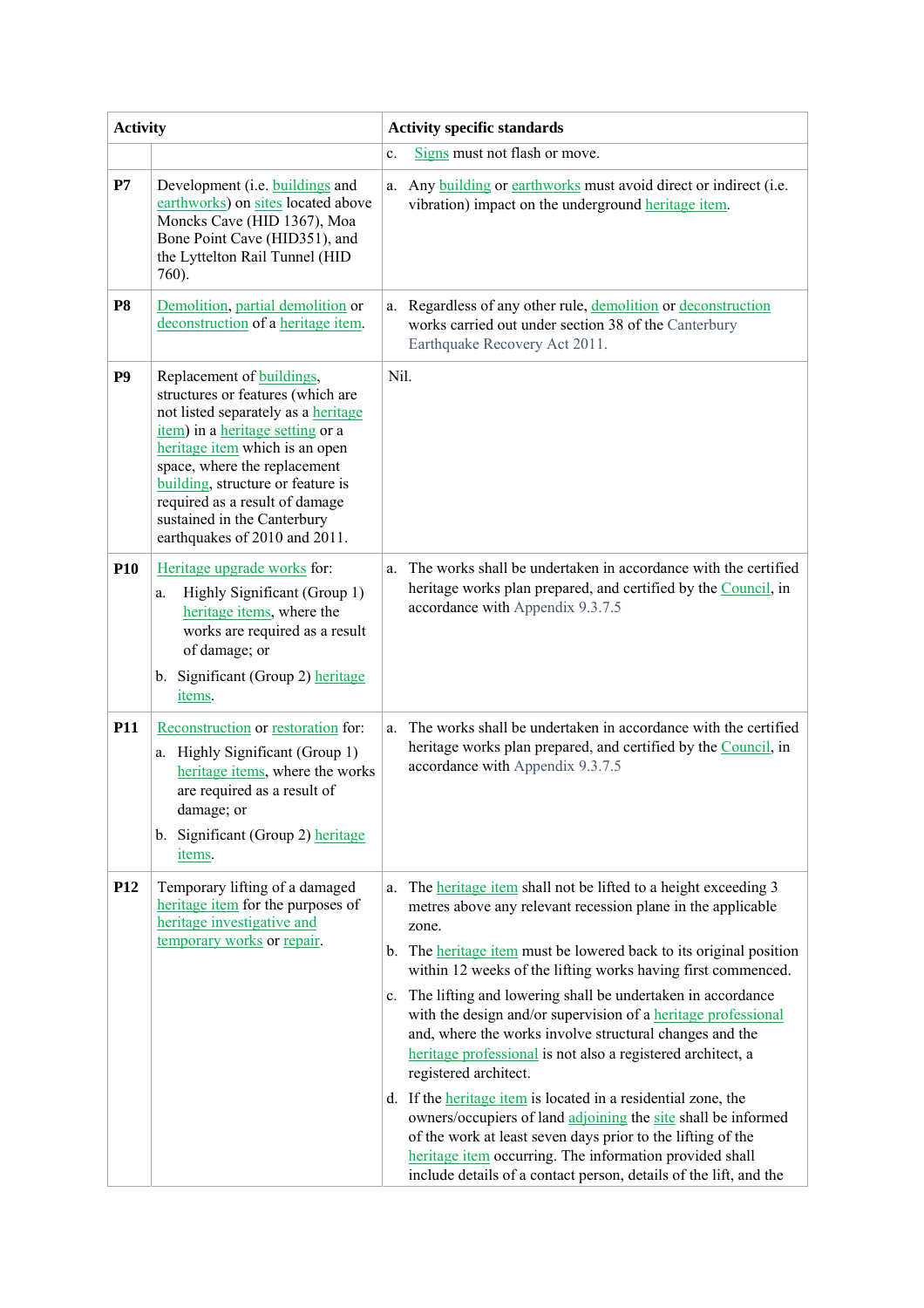| Activity | | Activity specific standards |
|---|---|---|
| | | c. Signs must not flash or move. |
| P7 | Development (i.e. buildings and earthworks) on sites located above Moncks Cave (HID 1367), Moa Bone Point Cave (HID351), and the Lyttelton Rail Tunnel (HID 760). | a. Any building or earthworks must avoid direct or indirect (i.e. vibration) impact on the underground heritage item. |
| P8 | Demolition, partial demolition or deconstruction of a heritage item. | a. Regardless of any other rule, demolition or deconstruction works carried out under section 38 of the Canterbury Earthquake Recovery Act 2011. |
| P9 | Replacement of buildings, structures or features (which are not listed separately as a heritage item) in a heritage setting or a heritage item which is an open space, where the replacement building, structure or feature is required as a result of damage sustained in the Canterbury earthquakes of 2010 and 2011. | Nil. |
| P10 | Heritage upgrade works for:<br>a. Highly Significant (Group 1) heritage items, where the works are required as a result of damage; or<br>b. Significant (Group 2) heritage items. | a. The works shall be undertaken in accordance with the certified heritage works plan prepared, and certified by the Council, in accordance with Appendix 9.3.7.5 |
| P11 | Reconstruction or restoration for:<br>a. Highly Significant (Group 1) heritage items, where the works are required as a result of damage; or<br>b. Significant (Group 2) heritage items. | a. The works shall be undertaken in accordance with the certified heritage works plan prepared, and certified by the Council, in accordance with Appendix 9.3.7.5 |
| P12 | Temporary lifting of a damaged heritage item for the purposes of heritage investigative and temporary works or repair. | a. The heritage item shall not be lifted to a height exceeding 3 metres above any relevant recession plane in the applicable zone.<br>b. The heritage item must be lowered back to its original position within 12 weeks of the lifting works having first commenced.<br>c. The lifting and lowering shall be undertaken in accordance with the design and/or supervision of a heritage professional and, where the works involve structural changes and the heritage professional is not also a registered architect, a registered architect.<br>d. If the heritage item is located in a residential zone, the owners/occupiers of land adjoining the site shall be informed of the work at least seven days prior to the lifting of the heritage item occurring. The information provided shall include details of a contact person, details of the lift, and the |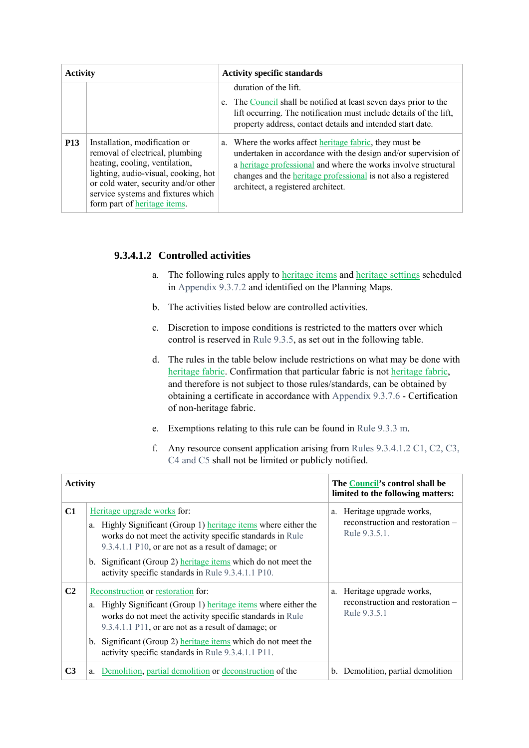| Activity | | Activity specific standards |
|---|---|---|
| | | duration of the lift.<br><br>e. The Council shall be notified at least seven days prior to the lift occurring. The notification must include details of the lift, property address, contact details and intended start date. |
| **P13** | Installation, modification or removal of electrical, plumbing heating, cooling, ventilation, lighting, audio-visual, cooking, hot or cold water, security and/or other service systems and fixtures which form part of heritage items. | a. Where the works affect heritage fabric, they must be undertaken in accordance with the design and/or supervision of a heritage professional and where the works involve structural changes and the heritage professional is not also a registered architect, a registered architect. |

### 9.3.4.1.2 Controlled activities

a. The following rules apply to heritage items and heritage settings scheduled in Appendix 9.3.7.2 and identified on the Planning Maps.

b. The activities listed below are controlled activities.

c. Discretion to impose conditions is restricted to the matters over which control is reserved in Rule 9.3.5, as set out in the following table.

d. The rules in the table below include restrictions on what may be done with heritage fabric. Confirmation that particular fabric is not heritage fabric, and therefore is not subject to those rules/standards, can be obtained by obtaining a certificate in accordance with Appendix 9.3.7.6 - Certification of non-heritage fabric.

e. Exemptions relating to this rule can be found in Rule 9.3.3 m.

f. Any resource consent application arising from Rules 9.3.4.1.2 C1, C2, C3, C4 and C5 shall not be limited or publicly notified.

| Activity | | The Council's control shall be limited to the following matters: |
|---|---|---|
| **C1** | Heritage upgrade works for:<br><br>a. Highly Significant (Group 1) heritage items where either the works do not meet the activity specific standards in Rule 9.3.4.1.1 P10, or are not as a result of damage; or<br><br>b. Significant (Group 2) heritage items which do not meet the activity specific standards in Rule 9.3.4.1.1 P10. | a. Heritage upgrade works, reconstruction and restoration – Rule 9.3.5.1. |
| **C2** | Reconstruction or restoration for:<br><br>a. Highly Significant (Group 1) heritage items where either the works do not meet the activity specific standards in Rule 9.3.4.1.1 P11, or are not as a result of damage; or<br><br>b. Significant (Group 2) heritage items which do not meet the activity specific standards in Rule 9.3.4.1.1 P11. | a. Heritage upgrade works, reconstruction and restoration – Rule 9.3.5.1 |
| **C3** | a. Demolition, partial demolition or deconstruction of the | b. Demolition, partial demolition |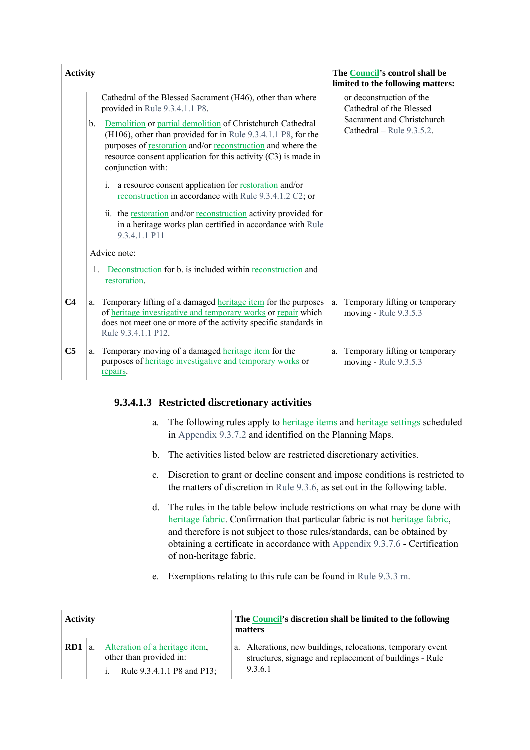| Activity | | The Council's control shall be limited to the following matters: |
|---|---|---|
| | Cathedral of the Blessed Sacrament (H46), other than where provided in Rule 9.3.4.1.1 P8.<br><br>b. Demolition or partial demolition of Christchurch Cathedral (H106), other than provided for in Rule 9.3.4.1.1 P8, for the purposes of restoration and/or reconstruction and where the resource consent application for this activity (C3) is made in conjunction with:<br><br>i. a resource consent application for restoration and/or reconstruction in accordance with Rule 9.3.4.1.2 C2; or<br><br>ii. the restoration and/or reconstruction activity provided for in a heritage works plan certified in accordance with Rule 9.3.4.1.1 P11<br><br>Advice note:<br><br>1. Deconstruction for b. is included within reconstruction and restoration. | or deconstruction of the Cathedral of the Blessed Sacrament and Christchurch Cathedral – Rule 9.3.5.2. |
| C4 | a. Temporary lifting of a damaged heritage item for the purposes of heritage investigative and temporary works or repair which does not meet one or more of the activity specific standards in Rule 9.3.4.1.1 P12. | a. Temporary lifting or temporary moving - Rule 9.3.5.3 |
| C5 | a. Temporary moving of a damaged heritage item for the purposes of heritage investigative and temporary works or repairs. | a. Temporary lifting or temporary moving - Rule 9.3.5.3 |

### 9.3.4.1.3 Restricted discretionary activities

a. The following rules apply to heritage items and heritage settings scheduled in Appendix 9.3.7.2 and identified on the Planning Maps.

b. The activities listed below are restricted discretionary activities.

c. Discretion to grant or decline consent and impose conditions is restricted to the matters of discretion in Rule 9.3.6, as set out in the following table.

d. The rules in the table below include restrictions on what may be done with heritage fabric. Confirmation that particular fabric is not heritage fabric, and therefore is not subject to those rules/standards, can be obtained by obtaining a certificate in accordance with Appendix 9.3.7.6 - Certification of non-heritage fabric.

e. Exemptions relating to this rule can be found in Rule 9.3.3 m.

| Activity | | The Council's discretion shall be limited to the following matters |
|---|---|---|
| RD1 | a. Alteration of a heritage item, other than provided in:<br><br>i. Rule 9.3.4.1.1 P8 and P13; | a. Alterations, new buildings, relocations, temporary event structures, signage and replacement of buildings - Rule 9.3.6.1 |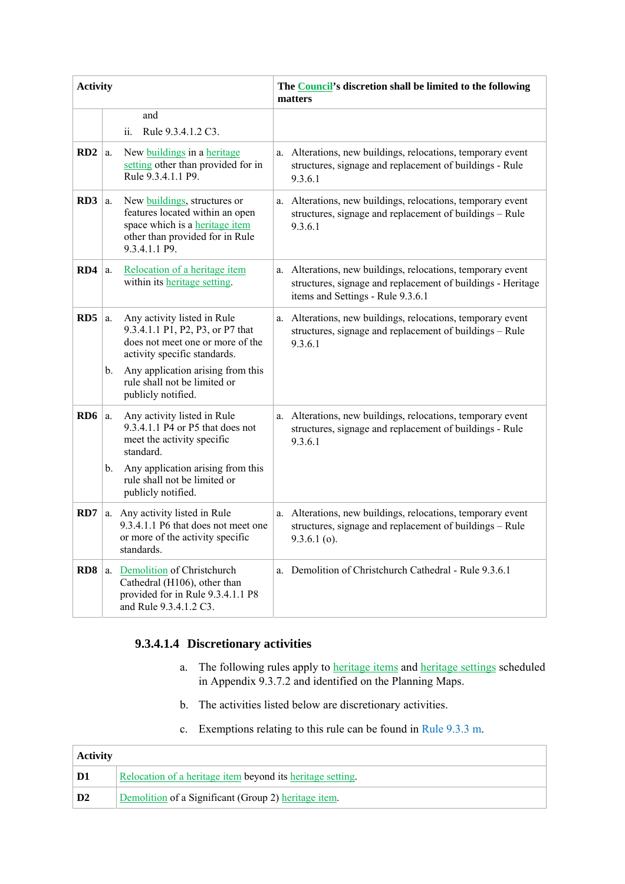| Activity | | The Council's discretion shall be limited to the following matters |
|---|---|---|
| | and<br>ii. Rule 9.3.4.1.2 C3. | |
| **RD2** | a. New buildings in a heritage setting other than provided for in Rule 9.3.4.1.1 P9. | a. Alterations, new buildings, relocations, temporary event structures, signage and replacement of buildings - Rule 9.3.6.1 |
| **RD3** | a. New buildings, structures or features located within an open space which is a heritage item other than provided for in Rule 9.3.4.1.1 P9. | a. Alterations, new buildings, relocations, temporary event structures, signage and replacement of buildings – Rule 9.3.6.1 |
| **RD4** | a. Relocation of a heritage item within its heritage setting. | a. Alterations, new buildings, relocations, temporary event structures, signage and replacement of buildings - Heritage items and Settings - Rule 9.3.6.1 |
| **RD5** | a. Any activity listed in Rule 9.3.4.1.1 P1, P2, P3, or P7 that does not meet one or more of the activity specific standards.<br>b. Any application arising from this rule shall not be limited or publicly notified. | a. Alterations, new buildings, relocations, temporary event structures, signage and replacement of buildings – Rule 9.3.6.1 |
| **RD6** | a. Any activity listed in Rule 9.3.4.1.1 P4 or P5 that does not meet the activity specific standard.<br>b. Any application arising from this rule shall not be limited or publicly notified. | a. Alterations, new buildings, relocations, temporary event structures, signage and replacement of buildings - Rule 9.3.6.1 |
| **RD7** | a. Any activity listed in Rule 9.3.4.1.1 P6 that does not meet one or more of the activity specific standards. | a. Alterations, new buildings, relocations, temporary event structures, signage and replacement of buildings – Rule 9.3.6.1 (o). |
| **RD8** | a. Demolition of Christchurch Cathedral (H106), other than provided for in Rule 9.3.4.1.1 P8 and Rule 9.3.4.1.2 C3. | a. Demolition of Christchurch Cathedral - Rule 9.3.6.1 |

#### 9.3.4.1.4 Discretionary activities

a. The following rules apply to heritage items and heritage settings scheduled in Appendix 9.3.7.2 and identified on the Planning Maps.

b. The activities listed below are discretionary activities.

c. Exemptions relating to this rule can be found in Rule 9.3.3 m.

| Activity | |
|---|---|
| **D1** | Relocation of a heritage item beyond its heritage setting. |
| **D2** | Demolition of a Significant (Group 2) heritage item. |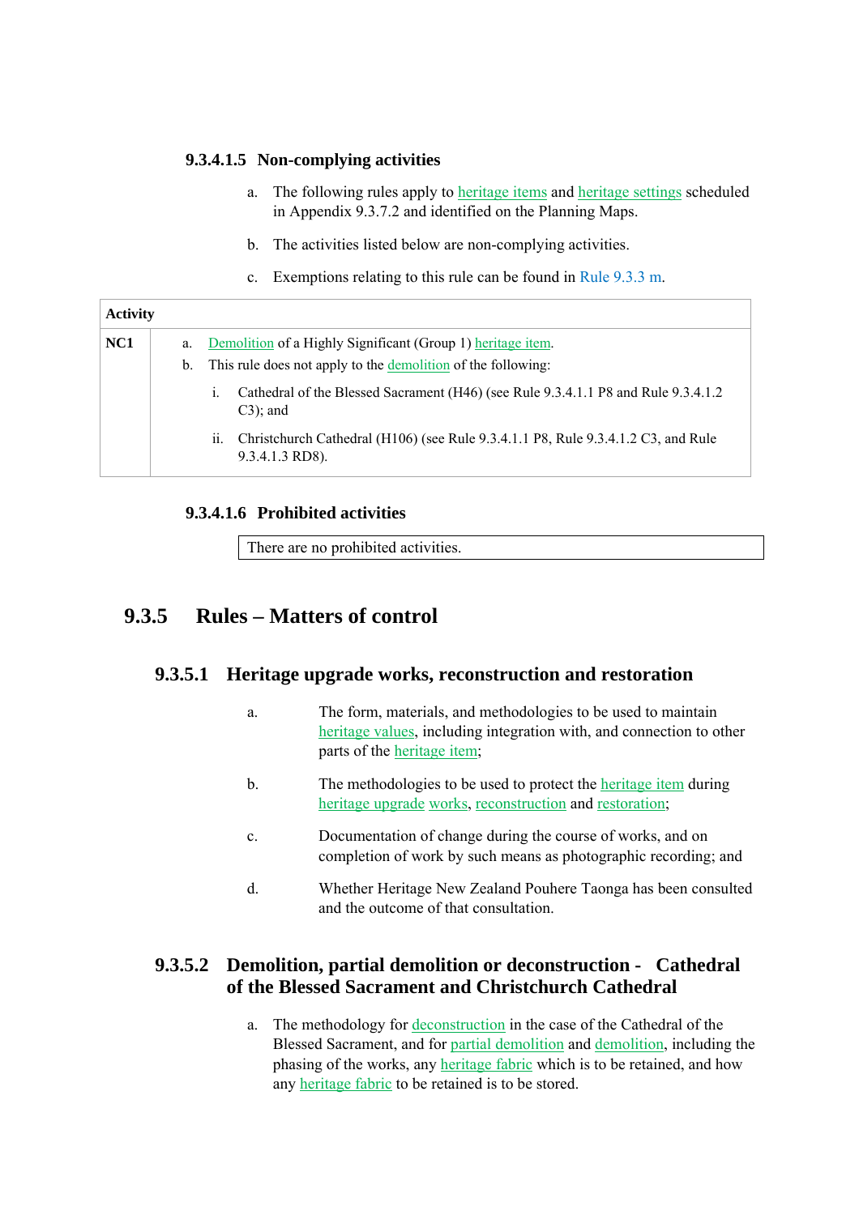#### 9.3.4.1.5 Non-complying activities

a. The following rules apply to heritage items and heritage settings scheduled in Appendix 9.3.7.2 and identified on the Planning Maps.

b. The activities listed below are non-complying activities.

c. Exemptions relating to this rule can be found in Rule 9.3.3 m.

| Activity | |
|---|---|
| NC1 | a. Demolition of a Highly Significant (Group 1) heritage item.<br>b. This rule does not apply to the demolition of the following:<br>i. Cathedral of the Blessed Sacrament (H46) (see Rule 9.3.4.1.1 P8 and Rule 9.3.4.1.2 C3); and<br>ii. Christchurch Cathedral (H106) (see Rule 9.3.4.1.1 P8, Rule 9.3.4.1.2 C3, and Rule 9.3.4.1.3 RD8). |

#### 9.3.4.1.6 Prohibited activities

| There are no prohibited activities. |
|---|

## 9.3.5 Rules – Matters of control

### 9.3.5.1 Heritage upgrade works, reconstruction and restoration

a. The form, materials, and methodologies to be used to maintain heritage values, including integration with, and connection to other parts of the heritage item;

b. The methodologies to be used to protect the heritage item during heritage upgrade works, reconstruction and restoration;

c. Documentation of change during the course of works, and on completion of work by such means as photographic recording; and

d. Whether Heritage New Zealand Pouhere Taonga has been consulted and the outcome of that consultation.

### 9.3.5.2 Demolition, partial demolition or deconstruction - Cathedral of the Blessed Sacrament and Christchurch Cathedral

a. The methodology for deconstruction in the case of the Cathedral of the Blessed Sacrament, and for partial demolition and demolition, including the phasing of the works, any heritage fabric which is to be retained, and how any heritage fabric to be retained is to be stored.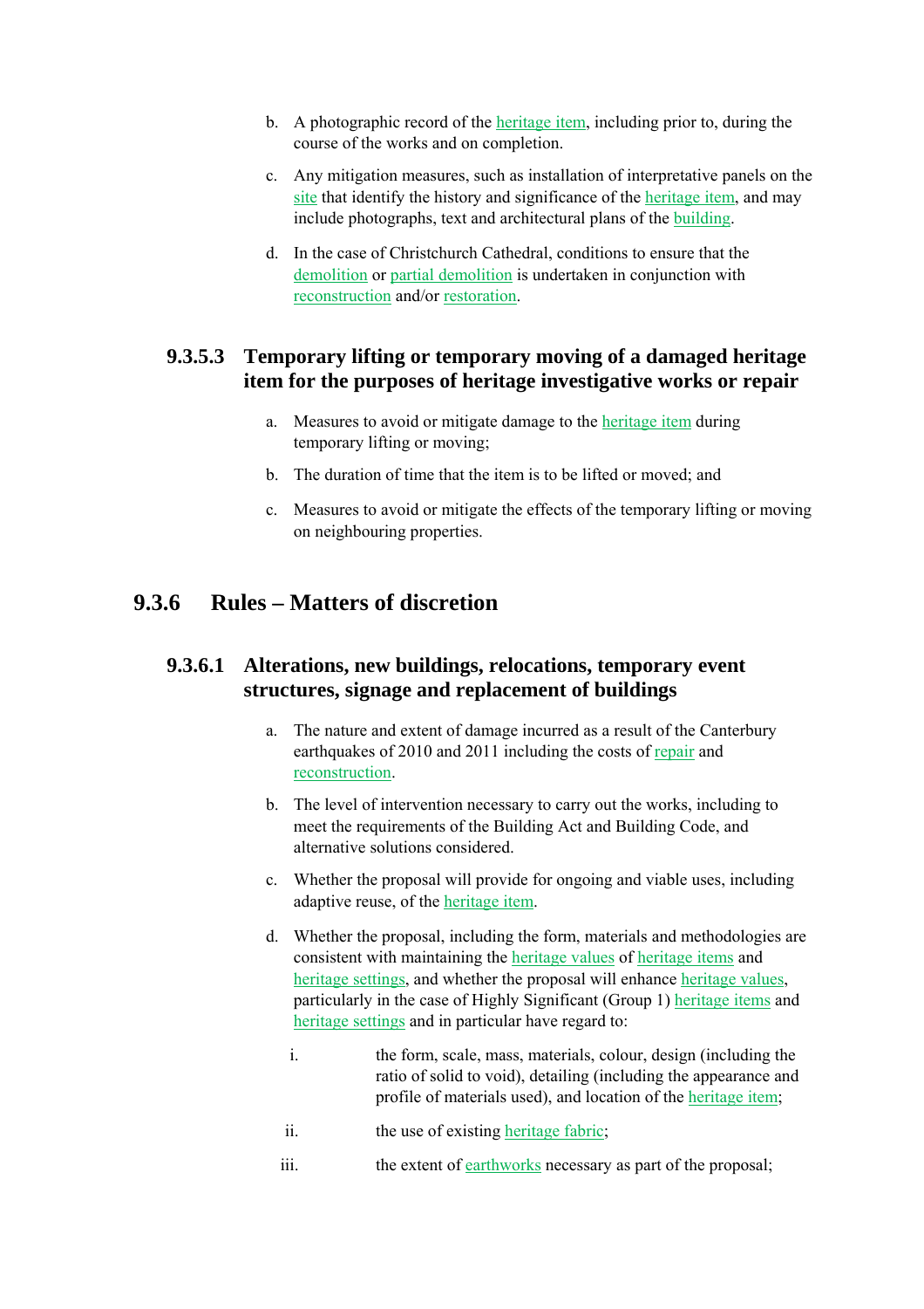b. A photographic record of the heritage item, including prior to, during the course of the works and on completion.

c. Any mitigation measures, such as installation of interpretative panels on the site that identify the history and significance of the heritage item, and may include photographs, text and architectural plans of the building.

d. In the case of Christchurch Cathedral, conditions to ensure that the demolition or partial demolition is undertaken in conjunction with reconstruction and/or restoration.

### 9.3.5.3 Temporary lifting or temporary moving of a damaged heritage item for the purposes of heritage investigative works or repair

a. Measures to avoid or mitigate damage to the heritage item during temporary lifting or moving;

b. The duration of time that the item is to be lifted or moved; and

c. Measures to avoid or mitigate the effects of the temporary lifting or moving on neighbouring properties.

## 9.3.6 Rules – Matters of discretion

### 9.3.6.1 Alterations, new buildings, relocations, temporary event structures, signage and replacement of buildings

a. The nature and extent of damage incurred as a result of the Canterbury earthquakes of 2010 and 2011 including the costs of repair and reconstruction.

b. The level of intervention necessary to carry out the works, including to meet the requirements of the Building Act and Building Code, and alternative solutions considered.

c. Whether the proposal will provide for ongoing and viable uses, including adaptive reuse, of the heritage item.

d. Whether the proposal, including the form, materials and methodologies are consistent with maintaining the heritage values of heritage items and heritage settings, and whether the proposal will enhance heritage values, particularly in the case of Highly Significant (Group 1) heritage items and heritage settings and in particular have regard to:

   i. the form, scale, mass, materials, colour, design (including the ratio of solid to void), detailing (including the appearance and profile of materials used), and location of the heritage item;

   ii. the use of existing heritage fabric;

   iii. the extent of earthworks necessary as part of the proposal;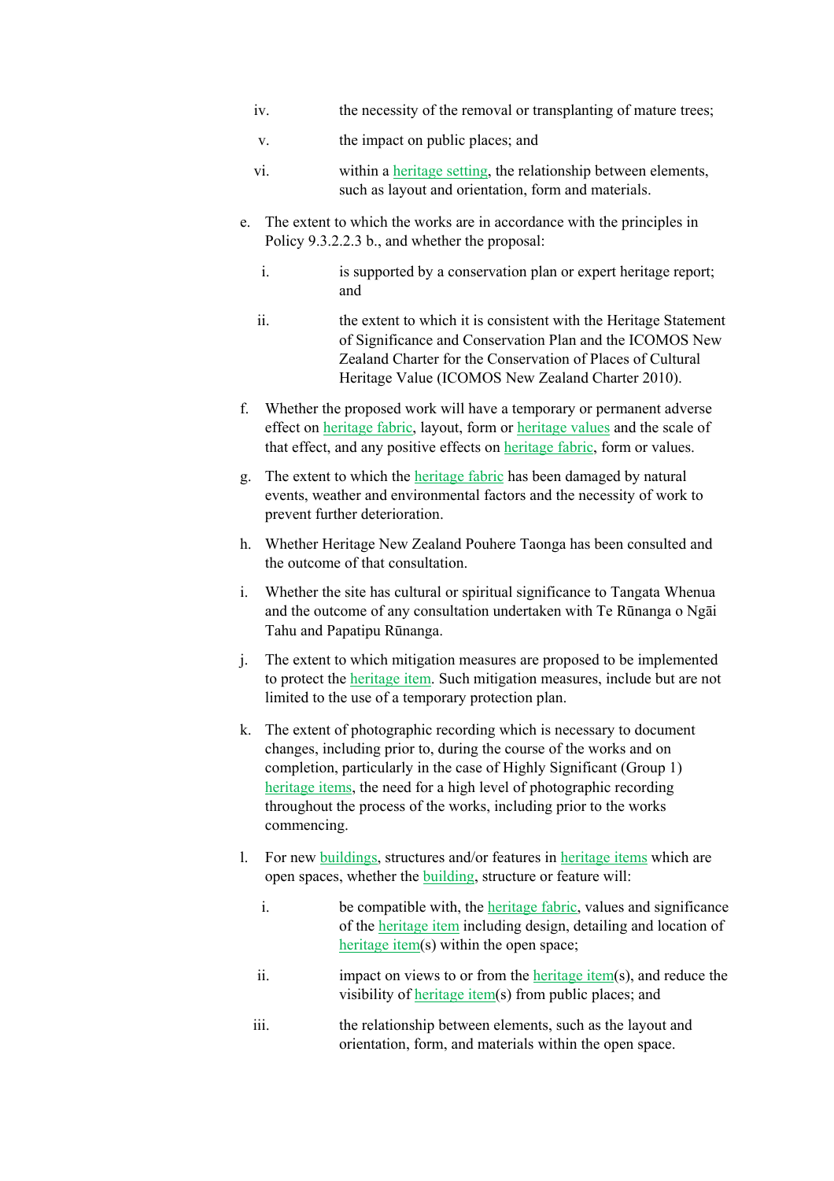iv. the necessity of the removal or transplanting of mature trees;

   v. the impact on public places; and

   vi. within a heritage setting, the relationship between elements, such as layout and orientation, form and materials.

e. The extent to which the works are in accordance with the principles in Policy 9.3.2.2.3 b., and whether the proposal:

   i. is supported by a conservation plan or expert heritage report; and

   ii. the extent to which it is consistent with the Heritage Statement of Significance and Conservation Plan and the ICOMOS New Zealand Charter for the Conservation of Places of Cultural Heritage Value (ICOMOS New Zealand Charter 2010).

f. Whether the proposed work will have a temporary or permanent adverse effect on heritage fabric, layout, form or heritage values and the scale of that effect, and any positive effects on heritage fabric, form or values.

g. The extent to which the heritage fabric has been damaged by natural events, weather and environmental factors and the necessity of work to prevent further deterioration.

h. Whether Heritage New Zealand Pouhere Taonga has been consulted and the outcome of that consultation.

i. Whether the site has cultural or spiritual significance to Tangata Whenua and the outcome of any consultation undertaken with Te Rūnanga o Ngāi Tahu and Papatipu Rūnanga.

j. The extent to which mitigation measures are proposed to be implemented to protect the heritage item. Such mitigation measures, include but are not limited to the use of a temporary protection plan.

k. The extent of photographic recording which is necessary to document changes, including prior to, during the course of the works and on completion, particularly in the case of Highly Significant (Group 1) heritage items, the need for a high level of photographic recording throughout the process of the works, including prior to the works commencing.

l. For new buildings, structures and/or features in heritage items which are open spaces, whether the building, structure or feature will:

   i. be compatible with, the heritage fabric, values and significance of the heritage item including design, detailing and location of heritage item(s) within the open space;

   ii. impact on views to or from the heritage item(s), and reduce the visibility of heritage item(s) from public places; and

   iii. the relationship between elements, such as the layout and orientation, form, and materials within the open space.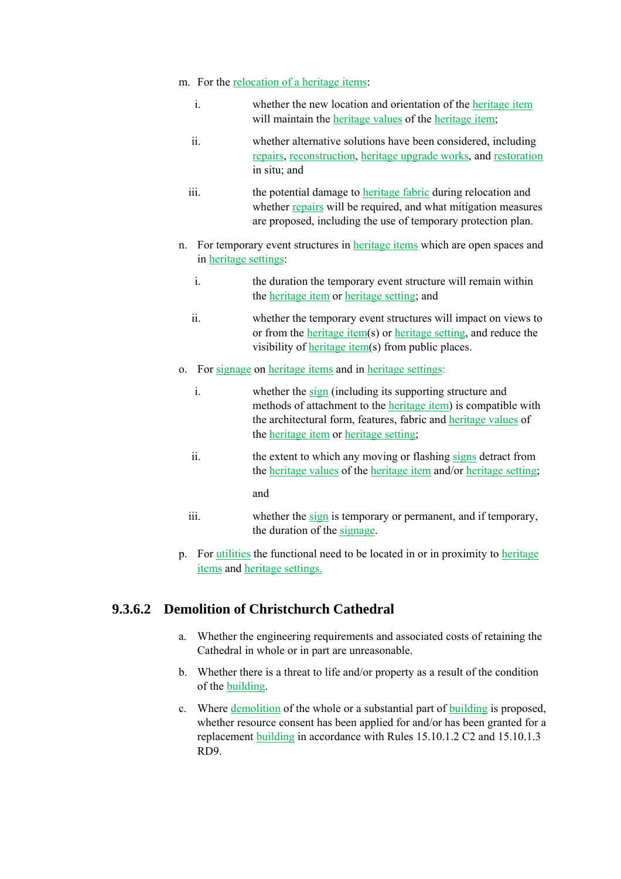m. For the relocation of a heritage items:

   i. whether the new location and orientation of the heritage item will maintain the heritage values of the heritage item;

   ii. whether alternative solutions have been considered, including repairs, reconstruction, heritage upgrade works, and restoration in situ; and

   iii. the potential damage to heritage fabric during relocation and whether repairs will be required, and what mitigation measures are proposed, including the use of temporary protection plan.

n. For temporary event structures in heritage items which are open spaces and in heritage settings:

   i. the duration the temporary event structure will remain within the heritage item or heritage setting; and

   ii. whether the temporary event structures will impact on views to or from the heritage item(s) or heritage setting, and reduce the visibility of heritage item(s) from public places.

o. For signage on heritage items and in heritage settings:

   i. whether the sign (including its supporting structure and methods of attachment to the heritage item) is compatible with the architectural form, features, fabric and heritage values of the heritage item or heritage setting;

   ii. the extent to which any moving or flashing signs detract from the heritage values of the heritage item and/or heritage setting;

      and

   iii. whether the sign is temporary or permanent, and if temporary, the duration of the signage.

p. For utilities the functional need to be located in or in proximity to heritage items and heritage settings.

### 9.3.6.2 Demolition of Christchurch Cathedral

a. Whether the engineering requirements and associated costs of retaining the Cathedral in whole or in part are unreasonable.

b. Whether there is a threat to life and/or property as a result of the condition of the building.

c. Where demolition of the whole or a substantial part of building is proposed, whether resource consent has been applied for and/or has been granted for a replacement building in accordance with Rules 15.10.1.2 C2 and 15.10.1.3 RD9.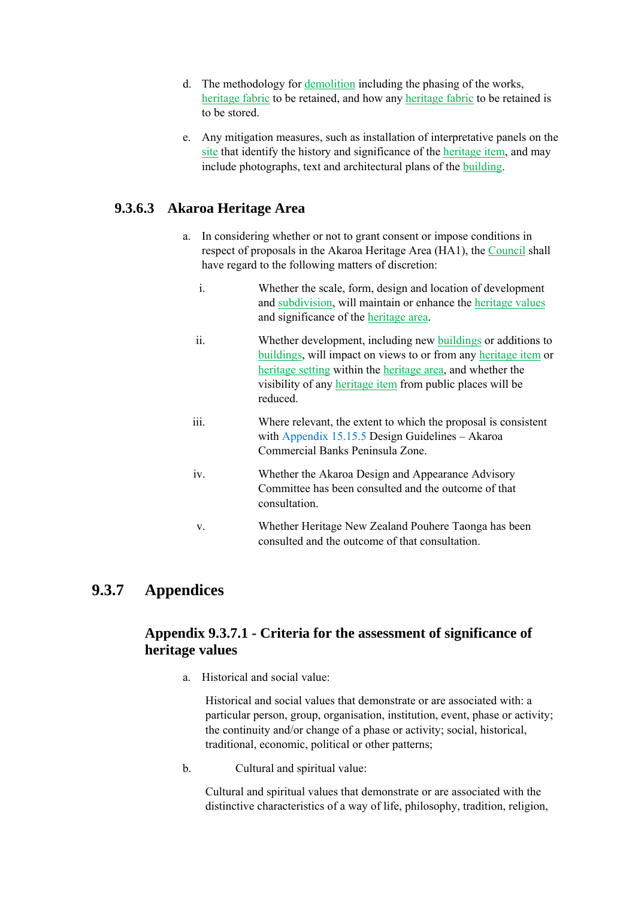d. The methodology for demolition including the phasing of the works, heritage fabric to be retained, and how any heritage fabric to be retained is to be stored.

e. Any mitigation measures, such as installation of interpretative panels on the site that identify the history and significance of the heritage item, and may include photographs, text and architectural plans of the building.

### 9.3.6.3 Akaroa Heritage Area

a. In considering whether or not to grant consent or impose conditions in respect of proposals in the Akaroa Heritage Area (HA1), the Council shall have regard to the following matters of discretion:

   i. Whether the scale, form, design and location of development and subdivision, will maintain or enhance the heritage values and significance of the heritage area.

   ii. Whether development, including new buildings or additions to buildings, will impact on views to or from any heritage item or heritage setting within the heritage area, and whether the visibility of any heritage item from public places will be reduced.

   iii. Where relevant, the extent to which the proposal is consistent with Appendix 15.15.5 Design Guidelines – Akaroa Commercial Banks Peninsula Zone.

   iv. Whether the Akaroa Design and Appearance Advisory Committee has been consulted and the outcome of that consultation.

   v. Whether Heritage New Zealand Pouhere Taonga has been consulted and the outcome of that consultation.

## 9.3.7 Appendices

### Appendix 9.3.7.1 - Criteria for the assessment of significance of heritage values

a. Historical and social value:

   Historical and social values that demonstrate or are associated with: a particular person, group, organisation, institution, event, phase or activity; the continuity and/or change of a phase or activity; social, historical, traditional, economic, political or other patterns;

b. Cultural and spiritual value:

   Cultural and spiritual values that demonstrate or are associated with the distinctive characteristics of a way of life, philosophy, tradition, religion,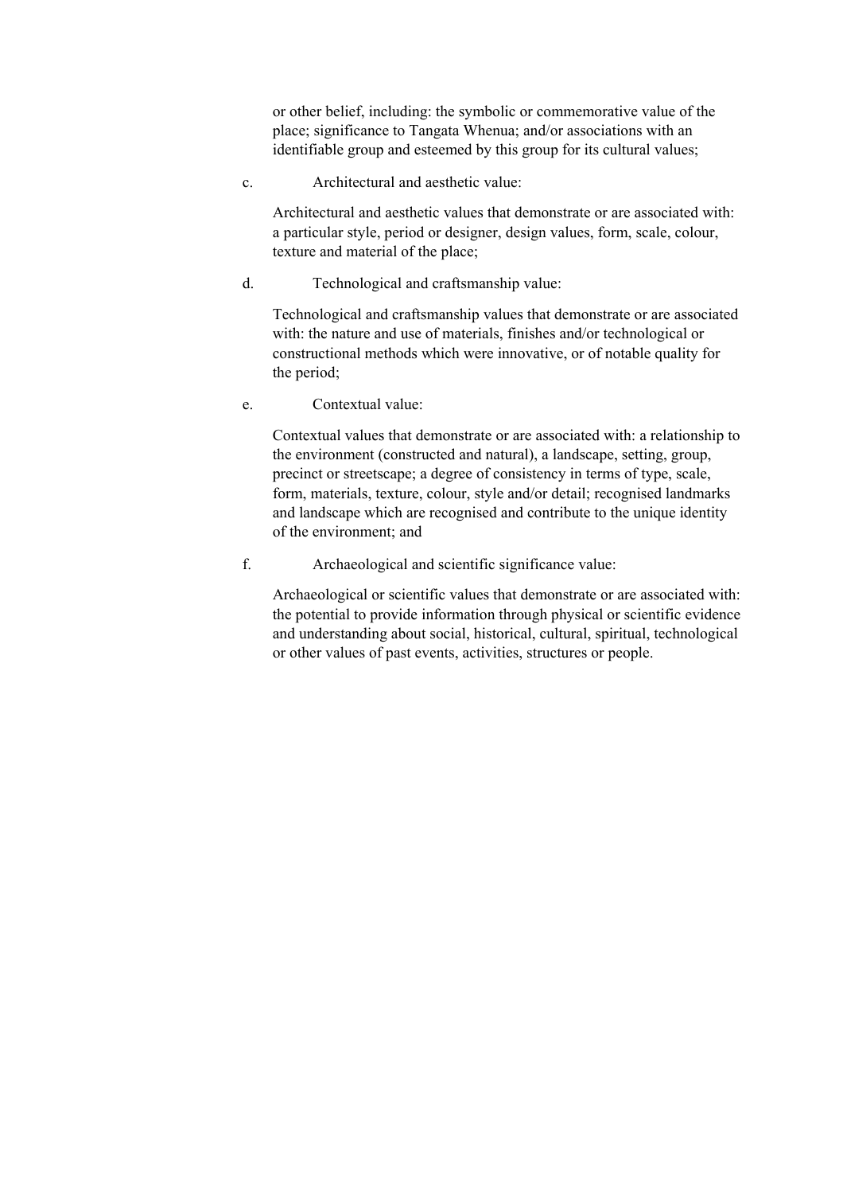or other belief, including: the symbolic or commemorative value of the place; significance to Tangata Whenua; and/or associations with an identifiable group and esteemed by this group for its cultural values;

c. Architectural and aesthetic value:

Architectural and aesthetic values that demonstrate or are associated with: a particular style, period or designer, design values, form, scale, colour, texture and material of the place;

d. Technological and craftsmanship value:

Technological and craftsmanship values that demonstrate or are associated with: the nature and use of materials, finishes and/or technological or constructional methods which were innovative, or of notable quality for the period;

e. Contextual value:

Contextual values that demonstrate or are associated with: a relationship to the environment (constructed and natural), a landscape, setting, group, precinct or streetscape; a degree of consistency in terms of type, scale, form, materials, texture, colour, style and/or detail; recognised landmarks and landscape which are recognised and contribute to the unique identity of the environment; and

f. Archaeological and scientific significance value:

Archaeological or scientific values that demonstrate or are associated with: the potential to provide information through physical or scientific evidence and understanding about social, historical, cultural, spiritual, technological or other values of past events, activities, structures or people.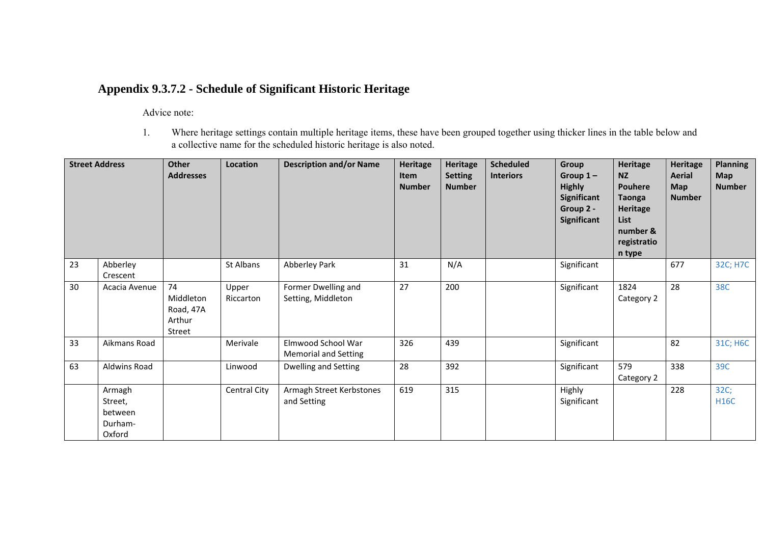## Appendix 9.3.7.2 - Schedule of Significant Historic Heritage

Advice note:

1. Where heritage settings contain multiple heritage items, these have been grouped together using thicker lines in the table below and a collective name for the scheduled historic heritage is also noted.

| Street Address | | Other Addresses | Location | Description and/or Name | Heritage Item Number | Heritage Setting Number | Scheduled Interiors | Group Group 1 – Highly Significant Group 2 - Significant | Heritage NZ Pouhere Taonga Heritage List number & registration type | Heritage Aerial Map Number | Planning Map Number |
|---|---|---|---|---|---|---|---|---|---|---|---|
| 23 | Abberley Crescent | | St Albans | Abberley Park | 31 | N/A | | Significant | | 677 | 32C; H7C |
| 30 | Acacia Avenue | 74 Middleton Road, 47A Arthur Street | Upper Riccarton | Former Dwelling and Setting, Middleton | 27 | 200 | | Significant | 1824 Category 2 | 28 | 38C |
| 33 | Aikmans Road | | Merivale | Elmwood School War Memorial and Setting | 326 | 439 | | Significant | | 82 | 31C; H6C |
| 63 | Aldwins Road | | Linwood | Dwelling and Setting | 28 | 392 | | Significant | 579 Category 2 | 338 | 39C |
| | Armagh Street, between Durham-Oxford | | Central City | Armagh Street Kerbstones and Setting | 619 | 315 | | Highly Significant | | 228 | 32C; H16C |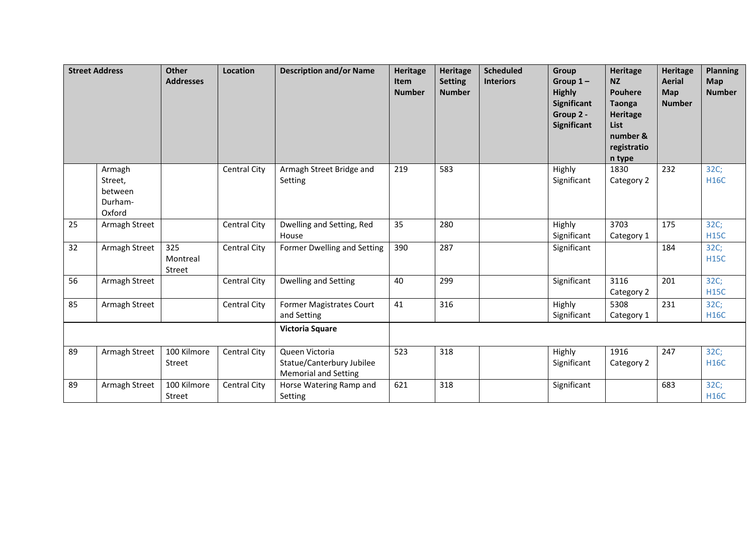| Street Address | | Other Addresses | Location | Description and/or Name | Heritage Item Number | Heritage Setting Number | Scheduled Interiors | Group Group 1 – Highly Significant Group 2 - Significant | Heritage NZ Pouhere Taonga Heritage List number & registration type | Heritage Aerial Map Number | Planning Map Number |
|---|---|---|---|---|---|---|---|---|---|---|---|
| | Armagh Street, between Durham-Oxford | | Central City | Armagh Street Bridge and Setting | 219 | 583 | | Highly Significant | 1830 Category 2 | 232 | 32C; H16C |
| 25 | Armagh Street | | Central City | Dwelling and Setting, Red House | 35 | 280 | | Highly Significant | 3703 Category 1 | 175 | 32C; H15C |
| 32 | Armagh Street | 325 Montreal Street | Central City | Former Dwelling and Setting | 390 | 287 | | Significant | | 184 | 32C; H15C |
| 56 | Armagh Street | | Central City | Dwelling and Setting | 40 | 299 | | Significant | 3116 Category 2 | 201 | 32C; H15C |
| 85 | Armagh Street | | Central City | Former Magistrates Court and Setting | 41 | 316 | | Highly Significant | 5308 Category 1 | 231 | 32C; H16C |
| | | | | **Victoria Square** | | | | | | | |
| 89 | Armagh Street | 100 Kilmore Street | Central City | Queen Victoria Statue/Canterbury Jubilee Memorial and Setting | 523 | 318 | | Highly Significant | 1916 Category 2 | 247 | 32C; H16C |
| 89 | Armagh Street | 100 Kilmore Street | Central City | Horse Watering Ramp and Setting | 621 | 318 | | Significant | | 683 | 32C; H16C |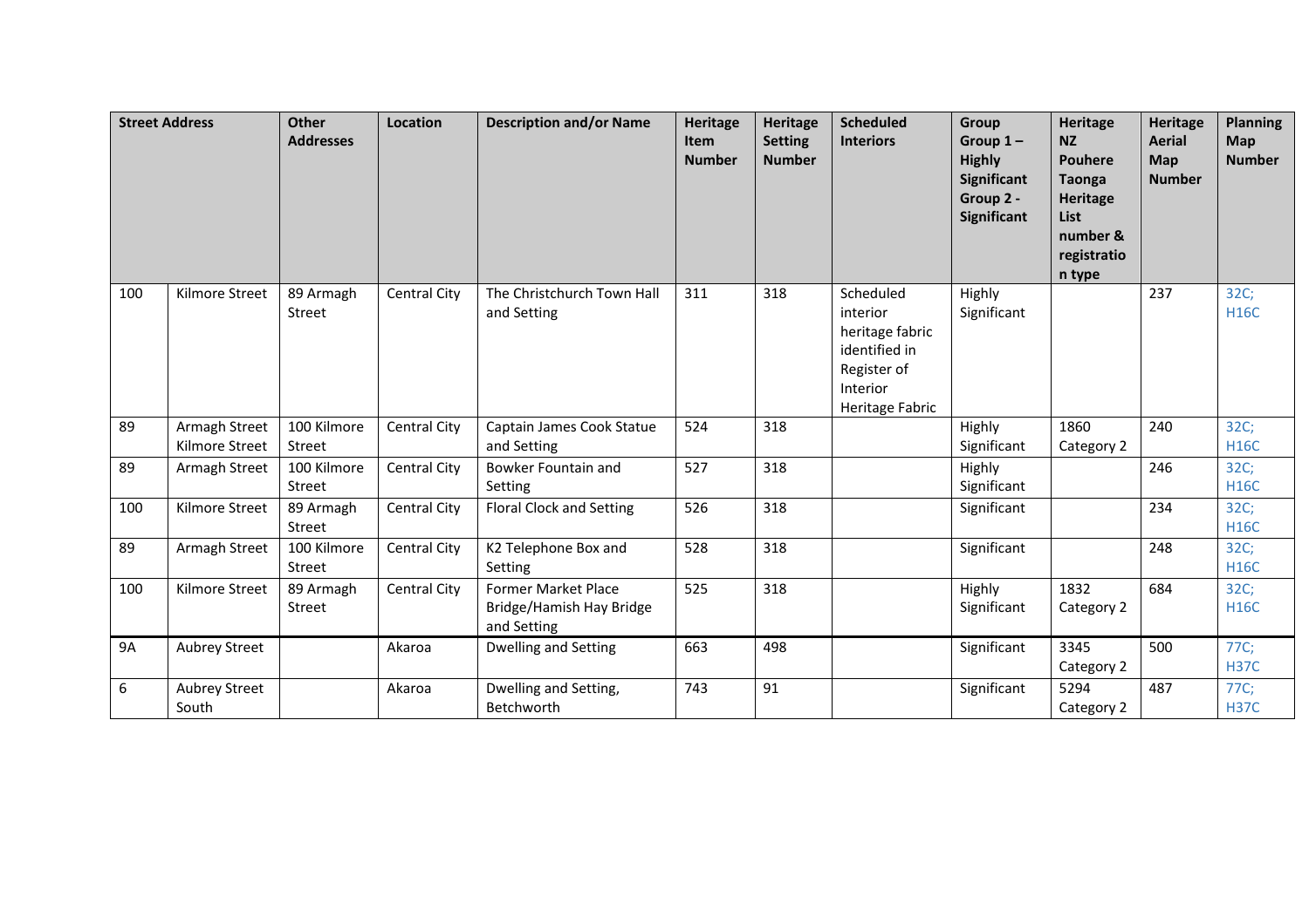| Street Address | | Other Addresses | Location | Description and/or Name | Heritage Item Number | Heritage Setting Number | Scheduled Interiors | Group Group 1 – Highly Significant Group 2 - Significant | Heritage NZ Pouhere Taonga Heritage List number & registration type | Heritage Aerial Map Number | Planning Map Number |
|---|---|---|---|---|---|---|---|---|---|---|---|
| 100 | Kilmore Street | 89 Armagh Street | Central City | The Christchurch Town Hall and Setting | 311 | 318 | Scheduled interior heritage fabric identified in Register of Interior Heritage Fabric | Highly Significant | | 237 | 32C; H16C |
| 89 | Armagh Street Kilmore Street | 100 Kilmore Street | Central City | Captain James Cook Statue and Setting | 524 | 318 | | Highly Significant | 1860 Category 2 | 240 | 32C; H16C |
| 89 | Armagh Street | 100 Kilmore Street | Central City | Bowker Fountain and Setting | 527 | 318 | | Highly Significant | | 246 | 32C; H16C |
| 100 | Kilmore Street | 89 Armagh Street | Central City | Floral Clock and Setting | 526 | 318 | | Significant | | 234 | 32C; H16C |
| 89 | Armagh Street | 100 Kilmore Street | Central City | K2 Telephone Box and Setting | 528 | 318 | | Significant | | 248 | 32C; H16C |
| 100 | Kilmore Street | 89 Armagh Street | Central City | Former Market Place Bridge/Hamish Hay Bridge and Setting | 525 | 318 | | Highly Significant | 1832 Category 2 | 684 | 32C; H16C |
| 9A | Aubrey Street | | Akaroa | Dwelling and Setting | 663 | 498 | | Significant | 3345 Category 2 | 500 | 77C; H37C |
| 6 | Aubrey Street South | | Akaroa | Dwelling and Setting, Betchworth | 743 | 91 | | Significant | 5294 Category 2 | 487 | 77C; H37C |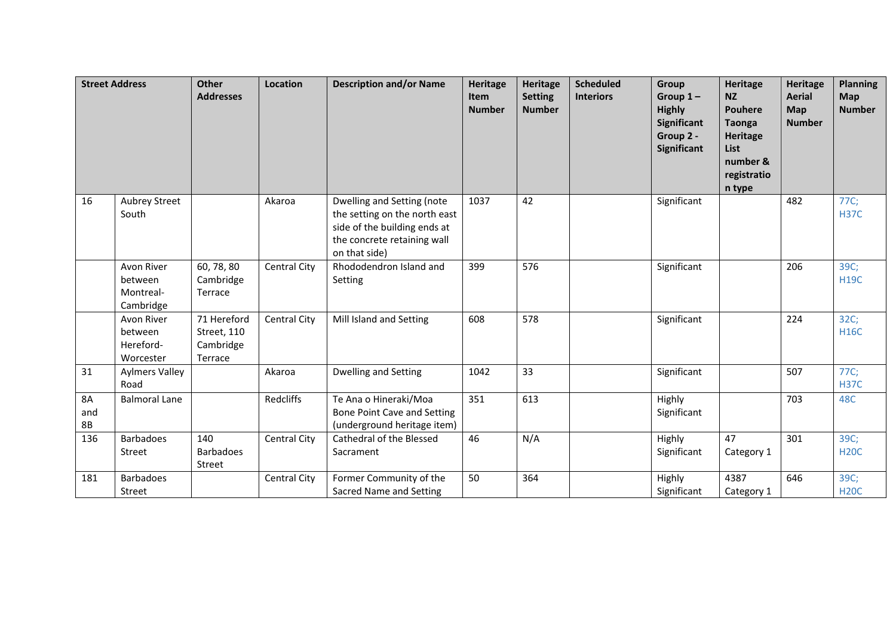| Street Address | | Other Addresses | Location | Description and/or Name | Heritage Item Number | Heritage Setting Number | Scheduled Interiors | Group Group 1 – Highly Significant Group 2 - Significant | Heritage NZ Pouhere Taonga Heritage List number & registration type | Heritage Aerial Map Number | Planning Map Number |
|---|---|---|---|---|---|---|---|---|---|---|---|
| 16 | Aubrey Street South | | Akaroa | Dwelling and Setting (note the setting on the north east side of the building ends at the concrete retaining wall on that side) | 1037 | 42 | | Significant | | 482 | 77C; H37C |
| | Avon River between Montreal-Cambridge | 60, 78, 80 Cambridge Terrace | Central City | Rhododendron Island and Setting | 399 | 576 | | Significant | | 206 | 39C; H19C |
| | Avon River between Hereford-Worcester | 71 Hereford Street, 110 Cambridge Terrace | Central City | Mill Island and Setting | 608 | 578 | | Significant | | 224 | 32C; H16C |
| 31 | Aylmers Valley Road | | Akaroa | Dwelling and Setting | 1042 | 33 | | Significant | | 507 | 77C; H37C |
| 8A and 8B | Balmoral Lane | | Redcliffs | Te Ana o Hineraki/Moa Bone Point Cave and Setting (underground heritage item) | 351 | 613 | | Highly Significant | | 703 | 48C |
| 136 | Barbadoes Street | 140 Barbadoes Street | Central City | Cathedral of the Blessed Sacrament | 46 | N/A | | Highly Significant | 47 Category 1 | 301 | 39C; H20C |
| 181 | Barbadoes Street | | Central City | Former Community of the Sacred Name and Setting | 50 | 364 | | Highly Significant | 4387 Category 1 | 646 | 39C; H20C |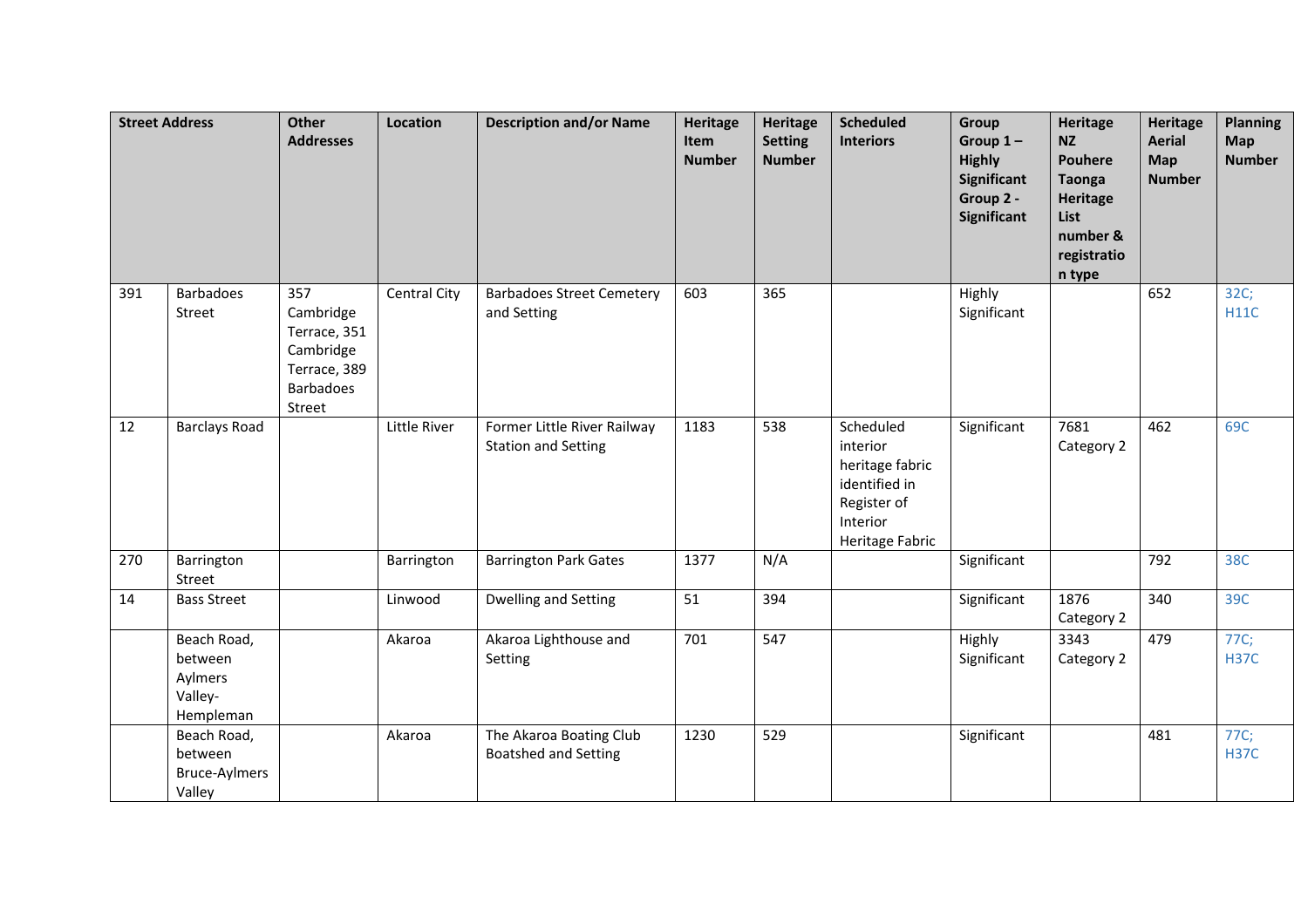| Street Address | | Other Addresses | Location | Description and/or Name | Heritage Item Number | Heritage Setting Number | Scheduled Interiors | Group Group 1 – Highly Significant Group 2 - Significant | Heritage NZ Pouhere Taonga Heritage List number & registration type | Heritage Aerial Map Number | Planning Map Number |
|---|---|---|---|---|---|---|---|---|---|---|---|
| 391 | Barbadoes Street | 357 Cambridge Terrace, 351 Cambridge Terrace, 389 Barbadoes Street | Central City | Barbadoes Street Cemetery and Setting | 603 | 365 | | Highly Significant | | 652 | 32C; H11C |
| 12 | Barclays Road | | Little River | Former Little River Railway Station and Setting | 1183 | 538 | Scheduled interior heritage fabric identified in Register of Interior Heritage Fabric | Significant | 7681 Category 2 | 462 | 69C |
| 270 | Barrington Street | | Barrington | Barrington Park Gates | 1377 | N/A | | Significant | | 792 | 38C |
| 14 | Bass Street | | Linwood | Dwelling and Setting | 51 | 394 | | Significant | 1876 Category 2 | 340 | 39C |
| | Beach Road, between Aylmers Valley-Hempleman | | Akaroa | Akaroa Lighthouse and Setting | 701 | 547 | | Highly Significant | 3343 Category 2 | 479 | 77C; H37C |
| | Beach Road, between Bruce-Aylmers Valley | | Akaroa | The Akaroa Boating Club Boatshed and Setting | 1230 | 529 | | Significant | | 481 | 77C; H37C |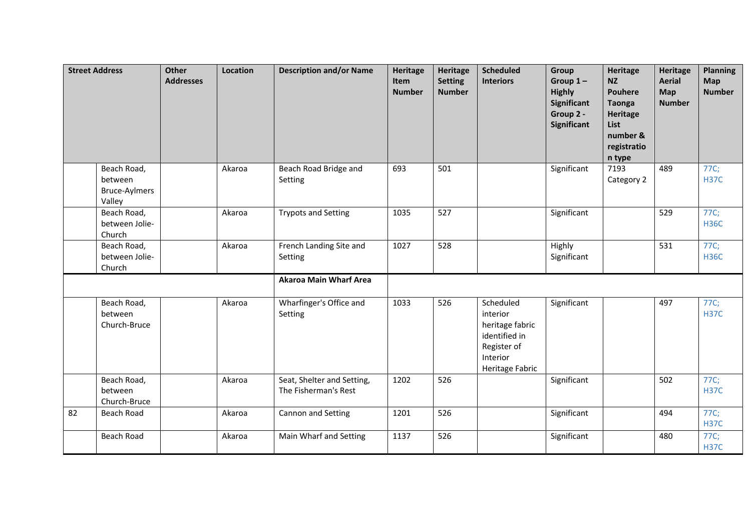| Street Address | | Other Addresses | Location | Description and/or Name | Heritage Item Number | Heritage Setting Number | Scheduled Interiors | Group Group 1 – Highly Significant Group 2 - Significant | Heritage NZ Pouhere Taonga Heritage List number & registration type | Heritage Aerial Map Number | Planning Map Number |
|---|---|---|---|---|---|---|---|---|---|---|---|
| | Beach Road, between Bruce-Aylmers Valley | | Akaroa | Beach Road Bridge and Setting | 693 | 501 | | Significant | 7193 Category 2 | 489 | 77C; H37C |
| | Beach Road, between Jolie-Church | | Akaroa | Trypots and Setting | 1035 | 527 | | Significant | | 529 | 77C; H36C |
| | Beach Road, between Jolie-Church | | Akaroa | French Landing Site and Setting | 1027 | 528 | | Highly Significant | | 531 | 77C; H36C |
| | | | | **Akaroa Main Wharf Area** | | | | | | | |
| | Beach Road, between Church-Bruce | | Akaroa | Wharfinger's Office and Setting | 1033 | 526 | Scheduled interior heritage fabric identified in Register of Interior Heritage Fabric | Significant | | 497 | 77C; H37C |
| | Beach Road, between Church-Bruce | | Akaroa | Seat, Shelter and Setting, The Fisherman's Rest | 1202 | 526 | | Significant | | 502 | 77C; H37C |
| 82 | Beach Road | | Akaroa | Cannon and Setting | 1201 | 526 | | Significant | | 494 | 77C; H37C |
| | Beach Road | | Akaroa | Main Wharf and Setting | 1137 | 526 | | Significant | | 480 | 77C; H37C |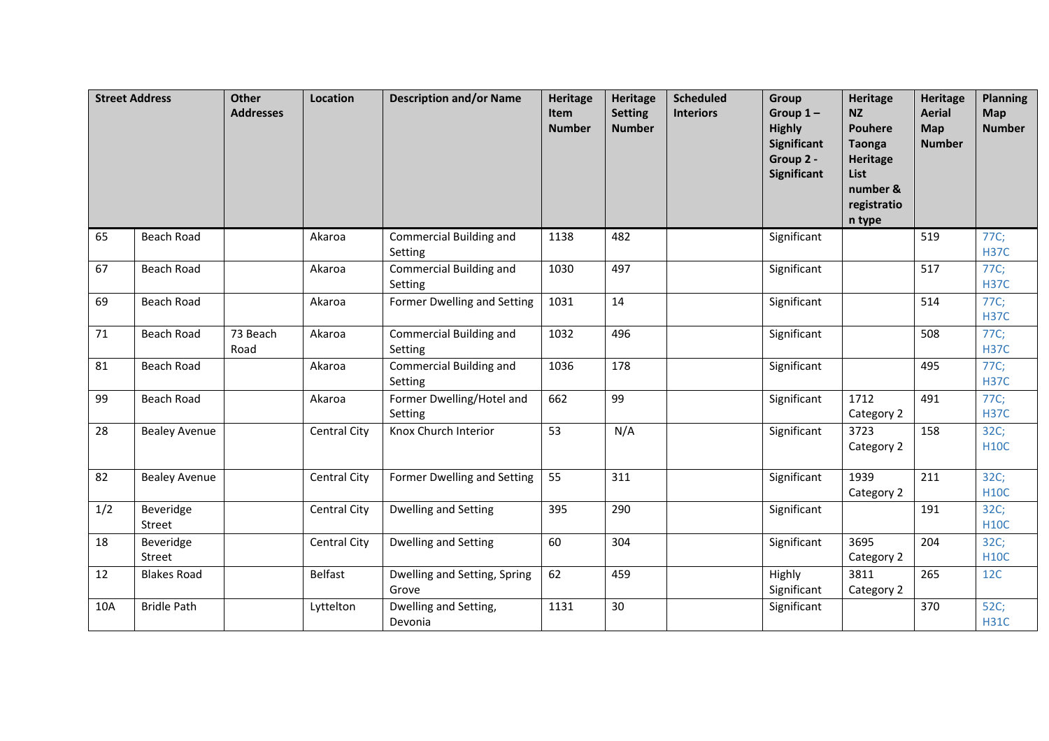| Street Address | | Other Addresses | Location | Description and/or Name | Heritage Item Number | Heritage Setting Number | Scheduled Interiors | Group Group 1 – Highly Significant Group 2 - Significant | Heritage NZ Pouhere Taonga Heritage List number & registration type | Heritage Aerial Map Number | Planning Map Number |
|---|---|---|---|---|---|---|---|---|---|---|---|
| 65 | Beach Road | | Akaroa | Commercial Building and Setting | 1138 | 482 | | Significant | | 519 | 77C; H37C |
| 67 | Beach Road | | Akaroa | Commercial Building and Setting | 1030 | 497 | | Significant | | 517 | 77C; H37C |
| 69 | Beach Road | | Akaroa | Former Dwelling and Setting | 1031 | 14 | | Significant | | 514 | 77C; H37C |
| 71 | Beach Road | 73 Beach Road | Akaroa | Commercial Building and Setting | 1032 | 496 | | Significant | | 508 | 77C; H37C |
| 81 | Beach Road | | Akaroa | Commercial Building and Setting | 1036 | 178 | | Significant | | 495 | 77C; H37C |
| 99 | Beach Road | | Akaroa | Former Dwelling/Hotel and Setting | 662 | 99 | | Significant | 1712 Category 2 | 491 | 77C; H37C |
| 28 | Bealey Avenue | | Central City | Knox Church Interior | 53 | N/A | | Significant | 3723 Category 2 | 158 | 32C; H10C |
| 82 | Bealey Avenue | | Central City | Former Dwelling and Setting | 55 | 311 | | Significant | 1939 Category 2 | 211 | 32C; H10C |
| 1/2 | Beveridge Street | | Central City | Dwelling and Setting | 395 | 290 | | Significant | | 191 | 32C; H10C |
| 18 | Beveridge Street | | Central City | Dwelling and Setting | 60 | 304 | | Significant | 3695 Category 2 | 204 | 32C; H10C |
| 12 | Blakes Road | | Belfast | Dwelling and Setting, Spring Grove | 62 | 459 | | Highly Significant | 3811 Category 2 | 265 | 12C |
| 10A | Bridle Path | | Lyttelton | Dwelling and Setting, Devonia | 1131 | 30 | | Significant | | 370 | 52C; H31C |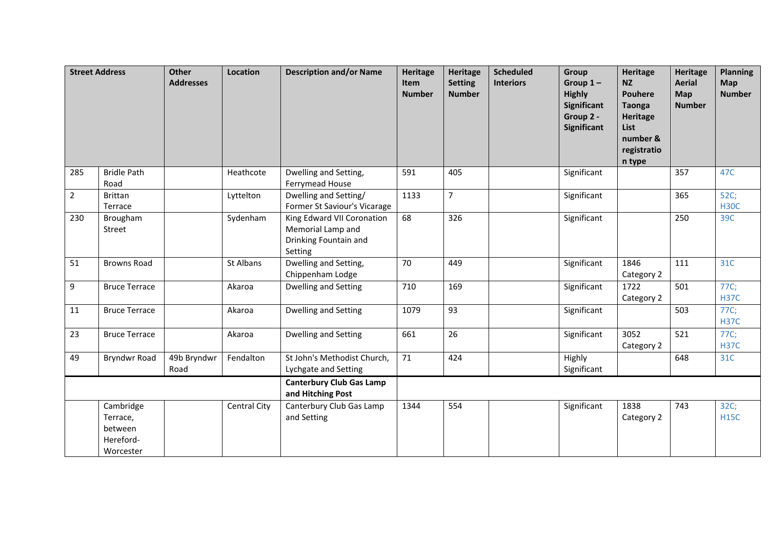| Street Address | | Other Addresses | Location | Description and/or Name | Heritage Item Number | Heritage Setting Number | Scheduled Interiors | Group Group 1 – Highly Significant Group 2 - Significant | Heritage NZ Pouhere Taonga Heritage List number & registration type | Heritage Aerial Map Number | Planning Map Number |
|---|---|---|---|---|---|---|---|---|---|---|---|
| 285 | Bridle Path Road | | Heathcote | Dwelling and Setting, Ferrymead House | 591 | 405 | | Significant | | 357 | 47C |
| 2 | Brittan Terrace | | Lyttelton | Dwelling and Setting/ Former St Saviour's Vicarage | 1133 | 7 | | Significant | | 365 | 52C; H30C |
| 230 | Brougham Street | | Sydenham | King Edward VII Coronation Memorial Lamp and Drinking Fountain and Setting | 68 | 326 | | Significant | | 250 | 39C |
| 51 | Browns Road | | St Albans | Dwelling and Setting, Chippenham Lodge | 70 | 449 | | Significant | 1846 Category 2 | 111 | 31C |
| 9 | Bruce Terrace | | Akaroa | Dwelling and Setting | 710 | 169 | | Significant | 1722 Category 2 | 501 | 77C; H37C |
| 11 | Bruce Terrace | | Akaroa | Dwelling and Setting | 1079 | 93 | | Significant | | 503 | 77C; H37C |
| 23 | Bruce Terrace | | Akaroa | Dwelling and Setting | 661 | 26 | | Significant | 3052 Category 2 | 521 | 77C; H37C |
| 49 | Bryndwr Road | 49b Bryndwr Road | Fendalton | St John's Methodist Church, Lychgate and Setting | 71 | 424 | | Highly Significant | | 648 | 31C |
| | | | | **Canterbury Club Gas Lamp and Hitching Post** | | | | | | | |
| | Cambridge Terrace, between Hereford-Worcester | | Central City | Canterbury Club Gas Lamp and Setting | 1344 | 554 | | Significant | 1838 Category 2 | 743 | 32C; H15C |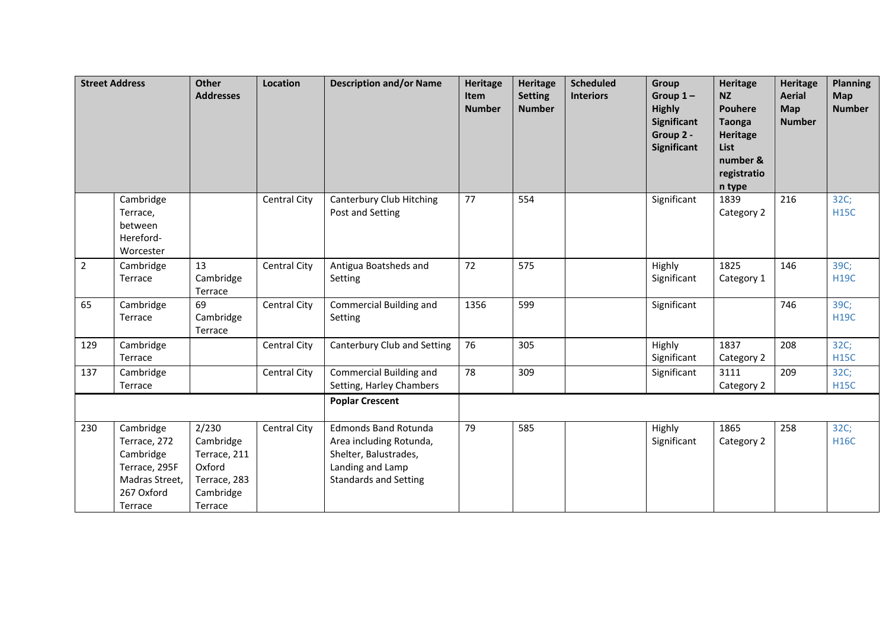| Street Address | | Other Addresses | Location | Description and/or Name | Heritage Item Number | Heritage Setting Number | Scheduled Interiors | Group Group 1 – Highly Significant Group 2 - Significant | Heritage NZ Pouhere Taonga Heritage List number & registration type | Heritage Aerial Map Number | Planning Map Number |
|---|---|---|---|---|---|---|---|---|---|---|---|
| | Cambridge Terrace, between Hereford-Worcester | | Central City | Canterbury Club Hitching Post and Setting | 77 | 554 | | Significant | 1839 Category 2 | 216 | 32C; H15C |
| 2 | Cambridge Terrace | 13 Cambridge Terrace | Central City | Antigua Boatsheds and Setting | 72 | 575 | | Highly Significant | 1825 Category 1 | 146 | 39C; H19C |
| 65 | Cambridge Terrace | 69 Cambridge Terrace | Central City | Commercial Building and Setting | 1356 | 599 | | Significant | | 746 | 39C; H19C |
| 129 | Cambridge Terrace | | Central City | Canterbury Club and Setting | 76 | 305 | | Highly Significant | 1837 Category 2 | 208 | 32C; H15C |
| 137 | Cambridge Terrace | | Central City | Commercial Building and Setting, Harley Chambers | 78 | 309 | | Significant | 3111 Category 2 | 209 | 32C; H15C |
| | | | | **Poplar Crescent** | | | | | | | |
| 230 | Cambridge Terrace, 272 Cambridge Terrace, 295F Madras Street, 267 Oxford Terrace | 2/230 Cambridge Terrace, 211 Oxford Terrace, 283 Cambridge Terrace | Central City | Edmonds Band Rotunda Area including Rotunda, Shelter, Balustrades, Landing and Lamp Standards and Setting | 79 | 585 | | Highly Significant | 1865 Category 2 | 258 | 32C; H16C |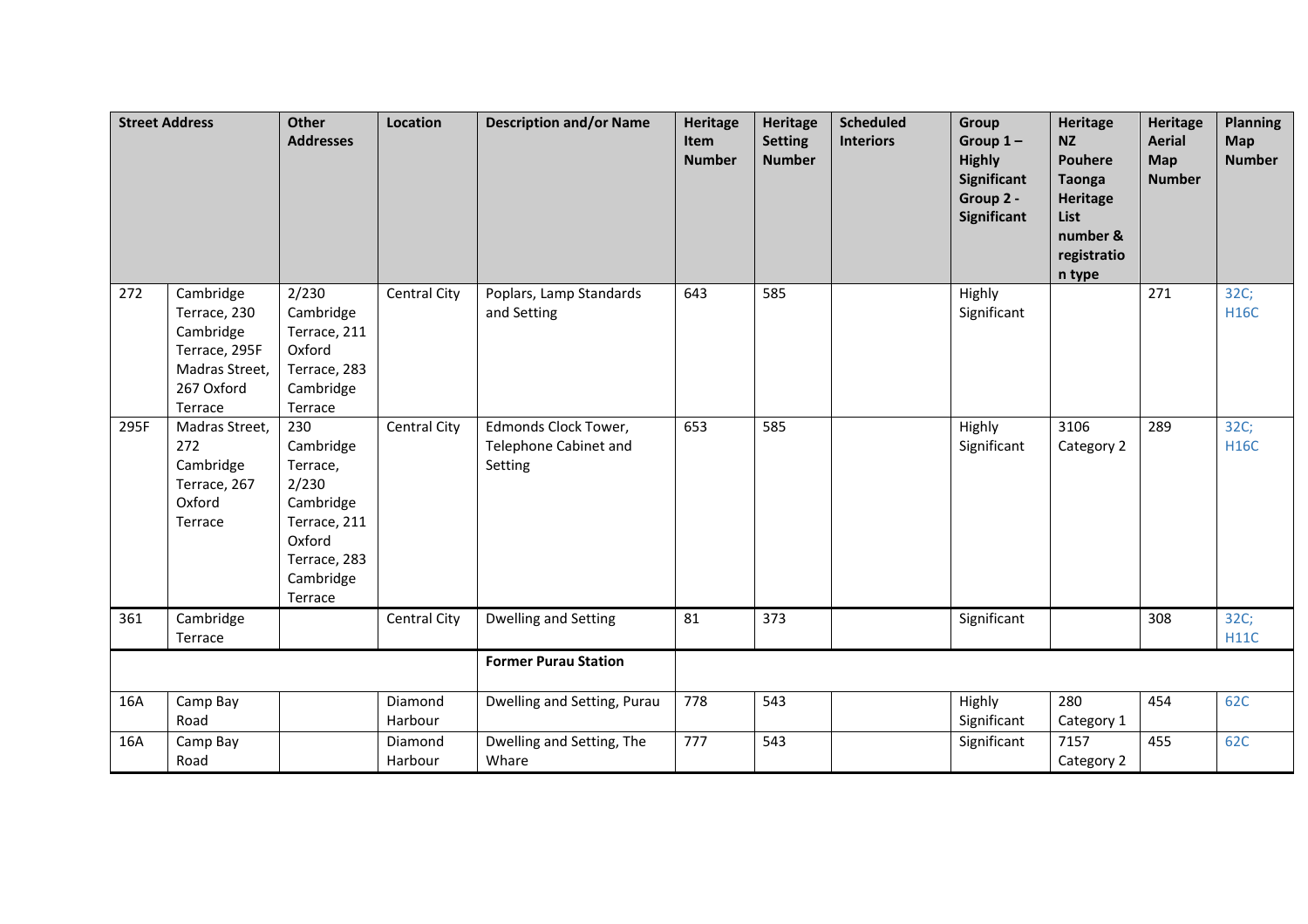| Street Address | | Other Addresses | Location | Description and/or Name | Heritage Item Number | Heritage Setting Number | Scheduled Interiors | Group Group 1 – Highly Significant Group 2 - Significant | Heritage NZ Pouhere Taonga Heritage List number & registration type | Heritage Aerial Map Number | Planning Map Number |
|---|---|---|---|---|---|---|---|---|---|---|---|
| 272 | Cambridge Terrace, 230 Cambridge Terrace, 295F Madras Street, 267 Oxford Terrace | 2/230 Cambridge Terrace, 211 Oxford Terrace, 283 Cambridge Terrace | Central City | Poplars, Lamp Standards and Setting | 643 | 585 | | Highly Significant | | 271 | 32C; H16C |
| 295F | Madras Street, 272 Cambridge Terrace, 267 Oxford Terrace | 230 Cambridge Terrace, 2/230 Cambridge Terrace, 211 Oxford Terrace, 283 Cambridge Terrace | Central City | Edmonds Clock Tower, Telephone Cabinet and Setting | 653 | 585 | | Highly Significant | 3106 Category 2 | 289 | 32C; H16C |
| 361 | Cambridge Terrace | | Central City | Dwelling and Setting | 81 | 373 | | Significant | | 308 | 32C; H11C |
| | | | | **Former Purau Station** | | | | | | | |
| 16A | Camp Bay Road | | Diamond Harbour | Dwelling and Setting, Purau | 778 | 543 | | Highly Significant | 280 Category 1 | 454 | 62C |
| 16A | Camp Bay Road | | Diamond Harbour | Dwelling and Setting, The Whare | 777 | 543 | | Significant | 7157 Category 2 | 455 | 62C |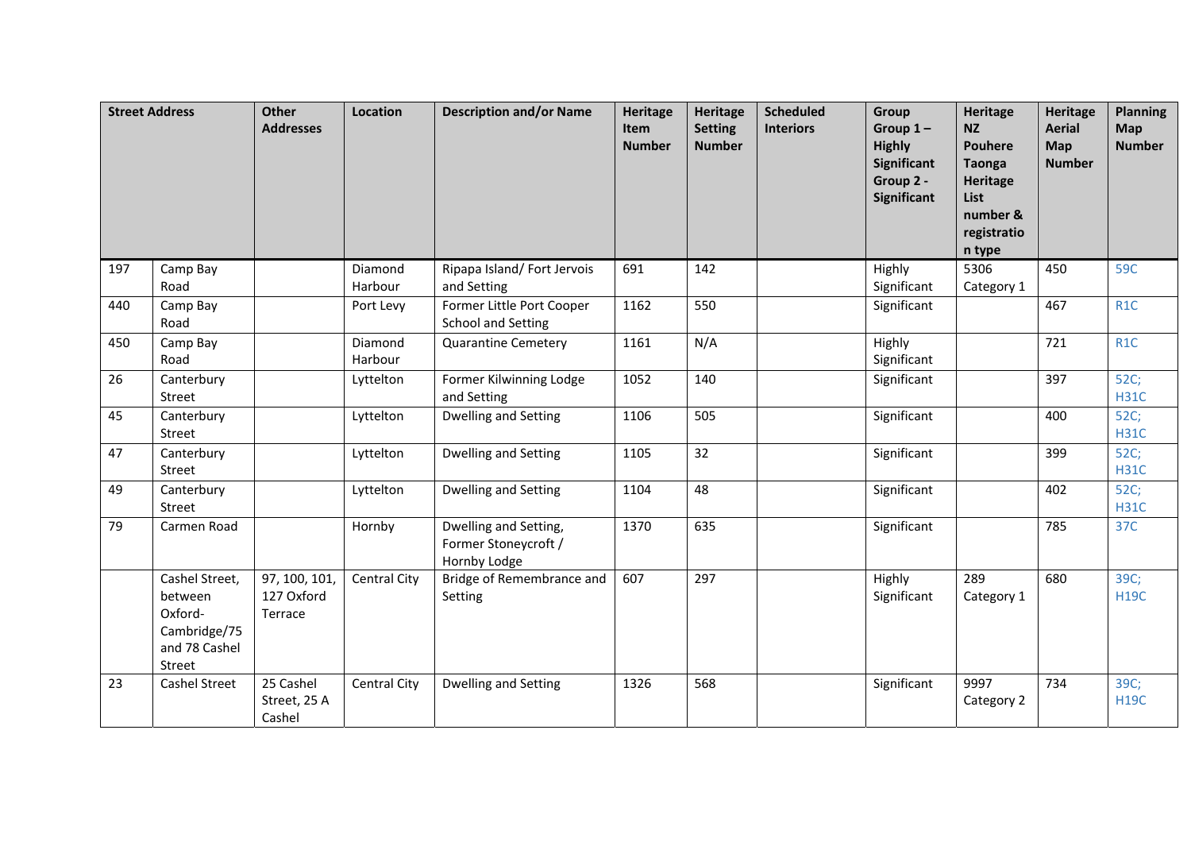| Street Address | | Other Addresses | Location | Description and/or Name | Heritage Item Number | Heritage Setting Number | Scheduled Interiors | Group Group 1 – Highly Significant Group 2 - Significant | Heritage NZ Pouhere Taonga Heritage List number & registration type | Heritage Aerial Map Number | Planning Map Number |
|---|---|---|---|---|---|---|---|---|---|---|---|
| 197 | Camp Bay Road | | Diamond Harbour | Ripapa Island/ Fort Jervois and Setting | 691 | 142 | | Highly Significant | 5306 Category 1 | 450 | 59C |
| 440 | Camp Bay Road | | Port Levy | Former Little Port Cooper School and Setting | 1162 | 550 | | Significant | | 467 | R1C |
| 450 | Camp Bay Road | | Diamond Harbour | Quarantine Cemetery | 1161 | N/A | | Highly Significant | | 721 | R1C |
| 26 | Canterbury Street | | Lyttelton | Former Kilwinning Lodge and Setting | 1052 | 140 | | Significant | | 397 | 52C; H31C |
| 45 | Canterbury Street | | Lyttelton | Dwelling and Setting | 1106 | 505 | | Significant | | 400 | 52C; H31C |
| 47 | Canterbury Street | | Lyttelton | Dwelling and Setting | 1105 | 32 | | Significant | | 399 | 52C; H31C |
| 49 | Canterbury Street | | Lyttelton | Dwelling and Setting | 1104 | 48 | | Significant | | 402 | 52C; H31C |
| 79 | Carmen Road | | Hornby | Dwelling and Setting, Former Stoneycroft / Hornby Lodge | 1370 | 635 | | Significant | | 785 | 37C |
| | Cashel Street, between Oxford-Cambridge/75 and 78 Cashel Street | 97, 100, 101, 127 Oxford Terrace | Central City | Bridge of Remembrance and Setting | 607 | 297 | | Highly Significant | 289 Category 1 | 680 | 39C; H19C |
| 23 | Cashel Street | 25 Cashel Street, 25 A Cashel | Central City | Dwelling and Setting | 1326 | 568 | | Significant | 9997 Category 2 | 734 | 39C; H19C |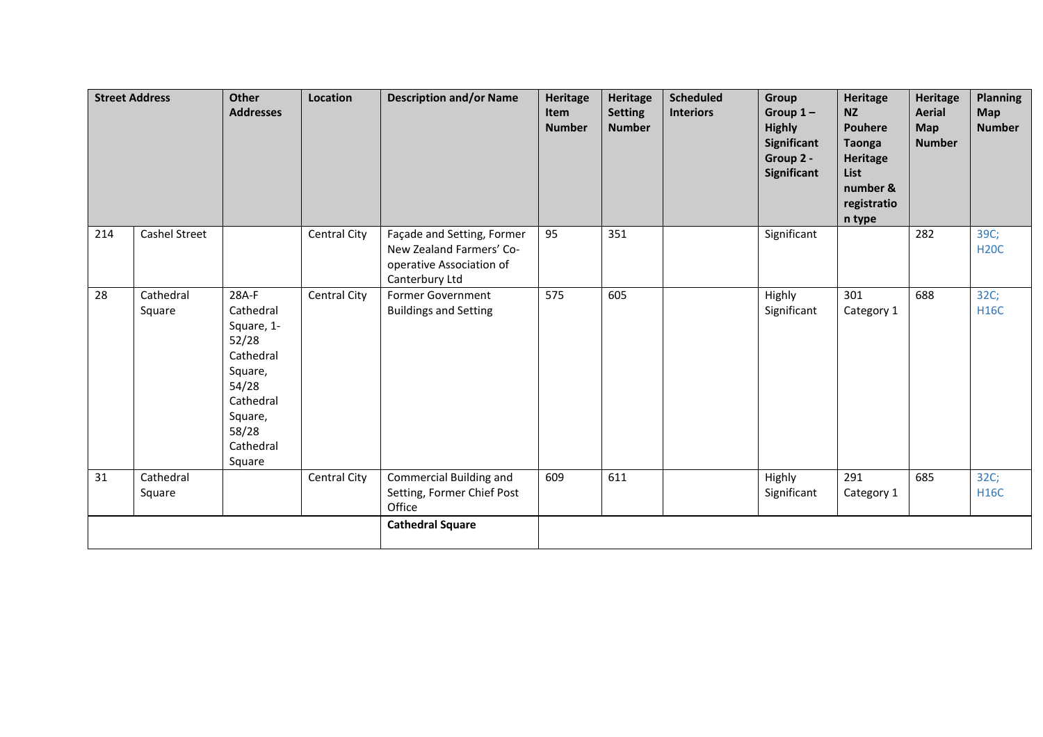| Street Address | | Other Addresses | Location | Description and/or Name | Heritage Item Number | Heritage Setting Number | Scheduled Interiors | Group Group 1 – Highly Significant Group 2 - Significant | Heritage NZ Pouhere Taonga Heritage List number & registration type | Heritage Aerial Map Number | Planning Map Number |
|---|---|---|---|---|---|---|---|---|---|---|---|
| 214 | Cashel Street | | Central City | Façade and Setting, Former New Zealand Farmers' Co-operative Association of Canterbury Ltd | 95 | 351 | | Significant | | 282 | 39C; H20C |
| 28 | Cathedral Square | 28A-F Cathedral Square, 1-52/28 Cathedral Square, 54/28 Cathedral Square, 58/28 Cathedral Square | Central City | Former Government Buildings and Setting | 575 | 605 | | Highly Significant | 301 Category 1 | 688 | 32C; H16C |
| 31 | Cathedral Square | | Central City | Commercial Building and Setting, Former Chief Post Office | 609 | 611 | | Highly Significant | 291 Category 1 | 685 | 32C; H16C |
| | | | | **Cathedral Square** | | | | | | | |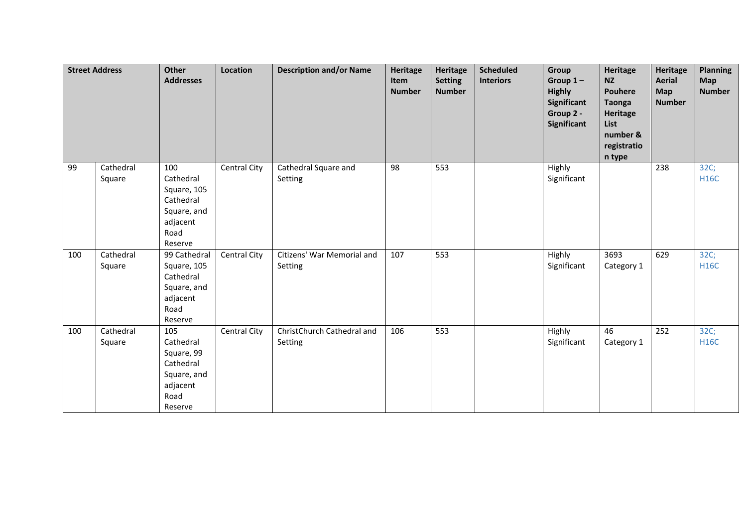| Street Address | | Other Addresses | Location | Description and/or Name | Heritage Item Number | Heritage Setting Number | Scheduled Interiors | Group Group 1 – Highly Significant Group 2 - Significant | Heritage NZ Pouhere Taonga Heritage List number & registration type | Heritage Aerial Map Number | Planning Map Number |
|---|---|---|---|---|---|---|---|---|---|---|---|
| 99 | Cathedral Square | 100 Cathedral Square, 105 Cathedral Square, and adjacent Road Reserve | Central City | Cathedral Square and Setting | 98 | 553 | | Highly Significant | | 238 | 32C; H16C |
| 100 | Cathedral Square | 99 Cathedral Square, 105 Cathedral Square, and adjacent Road Reserve | Central City | Citizens' War Memorial and Setting | 107 | 553 | | Highly Significant | 3693 Category 1 | 629 | 32C; H16C |
| 100 | Cathedral Square | 105 Cathedral Square, 99 Cathedral Square, and adjacent Road Reserve | Central City | ChristChurch Cathedral and Setting | 106 | 553 | | Highly Significant | 46 Category 1 | 252 | 32C; H16C |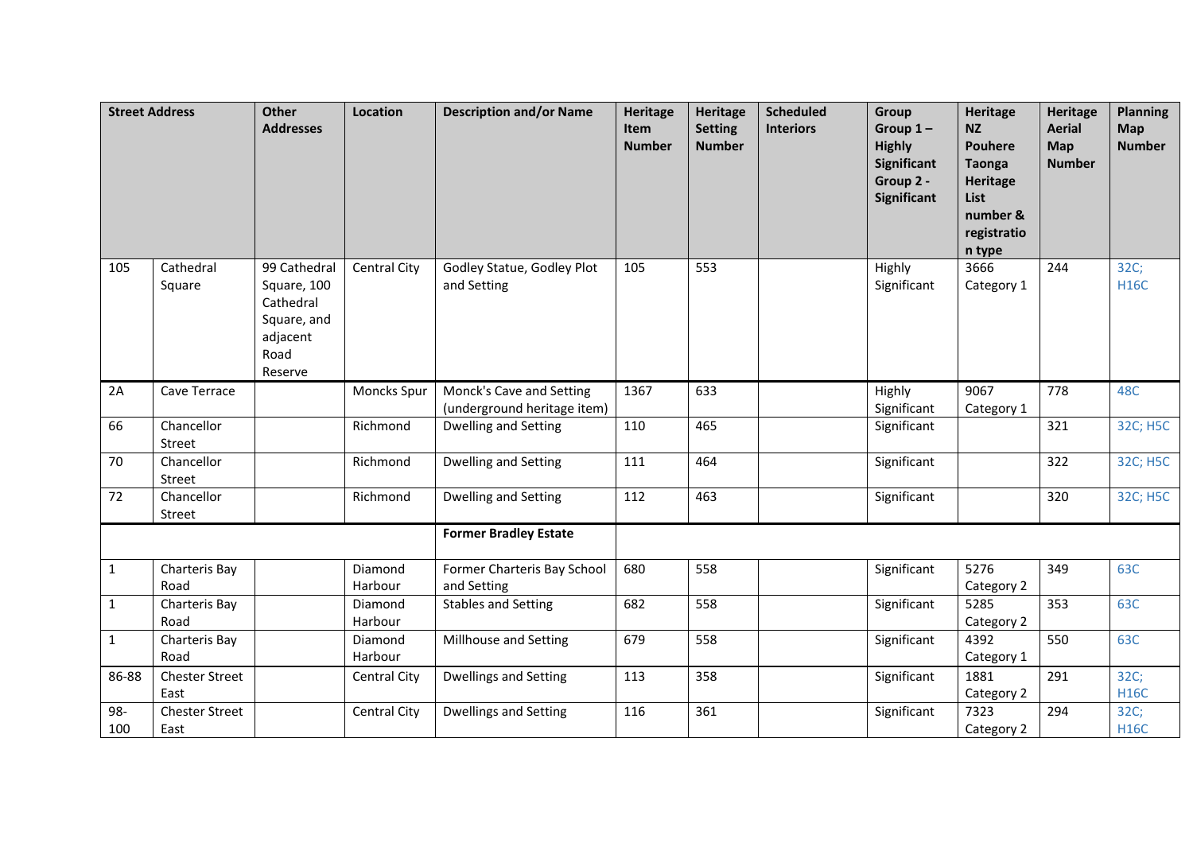| Street Address | | Other Addresses | Location | Description and/or Name | Heritage Item Number | Heritage Setting Number | Scheduled Interiors | Group Group 1 – Highly Significant Group 2 - Significant | Heritage NZ Pouhere Taonga Heritage List number & registration type | Heritage Aerial Map Number | Planning Map Number |
|---|---|---|---|---|---|---|---|---|---|---|---|
| 105 | Cathedral Square | 99 Cathedral Square, 100 Cathedral Square, and adjacent Road Reserve | Central City | Godley Statue, Godley Plot and Setting | 105 | 553 | | Highly Significant | 3666 Category 1 | 244 | 32C; H16C |
| 2A | Cave Terrace | | Moncks Spur | Monck's Cave and Setting (underground heritage item) | 1367 | 633 | | Highly Significant | 9067 Category 1 | 778 | 48C |
| 66 | Chancellor Street | | Richmond | Dwelling and Setting | 110 | 465 | | Significant | | 321 | 32C; H5C |
| 70 | Chancellor Street | | Richmond | Dwelling and Setting | 111 | 464 | | Significant | | 322 | 32C; H5C |
| 72 | Chancellor Street | | Richmond | Dwelling and Setting | 112 | 463 | | Significant | | 320 | 32C; H5C |
| | | | | **Former Bradley Estate** | | | | | | | |
| 1 | Charteris Bay Road | | Diamond Harbour | Former Charteris Bay School and Setting | 680 | 558 | | Significant | 5276 Category 2 | 349 | 63C |
| 1 | Charteris Bay Road | | Diamond Harbour | Stables and Setting | 682 | 558 | | Significant | 5285 Category 2 | 353 | 63C |
| 1 | Charteris Bay Road | | Diamond Harbour | Millhouse and Setting | 679 | 558 | | Significant | 4392 Category 1 | 550 | 63C |
| 86-88 | Chester Street East | | Central City | Dwellings and Setting | 113 | 358 | | Significant | 1881 Category 2 | 291 | 32C; H16C |
| 98-100 | Chester Street East | | Central City | Dwellings and Setting | 116 | 361 | | Significant | 7323 Category 2 | 294 | 32C; H16C |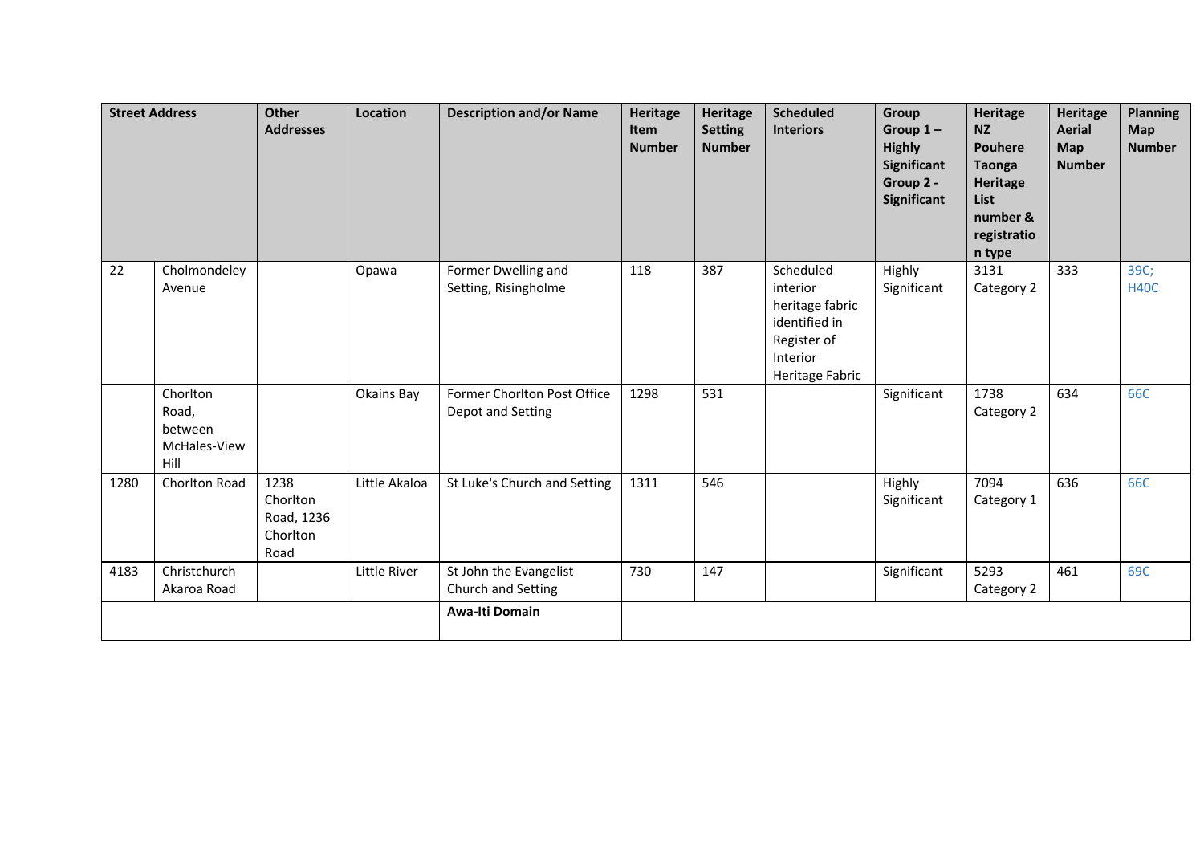| Street Address | | Other Addresses | Location | Description and/or Name | Heritage Item Number | Heritage Setting Number | Scheduled Interiors | Group Group 1 – Highly Significant Group 2 - Significant | Heritage NZ Pouhere Taonga Heritage List number & registration type | Heritage Aerial Map Number | Planning Map Number |
|---|---|---|---|---|---|---|---|---|---|---|---|
| 22 | Cholmondeley Avenue | | Opawa | Former Dwelling and Setting, Risingholme | 118 | 387 | Scheduled interior heritage fabric identified in Register of Interior Heritage Fabric | Highly Significant | 3131 Category 2 | 333 | 39C; H40C |
| | Chorlton Road, between McHales-View Hill | | Okains Bay | Former Chorlton Post Office Depot and Setting | 1298 | 531 | | Significant | 1738 Category 2 | 634 | 66C |
| 1280 | Chorlton Road | 1238 Chorlton Road, 1236 Chorlton Road | Little Akaloa | St Luke's Church and Setting | 1311 | 546 | | Highly Significant | 7094 Category 1 | 636 | 66C |
| 4183 | Christchurch Akaroa Road | | Little River | St John the Evangelist Church and Setting | 730 | 147 | | Significant | 5293 Category 2 | 461 | 69C |
| | | | | **Awa-Iti Domain** | | | | | | | |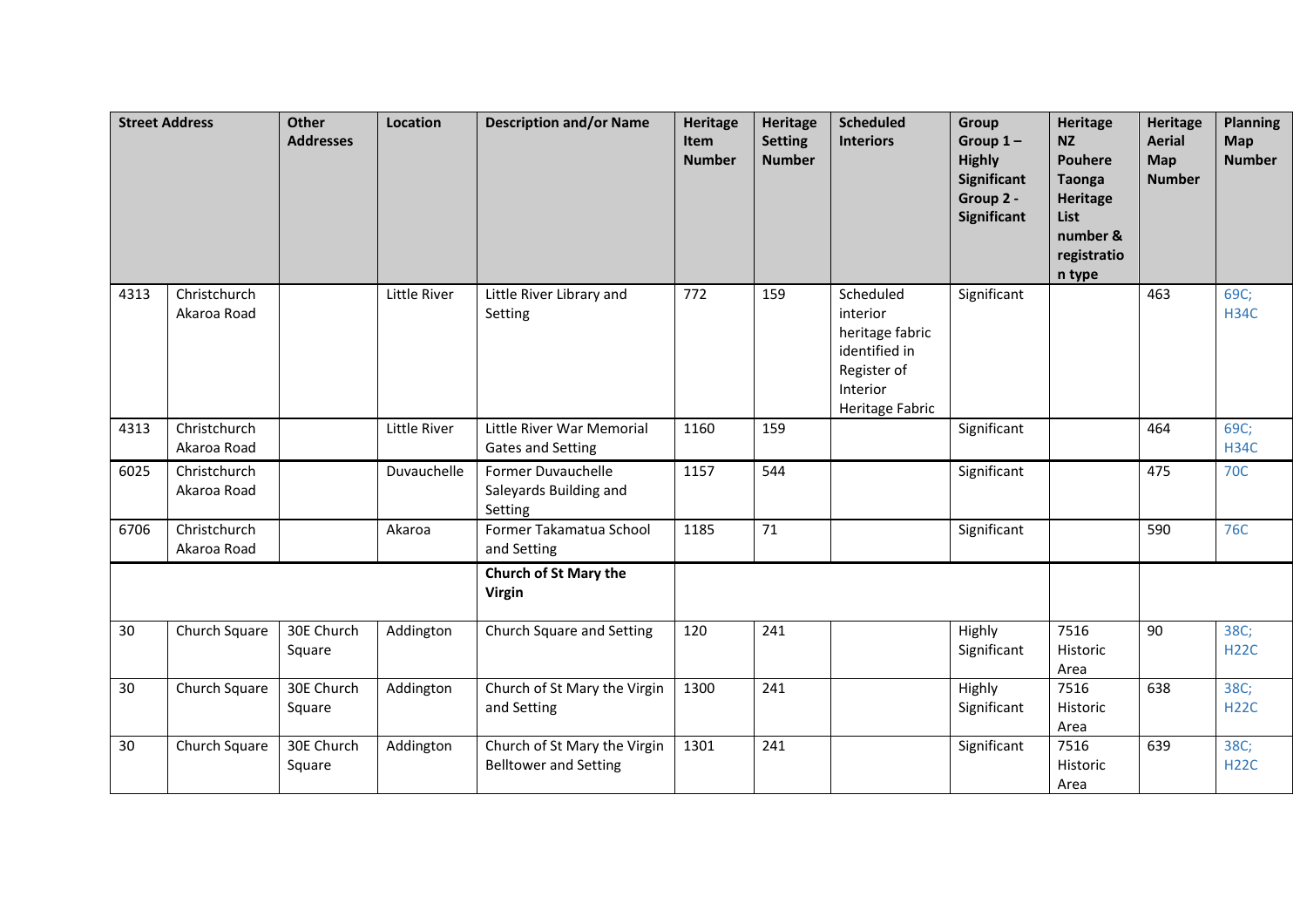| Street Address | | Other Addresses | Location | Description and/or Name | Heritage Item Number | Heritage Setting Number | Scheduled Interiors | Group Group 1 – Highly Significant Group 2 - Significant | Heritage NZ Pouhere Taonga Heritage List number & registration type | Heritage Aerial Map Number | Planning Map Number |
|---|---|---|---|---|---|---|---|---|---|---|---|
| 4313 | Christchurch Akaroa Road | | Little River | Little River Library and Setting | 772 | 159 | Scheduled interior heritage fabric identified in Register of Interior Heritage Fabric | Significant | | 463 | 69C; H34C |
| 4313 | Christchurch Akaroa Road | | Little River | Little River War Memorial Gates and Setting | 1160 | 159 | | Significant | | 464 | 69C; H34C |
| 6025 | Christchurch Akaroa Road | | Duvauchelle | Former Duvauchelle Saleyards Building and Setting | 1157 | 544 | | Significant | | 475 | 70C |
| 6706 | Christchurch Akaroa Road | | Akaroa | Former Takamatua School and Setting | 1185 | 71 | | Significant | | 590 | 76C |
| | | | | **Church of St Mary the Virgin** | | | | | | | |
| 30 | Church Square | 30E Church Square | Addington | Church Square and Setting | 120 | 241 | | Highly Significant | 7516 Historic Area | 90 | 38C; H22C |
| 30 | Church Square | 30E Church Square | Addington | Church of St Mary the Virgin and Setting | 1300 | 241 | | Highly Significant | 7516 Historic Area | 638 | 38C; H22C |
| 30 | Church Square | 30E Church Square | Addington | Church of St Mary the Virgin Belltower and Setting | 1301 | 241 | | Significant | 7516 Historic Area | 639 | 38C; H22C |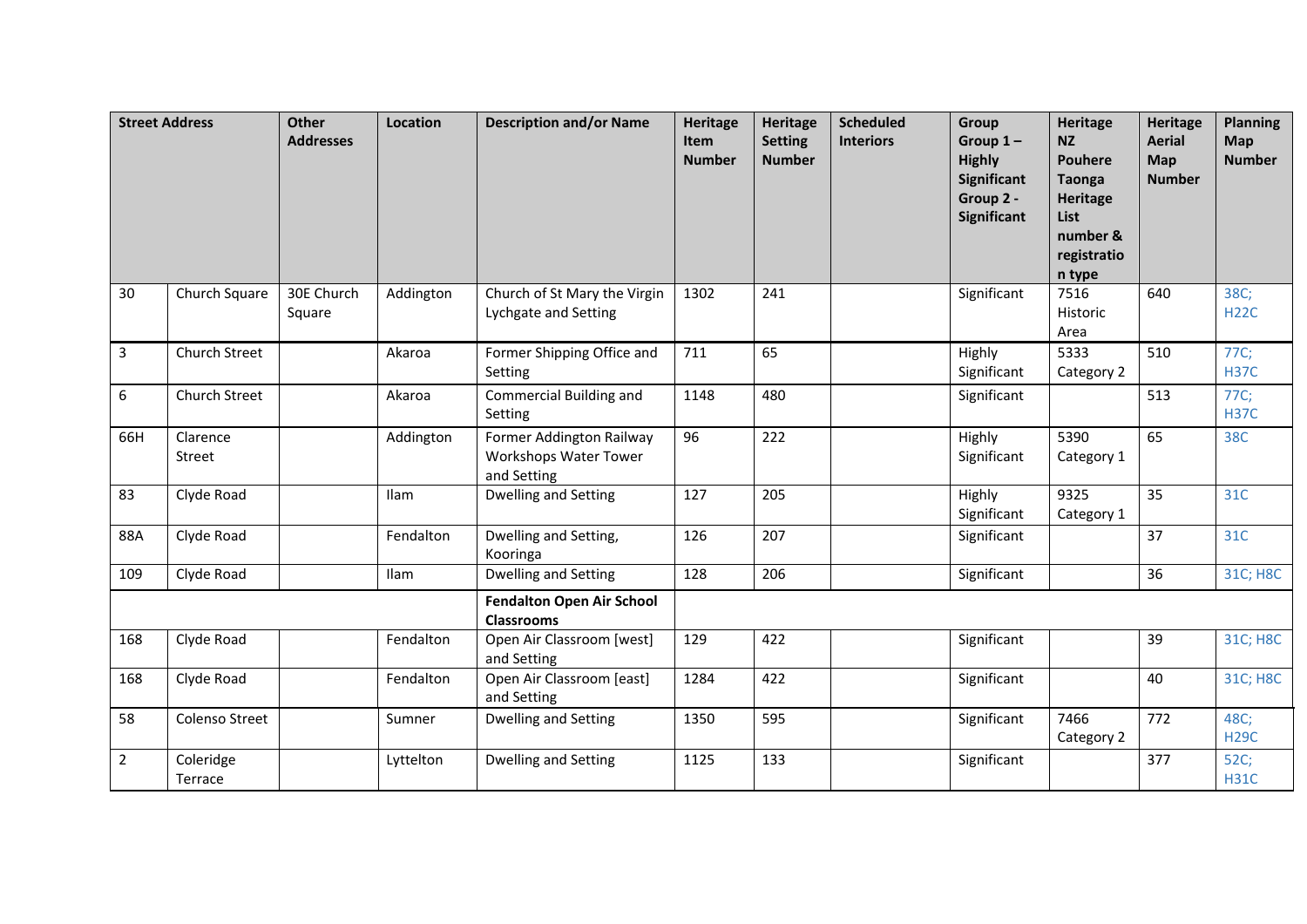| Street Address | | Other Addresses | Location | Description and/or Name | Heritage Item Number | Heritage Setting Number | Scheduled Interiors | Group Group 1 – Highly Significant Group 2 - Significant | Heritage NZ Pouhere Taonga Heritage List number & registration type | Heritage Aerial Map Number | Planning Map Number |
|---|---|---|---|---|---|---|---|---|---|---|---|
| 30 | Church Square | 30E Church Square | Addington | Church of St Mary the Virgin Lychgate and Setting | 1302 | 241 | | Significant | 7516 Historic Area | 640 | 38C; H22C |
| 3 | Church Street | | Akaroa | Former Shipping Office and Setting | 711 | 65 | | Highly Significant | 5333 Category 2 | 510 | 77C; H37C |
| 6 | Church Street | | Akaroa | Commercial Building and Setting | 1148 | 480 | | Significant | | 513 | 77C; H37C |
| 66H | Clarence Street | | Addington | Former Addington Railway Workshops Water Tower and Setting | 96 | 222 | | Highly Significant | 5390 Category 1 | 65 | 38C |
| 83 | Clyde Road | | Ilam | Dwelling and Setting | 127 | 205 | | Highly Significant | 9325 Category 1 | 35 | 31C |
| 88A | Clyde Road | | Fendalton | Dwelling and Setting, Kooringa | 126 | 207 | | Significant | | 37 | 31C |
| 109 | Clyde Road | | Ilam | Dwelling and Setting | 128 | 206 | | Significant | | 36 | 31C; H8C |
| | | | | **Fendalton Open Air School Classrooms** | | | | | | | |
| 168 | Clyde Road | | Fendalton | Open Air Classroom [west] and Setting | 129 | 422 | | Significant | | 39 | 31C; H8C |
| 168 | Clyde Road | | Fendalton | Open Air Classroom [east] and Setting | 1284 | 422 | | Significant | | 40 | 31C; H8C |
| 58 | Colenso Street | | Sumner | Dwelling and Setting | 1350 | 595 | | Significant | 7466 Category 2 | 772 | 48C; H29C |
| 2 | Coleridge Terrace | | Lyttelton | Dwelling and Setting | 1125 | 133 | | Significant | | 377 | 52C; H31C |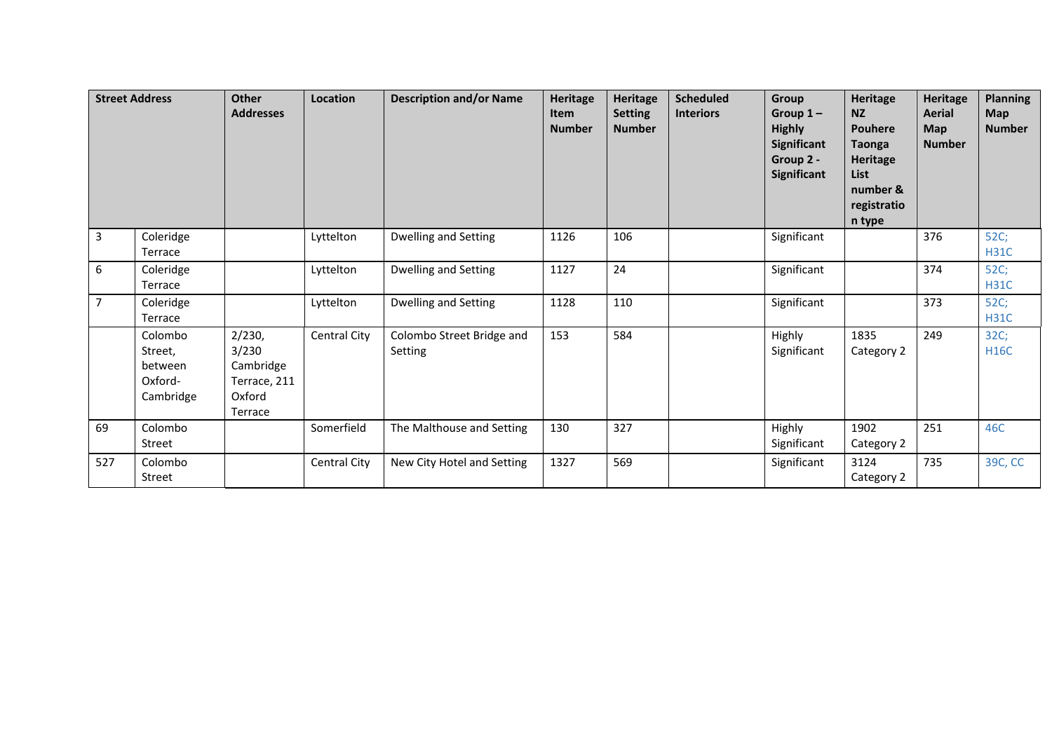| Street Address | | Other Addresses | Location | Description and/or Name | Heritage Item Number | Heritage Setting Number | Scheduled Interiors | Group Group 1 – Highly Significant Group 2 - Significant | Heritage NZ Pouhere Taonga Heritage List number & registration type | Heritage Aerial Map Number | Planning Map Number |
|---|---|---|---|---|---|---|---|---|---|---|---|
| 3 | Coleridge Terrace | | Lyttelton | Dwelling and Setting | 1126 | 106 | | Significant | | 376 | 52C; H31C |
| 6 | Coleridge Terrace | | Lyttelton | Dwelling and Setting | 1127 | 24 | | Significant | | 374 | 52C; H31C |
| 7 | Coleridge Terrace | | Lyttelton | Dwelling and Setting | 1128 | 110 | | Significant | | 373 | 52C; H31C |
| | Colombo Street, between Oxford-Cambridge | 2/230, 3/230 Cambridge Terrace, 211 Oxford Terrace | Central City | Colombo Street Bridge and Setting | 153 | 584 | | Highly Significant | 1835 Category 2 | 249 | 32C; H16C |
| 69 | Colombo Street | | Somerfield | The Malthouse and Setting | 130 | 327 | | Highly Significant | 1902 Category 2 | 251 | 46C |
| 527 | Colombo Street | | Central City | New City Hotel and Setting | 1327 | 569 | | Significant | 3124 Category 2 | 735 | 39C, CC |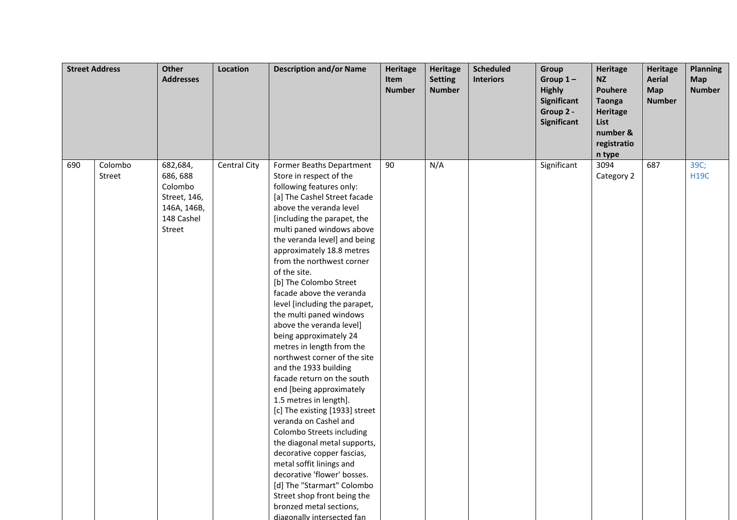| Street Address | | Other Addresses | Location | Description and/or Name | Heritage Item Number | Heritage Setting Number | Scheduled Interiors | Group Group 1 – Highly Significant Group 2 - Significant | Heritage NZ Pouhere Taonga Heritage List number & registration type | Heritage Aerial Map Number | Planning Map Number |
|---|---|---|---|---|---|---|---|---|---|---|---|
| 690 | Colombo Street | 682,684, 686, 688 Colombo Street, 146, 146A, 146B, 148 Cashel Street | Central City | Former Beaths Department Store in respect of the following features only: [a] The Cashel Street facade above the veranda level [including the parapet, the multi paned windows above the veranda level] and being approximately 18.8 metres from the northwest corner of the site. [b] The Colombo Street facade above the veranda level [including the parapet, the multi paned windows above the veranda level] being approximately 24 metres in length from the northwest corner of the site and the 1933 building facade return on the south end [being approximately 1.5 metres in length]. [c] The existing [1933] street veranda on Cashel and Colombo Streets including the diagonal metal supports, decorative copper fascias, metal soffit linings and decorative 'flower' bosses. [d] The "Starmart" Colombo Street shop front being the bronzed metal sections, diagonally intersected fan | 90 | N/A | | Significant | 3094 Category 2 | 687 | 39C; H19C |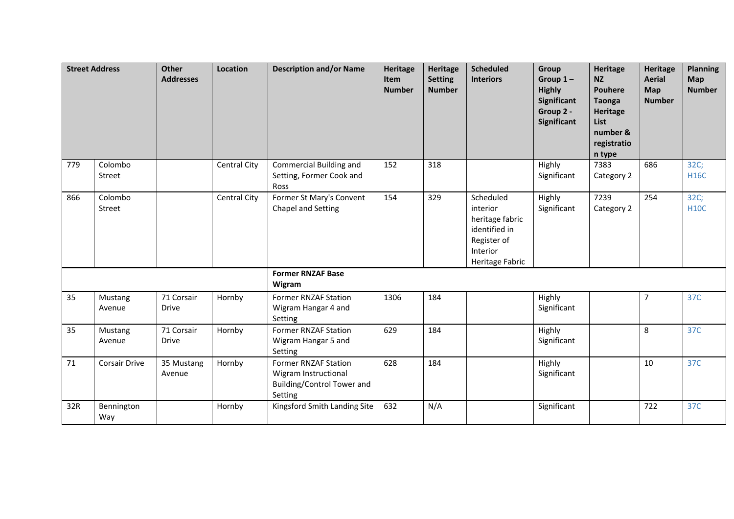| Street Address | | Other Addresses | Location | Description and/or Name | Heritage Item Number | Heritage Setting Number | Scheduled Interiors | Group Group 1 – Highly Significant Group 2 - Significant | Heritage NZ Pouhere Taonga Heritage List number & registration type | Heritage Aerial Map Number | Planning Map Number |
|---|---|---|---|---|---|---|---|---|---|---|---|
| 779 | Colombo Street | | Central City | Commercial Building and Setting, Former Cook and Ross | 152 | 318 | | Highly Significant | 7383 Category 2 | 686 | 32C; H16C |
| 866 | Colombo Street | | Central City | Former St Mary's Convent Chapel and Setting | 154 | 329 | Scheduled interior heritage fabric identified in Register of Interior Heritage Fabric | Highly Significant | 7239 Category 2 | 254 | 32C; H10C |
| | | | | **Former RNZAF Base Wigram** | | | | | | | |
| 35 | Mustang Avenue | 71 Corsair Drive | Hornby | Former RNZAF Station Wigram Hangar 4 and Setting | 1306 | 184 | | Highly Significant | | 7 | 37C |
| 35 | Mustang Avenue | 71 Corsair Drive | Hornby | Former RNZAF Station Wigram Hangar 5 and Setting | 629 | 184 | | Highly Significant | | 8 | 37C |
| 71 | Corsair Drive | 35 Mustang Avenue | Hornby | Former RNZAF Station Wigram Instructional Building/Control Tower and Setting | 628 | 184 | | Highly Significant | | 10 | 37C |
| 32R | Bennington Way | | Hornby | Kingsford Smith Landing Site | 632 | N/A | | Significant | | 722 | 37C |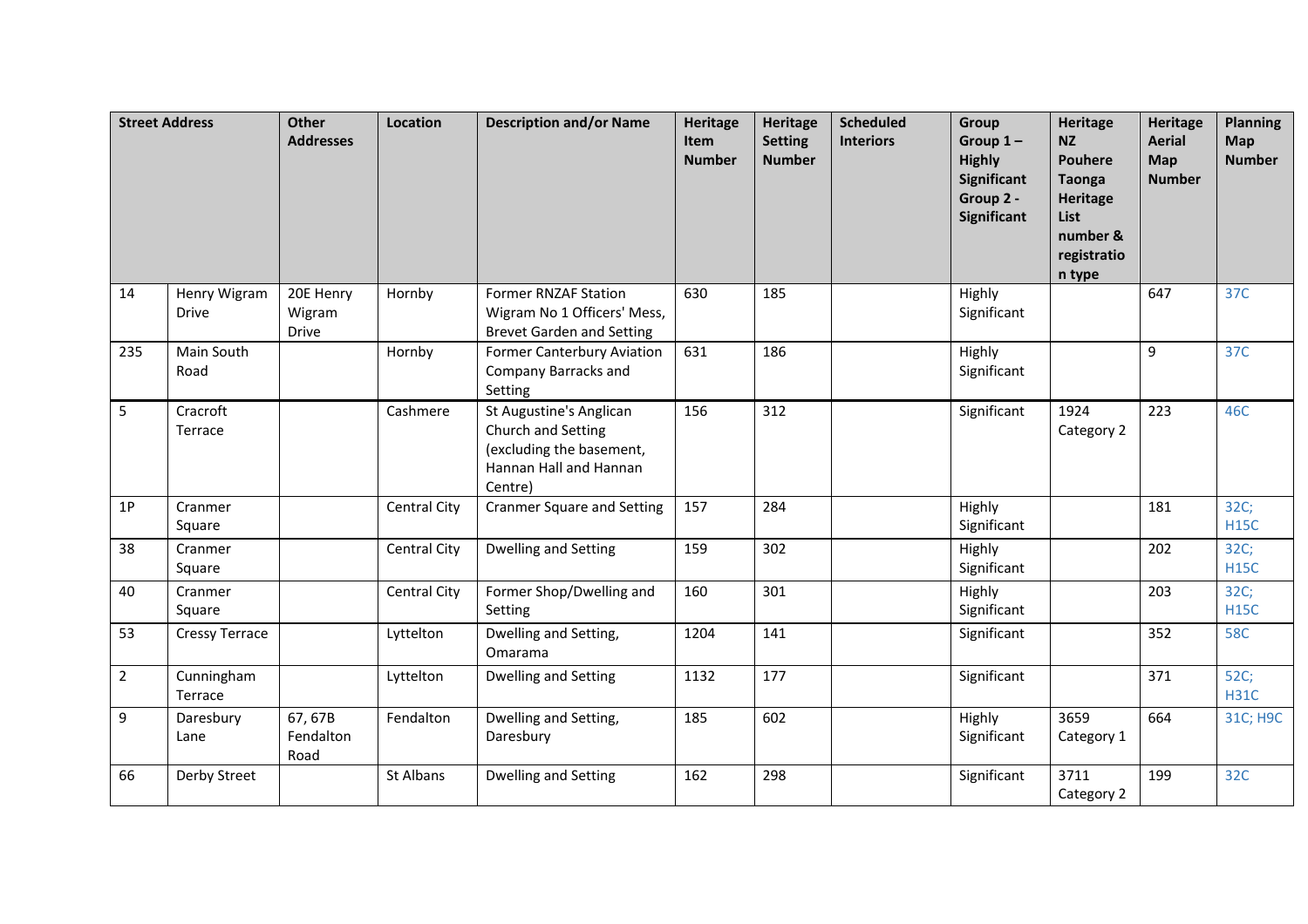| Street Address | | Other Addresses | Location | Description and/or Name | Heritage Item Number | Heritage Setting Number | Scheduled Interiors | Group Group 1 – Highly Significant Group 2 - Significant | Heritage NZ Pouhere Taonga Heritage List number & registration type | Heritage Aerial Map Number | Planning Map Number |
|---|---|---|---|---|---|---|---|---|---|---|---|
| 14 | Henry Wigram Drive | 20E Henry Wigram Drive | Hornby | Former RNZAF Station Wigram No 1 Officers' Mess, Brevet Garden and Setting | 630 | 185 | | Highly Significant | | 647 | 37C |
| 235 | Main South Road | | Hornby | Former Canterbury Aviation Company Barracks and Setting | 631 | 186 | | Highly Significant | | 9 | 37C |
| 5 | Cracroft Terrace | | Cashmere | St Augustine's Anglican Church and Setting (excluding the basement, Hannan Hall and Hannan Centre) | 156 | 312 | | Significant | 1924 Category 2 | 223 | 46C |
| 1P | Cranmer Square | | Central City | Cranmer Square and Setting | 157 | 284 | | Highly Significant | | 181 | 32C; H15C |
| 38 | Cranmer Square | | Central City | Dwelling and Setting | 159 | 302 | | Highly Significant | | 202 | 32C; H15C |
| 40 | Cranmer Square | | Central City | Former Shop/Dwelling and Setting | 160 | 301 | | Highly Significant | | 203 | 32C; H15C |
| 53 | Cressy Terrace | | Lyttelton | Dwelling and Setting, Omarama | 1204 | 141 | | Significant | | 352 | 58C |
| 2 | Cunningham Terrace | | Lyttelton | Dwelling and Setting | 1132 | 177 | | Significant | | 371 | 52C; H31C |
| 9 | Daresbury Lane | 67, 67B Fendalton Road | Fendalton | Dwelling and Setting, Daresbury | 185 | 602 | | Highly Significant | 3659 Category 1 | 664 | 31C; H9C |
| 66 | Derby Street | | St Albans | Dwelling and Setting | 162 | 298 | | Significant | 3711 Category 2 | 199 | 32C |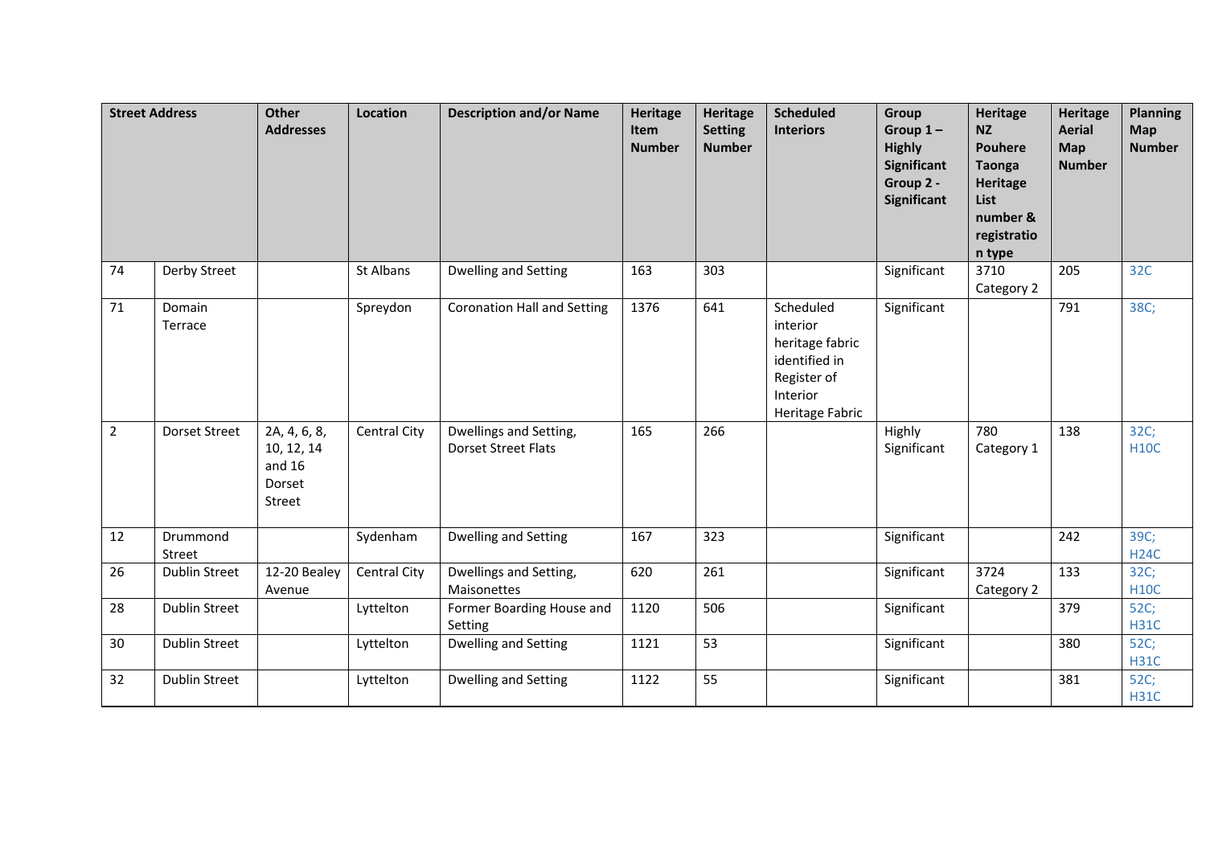| Street Address | | Other Addresses | Location | Description and/or Name | Heritage Item Number | Heritage Setting Number | Scheduled Interiors | Group Group 1 – Highly Significant Group 2 - Significant | Heritage NZ Pouhere Taonga Heritage List number & registration type | Heritage Aerial Map Number | Planning Map Number |
|---|---|---|---|---|---|---|---|---|---|---|---|
| 74 | Derby Street | | St Albans | Dwelling and Setting | 163 | 303 | | Significant | 3710 Category 2 | 205 | 32C |
| 71 | Domain Terrace | | Spreydon | Coronation Hall and Setting | 1376 | 641 | Scheduled interior heritage fabric identified in Register of Interior Heritage Fabric | Significant | | 791 | 38C; |
| 2 | Dorset Street | 2A, 4, 6, 8, 10, 12, 14 and 16 Dorset Street | Central City | Dwellings and Setting, Dorset Street Flats | 165 | 266 | | Highly Significant | 780 Category 1 | 138 | 32C; H10C |
| 12 | Drummond Street | | Sydenham | Dwelling and Setting | 167 | 323 | | Significant | | 242 | 39C; H24C |
| 26 | Dublin Street | 12-20 Bealey Avenue | Central City | Dwellings and Setting, Maisonettes | 620 | 261 | | Significant | 3724 Category 2 | 133 | 32C; H10C |
| 28 | Dublin Street | | Lyttelton | Former Boarding House and Setting | 1120 | 506 | | Significant | | 379 | 52C; H31C |
| 30 | Dublin Street | | Lyttelton | Dwelling and Setting | 1121 | 53 | | Significant | | 380 | 52C; H31C |
| 32 | Dublin Street | | Lyttelton | Dwelling and Setting | 1122 | 55 | | Significant | | 381 | 52C; H31C |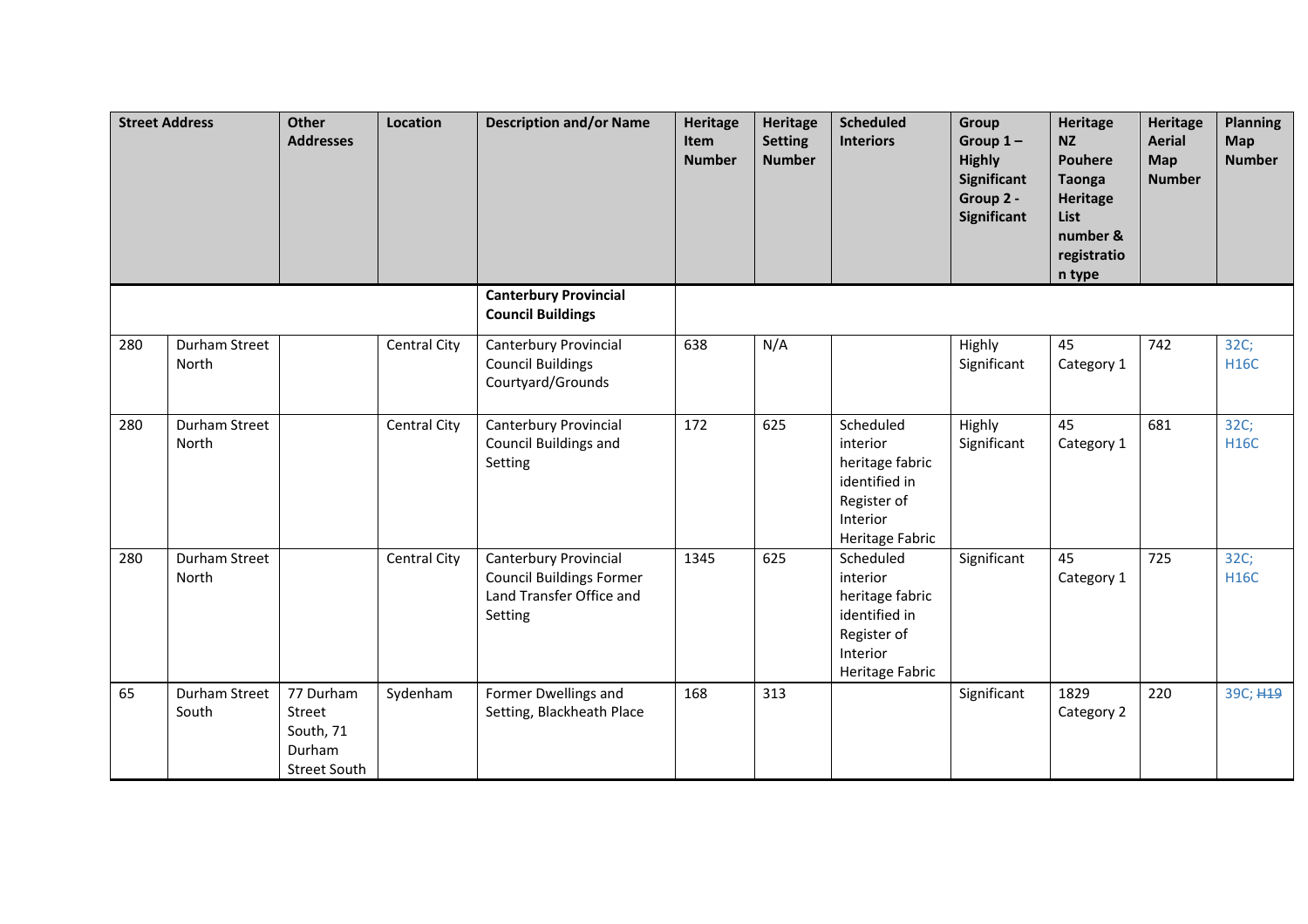| Street Address | | Other Addresses | Location | Description and/or Name | Heritage Item Number | Heritage Setting Number | Scheduled Interiors | Group Group 1 – Highly Significant Group 2 - Significant | Heritage NZ Pouhere Taonga Heritage List number & registration type | Heritage Aerial Map Number | Planning Map Number |
|---|---|---|---|---|---|---|---|---|---|---|---|
| | | | | **Canterbury Provincial Council Buildings** | | | | | | | |
| 280 | Durham Street North | | Central City | Canterbury Provincial Council Buildings Courtyard/Grounds | 638 | N/A | | Highly Significant | 45 Category 1 | 742 | 32C; H16C |
| 280 | Durham Street North | | Central City | Canterbury Provincial Council Buildings and Setting | 172 | 625 | Scheduled interior heritage fabric identified in Register of Interior Heritage Fabric | Highly Significant | 45 Category 1 | 681 | 32C; H16C |
| 280 | Durham Street North | | Central City | Canterbury Provincial Council Buildings Former Land Transfer Office and Setting | 1345 | 625 | Scheduled interior heritage fabric identified in Register of Interior Heritage Fabric | Significant | 45 Category 1 | 725 | 32C; H16C |
| 65 | Durham Street South | 77 Durham Street South, 71 Durham Street South | Sydenham | Former Dwellings and Setting, Blackheath Place | 168 | 313 | | Significant | 1829 Category 2 | 220 | 39C; ~~H19~~ |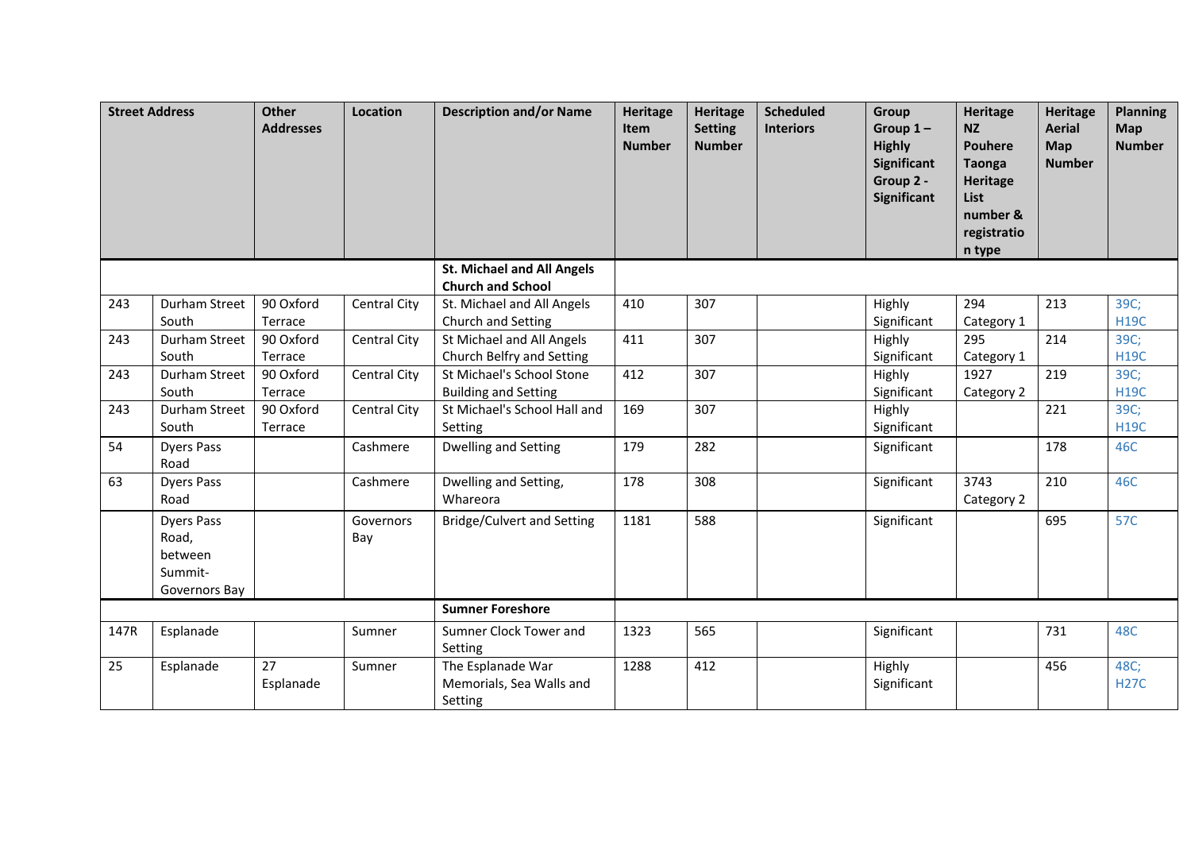| Street Address | | Other Addresses | Location | Description and/or Name | Heritage Item Number | Heritage Setting Number | Scheduled Interiors | Group Group 1 – Highly Significant Group 2 - Significant | Heritage NZ Pouhere Taonga Heritage List number & registration type | Heritage Aerial Map Number | Planning Map Number |
|---|---|---|---|---|---|---|---|---|---|---|---|
| | | | | **St. Michael and All Angels Church and School** | | | | | | | |
| 243 | Durham Street South | 90 Oxford Terrace | Central City | St. Michael and All Angels Church and Setting | 410 | 307 | | Highly Significant | 294 Category 1 | 213 | 39C; H19C |
| 243 | Durham Street South | 90 Oxford Terrace | Central City | St Michael and All Angels Church Belfry and Setting | 411 | 307 | | Highly Significant | 295 Category 1 | 214 | 39C; H19C |
| 243 | Durham Street South | 90 Oxford Terrace | Central City | St Michael's School Stone Building and Setting | 412 | 307 | | Highly Significant | 1927 Category 2 | 219 | 39C; H19C |
| 243 | Durham Street South | 90 Oxford Terrace | Central City | St Michael's School Hall and Setting | 169 | 307 | | Highly Significant | | 221 | 39C; H19C |
| 54 | Dyers Pass Road | | Cashmere | Dwelling and Setting | 179 | 282 | | Significant | | 178 | 46C |
| 63 | Dyers Pass Road | | Cashmere | Dwelling and Setting, Whareora | 178 | 308 | | Significant | 3743 Category 2 | 210 | 46C |
| | Dyers Pass Road, between Summit-Governors Bay | | Governors Bay | Bridge/Culvert and Setting | 1181 | 588 | | Significant | | 695 | 57C |
| | | | | **Sumner Foreshore** | | | | | | | |
| 147R | Esplanade | | Sumner | Sumner Clock Tower and Setting | 1323 | 565 | | Significant | | 731 | 48C |
| 25 | Esplanade | 27 Esplanade | Sumner | The Esplanade War Memorials, Sea Walls and Setting | 1288 | 412 | | Highly Significant | | 456 | 48C; H27C |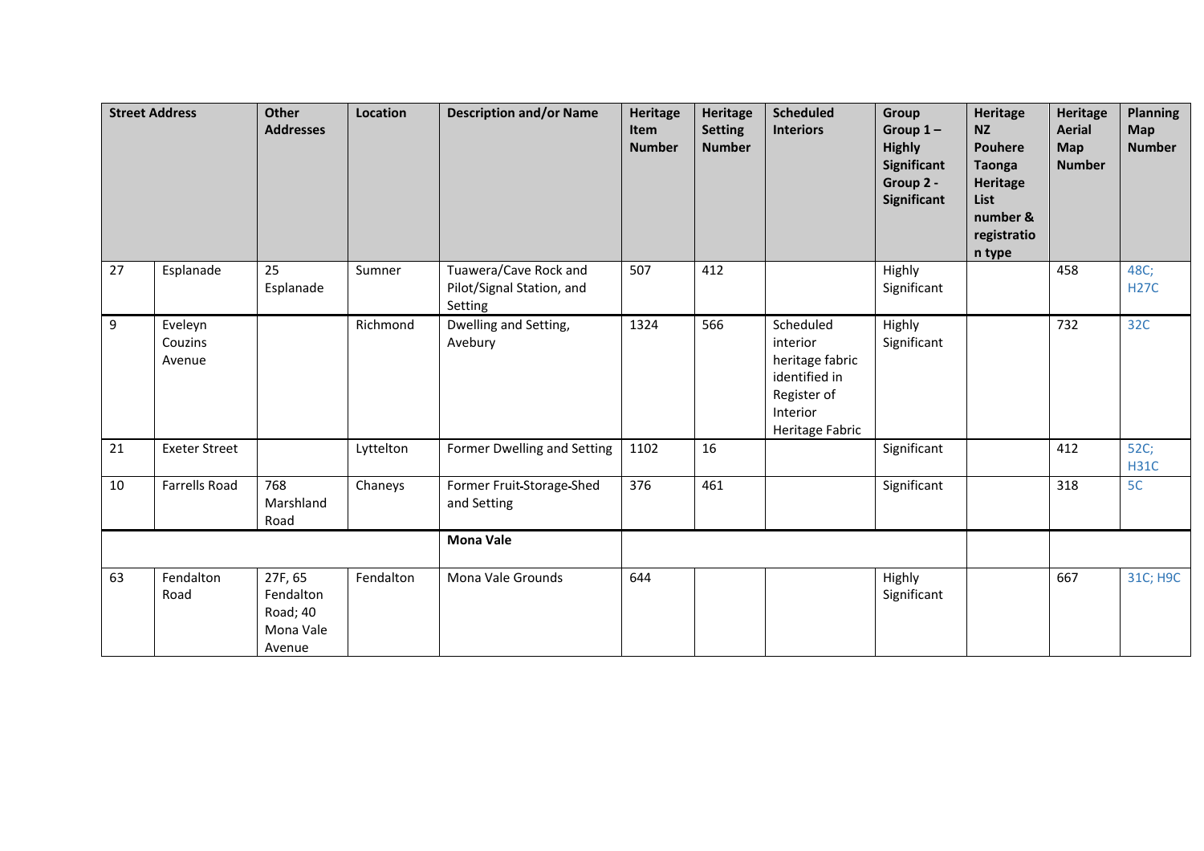| Street Address | | Other Addresses | Location | Description and/or Name | Heritage Item Number | Heritage Setting Number | Scheduled Interiors | Group Group 1 – Highly Significant Group 2 - Significant | Heritage NZ Pouhere Taonga Heritage List number & registration type | Heritage Aerial Map Number | Planning Map Number |
|---|---|---|---|---|---|---|---|---|---|---|---|
| 27 | Esplanade | 25 Esplanade | Sumner | Tuawera/Cave Rock and Pilot/Signal Station, and Setting | 507 | 412 | | Highly Significant | | 458 | 48C; H27C |
| 9 | Eveleyn Couzins Avenue | | Richmond | Dwelling and Setting, Avebury | 1324 | 566 | Scheduled interior heritage fabric identified in Register of Interior Heritage Fabric | Highly Significant | | 732 | 32C |
| 21 | Exeter Street | | Lyttelton | Former Dwelling and Setting | 1102 | 16 | | Significant | | 412 | 52C; H31C |
| 10 | Farrells Road | 768 Marshland Road | Chaneys | Former Fruit-Storage-Shed and Setting | 376 | 461 | | Significant | | 318 | 5C |
| | | | | **Mona Vale** | | | | | | | |
| 63 | Fendalton Road | 27F, 65 Fendalton Road; 40 Mona Vale Avenue | Fendalton | Mona Vale Grounds | 644 | | | Highly Significant | | 667 | 31C; H9C |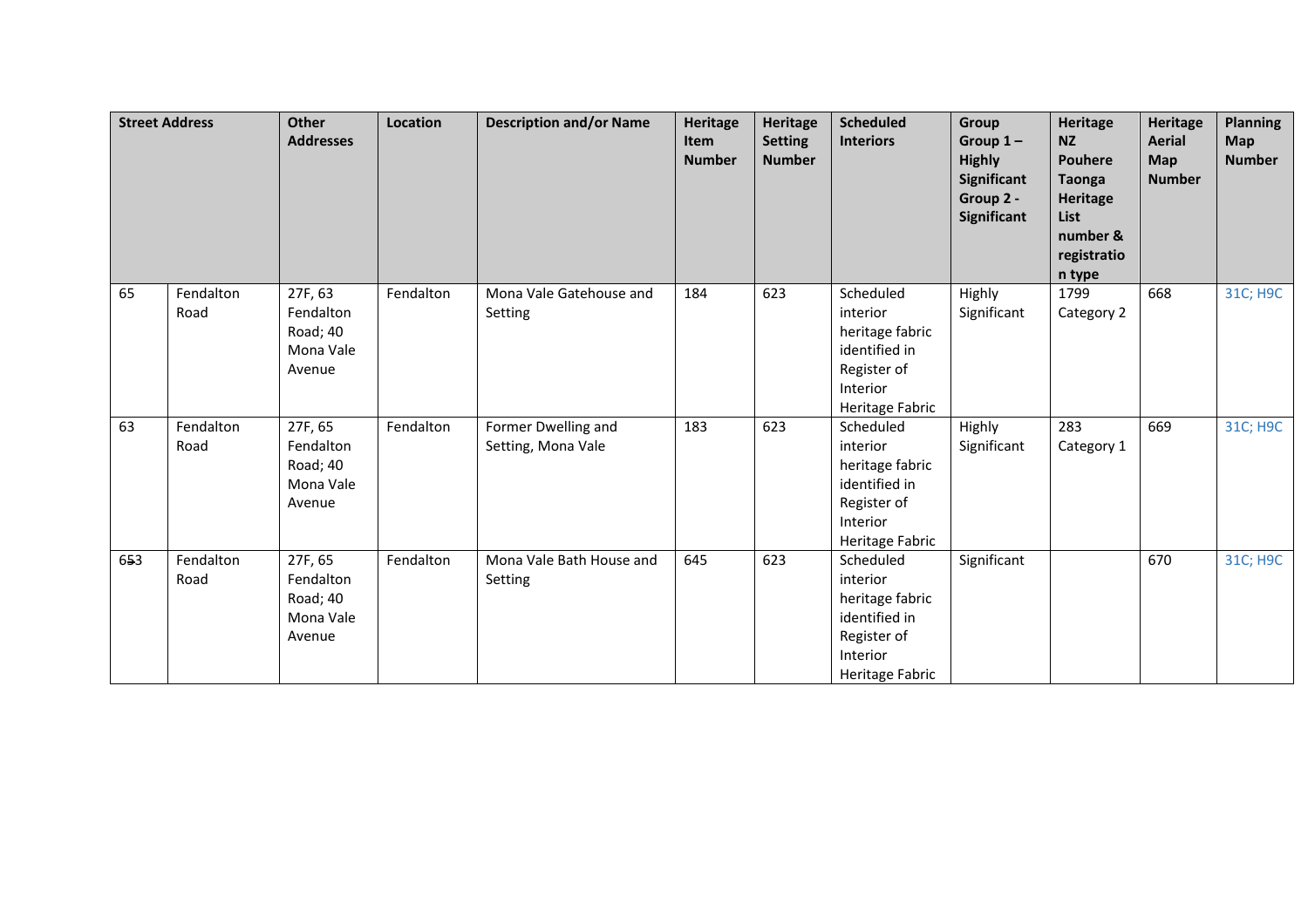| Street Address | | Other Addresses | Location | Description and/or Name | Heritage Item Number | Heritage Setting Number | Scheduled Interiors | Group Group 1 – Highly Significant Group 2 - Significant | Heritage NZ Pouhere Taonga Heritage List number & registration type | Heritage Aerial Map Number | Planning Map Number |
|---|---|---|---|---|---|---|---|---|---|---|---|
| 65 | Fendalton Road | 27F, 63 Fendalton Road; 40 Mona Vale Avenue | Fendalton | Mona Vale Gatehouse and Setting | 184 | 623 | Scheduled interior heritage fabric identified in Register of Interior Heritage Fabric | Highly Significant | 1799 Category 2 | 668 | 31C; H9C |
| 63 | Fendalton Road | 27F, 65 Fendalton Road; 40 Mona Vale Avenue | Fendalton | Former Dwelling and Setting, Mona Vale | 183 | 623 | Scheduled interior heritage fabric identified in Register of Interior Heritage Fabric | Highly Significant | 283 Category 1 | 669 | 31C; H9C |
| 6~~5~~3 | Fendalton Road | 27F, 65 Fendalton Road; 40 Mona Vale Avenue | Fendalton | Mona Vale Bath House and Setting | 645 | 623 | Scheduled interior heritage fabric identified in Register of Interior Heritage Fabric | Significant | | 670 | 31C; H9C |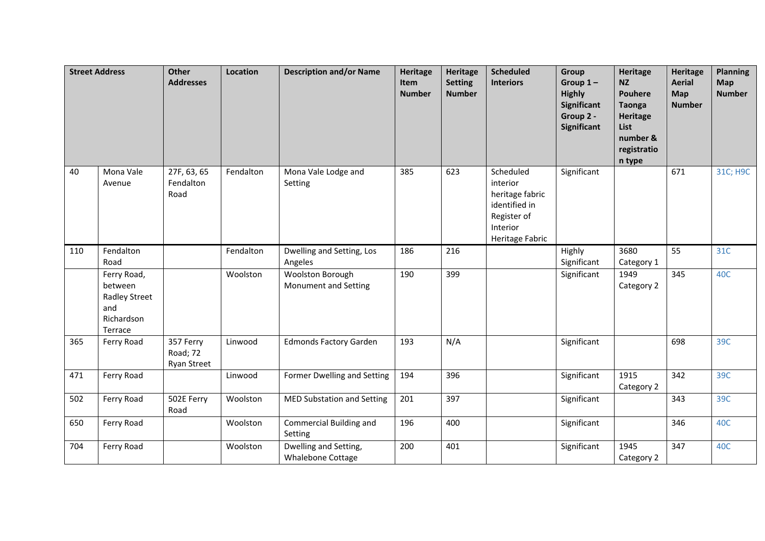| Street Address | | Other Addresses | Location | Description and/or Name | Heritage Item Number | Heritage Setting Number | Scheduled Interiors | Group Group 1 – Highly Significant Group 2 - Significant | Heritage NZ Pouhere Taonga Heritage List number & registration type | Heritage Aerial Map Number | Planning Map Number |
|---|---|---|---|---|---|---|---|---|---|---|---|
| 40 | Mona Vale Avenue | 27F, 63, 65 Fendalton Road | Fendalton | Mona Vale Lodge and Setting | 385 | 623 | Scheduled interior heritage fabric identified in Register of Interior Heritage Fabric | Significant | | 671 | 31C; H9C |
| 110 | Fendalton Road | | Fendalton | Dwelling and Setting, Los Angeles | 186 | 216 | | Highly Significant | 3680 Category 1 | 55 | 31C |
| | Ferry Road, between Radley Street and Richardson Terrace | | Woolston | Woolston Borough Monument and Setting | 190 | 399 | | Significant | 1949 Category 2 | 345 | 40C |
| 365 | Ferry Road | 357 Ferry Road; 72 Ryan Street | Linwood | Edmonds Factory Garden | 193 | N/A | | Significant | | 698 | 39C |
| 471 | Ferry Road | | Linwood | Former Dwelling and Setting | 194 | 396 | | Significant | 1915 Category 2 | 342 | 39C |
| 502 | Ferry Road | 502E Ferry Road | Woolston | MED Substation and Setting | 201 | 397 | | Significant | | 343 | 39C |
| 650 | Ferry Road | | Woolston | Commercial Building and Setting | 196 | 400 | | Significant | | 346 | 40C |
| 704 | Ferry Road | | Woolston | Dwelling and Setting, Whalebone Cottage | 200 | 401 | | Significant | 1945 Category 2 | 347 | 40C |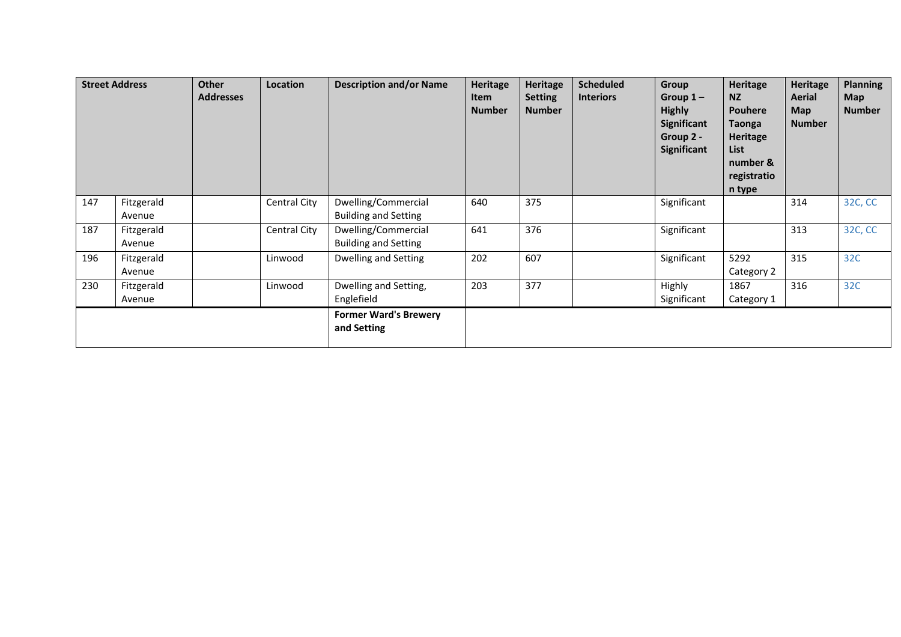| Street Address | | Other Addresses | Location | Description and/or Name | Heritage Item Number | Heritage Setting Number | Scheduled Interiors | Group Group 1 – Highly Significant Group 2 - Significant | Heritage NZ Pouhere Taonga Heritage List number & registration type | Heritage Aerial Map Number | Planning Map Number |
|---|---|---|---|---|---|---|---|---|---|---|---|
| 147 | Fitzgerald Avenue | | Central City | Dwelling/Commercial Building and Setting | 640 | 375 | | Significant | | 314 | 32C, CC |
| 187 | Fitzgerald Avenue | | Central City | Dwelling/Commercial Building and Setting | 641 | 376 | | Significant | | 313 | 32C, CC |
| 196 | Fitzgerald Avenue | | Linwood | Dwelling and Setting | 202 | 607 | | Significant | 5292 Category 2 | 315 | 32C |
| 230 | Fitzgerald Avenue | | Linwood | Dwelling and Setting, Englefield | 203 | 377 | | Highly Significant | 1867 Category 1 | 316 | 32C |
| | | | | **Former Ward's Brewery and Setting** | | | | | | | |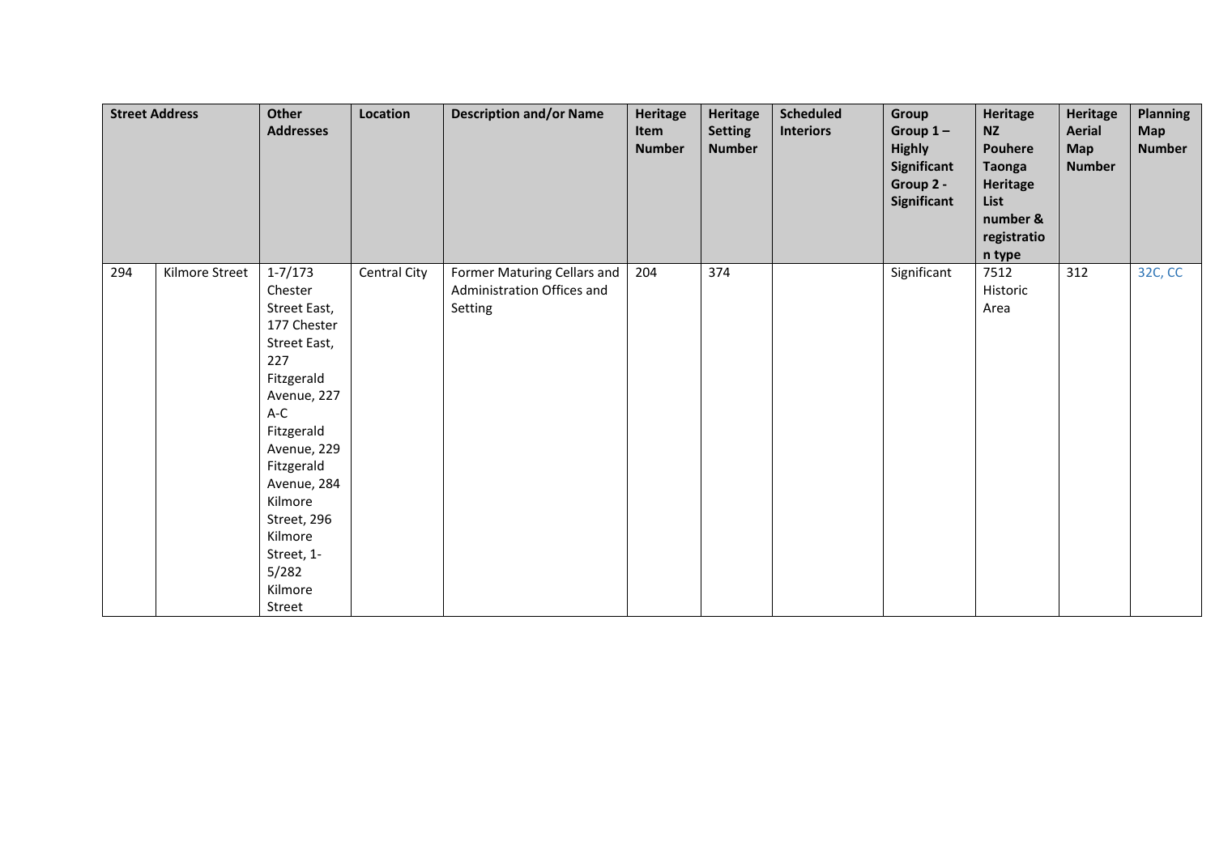| Street Address | | Other Addresses | Location | Description and/or Name | Heritage Item Number | Heritage Setting Number | Scheduled Interiors | Group Group 1 – Highly Significant Group 2 - Significant | Heritage NZ Pouhere Taonga Heritage List number & registration type | Heritage Aerial Map Number | Planning Map Number |
|---|---|---|---|---|---|---|---|---|---|---|---|
| 294 | Kilmore Street | 1-7/173 Chester Street East, 177 Chester Street East, 227 Fitzgerald Avenue, 227 A-C Fitzgerald Avenue, 229 Fitzgerald Avenue, 284 Kilmore Street, 296 Kilmore Street, 1-5/282 Kilmore Street | Central City | Former Maturing Cellars and Administration Offices and Setting | 204 | 374 | | Significant | 7512 Historic Area | 312 | 32C, CC |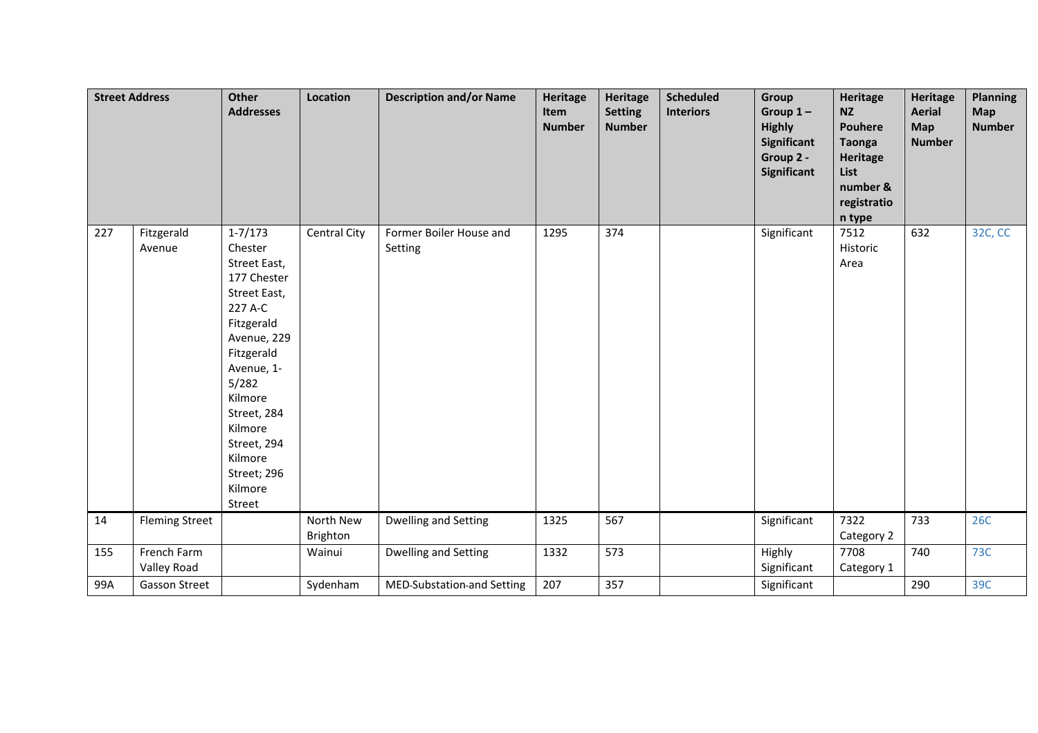| Street Address | | Other Addresses | Location | Description and/or Name | Heritage Item Number | Heritage Setting Number | Scheduled Interiors | Group Group 1 – Highly Significant Group 2 - Significant | Heritage NZ Pouhere Taonga Heritage List number & registration type | Heritage Aerial Map Number | Planning Map Number |
|---|---|---|---|---|---|---|---|---|---|---|---|
| 227 | Fitzgerald Avenue | 1-7/173 Chester Street East, 177 Chester Street East, 227 A-C Fitzgerald Avenue, 229 Fitzgerald Avenue, 1-5/282 Kilmore Street, 284 Kilmore Street, 294 Kilmore Street; 296 Kilmore Street | Central City | Former Boiler House and Setting | 1295 | 374 | | Significant | 7512 Historic Area | 632 | 32C, CC |
| 14 | Fleming Street | | North New Brighton | Dwelling and Setting | 1325 | 567 | | Significant | 7322 Category 2 | 733 | 26C |
| 155 | French Farm Valley Road | | Wainui | Dwelling and Setting | 1332 | 573 | | Highly Significant | 7708 Category 1 | 740 | 73C |
| 99A | Gasson Street | | Sydenham | MED-Substation-and Setting | 207 | 357 | | Significant | | 290 | 39C |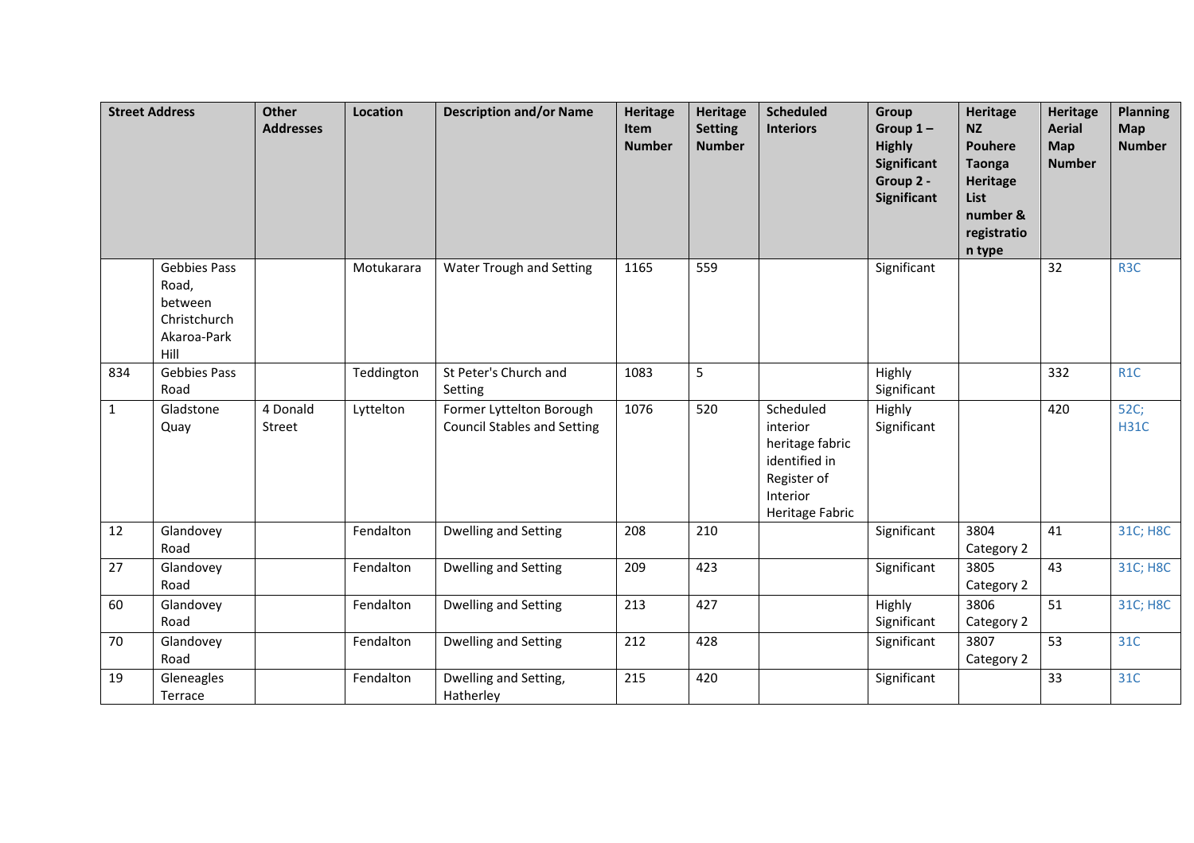| Street Address | | Other Addresses | Location | Description and/or Name | Heritage Item Number | Heritage Setting Number | Scheduled Interiors | Group Group 1 – Highly Significant Group 2 - Significant | Heritage NZ Pouhere Taonga Heritage List number & registration type | Heritage Aerial Map Number | Planning Map Number |
|---|---|---|---|---|---|---|---|---|---|---|---|
| | Gebbies Pass Road, between Christchurch Akaroa-Park Hill | | Motukarara | Water Trough and Setting | 1165 | 559 | | Significant | | 32 | R3C |
| 834 | Gebbies Pass Road | | Teddington | St Peter's Church and Setting | 1083 | 5 | | Highly Significant | | 332 | R1C |
| 1 | Gladstone Quay | 4 Donald Street | Lyttelton | Former Lyttelton Borough Council Stables and Setting | 1076 | 520 | Scheduled interior heritage fabric identified in Register of Interior Heritage Fabric | Highly Significant | | 420 | 52C; H31C |
| 12 | Glandovey Road | | Fendalton | Dwelling and Setting | 208 | 210 | | Significant | 3804 Category 2 | 41 | 31C; H8C |
| 27 | Glandovey Road | | Fendalton | Dwelling and Setting | 209 | 423 | | Significant | 3805 Category 2 | 43 | 31C; H8C |
| 60 | Glandovey Road | | Fendalton | Dwelling and Setting | 213 | 427 | | Highly Significant | 3806 Category 2 | 51 | 31C; H8C |
| 70 | Glandovey Road | | Fendalton | Dwelling and Setting | 212 | 428 | | Significant | 3807 Category 2 | 53 | 31C |
| 19 | Gleneagles Terrace | | Fendalton | Dwelling and Setting, Hatherley | 215 | 420 | | Significant | | 33 | 31C |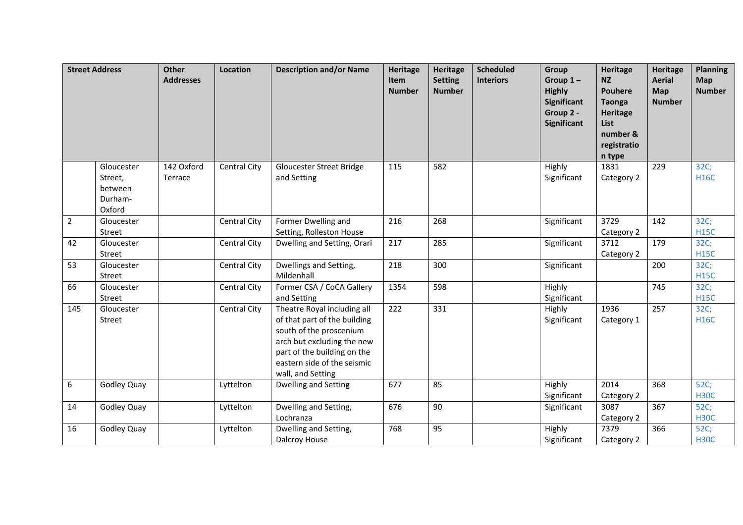| Street Address | | Other Addresses | Location | Description and/or Name | Heritage Item Number | Heritage Setting Number | Scheduled Interiors | Group Group 1 – Highly Significant Group 2 - Significant | Heritage NZ Pouhere Taonga Heritage List number & registration type | Heritage Aerial Map Number | Planning Map Number |
|---|---|---|---|---|---|---|---|---|---|---|---|
| | Gloucester Street, between Durham-Oxford | 142 Oxford Terrace | Central City | Gloucester Street Bridge and Setting | 115 | 582 | | Highly Significant | 1831 Category 2 | 229 | 32C; H16C |
| 2 | Gloucester Street | | Central City | Former Dwelling and Setting, Rolleston House | 216 | 268 | | Significant | 3729 Category 2 | 142 | 32C; H15C |
| 42 | Gloucester Street | | Central City | Dwelling and Setting, Orari | 217 | 285 | | Significant | 3712 Category 2 | 179 | 32C; H15C |
| 53 | Gloucester Street | | Central City | Dwellings and Setting, Mildenhall | 218 | 300 | | Significant | | 200 | 32C; H15C |
| 66 | Gloucester Street | | Central City | Former CSA / CoCA Gallery and Setting | 1354 | 598 | | Highly Significant | | 745 | 32C; H15C |
| 145 | Gloucester Street | | Central City | Theatre Royal including all of that part of the building south of the proscenium arch but excluding the new part of the building on the eastern side of the seismic wall, and Setting | 222 | 331 | | Highly Significant | 1936 Category 1 | 257 | 32C; H16C |
| 6 | Godley Quay | | Lyttelton | Dwelling and Setting | 677 | 85 | | Highly Significant | 2014 Category 2 | 368 | 52C; H30C |
| 14 | Godley Quay | | Lyttelton | Dwelling and Setting, Lochranza | 676 | 90 | | Significant | 3087 Category 2 | 367 | 52C; H30C |
| 16 | Godley Quay | | Lyttelton | Dwelling and Setting, Dalcroy House | 768 | 95 | | Highly Significant | 7379 Category 2 | 366 | 52C; H30C |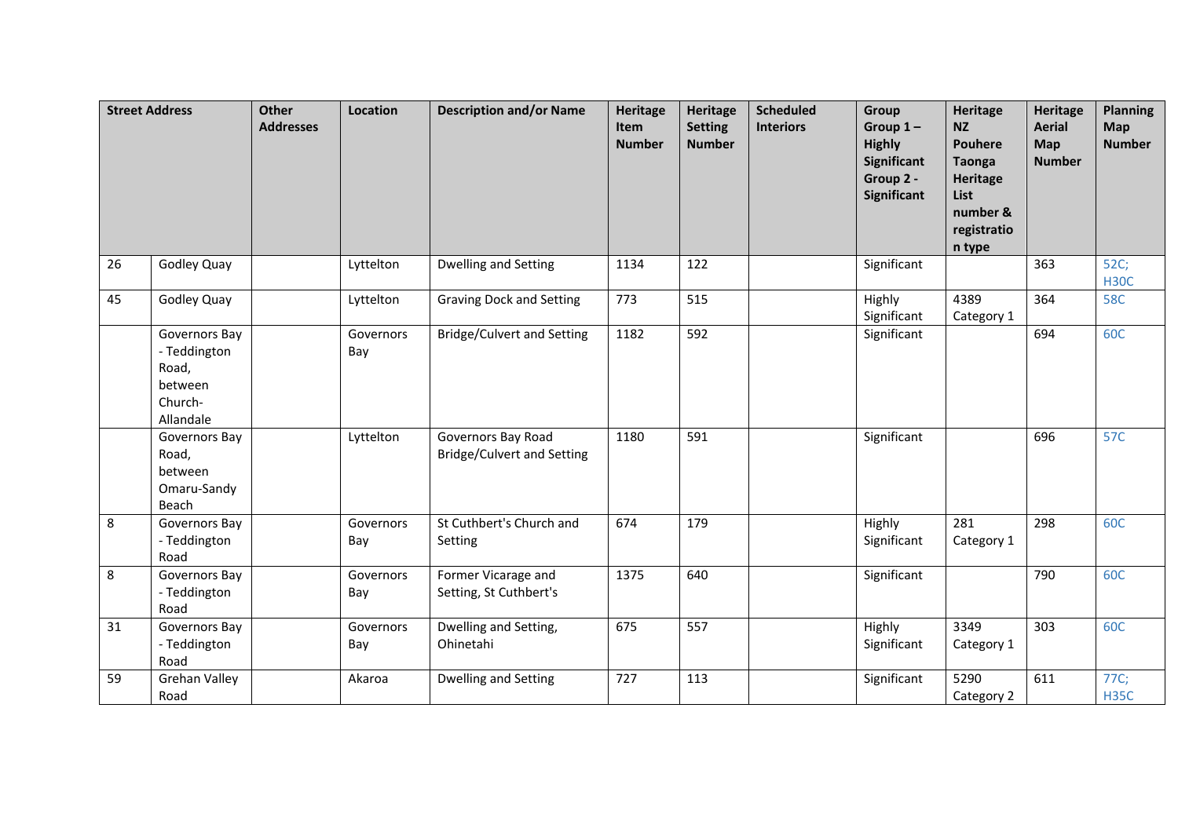| Street Address | | Other Addresses | Location | Description and/or Name | Heritage Item Number | Heritage Setting Number | Scheduled Interiors | Group Group 1 – Highly Significant Group 2 - Significant | Heritage NZ Pouhere Taonga Heritage List number & registration type | Heritage Aerial Map Number | Planning Map Number |
|---|---|---|---|---|---|---|---|---|---|---|---|
| 26 | Godley Quay | | Lyttelton | Dwelling and Setting | 1134 | 122 | | Significant | | 363 | 52C; H30C |
| 45 | Godley Quay | | Lyttelton | Graving Dock and Setting | 773 | 515 | | Highly Significant | 4389 Category 1 | 364 | 58C |
| | Governors Bay - Teddington Road, between Church-Allandale | | Governors Bay | Bridge/Culvert and Setting | 1182 | 592 | | Significant | | 694 | 60C |
| | Governors Bay Road, between Omaru-Sandy Beach | | Lyttelton | Governors Bay Road Bridge/Culvert and Setting | 1180 | 591 | | Significant | | 696 | 57C |
| 8 | Governors Bay - Teddington Road | | Governors Bay | St Cuthbert's Church and Setting | 674 | 179 | | Highly Significant | 281 Category 1 | 298 | 60C |
| 8 | Governors Bay - Teddington Road | | Governors Bay | Former Vicarage and Setting, St Cuthbert's | 1375 | 640 | | Significant | | 790 | 60C |
| 31 | Governors Bay - Teddington Road | | Governors Bay | Dwelling and Setting, Ohinetahi | 675 | 557 | | Highly Significant | 3349 Category 1 | 303 | 60C |
| 59 | Grehan Valley Road | | Akaroa | Dwelling and Setting | 727 | 113 | | Significant | 5290 Category 2 | 611 | 77C; H35C |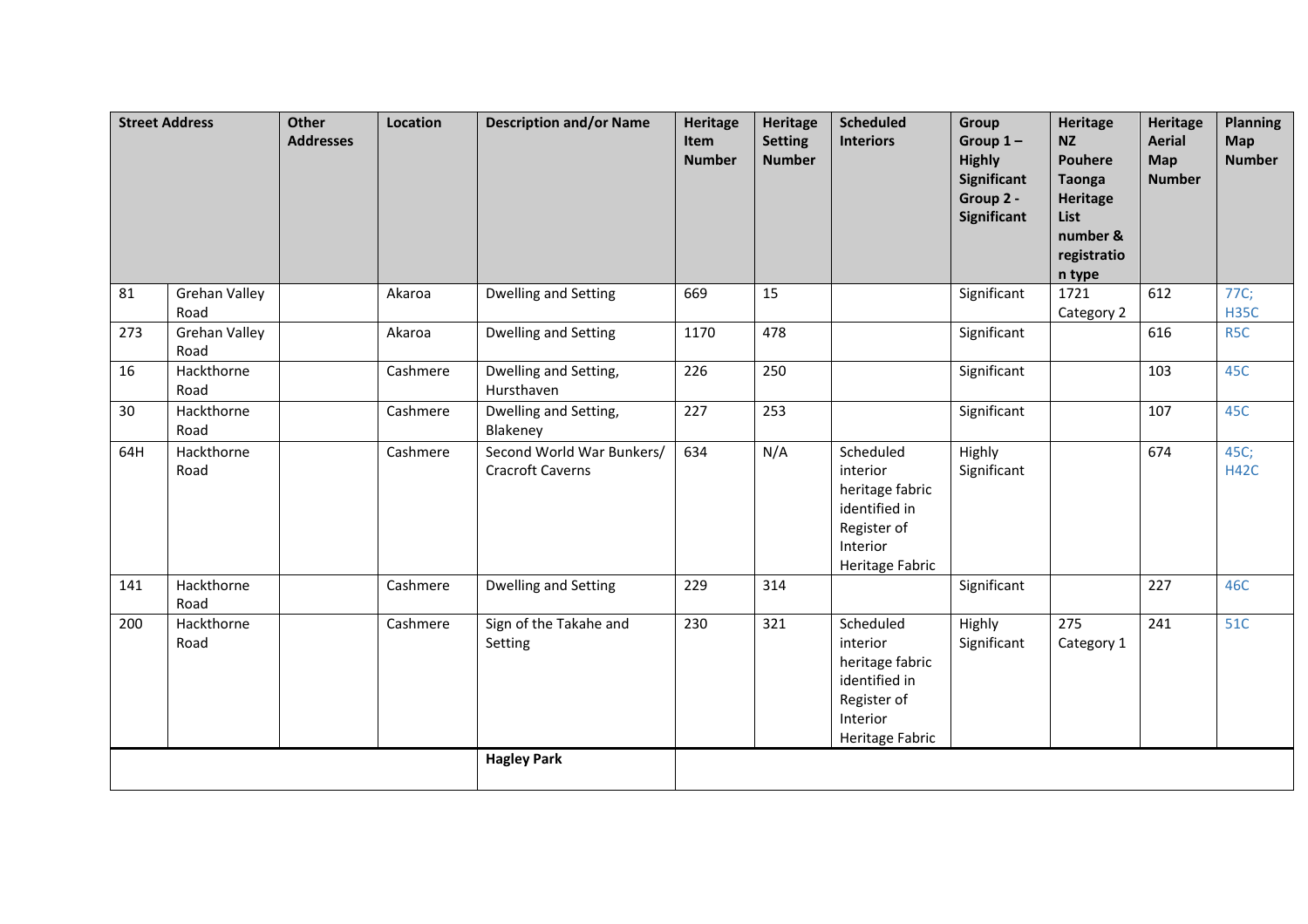| Street Address | | Other Addresses | Location | Description and/or Name | Heritage Item Number | Heritage Setting Number | Scheduled Interiors | Group Group 1 – Highly Significant Group 2 - Significant | Heritage NZ Pouhere Taonga Heritage List number & registration type | Heritage Aerial Map Number | Planning Map Number |
|---|---|---|---|---|---|---|---|---|---|---|---|
| 81 | Grehan Valley Road | | Akaroa | Dwelling and Setting | 669 | 15 | | Significant | 1721 Category 2 | 612 | 77C; H35C |
| 273 | Grehan Valley Road | | Akaroa | Dwelling and Setting | 1170 | 478 | | Significant | | 616 | R5C |
| 16 | Hackthorne Road | | Cashmere | Dwelling and Setting, Hursthaven | 226 | 250 | | Significant | | 103 | 45C |
| 30 | Hackthorne Road | | Cashmere | Dwelling and Setting, Blakeney | 227 | 253 | | Significant | | 107 | 45C |
| 64H | Hackthorne Road | | Cashmere | Second World War Bunkers/ Cracroft Caverns | 634 | N/A | Scheduled interior heritage fabric identified in Register of Interior Heritage Fabric | Highly Significant | | 674 | 45C; H42C |
| 141 | Hackthorne Road | | Cashmere | Dwelling and Setting | 229 | 314 | | Significant | | 227 | 46C |
| 200 | Hackthorne Road | | Cashmere | Sign of the Takahe and Setting | 230 | 321 | Scheduled interior heritage fabric identified in Register of Interior Heritage Fabric | Highly Significant | 275 Category 1 | 241 | 51C |
| | | | | **Hagley Park** | | | | | | | |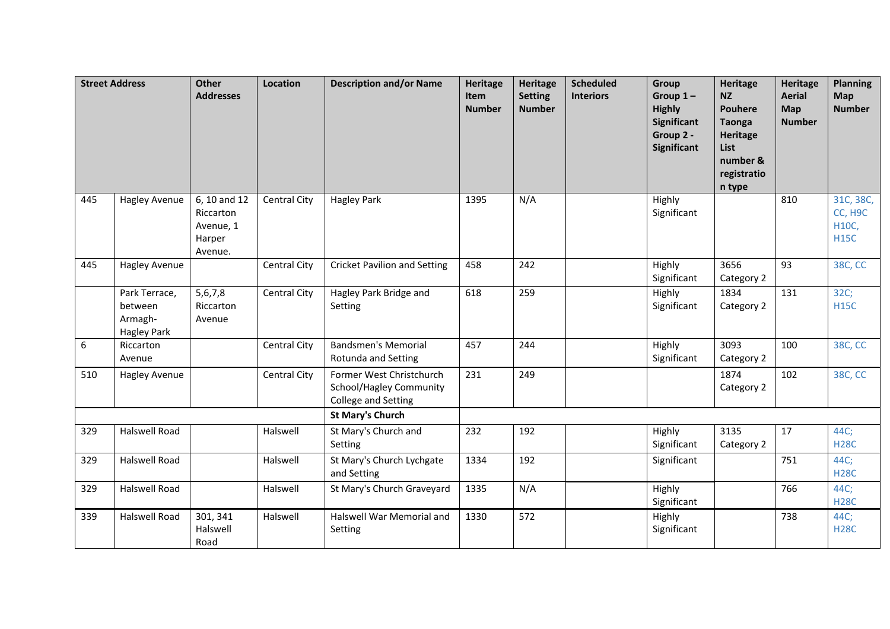| Street Address | | Other Addresses | Location | Description and/or Name | Heritage Item Number | Heritage Setting Number | Scheduled Interiors | Group Group 1 – Highly Significant Group 2 - Significant | Heritage NZ Pouhere Taonga Heritage List number & registration type | Heritage Aerial Map Number | Planning Map Number |
|---|---|---|---|---|---|---|---|---|---|---|---|
| 445 | Hagley Avenue | 6, 10 and 12 Riccarton Avenue, 1 Harper Avenue. | Central City | Hagley Park | 1395 | N/A | | Highly Significant | | 810 | 31C, 38C, CC, H9C H10C, H15C |
| 445 | Hagley Avenue | | Central City | Cricket Pavilion and Setting | 458 | 242 | | Highly Significant | 3656 Category 2 | 93 | 38C, CC |
| | Park Terrace, between Armagh-Hagley Park | 5,6,7,8 Riccarton Avenue | Central City | Hagley Park Bridge and Setting | 618 | 259 | | Highly Significant | 1834 Category 2 | 131 | 32C; H15C |
| 6 | Riccarton Avenue | | Central City | Bandsmen's Memorial Rotunda and Setting | 457 | 244 | | Highly Significant | 3093 Category 2 | 100 | 38C, CC |
| 510 | Hagley Avenue | | Central City | Former West Christchurch School/Hagley Community College and Setting | 231 | 249 | | | 1874 Category 2 | 102 | 38C, CC |
| | | | | **St Mary's Church** | | | | | | | |
| 329 | Halswell Road | | Halswell | St Mary's Church and Setting | 232 | 192 | | Highly Significant | 3135 Category 2 | 17 | 44C; H28C |
| 329 | Halswell Road | | Halswell | St Mary's Church Lychgate and Setting | 1334 | 192 | | Significant | | 751 | 44C; H28C |
| 329 | Halswell Road | | Halswell | St Mary's Church Graveyard | 1335 | N/A | | Highly Significant | | 766 | 44C; H28C |
| 339 | Halswell Road | 301, 341 Halswell Road | Halswell | Halswell War Memorial and Setting | 1330 | 572 | | Highly Significant | | 738 | 44C; H28C |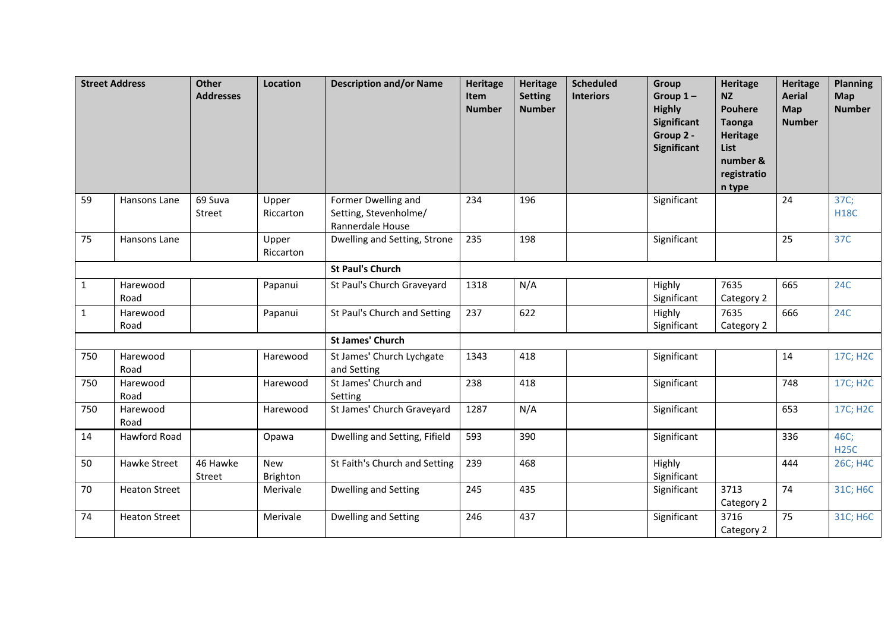| Street Address | | Other Addresses | Location | Description and/or Name | Heritage Item Number | Heritage Setting Number | Scheduled Interiors | Group Group 1 – Highly Significant Group 2 - Significant | Heritage NZ Pouhere Taonga Heritage List number & registration type | Heritage Aerial Map Number | Planning Map Number |
|---|---|---|---|---|---|---|---|---|---|---|---|
| 59 | Hansons Lane | 69 Suva Street | Upper Riccarton | Former Dwelling and Setting, Stevenholme/ Rannerdale House | 234 | 196 | | Significant | | 24 | 37C; H18C |
| 75 | Hansons Lane | | Upper Riccarton | Dwelling and Setting, Strone | 235 | 198 | | Significant | | 25 | 37C |
| | | | | **St Paul's Church** | | | | | | | |
| 1 | Harewood Road | | Papanui | St Paul's Church Graveyard | 1318 | N/A | | Highly Significant | 7635 Category 2 | 665 | 24C |
| 1 | Harewood Road | | Papanui | St Paul's Church and Setting | 237 | 622 | | Highly Significant | 7635 Category 2 | 666 | 24C |
| | | | | **St James' Church** | | | | | | | |
| 750 | Harewood Road | | Harewood | St James' Church Lychgate and Setting | 1343 | 418 | | Significant | | 14 | 17C; H2C |
| 750 | Harewood Road | | Harewood | St James' Church and Setting | 238 | 418 | | Significant | | 748 | 17C; H2C |
| 750 | Harewood Road | | Harewood | St James' Church Graveyard | 1287 | N/A | | Significant | | 653 | 17C; H2C |
| 14 | Hawford Road | | Opawa | Dwelling and Setting, Fifield | 593 | 390 | | Significant | | 336 | 46C; H25C |
| 50 | Hawke Street | 46 Hawke Street | New Brighton | St Faith's Church and Setting | 239 | 468 | | Highly Significant | | 444 | 26C; H4C |
| 70 | Heaton Street | | Merivale | Dwelling and Setting | 245 | 435 | | Significant | 3713 Category 2 | 74 | 31C; H6C |
| 74 | Heaton Street | | Merivale | Dwelling and Setting | 246 | 437 | | Significant | 3716 Category 2 | 75 | 31C; H6C |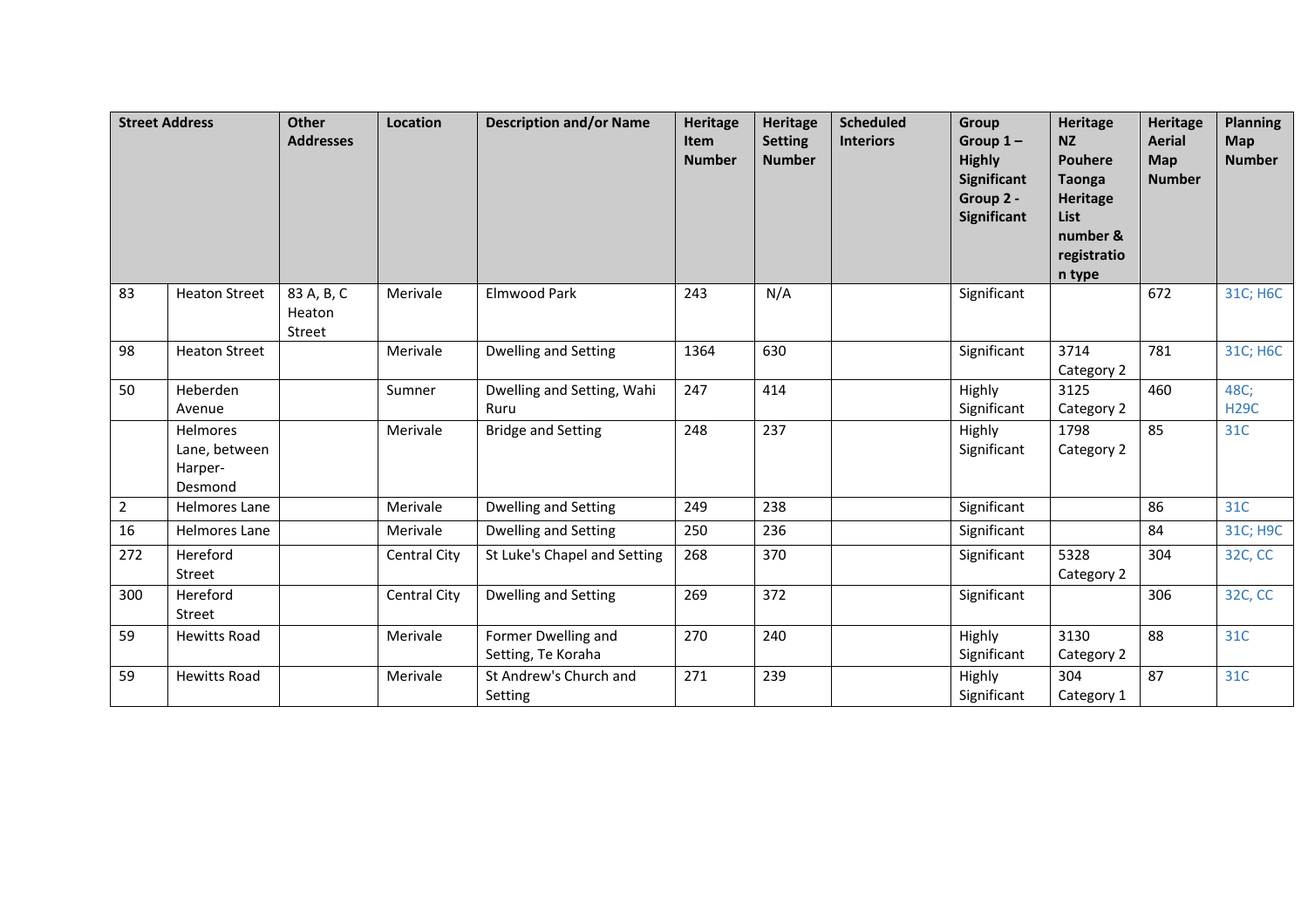| Street Address | | Other Addresses | Location | Description and/or Name | Heritage Item Number | Heritage Setting Number | Scheduled Interiors | Group Group 1 – Highly Significant Group 2 - Significant | Heritage NZ Pouhere Taonga Heritage List number & registration type | Heritage Aerial Map Number | Planning Map Number |
|---|---|---|---|---|---|---|---|---|---|---|---|
| 83 | Heaton Street | 83 A, B, C Heaton Street | Merivale | Elmwood Park | 243 | N/A | | Significant | | 672 | 31C; H6C |
| 98 | Heaton Street | | Merivale | Dwelling and Setting | 1364 | 630 | | Significant | 3714 Category 2 | 781 | 31C; H6C |
| 50 | Heberden Avenue | | Sumner | Dwelling and Setting, Wahi Ruru | 247 | 414 | | Highly Significant | 3125 Category 2 | 460 | 48C; H29C |
| | Helmores Lane, between Harper-Desmond | | Merivale | Bridge and Setting | 248 | 237 | | Highly Significant | 1798 Category 2 | 85 | 31C |
| 2 | Helmores Lane | | Merivale | Dwelling and Setting | 249 | 238 | | Significant | | 86 | 31C |
| 16 | Helmores Lane | | Merivale | Dwelling and Setting | 250 | 236 | | Significant | | 84 | 31C; H9C |
| 272 | Hereford Street | | Central City | St Luke's Chapel and Setting | 268 | 370 | | Significant | 5328 Category 2 | 304 | 32C, CC |
| 300 | Hereford Street | | Central City | Dwelling and Setting | 269 | 372 | | Significant | | 306 | 32C, CC |
| 59 | Hewitts Road | | Merivale | Former Dwelling and Setting, Te Koraha | 270 | 240 | | Highly Significant | 3130 Category 2 | 88 | 31C |
| 59 | Hewitts Road | | Merivale | St Andrew's Church and Setting | 271 | 239 | | Highly Significant | 304 Category 1 | 87 | 31C |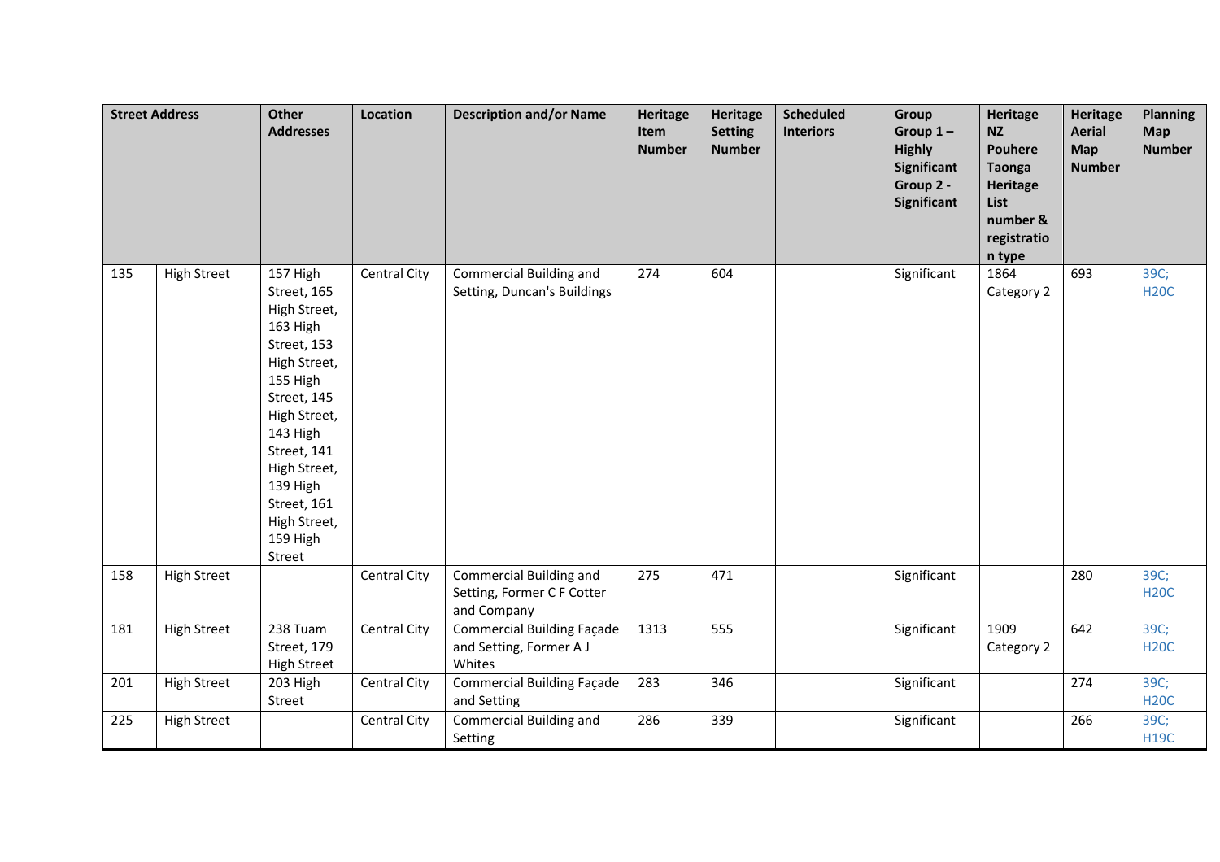| Street Address | | Other Addresses | Location | Description and/or Name | Heritage Item Number | Heritage Setting Number | Scheduled Interiors | Group Group 1 – Highly Significant Group 2 - Significant | Heritage NZ Pouhere Taonga Heritage List number & registration type | Heritage Aerial Map Number | Planning Map Number |
|---|---|---|---|---|---|---|---|---|---|---|---|
| 135 | High Street | 157 High Street, 165 High Street, 163 High Street, 153 High Street, 155 High Street, 145 High Street, 143 High Street, 141 High Street, 139 High Street, 161 High Street, 159 High Street | Central City | Commercial Building and Setting, Duncan's Buildings | 274 | 604 | | Significant | 1864 Category 2 | 693 | 39C; H20C |
| 158 | High Street | | Central City | Commercial Building and Setting, Former C F Cotter and Company | 275 | 471 | | Significant | | 280 | 39C; H20C |
| 181 | High Street | 238 Tuam Street, 179 High Street | Central City | Commercial Building Façade and Setting, Former A J Whites | 1313 | 555 | | Significant | 1909 Category 2 | 642 | 39C; H20C |
| 201 | High Street | 203 High Street | Central City | Commercial Building Façade and Setting | 283 | 346 | | Significant | | 274 | 39C; H20C |
| 225 | High Street | | Central City | Commercial Building and Setting | 286 | 339 | | Significant | | 266 | 39C; H19C |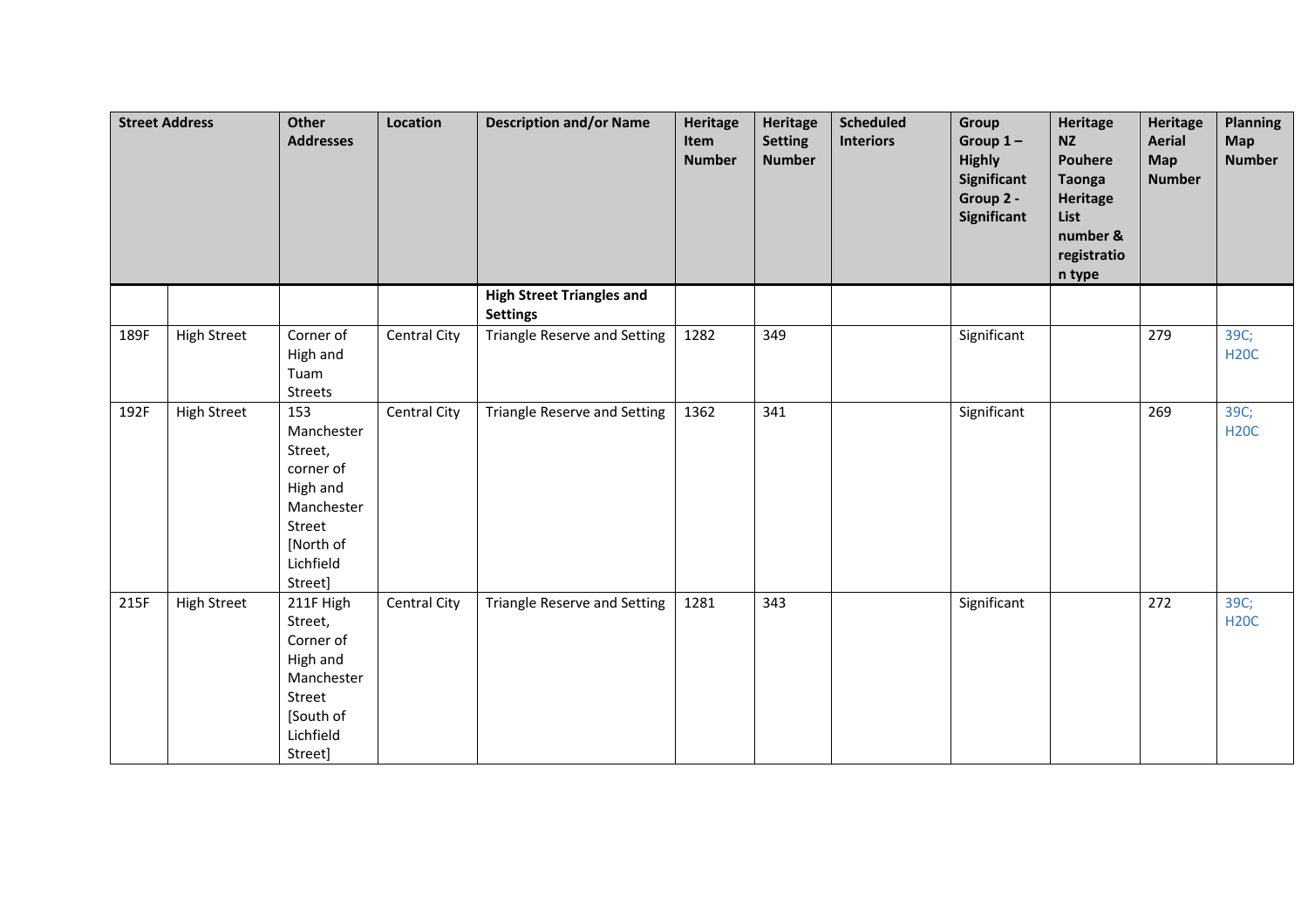| Street Address | | Other Addresses | Location | Description and/or Name | Heritage Item Number | Heritage Setting Number | Scheduled Interiors | Group Group 1 – Highly Significant Group 2 - Significant | Heritage NZ Pouhere Taonga Heritage List number & registration type | Heritage Aerial Map Number | Planning Map Number |
|---|---|---|---|---|---|---|---|---|---|---|---|
| | | | | **High Street Triangles and Settings** | | | | | | | |
| 189F | High Street | Corner of High and Tuam Streets | Central City | Triangle Reserve and Setting | 1282 | 349 | | Significant | | 279 | 39C; H20C |
| 192F | High Street | 153 Manchester Street, corner of High and Manchester Street [North of Lichfield Street] | Central City | Triangle Reserve and Setting | 1362 | 341 | | Significant | | 269 | 39C; H20C |
| 215F | High Street | 211F High Street, Corner of High and Manchester Street [South of Lichfield Street] | Central City | Triangle Reserve and Setting | 1281 | 343 | | Significant | | 272 | 39C; H20C |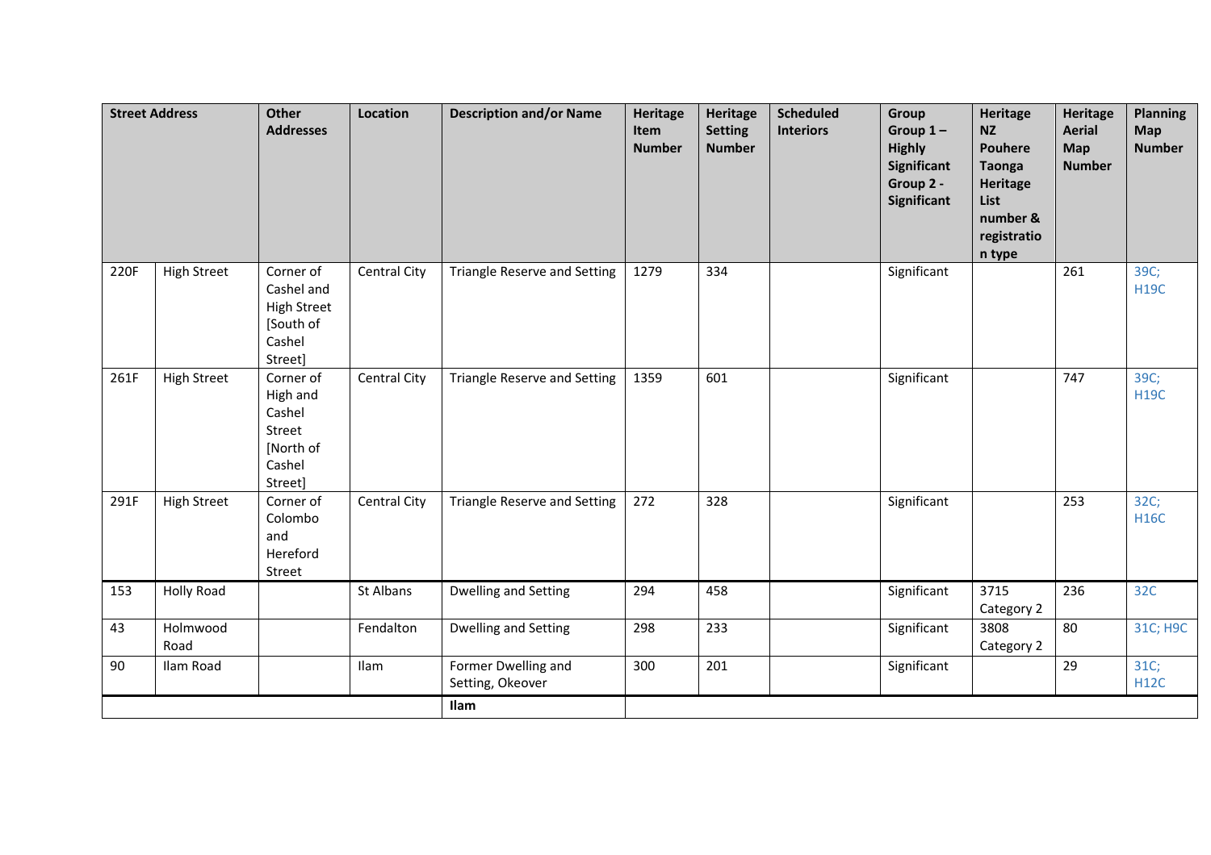| Street Address | | Other Addresses | Location | Description and/or Name | Heritage Item Number | Heritage Setting Number | Scheduled Interiors | Group Group 1 – Highly Significant Group 2 - Significant | Heritage NZ Pouhere Taonga Heritage List number & registration type | Heritage Aerial Map Number | Planning Map Number |
|---|---|---|---|---|---|---|---|---|---|---|---|
| 220F | High Street | Corner of Cashel and High Street [South of Cashel Street] | Central City | Triangle Reserve and Setting | 1279 | 334 | | Significant | | 261 | 39C; H19C |
| 261F | High Street | Corner of High and Cashel Street [North of Cashel Street] | Central City | Triangle Reserve and Setting | 1359 | 601 | | Significant | | 747 | 39C; H19C |
| 291F | High Street | Corner of Colombo and Hereford Street | Central City | Triangle Reserve and Setting | 272 | 328 | | Significant | | 253 | 32C; H16C |
| 153 | Holly Road | | St Albans | Dwelling and Setting | 294 | 458 | | Significant | 3715 Category 2 | 236 | 32C |
| 43 | Holmwood Road | | Fendalton | Dwelling and Setting | 298 | 233 | | Significant | 3808 Category 2 | 80 | 31C; H9C |
| 90 | Ilam Road | | Ilam | Former Dwelling and Setting, Okeover | 300 | 201 | | Significant | | 29 | 31C; H12C |
| | | | | **Ilam** | | | | | | | |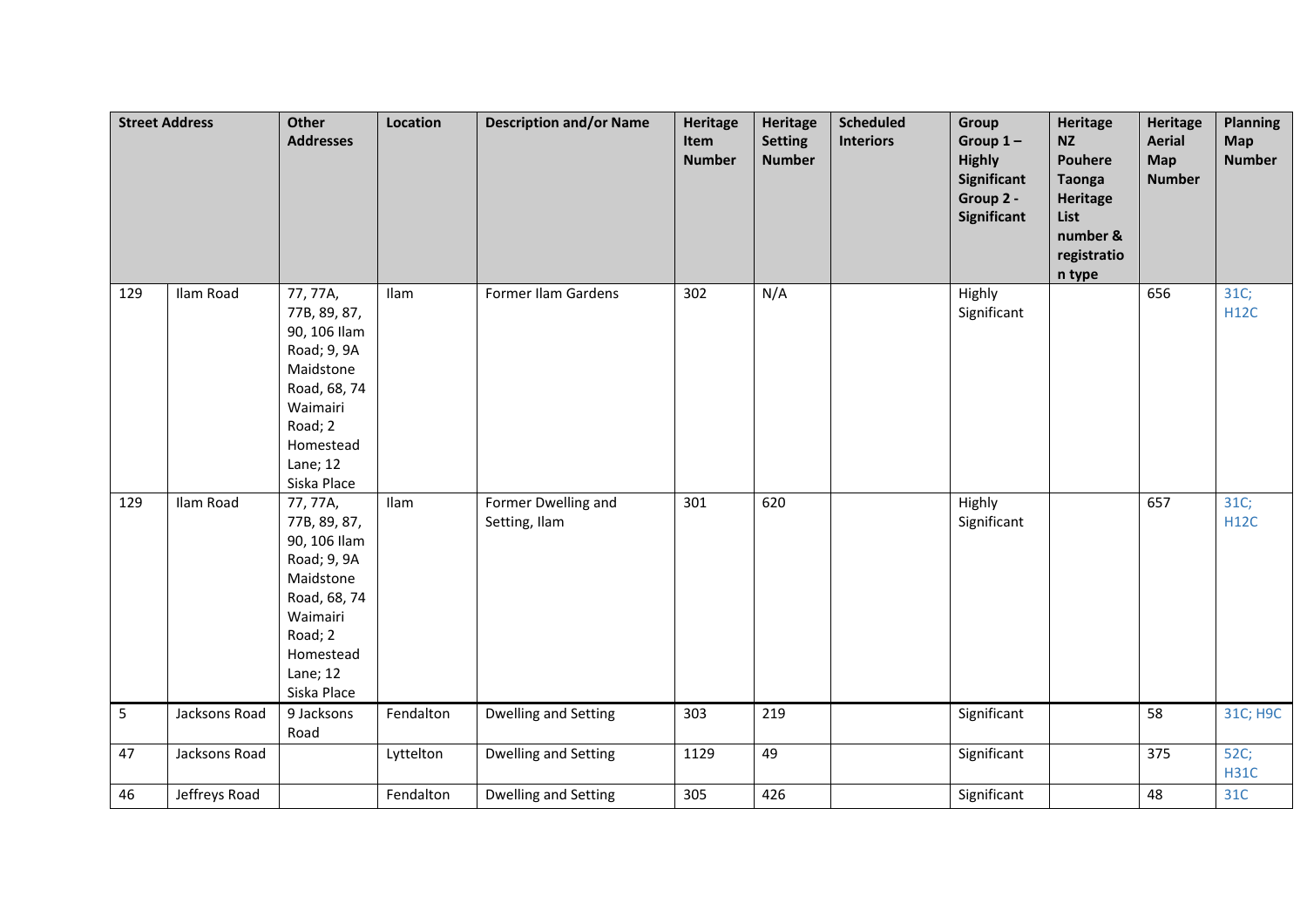| Street Address | | Other Addresses | Location | Description and/or Name | Heritage Item Number | Heritage Setting Number | Scheduled Interiors | Group Group 1 – Highly Significant Group 2 - Significant | Heritage NZ Pouhere Taonga Heritage List number & registration type | Heritage Aerial Map Number | Planning Map Number |
|---|---|---|---|---|---|---|---|---|---|---|---|
| 129 | Ilam Road | 77, 77A, 77B, 89, 87, 90, 106 Ilam Road; 9, 9A Maidstone Road, 68, 74 Waimairi Road; 2 Homestead Lane; 12 Siska Place | Ilam | Former Ilam Gardens | 302 | N/A | | Highly Significant | | 656 | 31C; H12C |
| 129 | Ilam Road | 77, 77A, 77B, 89, 87, 90, 106 Ilam Road; 9, 9A Maidstone Road, 68, 74 Waimairi Road; 2 Homestead Lane; 12 Siska Place | Ilam | Former Dwelling and Setting, Ilam | 301 | 620 | | Highly Significant | | 657 | 31C; H12C |
| 5 | Jacksons Road | 9 Jacksons Road | Fendalton | Dwelling and Setting | 303 | 219 | | Significant | | 58 | 31C; H9C |
| 47 | Jacksons Road | | Lyttelton | Dwelling and Setting | 1129 | 49 | | Significant | | 375 | 52C; H31C |
| 46 | Jeffreys Road | | Fendalton | Dwelling and Setting | 305 | 426 | | Significant | | 48 | 31C |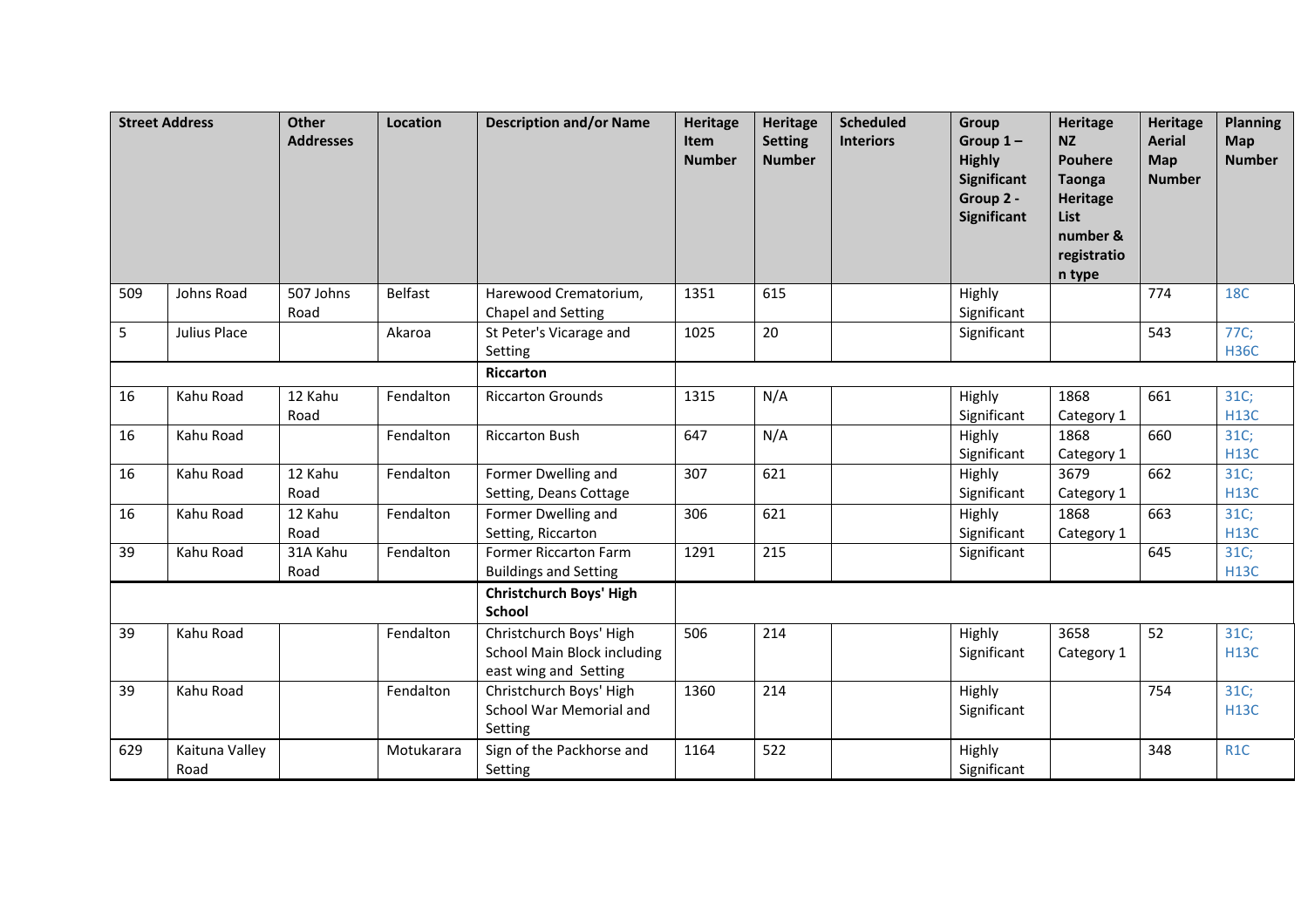| Street Address | | Other Addresses | Location | Description and/or Name | Heritage Item Number | Heritage Setting Number | Scheduled Interiors | Group Group 1 – Highly Significant Group 2 - Significant | Heritage NZ Pouhere Taonga Heritage List number & registration type | Heritage Aerial Map Number | Planning Map Number |
|---|---|---|---|---|---|---|---|---|---|---|---|
| 509 | Johns Road | 507 Johns Road | Belfast | Harewood Crematorium, Chapel and Setting | 1351 | 615 | | Highly Significant | | 774 | 18C |
| 5 | Julius Place | | Akaroa | St Peter's Vicarage and Setting | 1025 | 20 | | Significant | | 543 | 77C; H36C |
| | | | | **Riccarton** | | | | | | | |
| 16 | Kahu Road | 12 Kahu Road | Fendalton | Riccarton Grounds | 1315 | N/A | | Highly Significant | 1868 Category 1 | 661 | 31C; H13C |
| 16 | Kahu Road | | Fendalton | Riccarton Bush | 647 | N/A | | Highly Significant | 1868 Category 1 | 660 | 31C; H13C |
| 16 | Kahu Road | 12 Kahu Road | Fendalton | Former Dwelling and Setting, Deans Cottage | 307 | 621 | | Highly Significant | 3679 Category 1 | 662 | 31C; H13C |
| 16 | Kahu Road | 12 Kahu Road | Fendalton | Former Dwelling and Setting, Riccarton | 306 | 621 | | Highly Significant | 1868 Category 1 | 663 | 31C; H13C |
| 39 | Kahu Road | 31A Kahu Road | Fendalton | Former Riccarton Farm Buildings and Setting | 1291 | 215 | | Significant | | 645 | 31C; H13C |
| | | | | **Christchurch Boys' High School** | | | | | | | |
| 39 | Kahu Road | | Fendalton | Christchurch Boys' High School Main Block including east wing and Setting | 506 | 214 | | Highly Significant | 3658 Category 1 | 52 | 31C; H13C |
| 39 | Kahu Road | | Fendalton | Christchurch Boys' High School War Memorial and Setting | 1360 | 214 | | Highly Significant | | 754 | 31C; H13C |
| 629 | Kaituna Valley Road | | Motukarara | Sign of the Packhorse and Setting | 1164 | 522 | | Highly Significant | | 348 | R1C |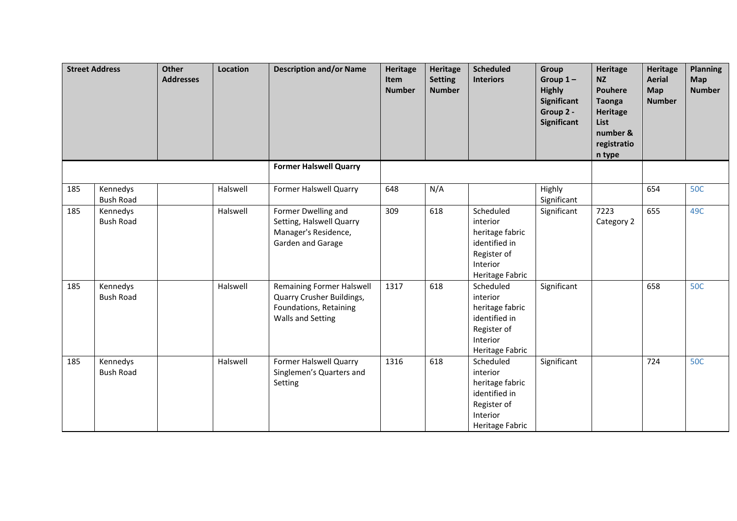| Street Address | | Other Addresses | Location | Description and/or Name | Heritage Item Number | Heritage Setting Number | Scheduled Interiors | Group Group 1 – Highly Significant Group 2 - Significant | Heritage NZ Pouhere Taonga Heritage List number & registration type | Heritage Aerial Map Number | Planning Map Number |
|---|---|---|---|---|---|---|---|---|---|---|---|
| | | | | **Former Halswell Quarry** | | | | | | | |
| 185 | Kennedys Bush Road | | Halswell | Former Halswell Quarry | 648 | N/A | | Highly Significant | | 654 | 50C |
| 185 | Kennedys Bush Road | | Halswell | Former Dwelling and Setting, Halswell Quarry Manager's Residence, Garden and Garage | 309 | 618 | Scheduled interior heritage fabric identified in Register of Interior Heritage Fabric | Significant | 7223 Category 2 | 655 | 49C |
| 185 | Kennedys Bush Road | | Halswell | Remaining Former Halswell Quarry Crusher Buildings, Foundations, Retaining Walls and Setting | 1317 | 618 | Scheduled interior heritage fabric identified in Register of Interior Heritage Fabric | Significant | | 658 | 50C |
| 185 | Kennedys Bush Road | | Halswell | Former Halswell Quarry Singlemen's Quarters and Setting | 1316 | 618 | Scheduled interior heritage fabric identified in Register of Interior Heritage Fabric | Significant | | 724 | 50C |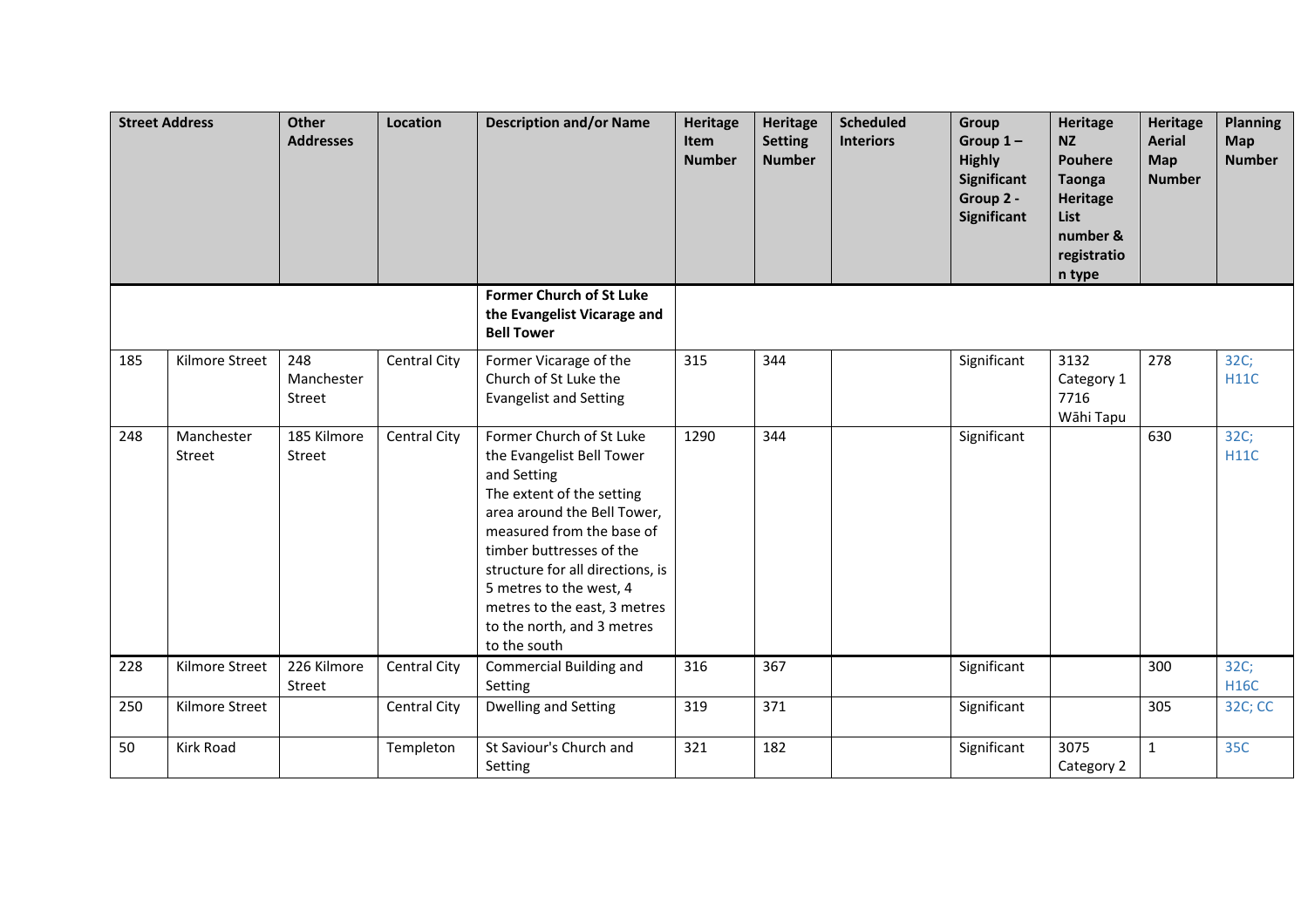| Street Address | | Other Addresses | Location | Description and/or Name | Heritage Item Number | Heritage Setting Number | Scheduled Interiors | Group Group 1 – Highly Significant Group 2 - Significant | Heritage NZ Pouhere Taonga Heritage List number & registration type | Heritage Aerial Map Number | Planning Map Number |
|---|---|---|---|---|---|---|---|---|---|---|---|
| | | | | **Former Church of St Luke the Evangelist Vicarage and Bell Tower** | | | | | | | |
| 185 | Kilmore Street | 248 Manchester Street | Central City | Former Vicarage of the Church of St Luke the Evangelist and Setting | 315 | 344 | | Significant | 3132 Category 1 7716 Wāhi Tapu | 278 | 32C; H11C |
| 248 | Manchester Street | 185 Kilmore Street | Central City | Former Church of St Luke the Evangelist Bell Tower and Setting The extent of the setting area around the Bell Tower, measured from the base of timber buttresses of the structure for all directions, is 5 metres to the west, 4 metres to the east, 3 metres to the north, and 3 metres to the south | 1290 | 344 | | Significant | | 630 | 32C; H11C |
| 228 | Kilmore Street | 226 Kilmore Street | Central City | Commercial Building and Setting | 316 | 367 | | Significant | | 300 | 32C; H16C |
| 250 | Kilmore Street | | Central City | Dwelling and Setting | 319 | 371 | | Significant | | 305 | 32C; CC |
| 50 | Kirk Road | | Templeton | St Saviour's Church and Setting | 321 | 182 | | Significant | 3075 Category 2 | 1 | 35C |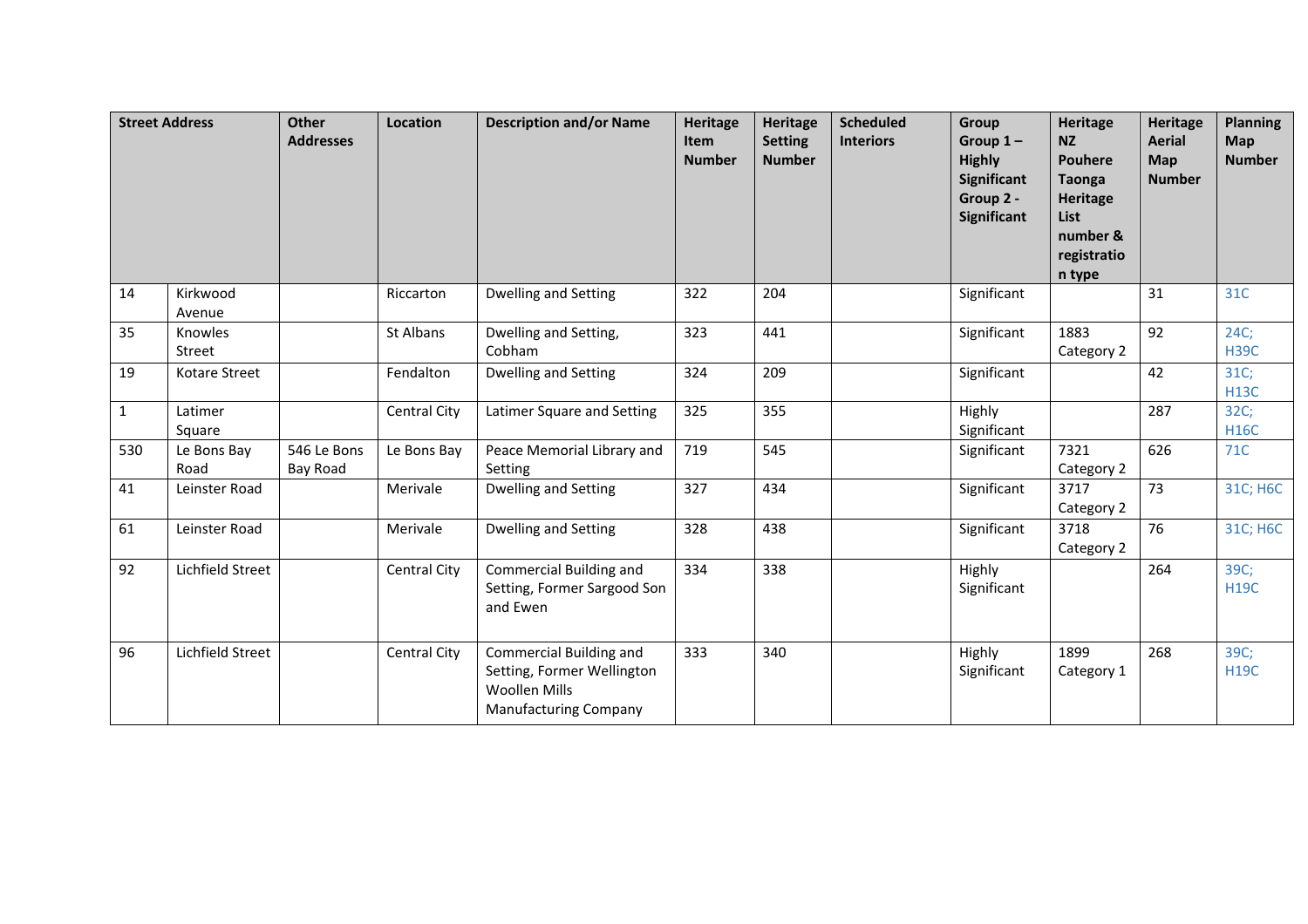| Street Address | | Other Addresses | Location | Description and/or Name | Heritage Item Number | Heritage Setting Number | Scheduled Interiors | Group Group 1 – Highly Significant Group 2 - Significant | Heritage NZ Pouhere Taonga Heritage List number & registration type | Heritage Aerial Map Number | Planning Map Number |
|---|---|---|---|---|---|---|---|---|---|---|---|
| 14 | Kirkwood Avenue | | Riccarton | Dwelling and Setting | 322 | 204 | | Significant | | 31 | 31C |
| 35 | Knowles Street | | St Albans | Dwelling and Setting, Cobham | 323 | 441 | | Significant | 1883 Category 2 | 92 | 24C; H39C |
| 19 | Kotare Street | | Fendalton | Dwelling and Setting | 324 | 209 | | Significant | | 42 | 31C; H13C |
| 1 | Latimer Square | | Central City | Latimer Square and Setting | 325 | 355 | | Highly Significant | | 287 | 32C; H16C |
| 530 | Le Bons Bay Road | 546 Le Bons Bay Road | Le Bons Bay | Peace Memorial Library and Setting | 719 | 545 | | Significant | 7321 Category 2 | 626 | 71C |
| 41 | Leinster Road | | Merivale | Dwelling and Setting | 327 | 434 | | Significant | 3717 Category 2 | 73 | 31C; H6C |
| 61 | Leinster Road | | Merivale | Dwelling and Setting | 328 | 438 | | Significant | 3718 Category 2 | 76 | 31C; H6C |
| 92 | Lichfield Street | | Central City | Commercial Building and Setting, Former Sargood Son and Ewen | 334 | 338 | | Highly Significant | | 264 | 39C; H19C |
| 96 | Lichfield Street | | Central City | Commercial Building and Setting, Former Wellington Woollen Mills Manufacturing Company | 333 | 340 | | Highly Significant | 1899 Category 1 | 268 | 39C; H19C |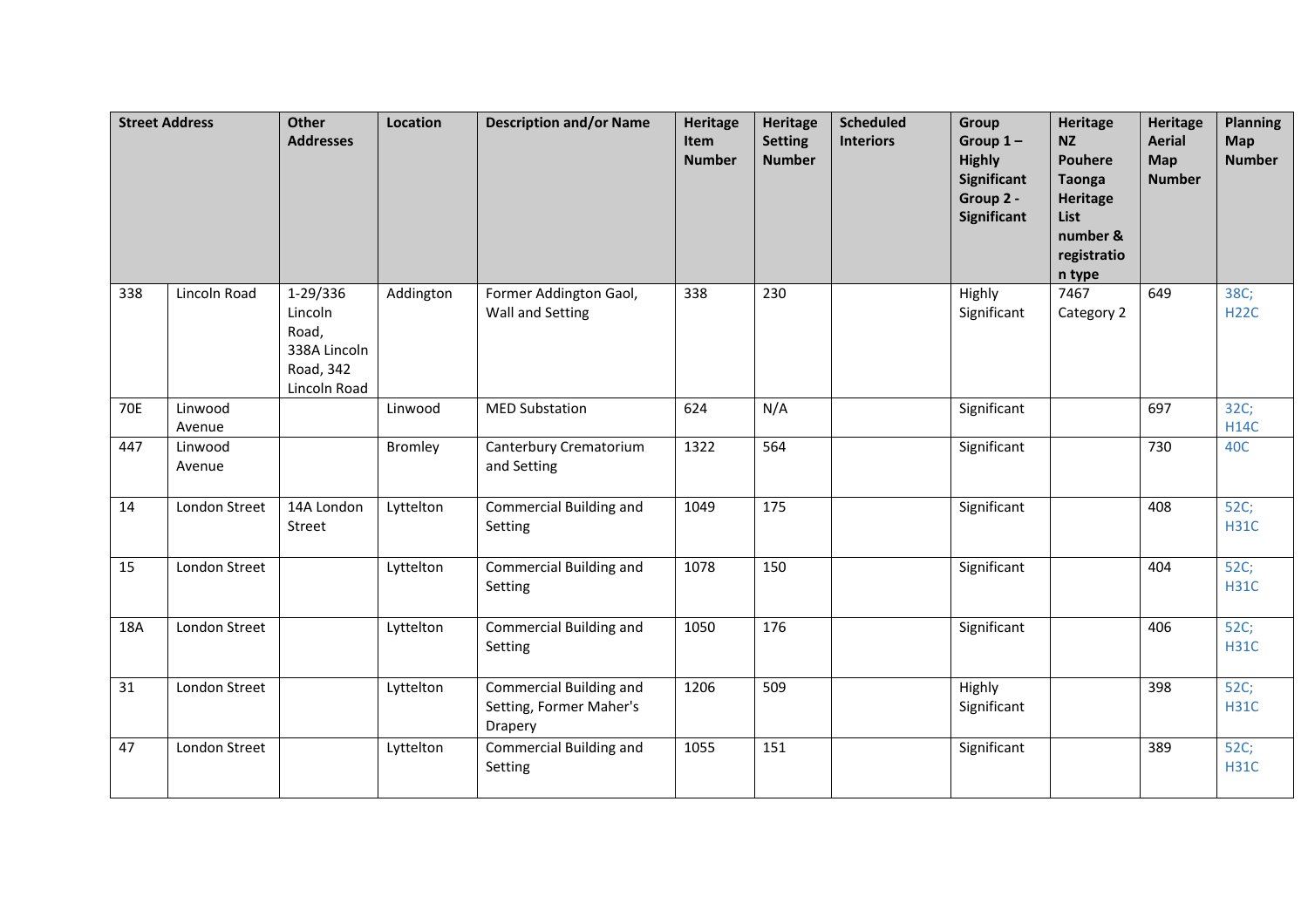| Street Address | | Other Addresses | Location | Description and/or Name | Heritage Item Number | Heritage Setting Number | Scheduled Interiors | Group Group 1 – Highly Significant Group 2 - Significant | Heritage NZ Pouhere Taonga Heritage List number & registration type | Heritage Aerial Map Number | Planning Map Number |
|---|---|---|---|---|---|---|---|---|---|---|---|
| 338 | Lincoln Road | 1-29/336 Lincoln Road, 338A Lincoln Road, 342 Lincoln Road | Addington | Former Addington Gaol, Wall and Setting | 338 | 230 | | Highly Significant | 7467 Category 2 | 649 | 38C; H22C |
| 70E | Linwood Avenue | | Linwood | MED Substation | 624 | N/A | | Significant | | 697 | 32C; H14C |
| 447 | Linwood Avenue | | Bromley | Canterbury Crematorium and Setting | 1322 | 564 | | Significant | | 730 | 40C |
| 14 | London Street | 14A London Street | Lyttelton | Commercial Building and Setting | 1049 | 175 | | Significant | | 408 | 52C; H31C |
| 15 | London Street | | Lyttelton | Commercial Building and Setting | 1078 | 150 | | Significant | | 404 | 52C; H31C |
| 18A | London Street | | Lyttelton | Commercial Building and Setting | 1050 | 176 | | Significant | | 406 | 52C; H31C |
| 31 | London Street | | Lyttelton | Commercial Building and Setting, Former Maher's Drapery | 1206 | 509 | | Highly Significant | | 398 | 52C; H31C |
| 47 | London Street | | Lyttelton | Commercial Building and Setting | 1055 | 151 | | Significant | | 389 | 52C; H31C |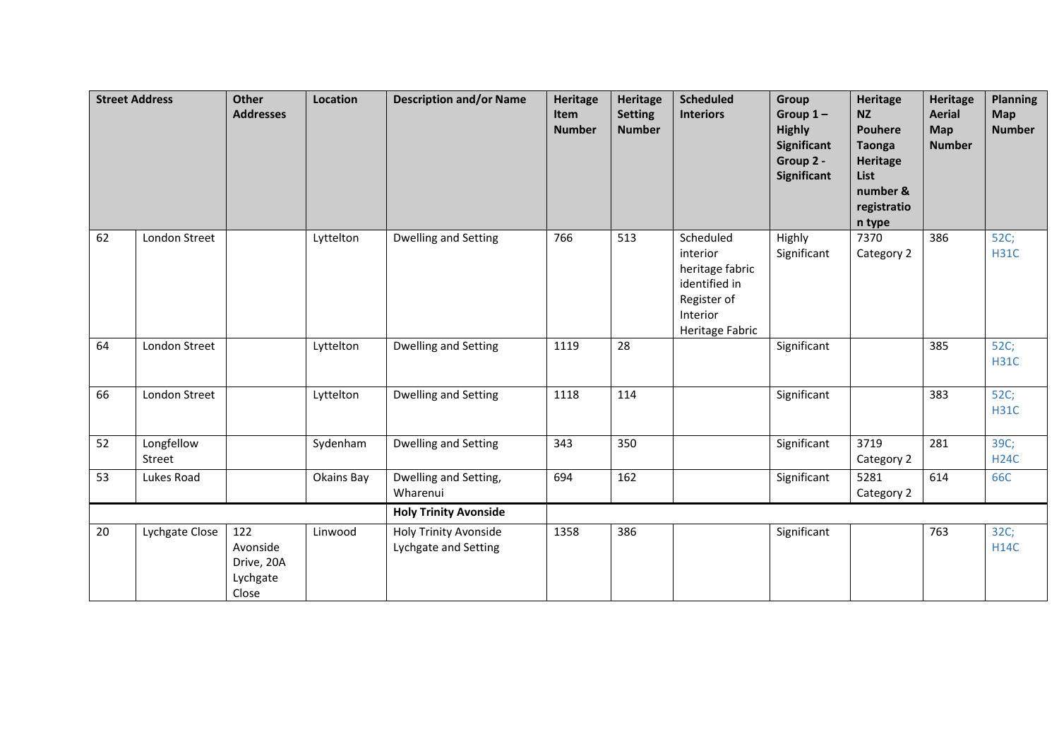| Street Address | | Other Addresses | Location | Description and/or Name | Heritage Item Number | Heritage Setting Number | Scheduled Interiors | Group Group 1 – Highly Significant Group 2 - Significant | Heritage NZ Pouhere Taonga Heritage List number & registration type | Heritage Aerial Map Number | Planning Map Number |
|---|---|---|---|---|---|---|---|---|---|---|---|
| 62 | London Street | | Lyttelton | Dwelling and Setting | 766 | 513 | Scheduled interior heritage fabric identified in Register of Interior Heritage Fabric | Highly Significant | 7370 Category 2 | 386 | 52C; H31C |
| 64 | London Street | | Lyttelton | Dwelling and Setting | 1119 | 28 | | Significant | | 385 | 52C; H31C |
| 66 | London Street | | Lyttelton | Dwelling and Setting | 1118 | 114 | | Significant | | 383 | 52C; H31C |
| 52 | Longfellow Street | | Sydenham | Dwelling and Setting | 343 | 350 | | Significant | 3719 Category 2 | 281 | 39C; H24C |
| 53 | Lukes Road | | Okains Bay | Dwelling and Setting, Wharenui | 694 | 162 | | Significant | 5281 Category 2 | 614 | 66C |
| | | | | **Holy Trinity Avonside** | | | | | | | |
| 20 | Lychgate Close | 122 Avonside Drive, 20A Lychgate Close | Linwood | Holy Trinity Avonside Lychgate and Setting | 1358 | 386 | | Significant | | 763 | 32C; H14C |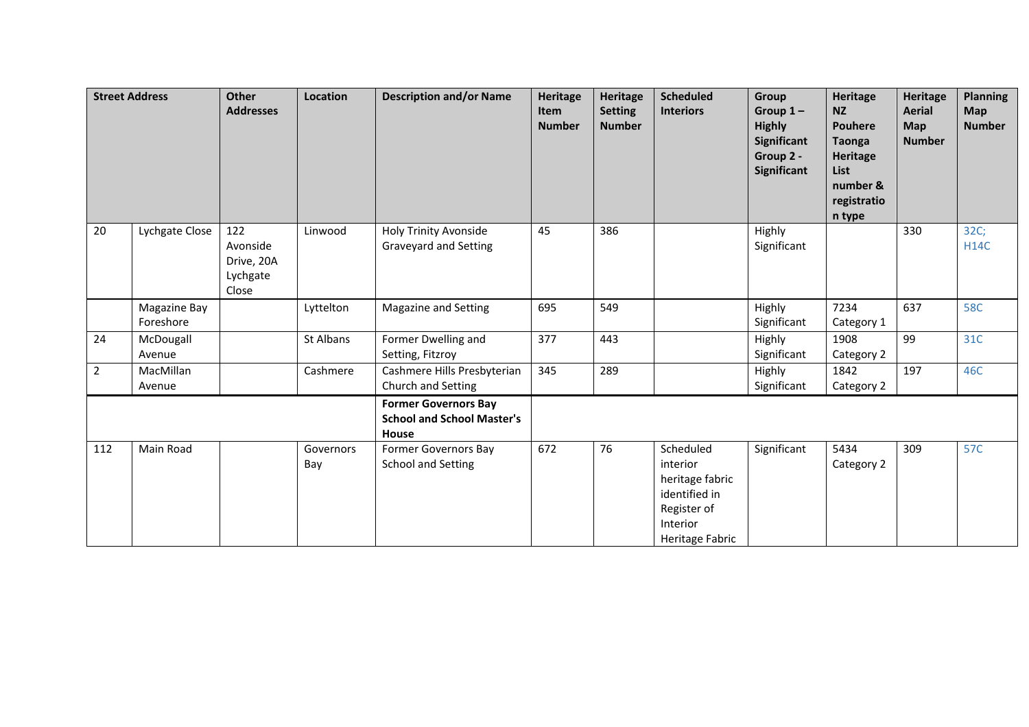| Street Address | | Other Addresses | Location | Description and/or Name | Heritage Item Number | Heritage Setting Number | Scheduled Interiors | Group Group 1 – Highly Significant Group 2 - Significant | Heritage NZ Pouhere Taonga Heritage List number & registration type | Heritage Aerial Map Number | Planning Map Number |
|---|---|---|---|---|---|---|---|---|---|---|---|
| 20 | Lychgate Close | 122 Avonside Drive, 20A Lychgate Close | Linwood | Holy Trinity Avonside Graveyard and Setting | 45 | 386 | | Highly Significant | | 330 | 32C; H14C |
| | Magazine Bay Foreshore | | Lyttelton | Magazine and Setting | 695 | 549 | | Highly Significant | 7234 Category 1 | 637 | 58C |
| 24 | McDougall Avenue | | St Albans | Former Dwelling and Setting, Fitzroy | 377 | 443 | | Highly Significant | 1908 Category 2 | 99 | 31C |
| 2 | MacMillan Avenue | | Cashmere | Cashmere Hills Presbyterian Church and Setting | 345 | 289 | | Highly Significant | 1842 Category 2 | 197 | 46C |
| | | | | **Former Governors Bay School and School Master's House** | | | | | | | |
| 112 | Main Road | | Governors Bay | Former Governors Bay School and Setting | 672 | 76 | Scheduled interior heritage fabric identified in Register of Interior Heritage Fabric | Significant | 5434 Category 2 | 309 | 57C |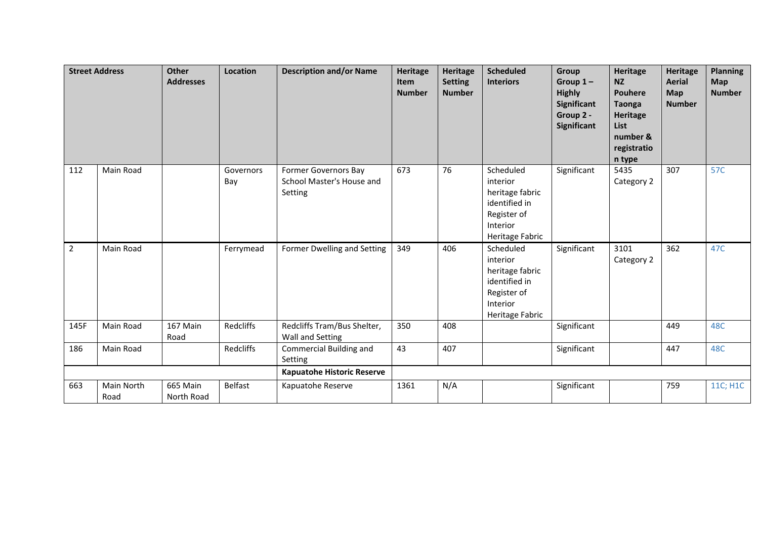| Street Address | | Other Addresses | Location | Description and/or Name | Heritage Item Number | Heritage Setting Number | Scheduled Interiors | Group Group 1 – Highly Significant Group 2 - Significant | Heritage NZ Pouhere Taonga Heritage List number & registration type | Heritage Aerial Map Number | Planning Map Number |
|---|---|---|---|---|---|---|---|---|---|---|---|
| 112 | Main Road | | Governors Bay | Former Governors Bay School Master's House and Setting | 673 | 76 | Scheduled interior heritage fabric identified in Register of Interior Heritage Fabric | Significant | 5435 Category 2 | 307 | 57C |
| 2 | Main Road | | Ferrymead | Former Dwelling and Setting | 349 | 406 | Scheduled interior heritage fabric identified in Register of Interior Heritage Fabric | Significant | 3101 Category 2 | 362 | 47C |
| 145F | Main Road | 167 Main Road | Redcliffs | Redcliffs Tram/Bus Shelter, Wall and Setting | 350 | 408 | | Significant | | 449 | 48C |
| 186 | Main Road | | Redcliffs | Commercial Building and Setting | 43 | 407 | | Significant | | 447 | 48C |
| | | | | **Kapuatohe Historic Reserve** | | | | | | | |
| 663 | Main North Road | 665 Main North Road | Belfast | Kapuatohe Reserve | 1361 | N/A | | Significant | | 759 | 11C; H1C |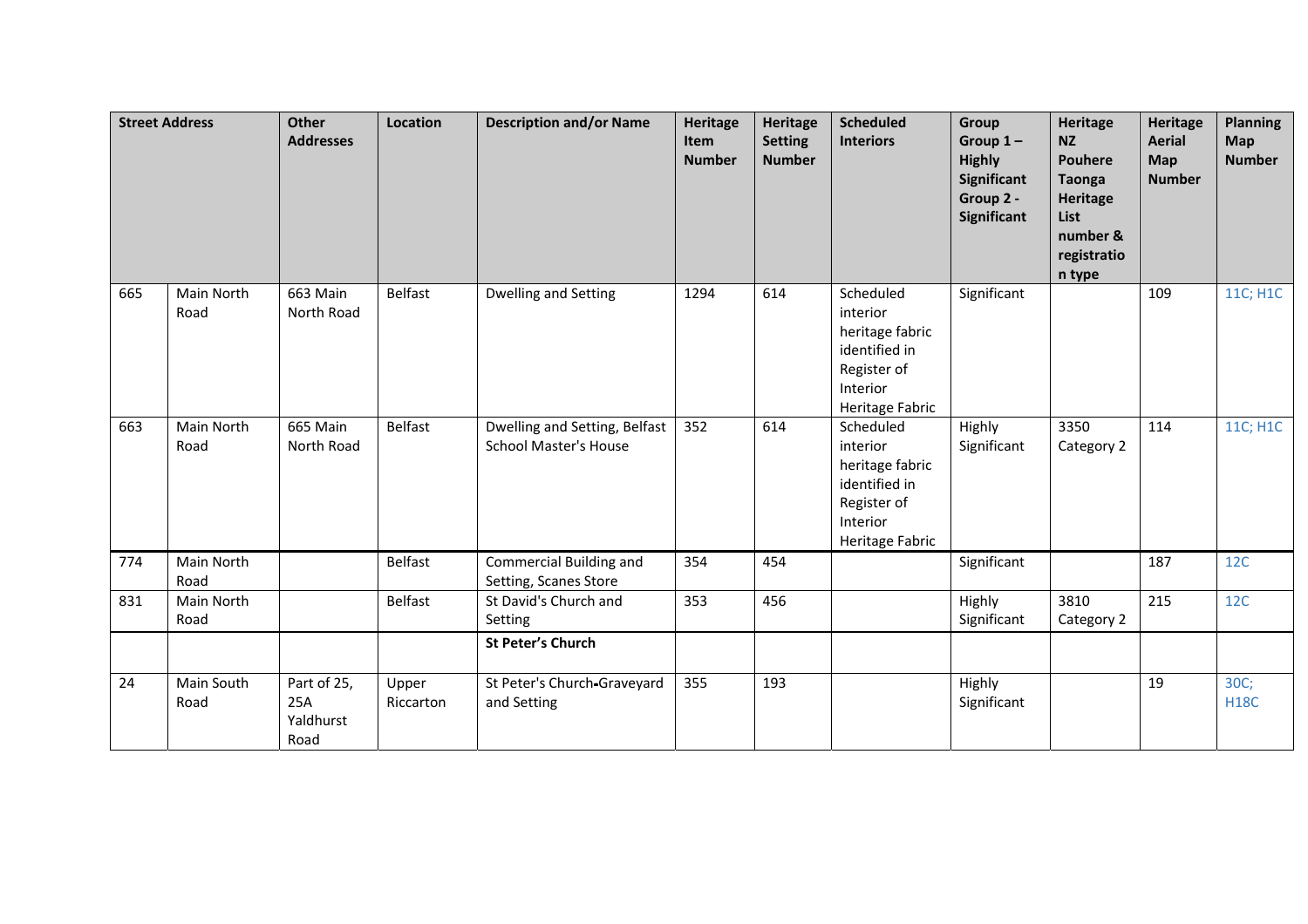| Street Address | | Other Addresses | Location | Description and/or Name | Heritage Item Number | Heritage Setting Number | Scheduled Interiors | Group Group 1 – Highly Significant Group 2 - Significant | Heritage NZ Pouhere Taonga Heritage List number & registration type | Heritage Aerial Map Number | Planning Map Number |
|---|---|---|---|---|---|---|---|---|---|---|---|
| 665 | Main North Road | 663 Main North Road | Belfast | Dwelling and Setting | 1294 | 614 | Scheduled interior heritage fabric identified in Register of Interior Heritage Fabric | Significant | | 109 | 11C; H1C |
| 663 | Main North Road | 665 Main North Road | Belfast | Dwelling and Setting, Belfast School Master's House | 352 | 614 | Scheduled interior heritage fabric identified in Register of Interior Heritage Fabric | Highly Significant | 3350 Category 2 | 114 | 11C; H1C |
| 774 | Main North Road | | Belfast | Commercial Building and Setting, Scanes Store | 354 | 454 | | Significant | | 187 | 12C |
| 831 | Main North Road | | Belfast | St David's Church and Setting | 353 | 456 | | Highly Significant | 3810 Category 2 | 215 | 12C |
| | | | | **St Peter's Church** | | | | | | | |
| 24 | Main South Road | Part of 25, 25A Yaldhurst Road | Upper Riccarton | St Peter's Church-Graveyard and Setting | 355 | 193 | | Highly Significant | | 19 | 30C; H18C |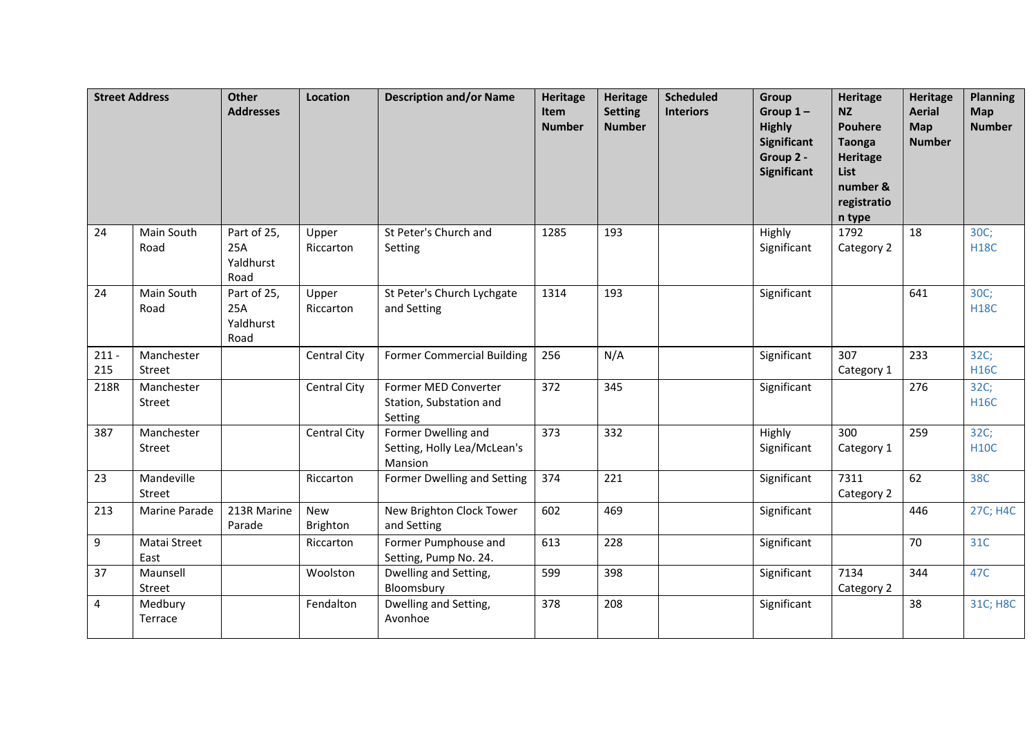| Street Address | | Other Addresses | Location | Description and/or Name | Heritage Item Number | Heritage Setting Number | Scheduled Interiors | Group Group 1 – Highly Significant Group 2 - Significant | Heritage NZ Pouhere Taonga Heritage List number & registration type | Heritage Aerial Map Number | Planning Map Number |
|---|---|---|---|---|---|---|---|---|---|---|---|
| 24 | Main South Road | Part of 25, 25A Yaldhurst Road | Upper Riccarton | St Peter's Church and Setting | 1285 | 193 | | Highly Significant | 1792 Category 2 | 18 | 30C; H18C |
| 24 | Main South Road | Part of 25, 25A Yaldhurst Road | Upper Riccarton | St Peter's Church Lychgate and Setting | 1314 | 193 | | Significant | | 641 | 30C; H18C |
| 211 - 215 | Manchester Street | | Central City | Former Commercial Building | 256 | N/A | | Significant | 307 Category 1 | 233 | 32C; H16C |
| 218R | Manchester Street | | Central City | Former MED Converter Station, Substation and Setting | 372 | 345 | | Significant | | 276 | 32C; H16C |
| 387 | Manchester Street | | Central City | Former Dwelling and Setting, Holly Lea/McLean's Mansion | 373 | 332 | | Highly Significant | 300 Category 1 | 259 | 32C; H10C |
| 23 | Mandeville Street | | Riccarton | Former Dwelling and Setting | 374 | 221 | | Significant | 7311 Category 2 | 62 | 38C |
| 213 | Marine Parade | 213R Marine Parade | New Brighton | New Brighton Clock Tower and Setting | 602 | 469 | | Significant | | 446 | 27C; H4C |
| 9 | Matai Street East | | Riccarton | Former Pumphouse and Setting, Pump No. 24. | 613 | 228 | | Significant | | 70 | 31C |
| 37 | Maunsell Street | | Woolston | Dwelling and Setting, Bloomsbury | 599 | 398 | | Significant | 7134 Category 2 | 344 | 47C |
| 4 | Medbury Terrace | | Fendalton | Dwelling and Setting, Avonhoe | 378 | 208 | | Significant | | 38 | 31C; H8C |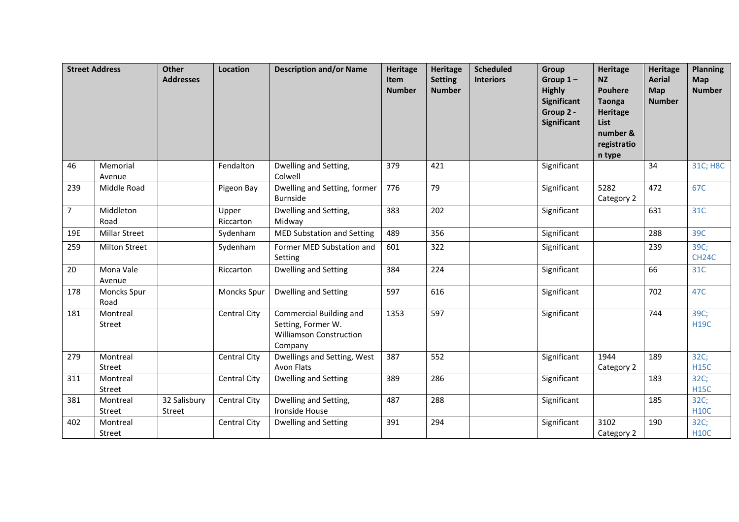| Street Address | | Other Addresses | Location | Description and/or Name | Heritage Item Number | Heritage Setting Number | Scheduled Interiors | Group Group 1 – Highly Significant Group 2 - Significant | Heritage NZ Pouhere Taonga Heritage List number & registration type | Heritage Aerial Map Number | Planning Map Number |
|---|---|---|---|---|---|---|---|---|---|---|---|
| 46 | Memorial Avenue | | Fendalton | Dwelling and Setting, Colwell | 379 | 421 | | Significant | | 34 | 31C; H8C |
| 239 | Middle Road | | Pigeon Bay | Dwelling and Setting, former Burnside | 776 | 79 | | Significant | 5282 Category 2 | 472 | 67C |
| 7 | Middleton Road | | Upper Riccarton | Dwelling and Setting, Midway | 383 | 202 | | Significant | | 631 | 31C |
| 19E | Millar Street | | Sydenham | MED Substation and Setting | 489 | 356 | | Significant | | 288 | 39C |
| 259 | Milton Street | | Sydenham | Former MED Substation and Setting | 601 | 322 | | Significant | | 239 | 39C; CH24C |
| 20 | Mona Vale Avenue | | Riccarton | Dwelling and Setting | 384 | 224 | | Significant | | 66 | 31C |
| 178 | Moncks Spur Road | | Moncks Spur | Dwelling and Setting | 597 | 616 | | Significant | | 702 | 47C |
| 181 | Montreal Street | | Central City | Commercial Building and Setting, Former W. Williamson Construction Company | 1353 | 597 | | Significant | | 744 | 39C; H19C |
| 279 | Montreal Street | | Central City | Dwellings and Setting, West Avon Flats | 387 | 552 | | Significant | 1944 Category 2 | 189 | 32C; H15C |
| 311 | Montreal Street | | Central City | Dwelling and Setting | 389 | 286 | | Significant | | 183 | 32C; H15C |
| 381 | Montreal Street | 32 Salisbury Street | Central City | Dwelling and Setting, Ironside House | 487 | 288 | | Significant | | 185 | 32C; H10C |
| 402 | Montreal Street | | Central City | Dwelling and Setting | 391 | 294 | | Significant | 3102 Category 2 | 190 | 32C; H10C |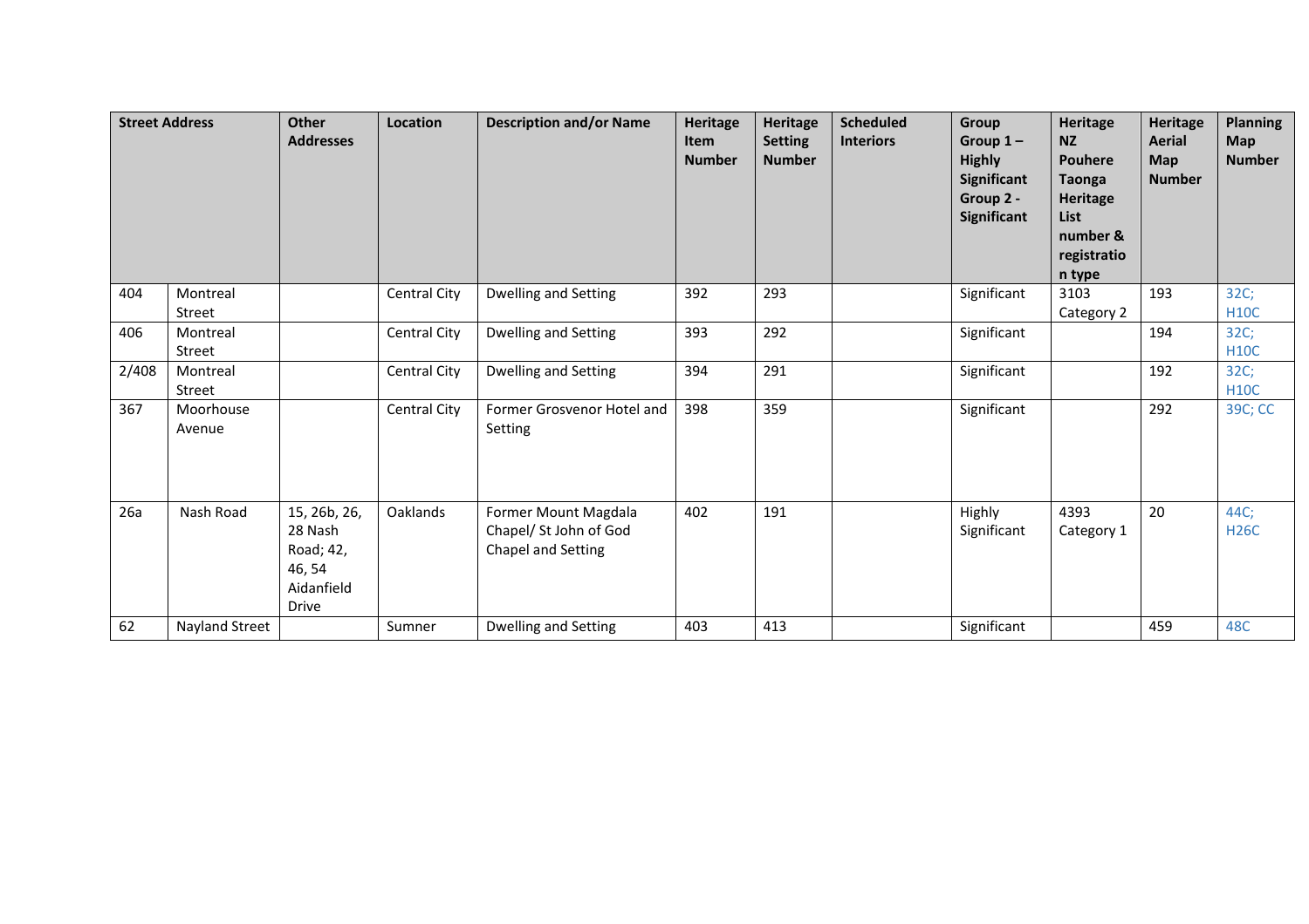| Street Address | | Other Addresses | Location | Description and/or Name | Heritage Item Number | Heritage Setting Number | Scheduled Interiors | Group Group 1 – Highly Significant Group 2 - Significant | Heritage NZ Pouhere Taonga Heritage List number & registration type | Heritage Aerial Map Number | Planning Map Number |
|---|---|---|---|---|---|---|---|---|---|---|---|
| 404 | Montreal Street | | Central City | Dwelling and Setting | 392 | 293 | | Significant | 3103 Category 2 | 193 | 32C; H10C |
| 406 | Montreal Street | | Central City | Dwelling and Setting | 393 | 292 | | Significant | | 194 | 32C; H10C |
| 2/408 | Montreal Street | | Central City | Dwelling and Setting | 394 | 291 | | Significant | | 192 | 32C; H10C |
| 367 | Moorhouse Avenue | | Central City | Former Grosvenor Hotel and Setting | 398 | 359 | | Significant | | 292 | 39C; CC |
| 26a | Nash Road | 15, 26b, 26, 28 Nash Road; 42, 46, 54 Aidanfield Drive | Oaklands | Former Mount Magdala Chapel/ St John of God Chapel and Setting | 402 | 191 | | Highly Significant | 4393 Category 1 | 20 | 44C; H26C |
| 62 | Nayland Street | | Sumner | Dwelling and Setting | 403 | 413 | | Significant | | 459 | 48C |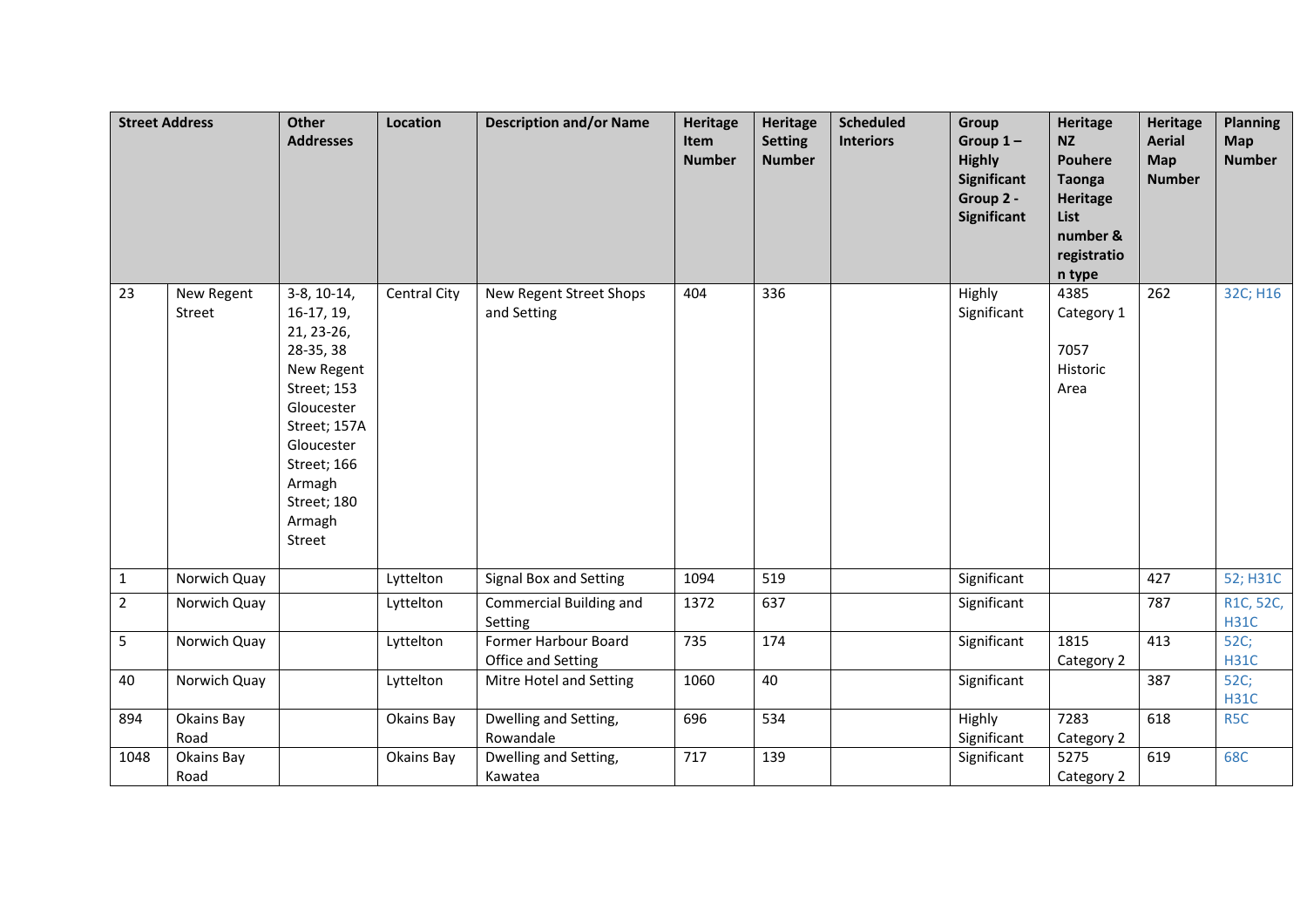| Street Address | | Other Addresses | Location | Description and/or Name | Heritage Item Number | Heritage Setting Number | Scheduled Interiors | Group Group 1 – Highly Significant Group 2 - Significant | Heritage NZ Pouhere Taonga Heritage List number & registration type | Heritage Aerial Map Number | Planning Map Number |
|---|---|---|---|---|---|---|---|---|---|---|---|
| 23 | New Regent Street | 3-8, 10-14, 16-17, 19, 21, 23-26, 28-35, 38 New Regent Street; 153 Gloucester Street; 157A Gloucester Street; 166 Armagh Street; 180 Armagh Street | Central City | New Regent Street Shops and Setting | 404 | 336 | | Highly Significant | 4385 Category 1<br><br>7057 Historic Area | 262 | 32C; H16 |
| 1 | Norwich Quay | | Lyttelton | Signal Box and Setting | 1094 | 519 | | Significant | | 427 | 52; H31C |
| 2 | Norwich Quay | | Lyttelton | Commercial Building and Setting | 1372 | 637 | | Significant | | 787 | R1C, 52C, H31C |
| 5 | Norwich Quay | | Lyttelton | Former Harbour Board Office and Setting | 735 | 174 | | Significant | 1815 Category 2 | 413 | 52C; H31C |
| 40 | Norwich Quay | | Lyttelton | Mitre Hotel and Setting | 1060 | 40 | | Significant | | 387 | 52C; H31C |
| 894 | Okains Bay Road | | Okains Bay | Dwelling and Setting, Rowandale | 696 | 534 | | Highly Significant | 7283 Category 2 | 618 | R5C |
| 1048 | Okains Bay Road | | Okains Bay | Dwelling and Setting, Kawatea | 717 | 139 | | Significant | 5275 Category 2 | 619 | 68C |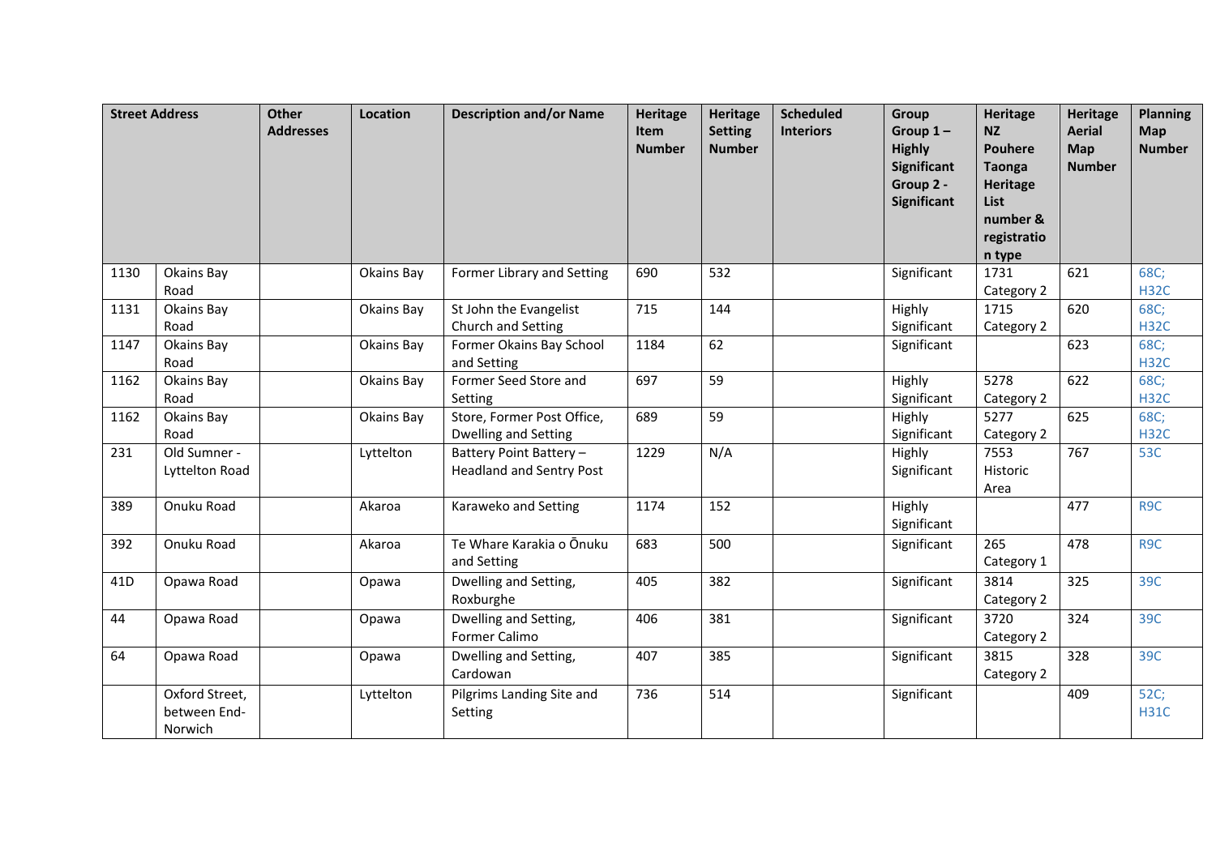| Street Address | | Other Addresses | Location | Description and/or Name | Heritage Item Number | Heritage Setting Number | Scheduled Interiors | Group Group 1 – Highly Significant Group 2 - Significant | Heritage NZ Pouhere Taonga Heritage List number & registration type | Heritage Aerial Map Number | Planning Map Number |
|---|---|---|---|---|---|---|---|---|---|---|---|
| 1130 | Okains Bay Road | | Okains Bay | Former Library and Setting | 690 | 532 | | Significant | 1731 Category 2 | 621 | 68C; H32C |
| 1131 | Okains Bay Road | | Okains Bay | St John the Evangelist Church and Setting | 715 | 144 | | Highly Significant | 1715 Category 2 | 620 | 68C; H32C |
| 1147 | Okains Bay Road | | Okains Bay | Former Okains Bay School and Setting | 1184 | 62 | | Significant | | 623 | 68C; H32C |
| 1162 | Okains Bay Road | | Okains Bay | Former Seed Store and Setting | 697 | 59 | | Highly Significant | 5278 Category 2 | 622 | 68C; H32C |
| 1162 | Okains Bay Road | | Okains Bay | Store, Former Post Office, Dwelling and Setting | 689 | 59 | | Highly Significant | 5277 Category 2 | 625 | 68C; H32C |
| 231 | Old Sumner - Lyttelton Road | | Lyttelton | Battery Point Battery – Headland and Sentry Post | 1229 | N/A | | Highly Significant | 7553 Historic Area | 767 | 53C |
| 389 | Onuku Road | | Akaroa | Karaweko and Setting | 1174 | 152 | | Highly Significant | | 477 | R9C |
| 392 | Onuku Road | | Akaroa | Te Whare Karakia o Ōnuku and Setting | 683 | 500 | | Significant | 265 Category 1 | 478 | R9C |
| 41D | Opawa Road | | Opawa | Dwelling and Setting, Roxburghe | 405 | 382 | | Significant | 3814 Category 2 | 325 | 39C |
| 44 | Opawa Road | | Opawa | Dwelling and Setting, Former Calimo | 406 | 381 | | Significant | 3720 Category 2 | 324 | 39C |
| 64 | Opawa Road | | Opawa | Dwelling and Setting, Cardowan | 407 | 385 | | Significant | 3815 Category 2 | 328 | 39C |
| | Oxford Street, between End-Norwich | | Lyttelton | Pilgrims Landing Site and Setting | 736 | 514 | | Significant | | 409 | 52C; H31C |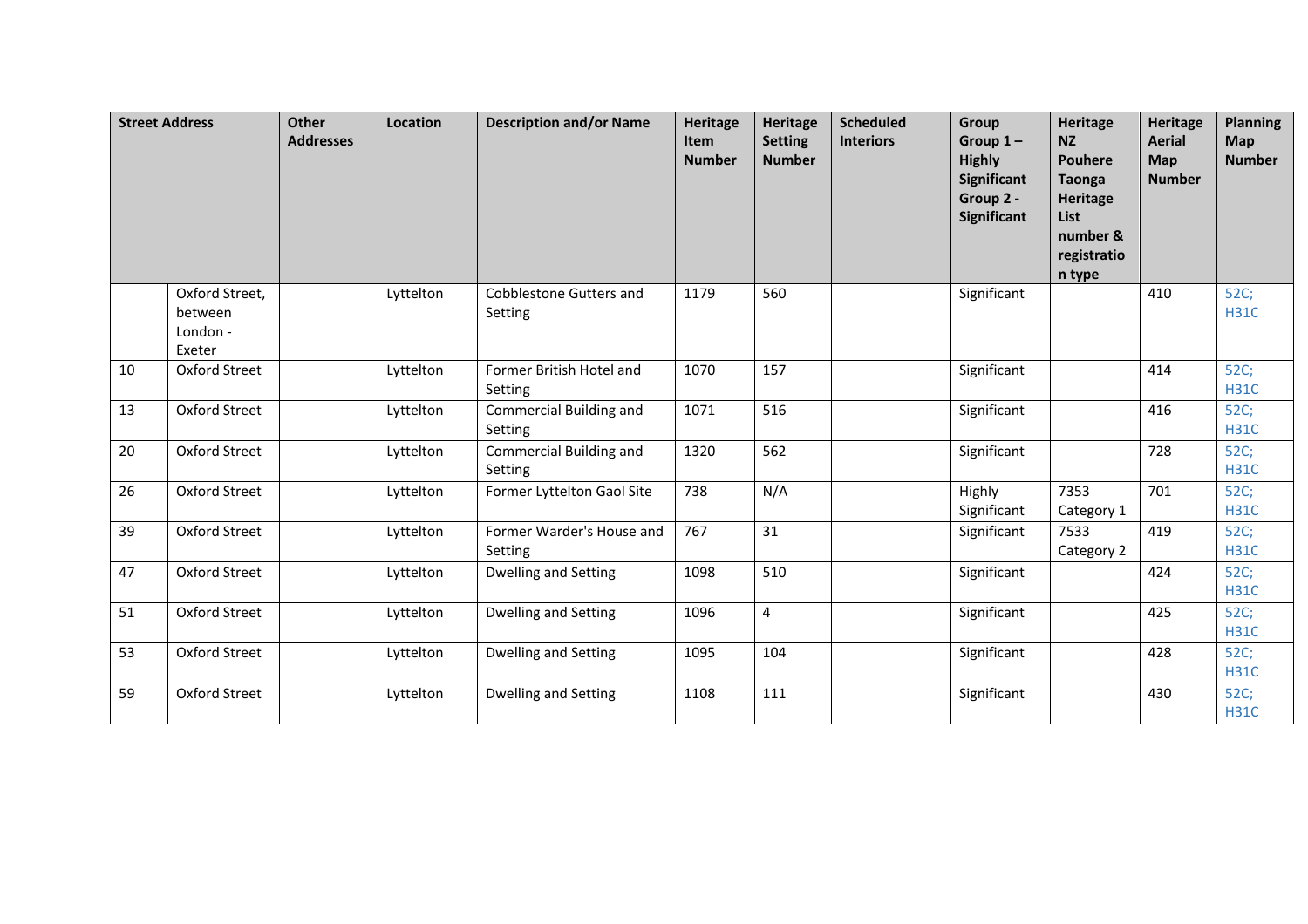| Street Address | | Other Addresses | Location | Description and/or Name | Heritage Item Number | Heritage Setting Number | Scheduled Interiors | Group Group 1 – Highly Significant Group 2 - Significant | Heritage NZ Pouhere Taonga Heritage List number & registration type | Heritage Aerial Map Number | Planning Map Number |
|---|---|---|---|---|---|---|---|---|---|---|---|
| | Oxford Street, between London - Exeter | | Lyttelton | Cobblestone Gutters and Setting | 1179 | 560 | | Significant | | 410 | 52C; H31C |
| 10 | Oxford Street | | Lyttelton | Former British Hotel and Setting | 1070 | 157 | | Significant | | 414 | 52C; H31C |
| 13 | Oxford Street | | Lyttelton | Commercial Building and Setting | 1071 | 516 | | Significant | | 416 | 52C; H31C |
| 20 | Oxford Street | | Lyttelton | Commercial Building and Setting | 1320 | 562 | | Significant | | 728 | 52C; H31C |
| 26 | Oxford Street | | Lyttelton | Former Lyttelton Gaol Site | 738 | N/A | | Highly Significant | 7353 Category 1 | 701 | 52C; H31C |
| 39 | Oxford Street | | Lyttelton | Former Warder's House and Setting | 767 | 31 | | Significant | 7533 Category 2 | 419 | 52C; H31C |
| 47 | Oxford Street | | Lyttelton | Dwelling and Setting | 1098 | 510 | | Significant | | 424 | 52C; H31C |
| 51 | Oxford Street | | Lyttelton | Dwelling and Setting | 1096 | 4 | | Significant | | 425 | 52C; H31C |
| 53 | Oxford Street | | Lyttelton | Dwelling and Setting | 1095 | 104 | | Significant | | 428 | 52C; H31C |
| 59 | Oxford Street | | Lyttelton | Dwelling and Setting | 1108 | 111 | | Significant | | 430 | 52C; H31C |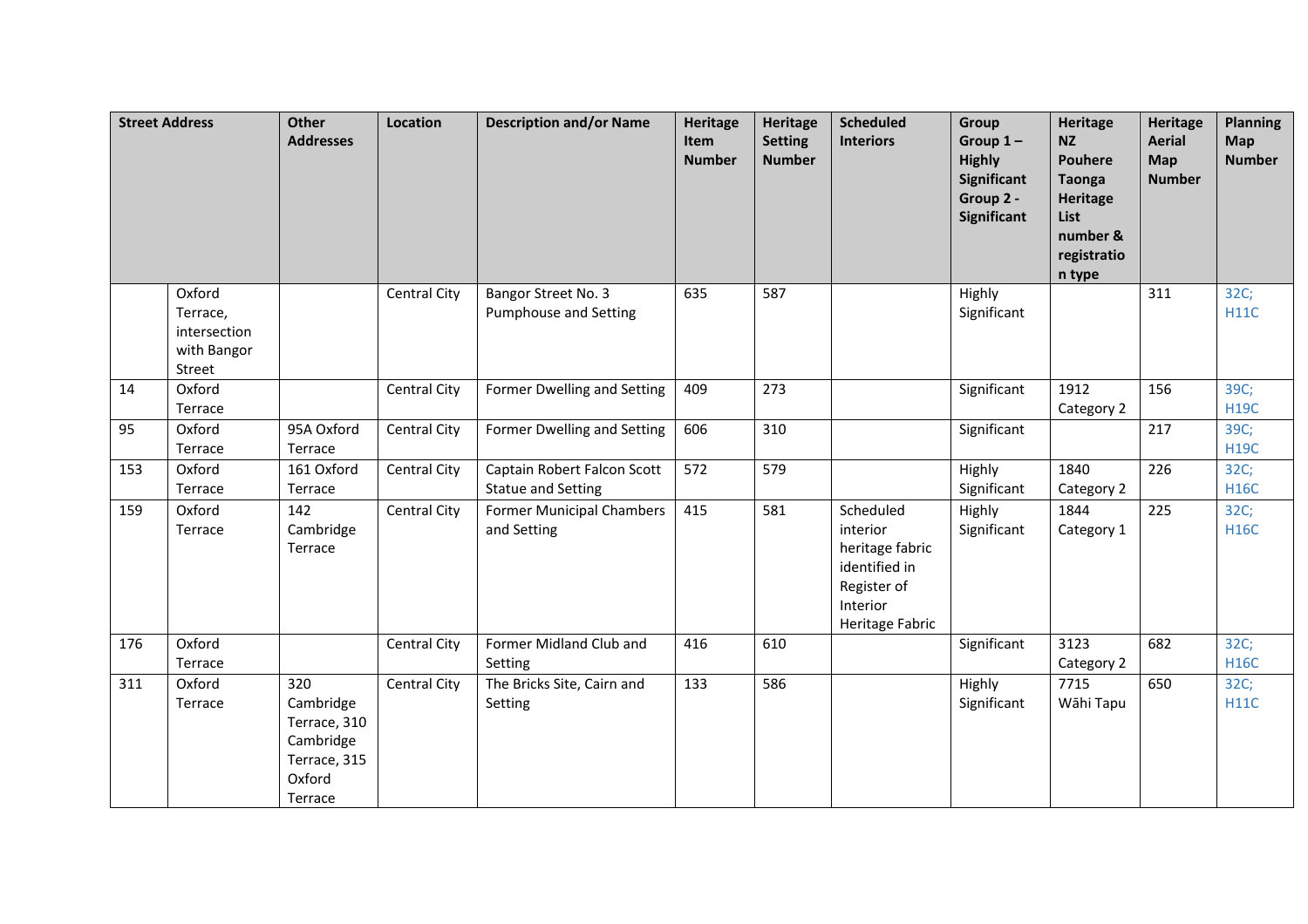| Street Address | | Other Addresses | Location | Description and/or Name | Heritage Item Number | Heritage Setting Number | Scheduled Interiors | Group Group 1 – Highly Significant Group 2 - Significant | Heritage NZ Pouhere Taonga Heritage List number & registration type | Heritage Aerial Map Number | Planning Map Number |
|---|---|---|---|---|---|---|---|---|---|---|---|
| | Oxford Terrace, intersection with Bangor Street | | Central City | Bangor Street No. 3 Pumphouse and Setting | 635 | 587 | | Highly Significant | | 311 | 32C; H11C |
| 14 | Oxford Terrace | | Central City | Former Dwelling and Setting | 409 | 273 | | Significant | 1912 Category 2 | 156 | 39C; H19C |
| 95 | Oxford Terrace | 95A Oxford Terrace | Central City | Former Dwelling and Setting | 606 | 310 | | Significant | | 217 | 39C; H19C |
| 153 | Oxford Terrace | 161 Oxford Terrace | Central City | Captain Robert Falcon Scott Statue and Setting | 572 | 579 | | Highly Significant | 1840 Category 2 | 226 | 32C; H16C |
| 159 | Oxford Terrace | 142 Cambridge Terrace | Central City | Former Municipal Chambers and Setting | 415 | 581 | Scheduled interior heritage fabric identified in Register of Interior Heritage Fabric | Highly Significant | 1844 Category 1 | 225 | 32C; H16C |
| 176 | Oxford Terrace | | Central City | Former Midland Club and Setting | 416 | 610 | | Significant | 3123 Category 2 | 682 | 32C; H16C |
| 311 | Oxford Terrace | 320 Cambridge Terrace, 310 Cambridge Terrace, 315 Oxford Terrace | Central City | The Bricks Site, Cairn and Setting | 133 | 586 | | Highly Significant | 7715 Wāhi Tapu | 650 | 32C; H11C |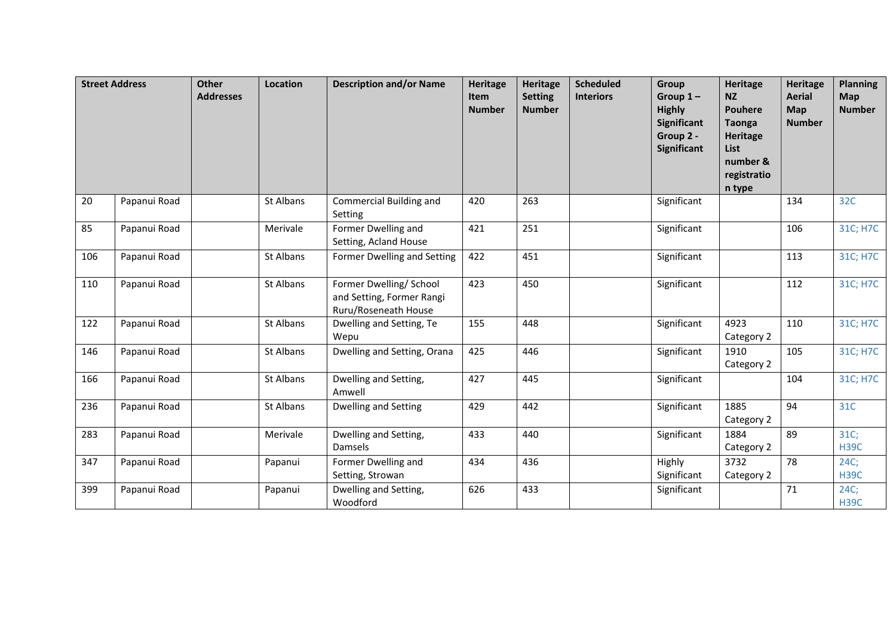| Street Address | | Other Addresses | Location | Description and/or Name | Heritage Item Number | Heritage Setting Number | Scheduled Interiors | Group Group 1 – Highly Significant Group 2 - Significant | Heritage NZ Pouhere Taonga Heritage List number & registration type | Heritage Aerial Map Number | Planning Map Number |
|---|---|---|---|---|---|---|---|---|---|---|---|
| 20 | Papanui Road | | St Albans | Commercial Building and Setting | 420 | 263 | | Significant | | 134 | 32C |
| 85 | Papanui Road | | Merivale | Former Dwelling and Setting, Acland House | 421 | 251 | | Significant | | 106 | 31C; H7C |
| 106 | Papanui Road | | St Albans | Former Dwelling and Setting | 422 | 451 | | Significant | | 113 | 31C; H7C |
| 110 | Papanui Road | | St Albans | Former Dwelling/ School and Setting, Former Rangi Ruru/Roseneath House | 423 | 450 | | Significant | | 112 | 31C; H7C |
| 122 | Papanui Road | | St Albans | Dwelling and Setting, Te Wepu | 155 | 448 | | Significant | 4923 Category 2 | 110 | 31C; H7C |
| 146 | Papanui Road | | St Albans | Dwelling and Setting, Orana | 425 | 446 | | Significant | 1910 Category 2 | 105 | 31C; H7C |
| 166 | Papanui Road | | St Albans | Dwelling and Setting, Amwell | 427 | 445 | | Significant | | 104 | 31C; H7C |
| 236 | Papanui Road | | St Albans | Dwelling and Setting | 429 | 442 | | Significant | 1885 Category 2 | 94 | 31C |
| 283 | Papanui Road | | Merivale | Dwelling and Setting, Damsels | 433 | 440 | | Significant | 1884 Category 2 | 89 | 31C; H39C |
| 347 | Papanui Road | | Papanui | Former Dwelling and Setting, Strowan | 434 | 436 | | Highly Significant | 3732 Category 2 | 78 | 24C; H39C |
| 399 | Papanui Road | | Papanui | Dwelling and Setting, Woodford | 626 | 433 | | Significant | | 71 | 24C; H39C |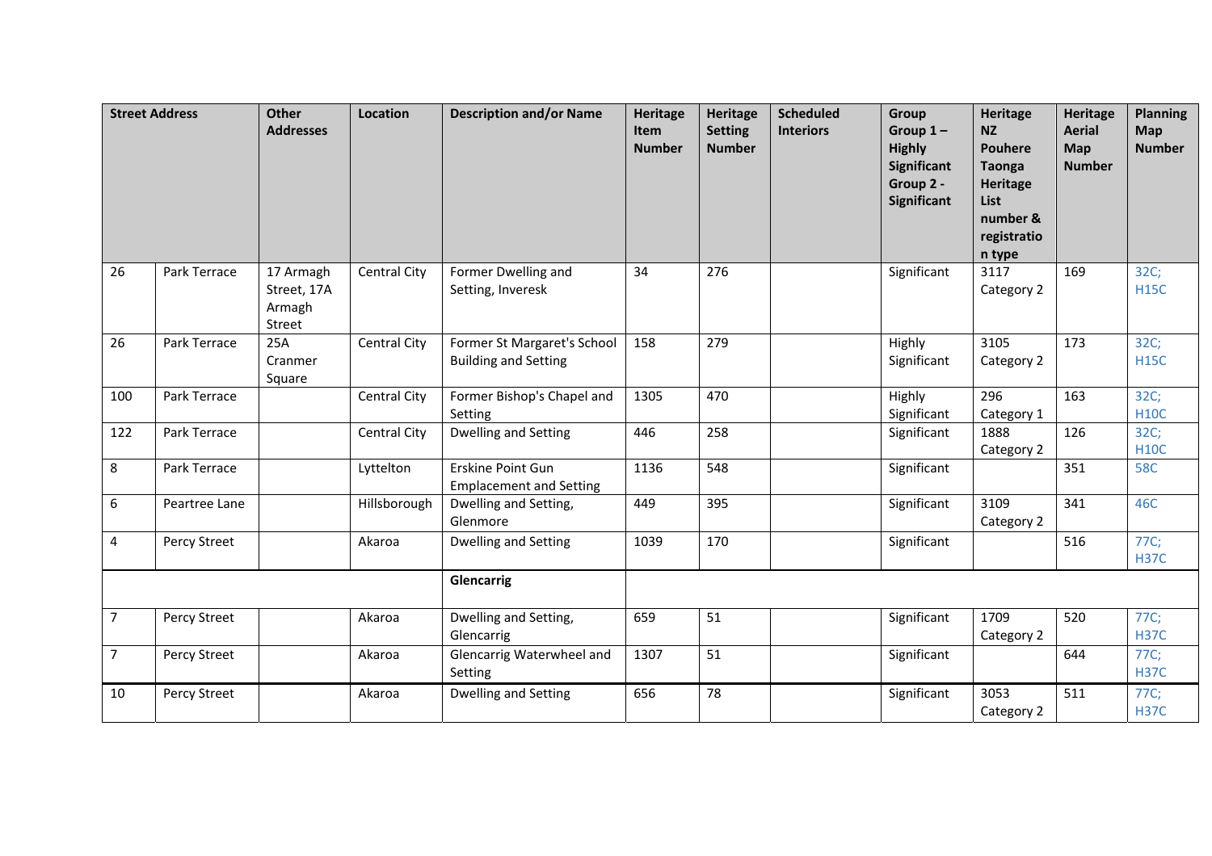| Street Address | | Other Addresses | Location | Description and/or Name | Heritage Item Number | Heritage Setting Number | Scheduled Interiors | Group Group 1 – Highly Significant Group 2 - Significant | Heritage NZ Pouhere Taonga Heritage List number & registration type | Heritage Aerial Map Number | Planning Map Number |
|---|---|---|---|---|---|---|---|---|---|---|---|
| 26 | Park Terrace | 17 Armagh Street, 17A Armagh Street | Central City | Former Dwelling and Setting, Inveresk | 34 | 276 | | Significant | 3117 Category 2 | 169 | 32C; H15C |
| 26 | Park Terrace | 25A Cranmer Square | Central City | Former St Margaret's School Building and Setting | 158 | 279 | | Highly Significant | 3105 Category 2 | 173 | 32C; H15C |
| 100 | Park Terrace | | Central City | Former Bishop's Chapel and Setting | 1305 | 470 | | Highly Significant | 296 Category 1 | 163 | 32C; H10C |
| 122 | Park Terrace | | Central City | Dwelling and Setting | 446 | 258 | | Significant | 1888 Category 2 | 126 | 32C; H10C |
| 8 | Park Terrace | | Lyttelton | Erskine Point Gun Emplacement and Setting | 1136 | 548 | | Significant | | 351 | 58C |
| 6 | Peartree Lane | | Hillsborough | Dwelling and Setting, Glenmore | 449 | 395 | | Significant | 3109 Category 2 | 341 | 46C |
| 4 | Percy Street | | Akaroa | Dwelling and Setting | 1039 | 170 | | Significant | | 516 | 77C; H37C |
| | | | | **Glencarrig** | | | | | | | |
| 7 | Percy Street | | Akaroa | Dwelling and Setting, Glencarrig | 659 | 51 | | Significant | 1709 Category 2 | 520 | 77C; H37C |
| 7 | Percy Street | | Akaroa | Glencarrig Waterwheel and Setting | 1307 | 51 | | Significant | | 644 | 77C; H37C |
| 10 | Percy Street | | Akaroa | Dwelling and Setting | 656 | 78 | | Significant | 3053 Category 2 | 511 | 77C; H37C |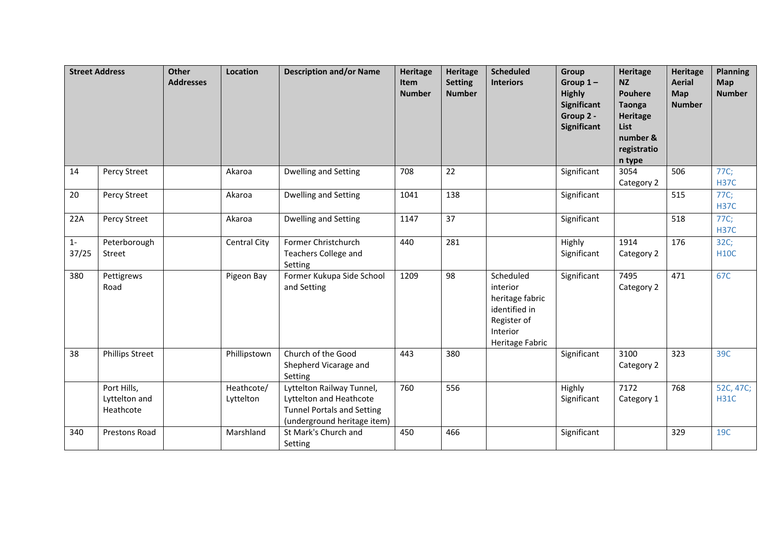| Street Address | | Other Addresses | Location | Description and/or Name | Heritage Item Number | Heritage Setting Number | Scheduled Interiors | Group Group 1 – Highly Significant Group 2 - Significant | Heritage NZ Pouhere Taonga Heritage List number & registration type | Heritage Aerial Map Number | Planning Map Number |
|---|---|---|---|---|---|---|---|---|---|---|---|
| 14 | Percy Street | | Akaroa | Dwelling and Setting | 708 | 22 | | Significant | 3054 Category 2 | 506 | 77C; H37C |
| 20 | Percy Street | | Akaroa | Dwelling and Setting | 1041 | 138 | | Significant | | 515 | 77C; H37C |
| 22A | Percy Street | | Akaroa | Dwelling and Setting | 1147 | 37 | | Significant | | 518 | 77C; H37C |
| 1-37/25 | Peterborough Street | | Central City | Former Christchurch Teachers College and Setting | 440 | 281 | | Highly Significant | 1914 Category 2 | 176 | 32C; H10C |
| 380 | Pettigrews Road | | Pigeon Bay | Former Kukupa Side School and Setting | 1209 | 98 | Scheduled interior heritage fabric identified in Register of Interior Heritage Fabric | Significant | 7495 Category 2 | 471 | 67C |
| 38 | Phillips Street | | Phillipstown | Church of the Good Shepherd Vicarage and Setting | 443 | 380 | | Significant | 3100 Category 2 | 323 | 39C |
| | Port Hills, Lyttelton and Heathcote | | Heathcote/ Lyttelton | Lyttelton Railway Tunnel, Lyttelton and Heathcote Tunnel Portals and Setting (underground heritage item) | 760 | 556 | | Highly Significant | 7172 Category 1 | 768 | 52C, 47C; H31C |
| 340 | Prestons Road | | Marshland | St Mark's Church and Setting | 450 | 466 | | Significant | | 329 | 19C |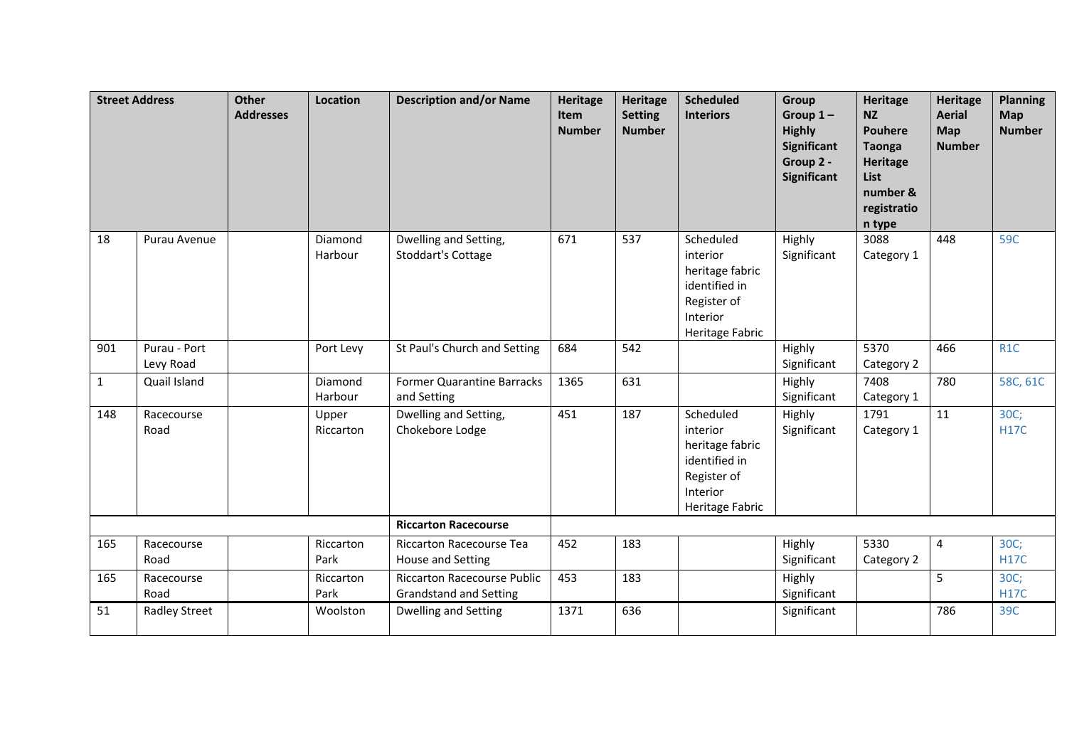| Street Address | | Other Addresses | Location | Description and/or Name | Heritage Item Number | Heritage Setting Number | Scheduled Interiors | Group Group 1 – Highly Significant Group 2 - Significant | Heritage NZ Pouhere Taonga Heritage List number & registration type | Heritage Aerial Map Number | Planning Map Number |
|---|---|---|---|---|---|---|---|---|---|---|---|
| 18 | Purau Avenue | | Diamond Harbour | Dwelling and Setting, Stoddart's Cottage | 671 | 537 | Scheduled interior heritage fabric identified in Register of Interior Heritage Fabric | Highly Significant | 3088 Category 1 | 448 | 59C |
| 901 | Purau - Port Levy Road | | Port Levy | St Paul's Church and Setting | 684 | 542 | | Highly Significant | 5370 Category 2 | 466 | R1C |
| 1 | Quail Island | | Diamond Harbour | Former Quarantine Barracks and Setting | 1365 | 631 | | Highly Significant | 7408 Category 1 | 780 | 58C, 61C |
| 148 | Racecourse Road | | Upper Riccarton | Dwelling and Setting, Chokebore Lodge | 451 | 187 | Scheduled interior heritage fabric identified in Register of Interior Heritage Fabric | Highly Significant | 1791 Category 1 | 11 | 30C; H17C |
| | | | | **Riccarton Racecourse** | | | | | | | |
| 165 | Racecourse Road | | Riccarton Park | Riccarton Racecourse Tea House and Setting | 452 | 183 | | Highly Significant | 5330 Category 2 | 4 | 30C; H17C |
| 165 | Racecourse Road | | Riccarton Park | Riccarton Racecourse Public Grandstand and Setting | 453 | 183 | | Highly Significant | | 5 | 30C; H17C |
| 51 | Radley Street | | Woolston | Dwelling and Setting | 1371 | 636 | | Significant | | 786 | 39C |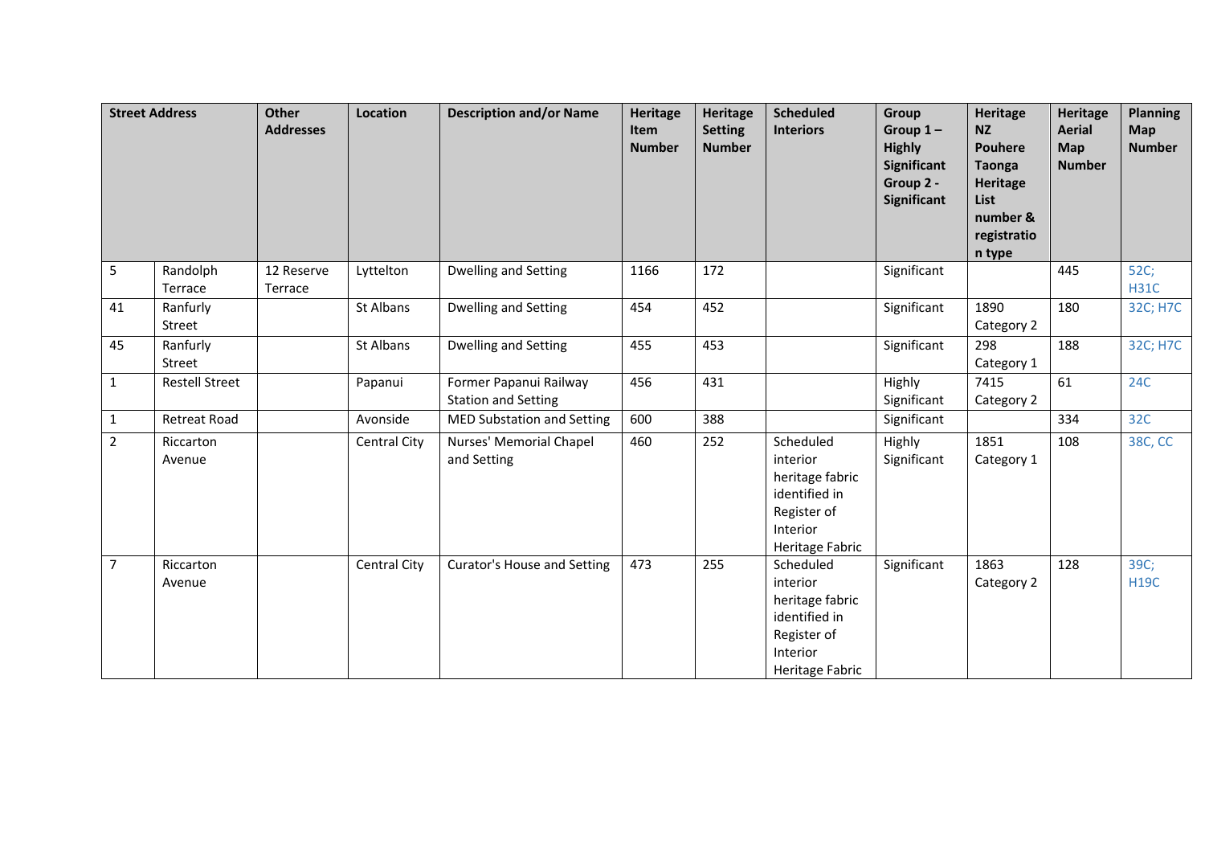| Street Address | | Other Addresses | Location | Description and/or Name | Heritage Item Number | Heritage Setting Number | Scheduled Interiors | Group Group 1 – Highly Significant Group 2 - Significant | Heritage NZ Pouhere Taonga Heritage List number & registration type | Heritage Aerial Map Number | Planning Map Number |
|---|---|---|---|---|---|---|---|---|---|---|---|
| 5 | Randolph Terrace | 12 Reserve Terrace | Lyttelton | Dwelling and Setting | 1166 | 172 | | Significant | | 445 | 52C; H31C |
| 41 | Ranfurly Street | | St Albans | Dwelling and Setting | 454 | 452 | | Significant | 1890 Category 2 | 180 | 32C; H7C |
| 45 | Ranfurly Street | | St Albans | Dwelling and Setting | 455 | 453 | | Significant | 298 Category 1 | 188 | 32C; H7C |
| 1 | Restell Street | | Papanui | Former Papanui Railway Station and Setting | 456 | 431 | | Highly Significant | 7415 Category 2 | 61 | 24C |
| 1 | Retreat Road | | Avonside | MED Substation and Setting | 600 | 388 | | Significant | | 334 | 32C |
| 2 | Riccarton Avenue | | Central City | Nurses' Memorial Chapel and Setting | 460 | 252 | Scheduled interior heritage fabric identified in Register of Interior Heritage Fabric | Highly Significant | 1851 Category 1 | 108 | 38C, CC |
| 7 | Riccarton Avenue | | Central City | Curator's House and Setting | 473 | 255 | Scheduled interior heritage fabric identified in Register of Interior Heritage Fabric | Significant | 1863 Category 2 | 128 | 39C; H19C |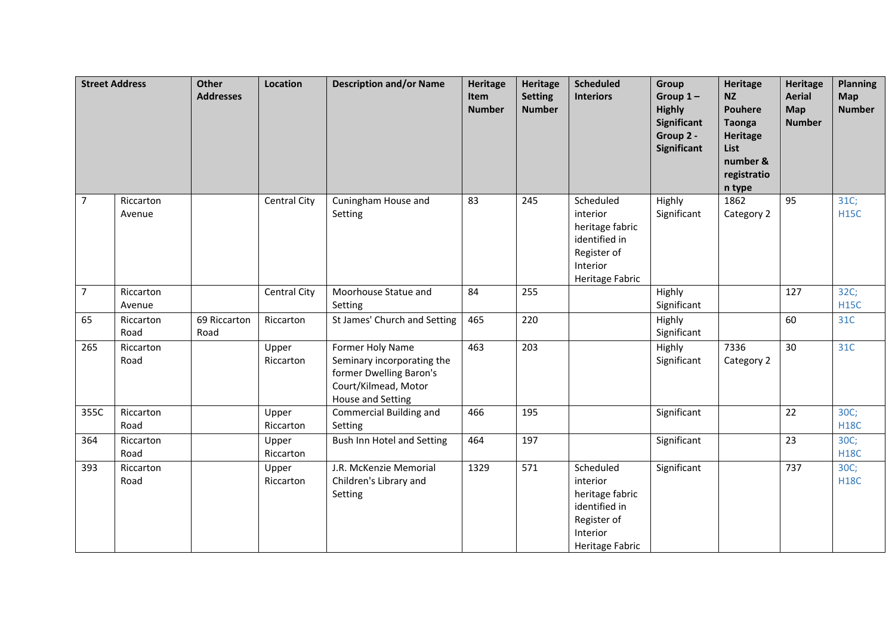| Street Address | | Other Addresses | Location | Description and/or Name | Heritage Item Number | Heritage Setting Number | Scheduled Interiors | Group Group 1 – Highly Significant Group 2 - Significant | Heritage NZ Pouhere Taonga Heritage List number & registration type | Heritage Aerial Map Number | Planning Map Number |
|---|---|---|---|---|---|---|---|---|---|---|---|
| 7 | Riccarton Avenue | | Central City | Cuningham House and Setting | 83 | 245 | Scheduled interior heritage fabric identified in Register of Interior Heritage Fabric | Highly Significant | 1862 Category 2 | 95 | 31C; H15C |
| 7 | Riccarton Avenue | | Central City | Moorhouse Statue and Setting | 84 | 255 | | Highly Significant | | 127 | 32C; H15C |
| 65 | Riccarton Road | 69 Riccarton Road | Riccarton | St James' Church and Setting | 465 | 220 | | Highly Significant | | 60 | 31C |
| 265 | Riccarton Road | | Upper Riccarton | Former Holy Name Seminary incorporating the former Dwelling Baron's Court/Kilmead, Motor House and Setting | 463 | 203 | | Highly Significant | 7336 Category 2 | 30 | 31C |
| 355C | Riccarton Road | | Upper Riccarton | Commercial Building and Setting | 466 | 195 | | Significant | | 22 | 30C; H18C |
| 364 | Riccarton Road | | Upper Riccarton | Bush Inn Hotel and Setting | 464 | 197 | | Significant | | 23 | 30C; H18C |
| 393 | Riccarton Road | | Upper Riccarton | J.R. McKenzie Memorial Children's Library and Setting | 1329 | 571 | Scheduled interior heritage fabric identified in Register of Interior Heritage Fabric | Significant | | 737 | 30C; H18C |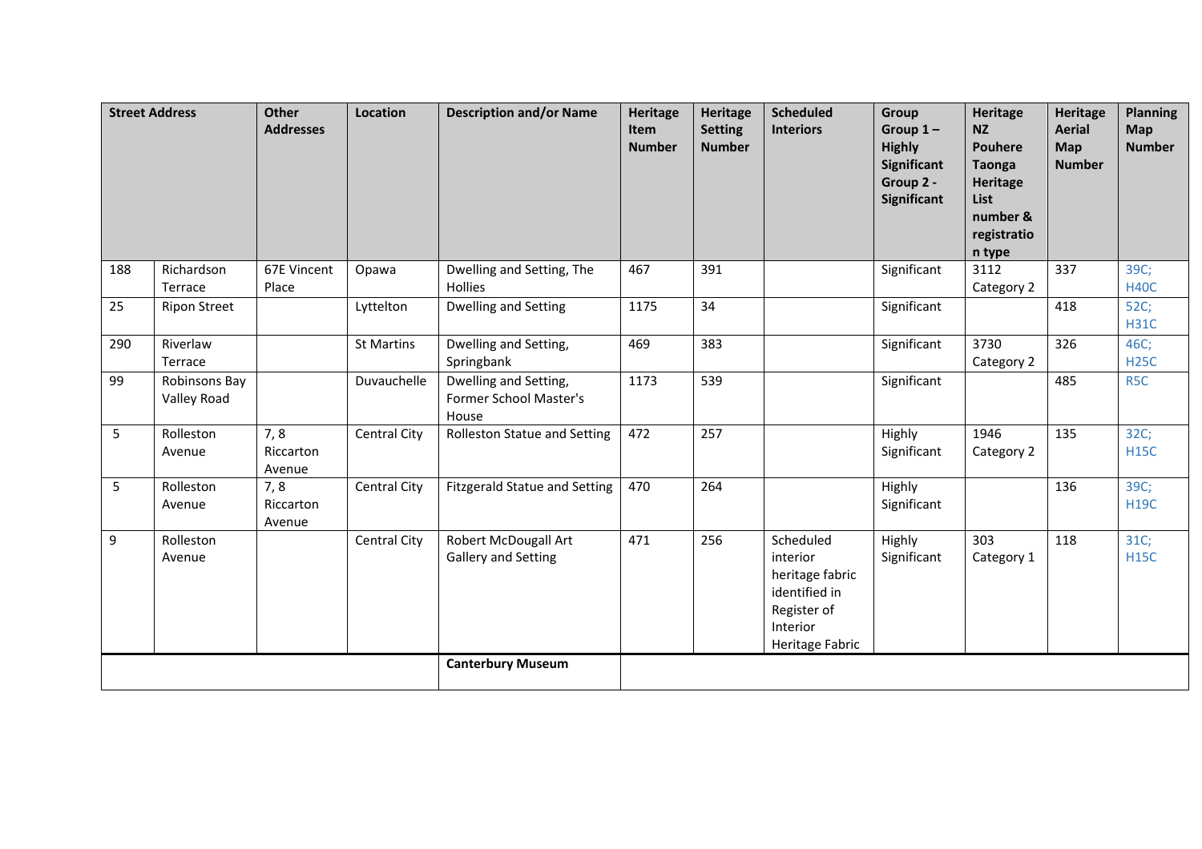| Street Address | | Other Addresses | Location | Description and/or Name | Heritage Item Number | Heritage Setting Number | Scheduled Interiors | Group Group 1 – Highly Significant Group 2 - Significant | Heritage NZ Pouhere Taonga Heritage List number & registration type | Heritage Aerial Map Number | Planning Map Number |
|---|---|---|---|---|---|---|---|---|---|---|---|
| 188 | Richardson Terrace | 67E Vincent Place | Opawa | Dwelling and Setting, The Hollies | 467 | 391 | | Significant | 3112 Category 2 | 337 | 39C; H40C |
| 25 | Ripon Street | | Lyttelton | Dwelling and Setting | 1175 | 34 | | Significant | | 418 | 52C; H31C |
| 290 | Riverlaw Terrace | | St Martins | Dwelling and Setting, Springbank | 469 | 383 | | Significant | 3730 Category 2 | 326 | 46C; H25C |
| 99 | Robinsons Bay Valley Road | | Duvauchelle | Dwelling and Setting, Former School Master's House | 1173 | 539 | | Significant | | 485 | R5C |
| 5 | Rolleston Avenue | 7, 8 Riccarton Avenue | Central City | Rolleston Statue and Setting | 472 | 257 | | Highly Significant | 1946 Category 2 | 135 | 32C; H15C |
| 5 | Rolleston Avenue | 7, 8 Riccarton Avenue | Central City | Fitzgerald Statue and Setting | 470 | 264 | | Highly Significant | | 136 | 39C; H19C |
| 9 | Rolleston Avenue | | Central City | Robert McDougall Art Gallery and Setting | 471 | 256 | Scheduled interior heritage fabric identified in Register of Interior Heritage Fabric | Highly Significant | 303 Category 1 | 118 | 31C; H15C |
| | | | | **Canterbury Museum** | | | | | | | |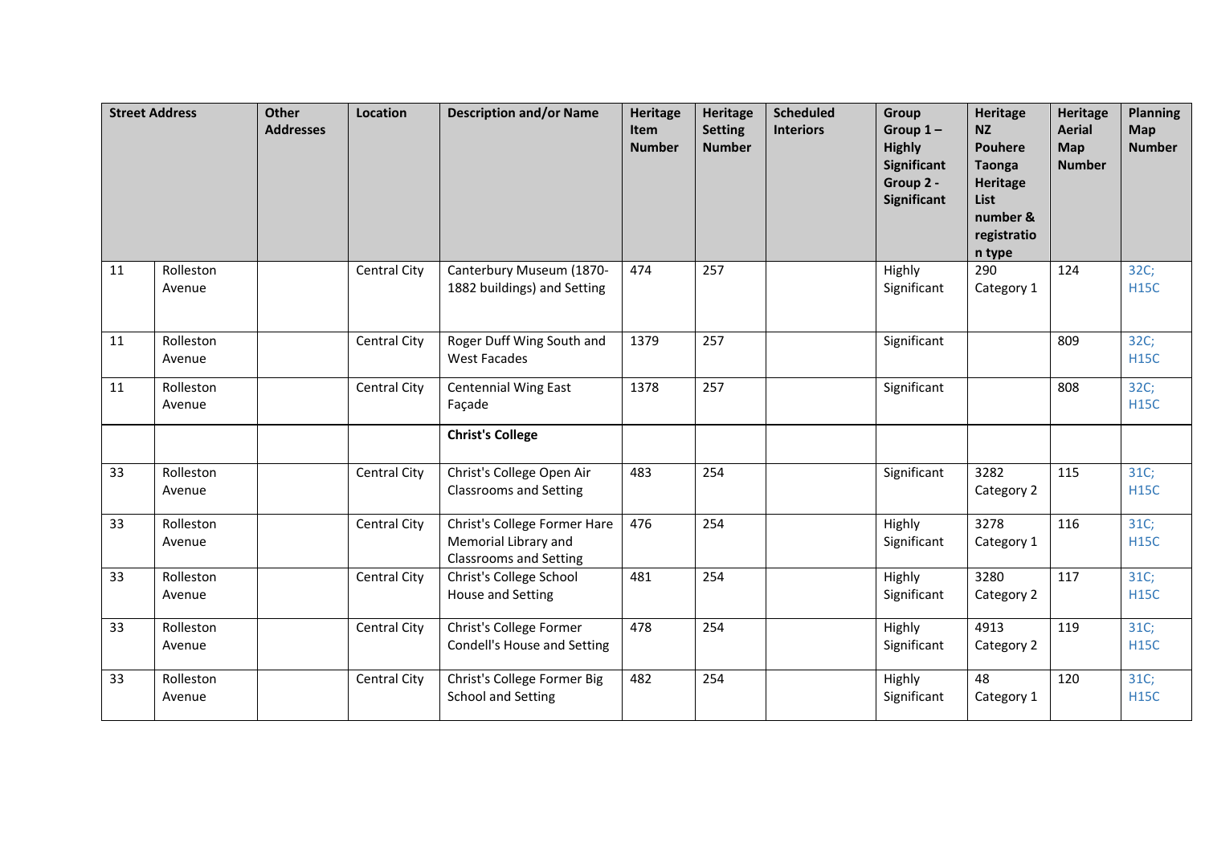| Street Address | | Other Addresses | Location | Description and/or Name | Heritage Item Number | Heritage Setting Number | Scheduled Interiors | Group Group 1 – Highly Significant Group 2 - Significant | Heritage NZ Pouhere Taonga Heritage List number & registration type | Heritage Aerial Map Number | Planning Map Number |
|---|---|---|---|---|---|---|---|---|---|---|---|
| 11 | Rolleston Avenue | | Central City | Canterbury Museum (1870-1882 buildings) and Setting | 474 | 257 | | Highly Significant | 290 Category 1 | 124 | 32C; H15C |
| 11 | Rolleston Avenue | | Central City | Roger Duff Wing South and West Facades | 1379 | 257 | | Significant | | 809 | 32C; H15C |
| 11 | Rolleston Avenue | | Central City | Centennial Wing East Façade | 1378 | 257 | | Significant | | 808 | 32C; H15C |
| | | | | **Christ's College** | | | | | | | |
| 33 | Rolleston Avenue | | Central City | Christ's College Open Air Classrooms and Setting | 483 | 254 | | Significant | 3282 Category 2 | 115 | 31C; H15C |
| 33 | Rolleston Avenue | | Central City | Christ's College Former Hare Memorial Library and Classrooms and Setting | 476 | 254 | | Highly Significant | 3278 Category 1 | 116 | 31C; H15C |
| 33 | Rolleston Avenue | | Central City | Christ's College School House and Setting | 481 | 254 | | Highly Significant | 3280 Category 2 | 117 | 31C; H15C |
| 33 | Rolleston Avenue | | Central City | Christ's College Former Condell's House and Setting | 478 | 254 | | Highly Significant | 4913 Category 2 | 119 | 31C; H15C |
| 33 | Rolleston Avenue | | Central City | Christ's College Former Big School and Setting | 482 | 254 | | Highly Significant | 48 Category 1 | 120 | 31C; H15C |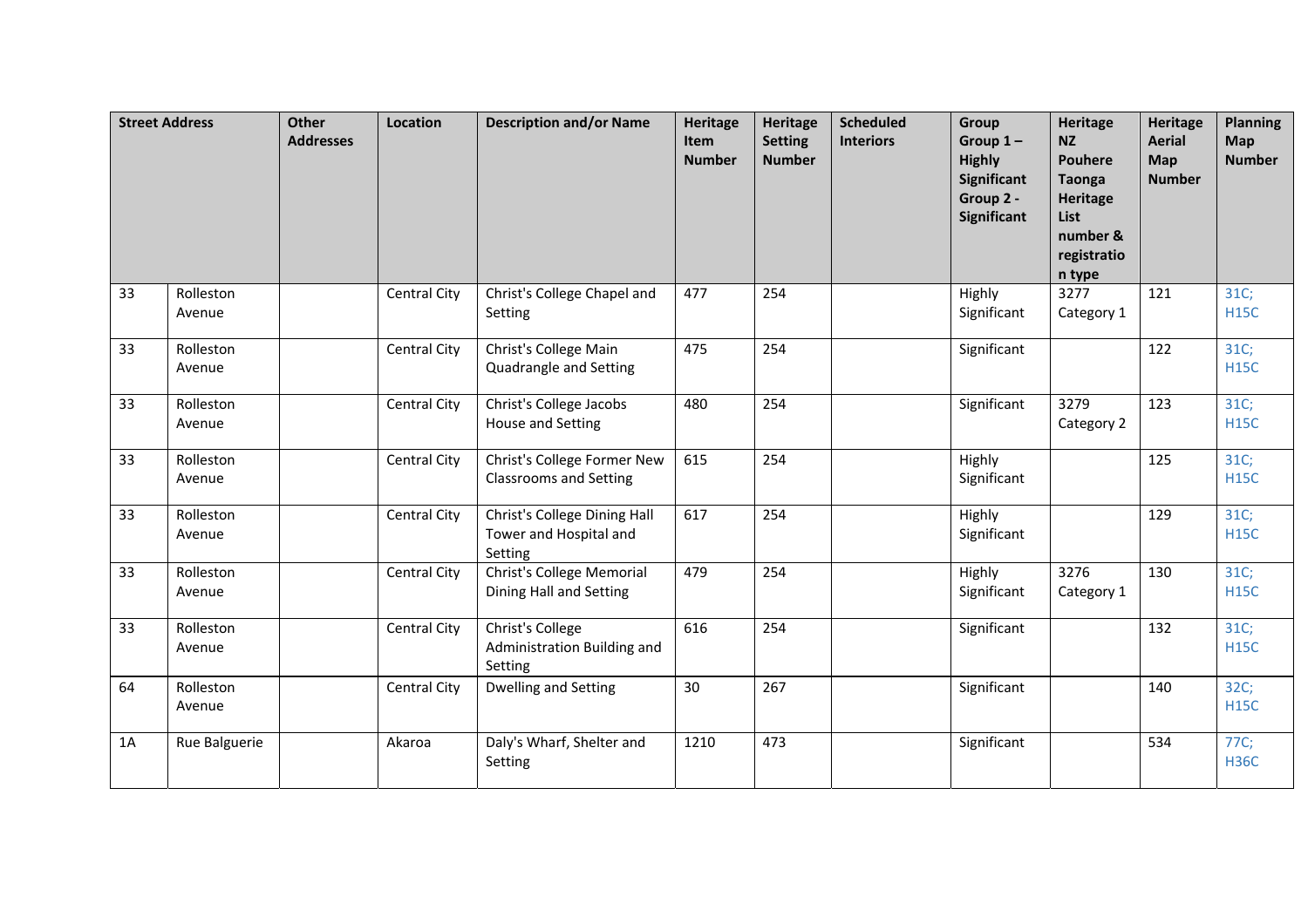| Street Address | | Other Addresses | Location | Description and/or Name | Heritage Item Number | Heritage Setting Number | Scheduled Interiors | Group Group 1 – Highly Significant Group 2 - Significant | Heritage NZ Pouhere Taonga Heritage List number & registration type | Heritage Aerial Map Number | Planning Map Number |
|---|---|---|---|---|---|---|---|---|---|---|---|
| 33 | Rolleston Avenue | | Central City | Christ's College Chapel and Setting | 477 | 254 | | Highly Significant | 3277 Category 1 | 121 | 31C; H15C |
| 33 | Rolleston Avenue | | Central City | Christ's College Main Quadrangle and Setting | 475 | 254 | | Significant | | 122 | 31C; H15C |
| 33 | Rolleston Avenue | | Central City | Christ's College Jacobs House and Setting | 480 | 254 | | Significant | 3279 Category 2 | 123 | 31C; H15C |
| 33 | Rolleston Avenue | | Central City | Christ's College Former New Classrooms and Setting | 615 | 254 | | Highly Significant | | 125 | 31C; H15C |
| 33 | Rolleston Avenue | | Central City | Christ's College Dining Hall Tower and Hospital and Setting | 617 | 254 | | Highly Significant | | 129 | 31C; H15C |
| 33 | Rolleston Avenue | | Central City | Christ's College Memorial Dining Hall and Setting | 479 | 254 | | Highly Significant | 3276 Category 1 | 130 | 31C; H15C |
| 33 | Rolleston Avenue | | Central City | Christ's College Administration Building and Setting | 616 | 254 | | Significant | | 132 | 31C; H15C |
| 64 | Rolleston Avenue | | Central City | Dwelling and Setting | 30 | 267 | | Significant | | 140 | 32C; H15C |
| 1A | Rue Balguerie | | Akaroa | Daly's Wharf, Shelter and Setting | 1210 | 473 | | Significant | | 534 | 77C; H36C |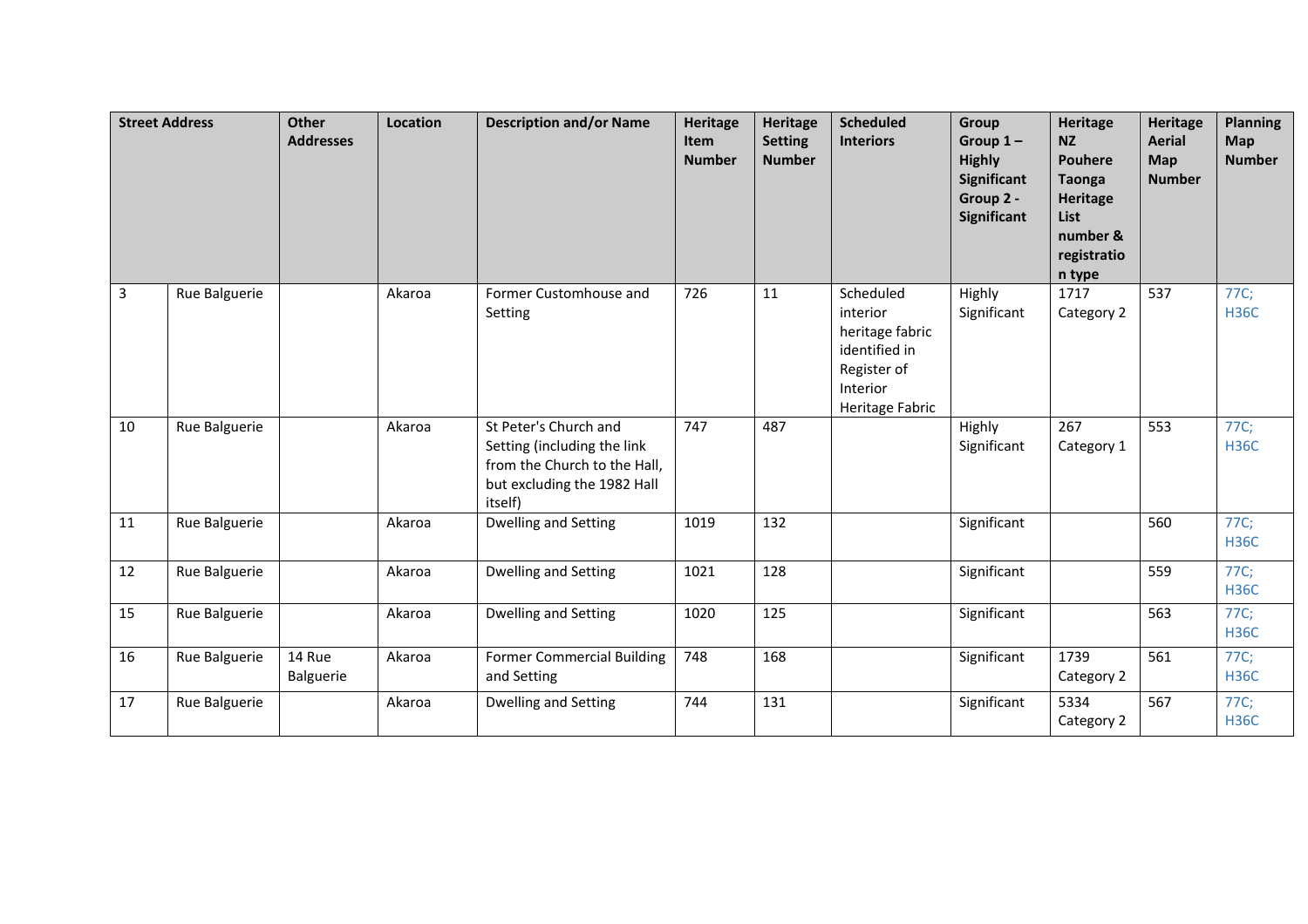| Street Address | | Other Addresses | Location | Description and/or Name | Heritage Item Number | Heritage Setting Number | Scheduled Interiors | Group Group 1 – Highly Significant Group 2 - Significant | Heritage NZ Pouhere Taonga Heritage List number & registration type | Heritage Aerial Map Number | Planning Map Number |
|---|---|---|---|---|---|---|---|---|---|---|---|
| 3 | Rue Balguerie | | Akaroa | Former Customhouse and Setting | 726 | 11 | Scheduled interior heritage fabric identified in Register of Interior Heritage Fabric | Highly Significant | 1717 Category 2 | 537 | 77C; H36C |
| 10 | Rue Balguerie | | Akaroa | St Peter's Church and Setting (including the link from the Church to the Hall, but excluding the 1982 Hall itself) | 747 | 487 | | Highly Significant | 267 Category 1 | 553 | 77C; H36C |
| 11 | Rue Balguerie | | Akaroa | Dwelling and Setting | 1019 | 132 | | Significant | | 560 | 77C; H36C |
| 12 | Rue Balguerie | | Akaroa | Dwelling and Setting | 1021 | 128 | | Significant | | 559 | 77C; H36C |
| 15 | Rue Balguerie | | Akaroa | Dwelling and Setting | 1020 | 125 | | Significant | | 563 | 77C; H36C |
| 16 | Rue Balguerie | 14 Rue Balguerie | Akaroa | Former Commercial Building and Setting | 748 | 168 | | Significant | 1739 Category 2 | 561 | 77C; H36C |
| 17 | Rue Balguerie | | Akaroa | Dwelling and Setting | 744 | 131 | | Significant | 5334 Category 2 | 567 | 77C; H36C |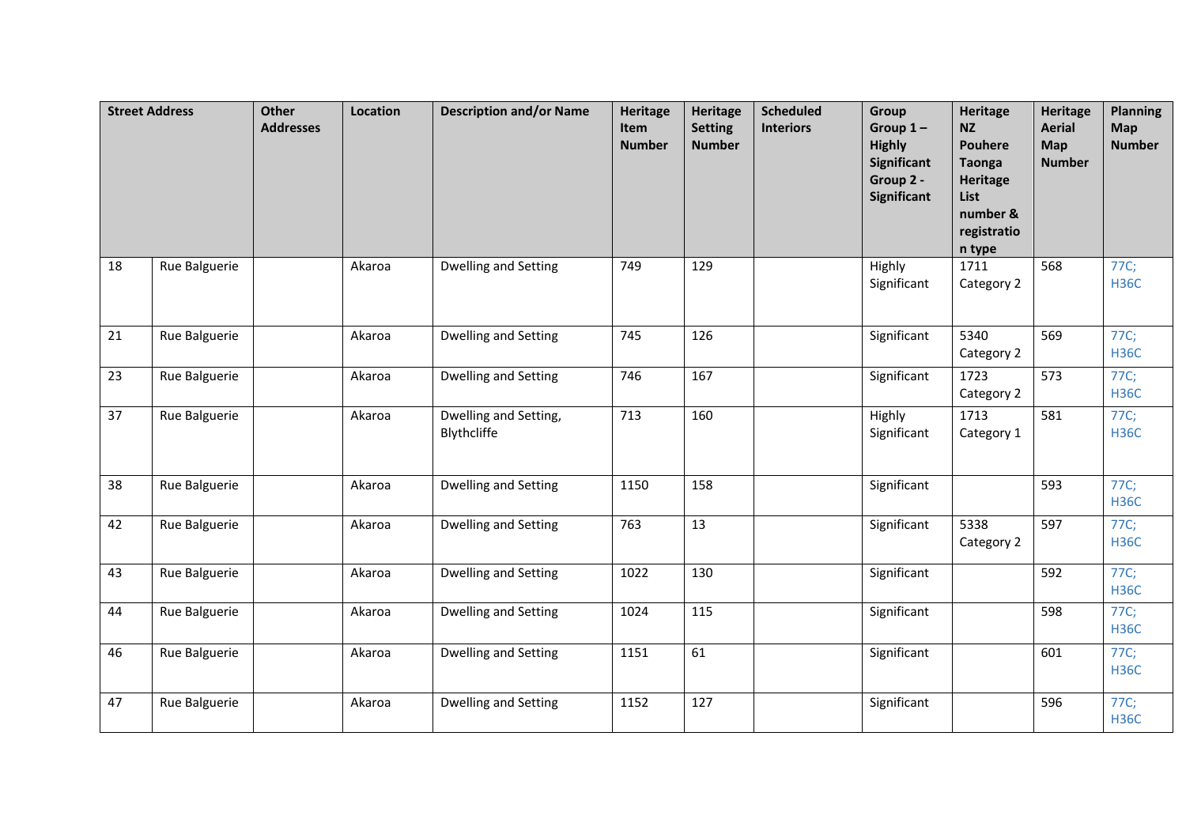| Street Address | | Other Addresses | Location | Description and/or Name | Heritage Item Number | Heritage Setting Number | Scheduled Interiors | Group Group 1 – Highly Significant Group 2 - Significant | Heritage NZ Pouhere Taonga Heritage List number & registration type | Heritage Aerial Map Number | Planning Map Number |
|---|---|---|---|---|---|---|---|---|---|---|---|
| 18 | Rue Balguerie | | Akaroa | Dwelling and Setting | 749 | 129 | | Highly Significant | 1711 Category 2 | 568 | 77C; H36C |
| 21 | Rue Balguerie | | Akaroa | Dwelling and Setting | 745 | 126 | | Significant | 5340 Category 2 | 569 | 77C; H36C |
| 23 | Rue Balguerie | | Akaroa | Dwelling and Setting | 746 | 167 | | Significant | 1723 Category 2 | 573 | 77C; H36C |
| 37 | Rue Balguerie | | Akaroa | Dwelling and Setting, Blythcliffe | 713 | 160 | | Highly Significant | 1713 Category 1 | 581 | 77C; H36C |
| 38 | Rue Balguerie | | Akaroa | Dwelling and Setting | 1150 | 158 | | Significant | | 593 | 77C; H36C |
| 42 | Rue Balguerie | | Akaroa | Dwelling and Setting | 763 | 13 | | Significant | 5338 Category 2 | 597 | 77C; H36C |
| 43 | Rue Balguerie | | Akaroa | Dwelling and Setting | 1022 | 130 | | Significant | | 592 | 77C; H36C |
| 44 | Rue Balguerie | | Akaroa | Dwelling and Setting | 1024 | 115 | | Significant | | 598 | 77C; H36C |
| 46 | Rue Balguerie | | Akaroa | Dwelling and Setting | 1151 | 61 | | Significant | | 601 | 77C; H36C |
| 47 | Rue Balguerie | | Akaroa | Dwelling and Setting | 1152 | 127 | | Significant | | 596 | 77C; H36C |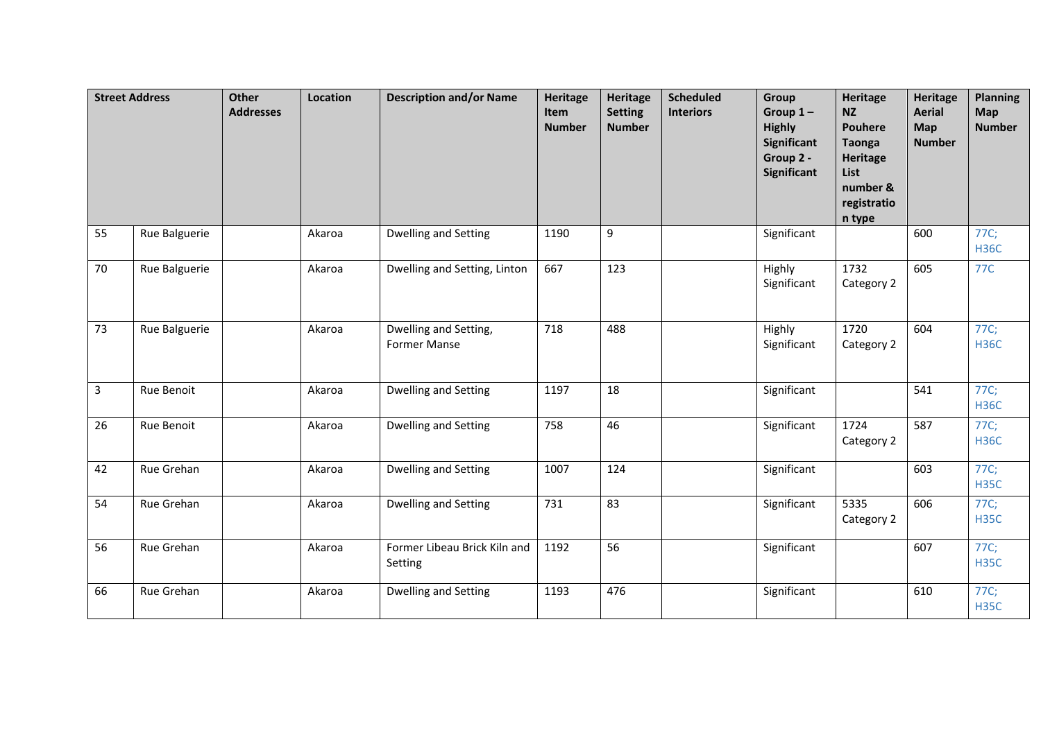| Street Address | | Other Addresses | Location | Description and/or Name | Heritage Item Number | Heritage Setting Number | Scheduled Interiors | Group Group 1 – Highly Significant Group 2 - Significant | Heritage NZ Pouhere Taonga Heritage List number & registration type | Heritage Aerial Map Number | Planning Map Number |
|---|---|---|---|---|---|---|---|---|---|---|---|
| 55 | Rue Balguerie | | Akaroa | Dwelling and Setting | 1190 | 9 | | Significant | | 600 | 77C; H36C |
| 70 | Rue Balguerie | | Akaroa | Dwelling and Setting, Linton | 667 | 123 | | Highly Significant | 1732 Category 2 | 605 | 77C |
| 73 | Rue Balguerie | | Akaroa | Dwelling and Setting, Former Manse | 718 | 488 | | Highly Significant | 1720 Category 2 | 604 | 77C; H36C |
| 3 | Rue Benoit | | Akaroa | Dwelling and Setting | 1197 | 18 | | Significant | | 541 | 77C; H36C |
| 26 | Rue Benoit | | Akaroa | Dwelling and Setting | 758 | 46 | | Significant | 1724 Category 2 | 587 | 77C; H36C |
| 42 | Rue Grehan | | Akaroa | Dwelling and Setting | 1007 | 124 | | Significant | | 603 | 77C; H35C |
| 54 | Rue Grehan | | Akaroa | Dwelling and Setting | 731 | 83 | | Significant | 5335 Category 2 | 606 | 77C; H35C |
| 56 | Rue Grehan | | Akaroa | Former Libeau Brick Kiln and Setting | 1192 | 56 | | Significant | | 607 | 77C; H35C |
| 66 | Rue Grehan | | Akaroa | Dwelling and Setting | 1193 | 476 | | Significant | | 610 | 77C; H35C |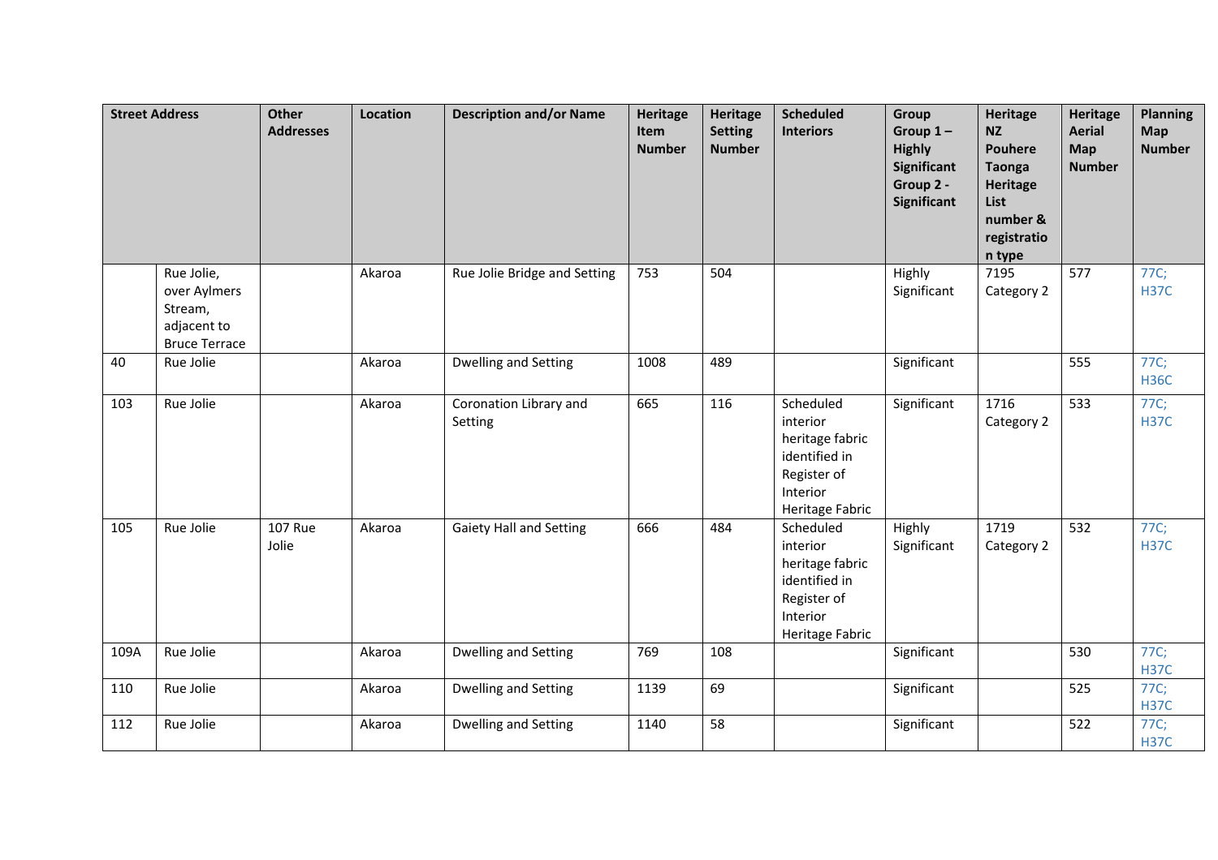| Street Address | | Other Addresses | Location | Description and/or Name | Heritage Item Number | Heritage Setting Number | Scheduled Interiors | Group Group 1 – Highly Significant Group 2 - Significant | Heritage NZ Pouhere Taonga Heritage List number & registration type | Heritage Aerial Map Number | Planning Map Number |
|---|---|---|---|---|---|---|---|---|---|---|---|
| | Rue Jolie, over Aylmers Stream, adjacent to Bruce Terrace | | Akaroa | Rue Jolie Bridge and Setting | 753 | 504 | | Highly Significant | 7195 Category 2 | 577 | 77C; H37C |
| 40 | Rue Jolie | | Akaroa | Dwelling and Setting | 1008 | 489 | | Significant | | 555 | 77C; H36C |
| 103 | Rue Jolie | | Akaroa | Coronation Library and Setting | 665 | 116 | Scheduled interior heritage fabric identified in Register of Interior Heritage Fabric | Significant | 1716 Category 2 | 533 | 77C; H37C |
| 105 | Rue Jolie | 107 Rue Jolie | Akaroa | Gaiety Hall and Setting | 666 | 484 | Scheduled interior heritage fabric identified in Register of Interior Heritage Fabric | Highly Significant | 1719 Category 2 | 532 | 77C; H37C |
| 109A | Rue Jolie | | Akaroa | Dwelling and Setting | 769 | 108 | | Significant | | 530 | 77C; H37C |
| 110 | Rue Jolie | | Akaroa | Dwelling and Setting | 1139 | 69 | | Significant | | 525 | 77C; H37C |
| 112 | Rue Jolie | | Akaroa | Dwelling and Setting | 1140 | 58 | | Significant | | 522 | 77C; H37C |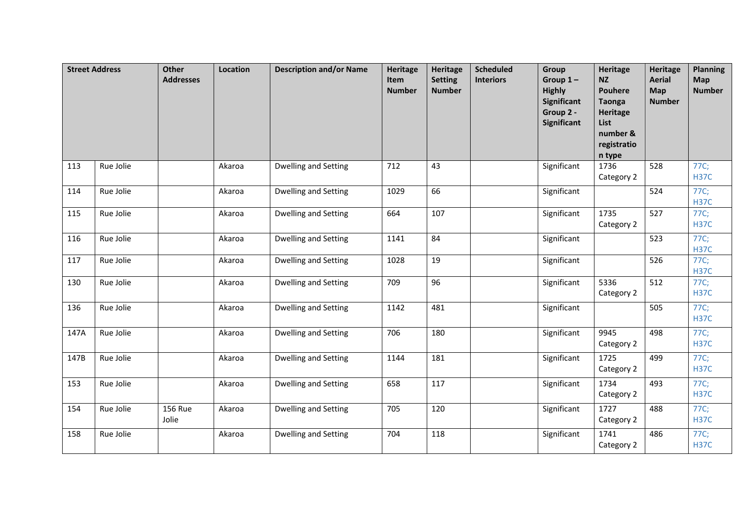| Street Address | | Other Addresses | Location | Description and/or Name | Heritage Item Number | Heritage Setting Number | Scheduled Interiors | Group Group 1 – Highly Significant Group 2 - Significant | Heritage NZ Pouhere Taonga Heritage List number & registration type | Heritage Aerial Map Number | Planning Map Number |
|---|---|---|---|---|---|---|---|---|---|---|---|
| 113 | Rue Jolie | | Akaroa | Dwelling and Setting | 712 | 43 | | Significant | 1736 Category 2 | 528 | 77C; H37C |
| 114 | Rue Jolie | | Akaroa | Dwelling and Setting | 1029 | 66 | | Significant | | 524 | 77C; H37C |
| 115 | Rue Jolie | | Akaroa | Dwelling and Setting | 664 | 107 | | Significant | 1735 Category 2 | 527 | 77C; H37C |
| 116 | Rue Jolie | | Akaroa | Dwelling and Setting | 1141 | 84 | | Significant | | 523 | 77C; H37C |
| 117 | Rue Jolie | | Akaroa | Dwelling and Setting | 1028 | 19 | | Significant | | 526 | 77C; H37C |
| 130 | Rue Jolie | | Akaroa | Dwelling and Setting | 709 | 96 | | Significant | 5336 Category 2 | 512 | 77C; H37C |
| 136 | Rue Jolie | | Akaroa | Dwelling and Setting | 1142 | 481 | | Significant | | 505 | 77C; H37C |
| 147A | Rue Jolie | | Akaroa | Dwelling and Setting | 706 | 180 | | Significant | 9945 Category 2 | 498 | 77C; H37C |
| 147B | Rue Jolie | | Akaroa | Dwelling and Setting | 1144 | 181 | | Significant | 1725 Category 2 | 499 | 77C; H37C |
| 153 | Rue Jolie | | Akaroa | Dwelling and Setting | 658 | 117 | | Significant | 1734 Category 2 | 493 | 77C; H37C |
| 154 | Rue Jolie | 156 Rue Jolie | Akaroa | Dwelling and Setting | 705 | 120 | | Significant | 1727 Category 2 | 488 | 77C; H37C |
| 158 | Rue Jolie | | Akaroa | Dwelling and Setting | 704 | 118 | | Significant | 1741 Category 2 | 486 | 77C; H37C |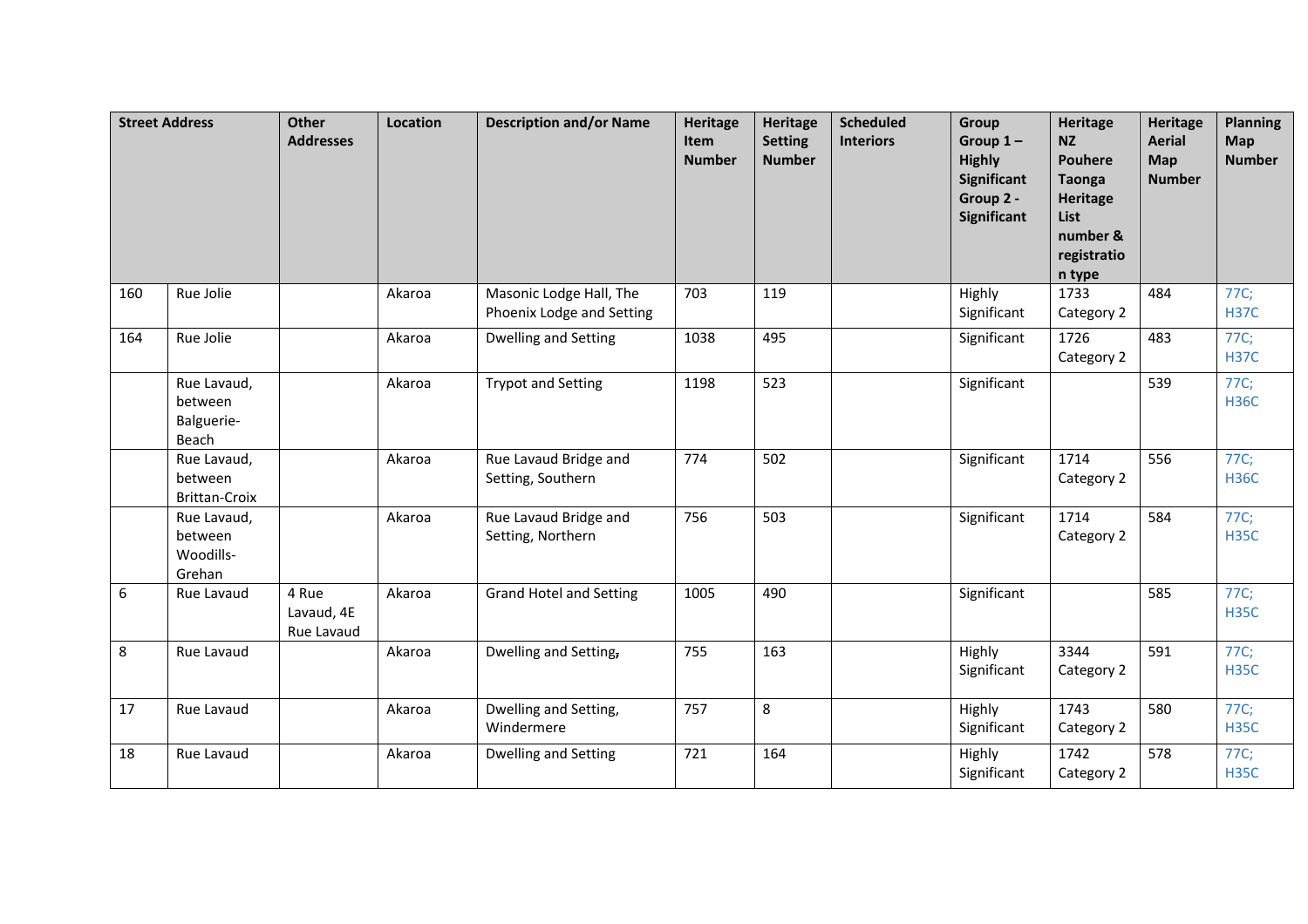| Street Address | | Other Addresses | Location | Description and/or Name | Heritage Item Number | Heritage Setting Number | Scheduled Interiors | Group Group 1 – Highly Significant Group 2 - Significant | Heritage NZ Pouhere Taonga Heritage List number & registration type | Heritage Aerial Map Number | Planning Map Number |
|---|---|---|---|---|---|---|---|---|---|---|---|
| 160 | Rue Jolie | | Akaroa | Masonic Lodge Hall, The Phoenix Lodge and Setting | 703 | 119 | | Highly Significant | 1733 Category 2 | 484 | 77C; H37C |
| 164 | Rue Jolie | | Akaroa | Dwelling and Setting | 1038 | 495 | | Significant | 1726 Category 2 | 483 | 77C; H37C |
| | Rue Lavaud, between Balguerie-Beach | | Akaroa | Trypot and Setting | 1198 | 523 | | Significant | | 539 | 77C; H36C |
| | Rue Lavaud, between Brittan-Croix | | Akaroa | Rue Lavaud Bridge and Setting, Southern | 774 | 502 | | Significant | 1714 Category 2 | 556 | 77C; H36C |
| | Rue Lavaud, between Woodills-Grehan | | Akaroa | Rue Lavaud Bridge and Setting, Northern | 756 | 503 | | Significant | 1714 Category 2 | 584 | 77C; H35C |
| 6 | Rue Lavaud | 4 Rue Lavaud, 4E Rue Lavaud | Akaroa | Grand Hotel and Setting | 1005 | 490 | | Significant | | 585 | 77C; H35C |
| 8 | Rue Lavaud | | Akaroa | Dwelling and Setting, | 755 | 163 | | Highly Significant | 3344 Category 2 | 591 | 77C; H35C |
| 17 | Rue Lavaud | | Akaroa | Dwelling and Setting, Windermere | 757 | 8 | | Highly Significant | 1743 Category 2 | 580 | 77C; H35C |
| 18 | Rue Lavaud | | Akaroa | Dwelling and Setting | 721 | 164 | | Highly Significant | 1742 Category 2 | 578 | 77C; H35C |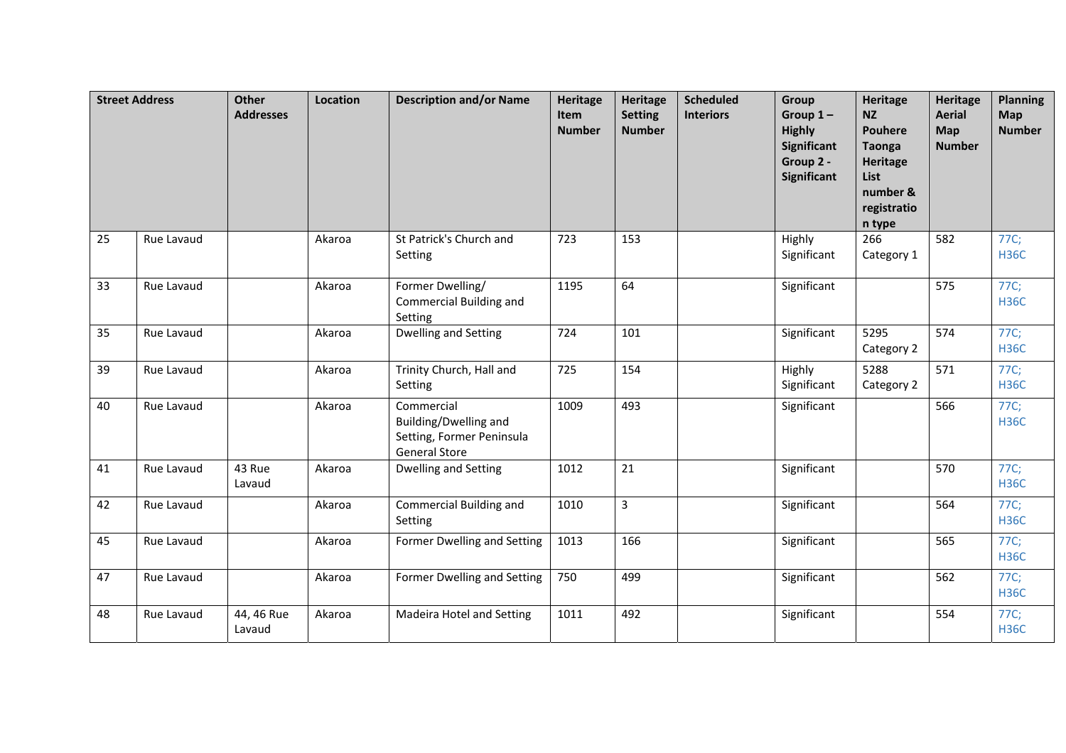| Street Address | | Other Addresses | Location | Description and/or Name | Heritage Item Number | Heritage Setting Number | Scheduled Interiors | Group Group 1 – Highly Significant Group 2 - Significant | Heritage NZ Pouhere Taonga Heritage List number & registration type | Heritage Aerial Map Number | Planning Map Number |
|---|---|---|---|---|---|---|---|---|---|---|---|
| 25 | Rue Lavaud | | Akaroa | St Patrick's Church and Setting | 723 | 153 | | Highly Significant | 266 Category 1 | 582 | 77C; H36C |
| 33 | Rue Lavaud | | Akaroa | Former Dwelling/ Commercial Building and Setting | 1195 | 64 | | Significant | | 575 | 77C; H36C |
| 35 | Rue Lavaud | | Akaroa | Dwelling and Setting | 724 | 101 | | Significant | 5295 Category 2 | 574 | 77C; H36C |
| 39 | Rue Lavaud | | Akaroa | Trinity Church, Hall and Setting | 725 | 154 | | Highly Significant | 5288 Category 2 | 571 | 77C; H36C |
| 40 | Rue Lavaud | | Akaroa | Commercial Building/Dwelling and Setting, Former Peninsula General Store | 1009 | 493 | | Significant | | 566 | 77C; H36C |
| 41 | Rue Lavaud | 43 Rue Lavaud | Akaroa | Dwelling and Setting | 1012 | 21 | | Significant | | 570 | 77C; H36C |
| 42 | Rue Lavaud | | Akaroa | Commercial Building and Setting | 1010 | 3 | | Significant | | 564 | 77C; H36C |
| 45 | Rue Lavaud | | Akaroa | Former Dwelling and Setting | 1013 | 166 | | Significant | | 565 | 77C; H36C |
| 47 | Rue Lavaud | | Akaroa | Former Dwelling and Setting | 750 | 499 | | Significant | | 562 | 77C; H36C |
| 48 | Rue Lavaud | 44, 46 Rue Lavaud | Akaroa | Madeira Hotel and Setting | 1011 | 492 | | Significant | | 554 | 77C; H36C |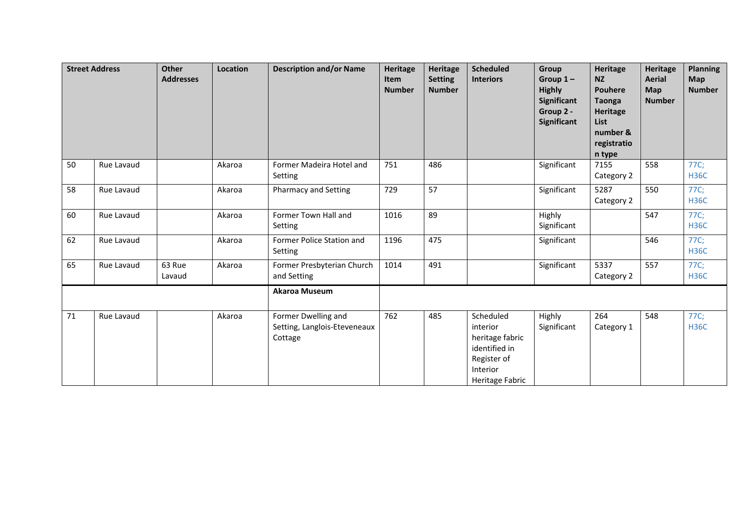| Street Address | | Other Addresses | Location | Description and/or Name | Heritage Item Number | Heritage Setting Number | Scheduled Interiors | Group Group 1 – Highly Significant Group 2 - Significant | Heritage NZ Pouhere Taonga Heritage List number & registration type | Heritage Aerial Map Number | Planning Map Number |
|---|---|---|---|---|---|---|---|---|---|---|---|
| 50 | Rue Lavaud | | Akaroa | Former Madeira Hotel and Setting | 751 | 486 | | Significant | 7155 Category 2 | 558 | 77C; H36C |
| 58 | Rue Lavaud | | Akaroa | Pharmacy and Setting | 729 | 57 | | Significant | 5287 Category 2 | 550 | 77C; H36C |
| 60 | Rue Lavaud | | Akaroa | Former Town Hall and Setting | 1016 | 89 | | Highly Significant | | 547 | 77C; H36C |
| 62 | Rue Lavaud | | Akaroa | Former Police Station and Setting | 1196 | 475 | | Significant | | 546 | 77C; H36C |
| 65 | Rue Lavaud | 63 Rue Lavaud | Akaroa | Former Presbyterian Church and Setting | 1014 | 491 | | Significant | 5337 Category 2 | 557 | 77C; H36C |
| | | | | **Akaroa Museum** | | | | | | | |
| 71 | Rue Lavaud | | Akaroa | Former Dwelling and Setting, Langlois-Eteveneaux Cottage | 762 | 485 | Scheduled interior heritage fabric identified in Register of Interior Heritage Fabric | Highly Significant | 264 Category 1 | 548 | 77C; H36C |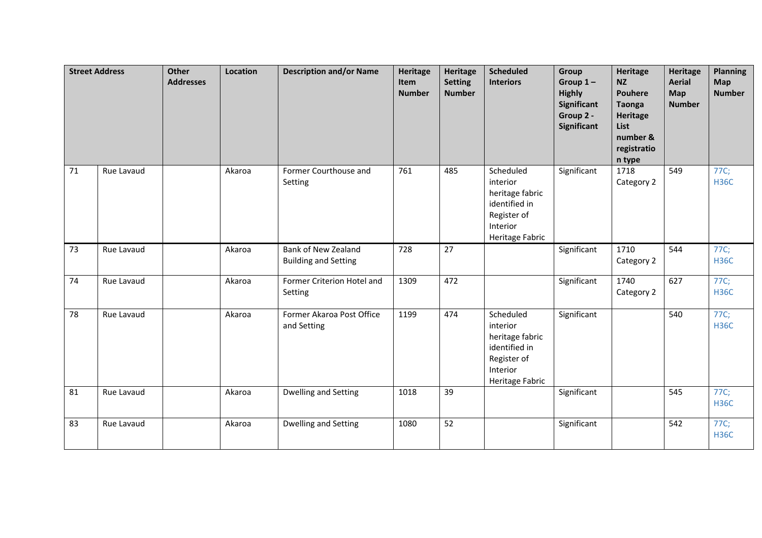| Street Address | | Other Addresses | Location | Description and/or Name | Heritage Item Number | Heritage Setting Number | Scheduled Interiors | Group Group 1 – Highly Significant Group 2 - Significant | Heritage NZ Pouhere Taonga Heritage List number & registration type | Heritage Aerial Map Number | Planning Map Number |
|---|---|---|---|---|---|---|---|---|---|---|---|
| 71 | Rue Lavaud | | Akaroa | Former Courthouse and Setting | 761 | 485 | Scheduled interior heritage fabric identified in Register of Interior Heritage Fabric | Significant | 1718 Category 2 | 549 | 77C; H36C |
| 73 | Rue Lavaud | | Akaroa | Bank of New Zealand Building and Setting | 728 | 27 | | Significant | 1710 Category 2 | 544 | 77C; H36C |
| 74 | Rue Lavaud | | Akaroa | Former Criterion Hotel and Setting | 1309 | 472 | | Significant | 1740 Category 2 | 627 | 77C; H36C |
| 78 | Rue Lavaud | | Akaroa | Former Akaroa Post Office and Setting | 1199 | 474 | Scheduled interior heritage fabric identified in Register of Interior Heritage Fabric | Significant | | 540 | 77C; H36C |
| 81 | Rue Lavaud | | Akaroa | Dwelling and Setting | 1018 | 39 | | Significant | | 545 | 77C; H36C |
| 83 | Rue Lavaud | | Akaroa | Dwelling and Setting | 1080 | 52 | | Significant | | 542 | 77C; H36C |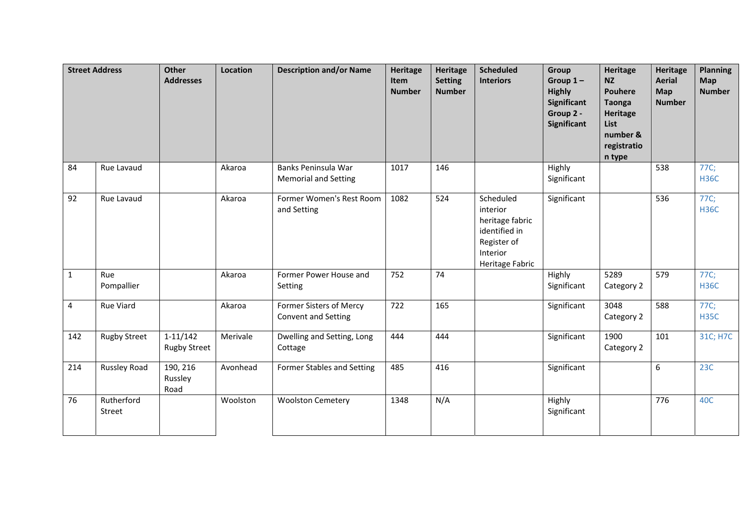| Street Address | | Other Addresses | Location | Description and/or Name | Heritage Item Number | Heritage Setting Number | Scheduled Interiors | Group Group 1 – Highly Significant Group 2 - Significant | Heritage NZ Pouhere Taonga Heritage List number & registration type | Heritage Aerial Map Number | Planning Map Number |
|---|---|---|---|---|---|---|---|---|---|---|---|
| 84 | Rue Lavaud | | Akaroa | Banks Peninsula War Memorial and Setting | 1017 | 146 | | Highly Significant | | 538 | 77C; H36C |
| 92 | Rue Lavaud | | Akaroa | Former Women's Rest Room and Setting | 1082 | 524 | Scheduled interior heritage fabric identified in Register of Interior Heritage Fabric | Significant | | 536 | 77C; H36C |
| 1 | Rue Pompallier | | Akaroa | Former Power House and Setting | 752 | 74 | | Highly Significant | 5289 Category 2 | 579 | 77C; H36C |
| 4 | Rue Viard | | Akaroa | Former Sisters of Mercy Convent and Setting | 722 | 165 | | Significant | 3048 Category 2 | 588 | 77C; H35C |
| 142 | Rugby Street | 1-11/142 Rugby Street | Merivale | Dwelling and Setting, Long Cottage | 444 | 444 | | Significant | 1900 Category 2 | 101 | 31C; H7C |
| 214 | Russley Road | 190, 216 Russley Road | Avonhead | Former Stables and Setting | 485 | 416 | | Significant | | 6 | 23C |
| 76 | Rutherford Street | | Woolston | Woolston Cemetery | 1348 | N/A | | Highly Significant | | 776 | 40C |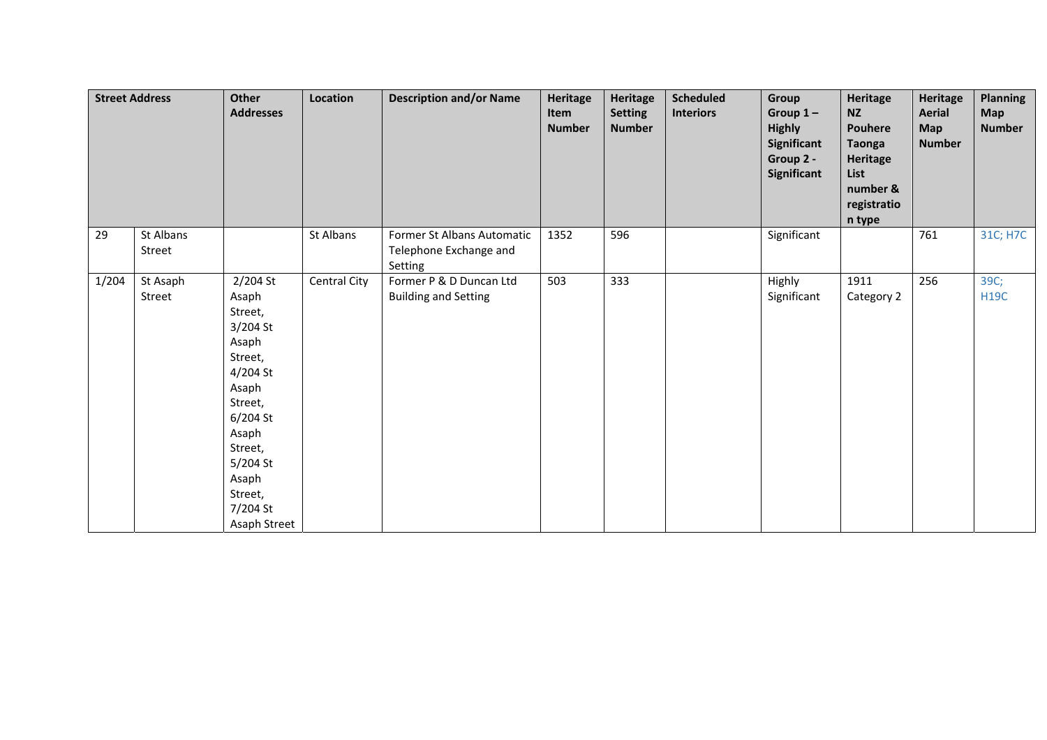| Street Address | | Other Addresses | Location | Description and/or Name | Heritage Item Number | Heritage Setting Number | Scheduled Interiors | Group 1 – Highly Significant Group 2 - Significant | Heritage NZ Pouhere Taonga Heritage List number & registration type | Heritage Aerial Map Number | Planning Map Number |
|---|---|---|---|---|---|---|---|---|---|---|---|
| 29 | St Albans Street | | St Albans | Former St Albans Automatic Telephone Exchange and Setting | 1352 | 596 | | Significant | | 761 | 31C; H7C |
| 1/204 | St Asaph Street | 2/204 St Asaph Street, 3/204 St Asaph Street, 4/204 St Asaph Street, 6/204 St Asaph Street, 5/204 St Asaph Street, 7/204 St Asaph Street | Central City | Former P & D Duncan Ltd Building and Setting | 503 | 333 | | Highly Significant | 1911 Category 2 | 256 | 39C; H19C |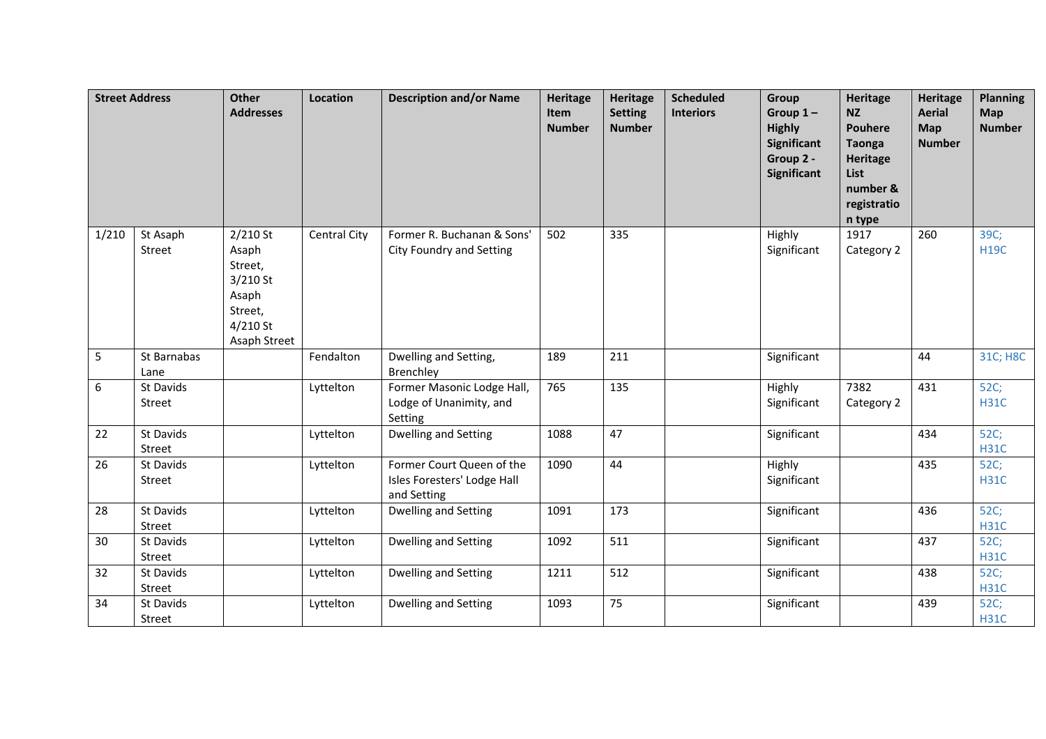| Street Address | | Other Addresses | Location | Description and/or Name | Heritage Item Number | Heritage Setting Number | Scheduled Interiors | Group Group 1 – Highly Significant Group 2 - Significant | Heritage NZ Pouhere Taonga Heritage List number & registration type | Heritage Aerial Map Number | Planning Map Number |
|---|---|---|---|---|---|---|---|---|---|---|---|
| 1/210 | St Asaph Street | 2/210 St Asaph Street, 3/210 St Asaph Street, 4/210 St Asaph Street | Central City | Former R. Buchanan & Sons' City Foundry and Setting | 502 | 335 | | Highly Significant | 1917 Category 2 | 260 | 39C; H19C |
| 5 | St Barnabas Lane | | Fendalton | Dwelling and Setting, Brenchley | 189 | 211 | | Significant | | 44 | 31C; H8C |
| 6 | St Davids Street | | Lyttelton | Former Masonic Lodge Hall, Lodge of Unanimity, and Setting | 765 | 135 | | Highly Significant | 7382 Category 2 | 431 | 52C; H31C |
| 22 | St Davids Street | | Lyttelton | Dwelling and Setting | 1088 | 47 | | Significant | | 434 | 52C; H31C |
| 26 | St Davids Street | | Lyttelton | Former Court Queen of the Isles Foresters' Lodge Hall and Setting | 1090 | 44 | | Highly Significant | | 435 | 52C; H31C |
| 28 | St Davids Street | | Lyttelton | Dwelling and Setting | 1091 | 173 | | Significant | | 436 | 52C; H31C |
| 30 | St Davids Street | | Lyttelton | Dwelling and Setting | 1092 | 511 | | Significant | | 437 | 52C; H31C |
| 32 | St Davids Street | | Lyttelton | Dwelling and Setting | 1211 | 512 | | Significant | | 438 | 52C; H31C |
| 34 | St Davids Street | | Lyttelton | Dwelling and Setting | 1093 | 75 | | Significant | | 439 | 52C; H31C |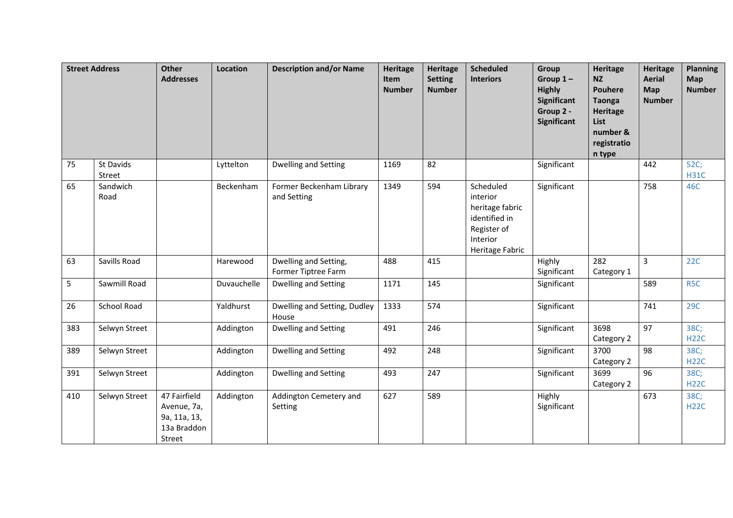| Street Address | | Other Addresses | Location | Description and/or Name | Heritage Item Number | Heritage Setting Number | Scheduled Interiors | Group Group 1 – Highly Significant Group 2 - Significant | Heritage NZ Pouhere Taonga Heritage List number & registration type | Heritage Aerial Map Number | Planning Map Number |
|---|---|---|---|---|---|---|---|---|---|---|---|
| 75 | St Davids Street | | Lyttelton | Dwelling and Setting | 1169 | 82 | | Significant | | 442 | 52C; H31C |
| 65 | Sandwich Road | | Beckenham | Former Beckenham Library and Setting | 1349 | 594 | Scheduled interior heritage fabric identified in Register of Interior Heritage Fabric | Significant | | 758 | 46C |
| 63 | Savills Road | | Harewood | Dwelling and Setting, Former Tiptree Farm | 488 | 415 | | Highly Significant | 282 Category 1 | 3 | 22C |
| 5 | Sawmill Road | | Duvauchelle | Dwelling and Setting | 1171 | 145 | | Significant | | 589 | R5C |
| 26 | School Road | | Yaldhurst | Dwelling and Setting, Dudley House | 1333 | 574 | | Significant | | 741 | 29C |
| 383 | Selwyn Street | | Addington | Dwelling and Setting | 491 | 246 | | Significant | 3698 Category 2 | 97 | 38C; H22C |
| 389 | Selwyn Street | | Addington | Dwelling and Setting | 492 | 248 | | Significant | 3700 Category 2 | 98 | 38C; H22C |
| 391 | Selwyn Street | | Addington | Dwelling and Setting | 493 | 247 | | Significant | 3699 Category 2 | 96 | 38C; H22C |
| 410 | Selwyn Street | 47 Fairfield Avenue, 7a, 9a, 11a, 13, 13a Braddon Street | Addington | Addington Cemetery and Setting | 627 | 589 | | Highly Significant | | 673 | 38C; H22C |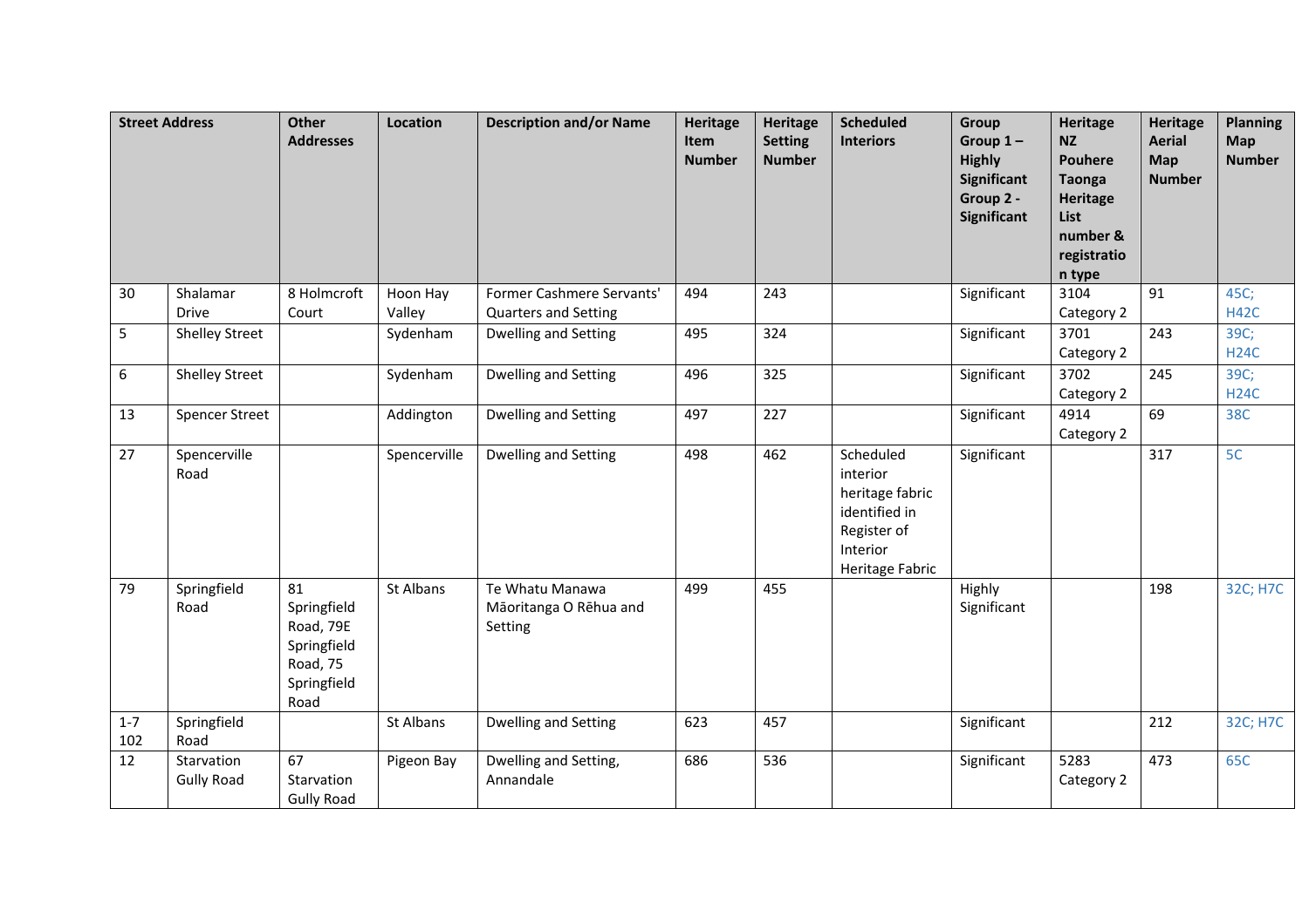| Street Address | | Other Addresses | Location | Description and/or Name | Heritage Item Number | Heritage Setting Number | Scheduled Interiors | Group Group 1 – Highly Significant Group 2 - Significant | Heritage NZ Pouhere Taonga Heritage List number & registration type | Heritage Aerial Map Number | Planning Map Number |
|---|---|---|---|---|---|---|---|---|---|---|---|
| 30 | Shalamar Drive | 8 Holmcroft Court | Hoon Hay Valley | Former Cashmere Servants' Quarters and Setting | 494 | 243 | | Significant | 3104 Category 2 | 91 | 45C; H42C |
| 5 | Shelley Street | | Sydenham | Dwelling and Setting | 495 | 324 | | Significant | 3701 Category 2 | 243 | 39C; H24C |
| 6 | Shelley Street | | Sydenham | Dwelling and Setting | 496 | 325 | | Significant | 3702 Category 2 | 245 | 39C; H24C |
| 13 | Spencer Street | | Addington | Dwelling and Setting | 497 | 227 | | Significant | 4914 Category 2 | 69 | 38C |
| 27 | Spencerville Road | | Spencerville | Dwelling and Setting | 498 | 462 | Scheduled interior heritage fabric identified in Register of Interior Heritage Fabric | Significant | | 317 | 5C |
| 79 | Springfield Road | 81 Springfield Road, 79E Springfield Road, 75 Springfield Road | St Albans | Te Whatu Manawa Māoritanga O Rēhua and Setting | 499 | 455 | | Highly Significant | | 198 | 32C; H7C |
| 1-7 102 | Springfield Road | | St Albans | Dwelling and Setting | 623 | 457 | | Significant | | 212 | 32C; H7C |
| 12 | Starvation Gully Road | 67 Starvation Gully Road | Pigeon Bay | Dwelling and Setting, Annandale | 686 | 536 | | Significant | 5283 Category 2 | 473 | 65C |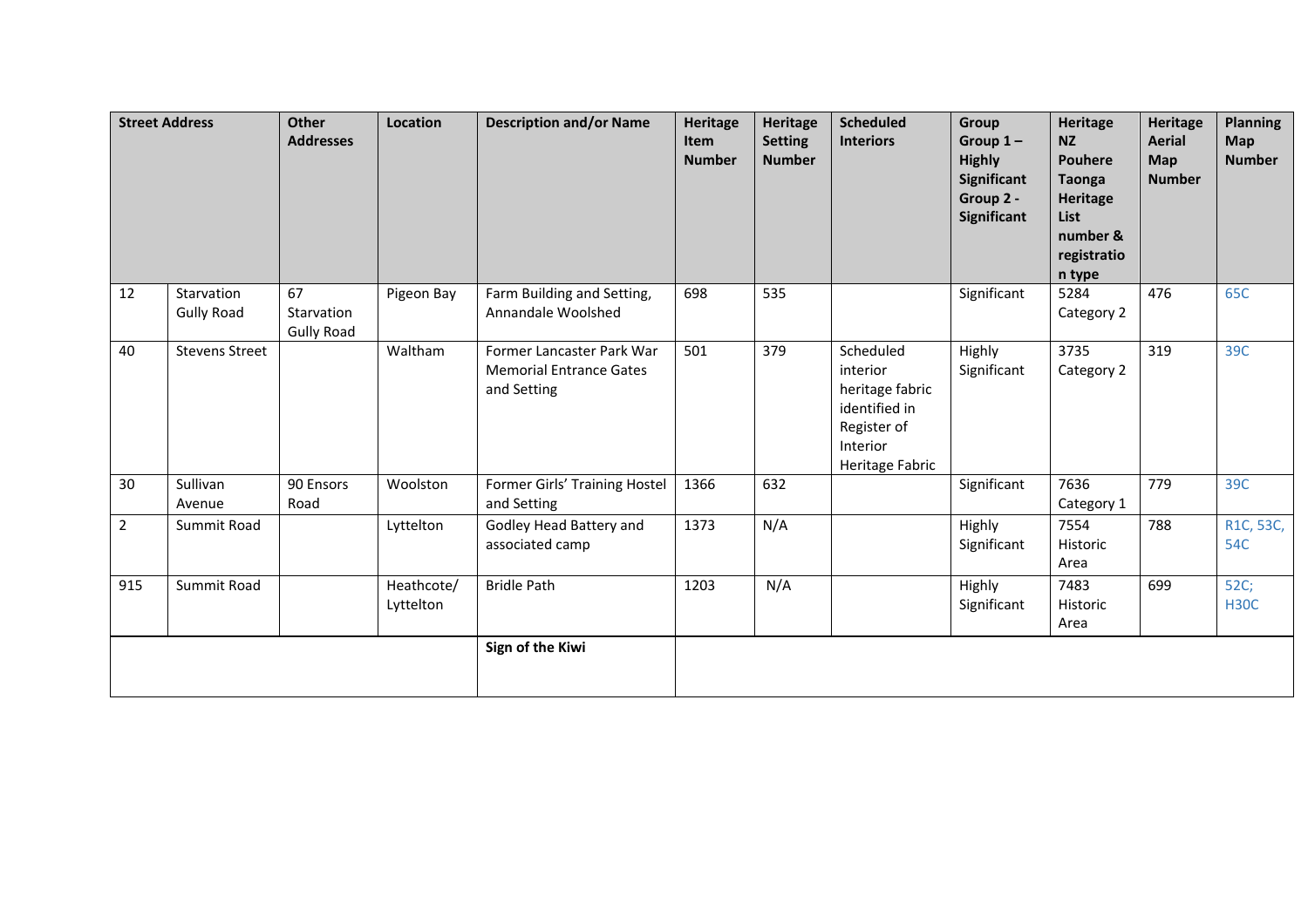| Street Address | | Other Addresses | Location | Description and/or Name | Heritage Item Number | Heritage Setting Number | Scheduled Interiors | Group Group 1 – Highly Significant Group 2 - Significant | Heritage NZ Pouhere Taonga Heritage List number & registration type | Heritage Aerial Map Number | Planning Map Number |
|---|---|---|---|---|---|---|---|---|---|---|---|
| 12 | Starvation Gully Road | 67 Starvation Gully Road | Pigeon Bay | Farm Building and Setting, Annandale Woolshed | 698 | 535 | | Significant | 5284 Category 2 | 476 | 65C |
| 40 | Stevens Street | | Waltham | Former Lancaster Park War Memorial Entrance Gates and Setting | 501 | 379 | Scheduled interior heritage fabric identified in Register of Interior Heritage Fabric | Highly Significant | 3735 Category 2 | 319 | 39C |
| 30 | Sullivan Avenue | 90 Ensors Road | Woolston | Former Girls' Training Hostel and Setting | 1366 | 632 | | Significant | 7636 Category 1 | 779 | 39C |
| 2 | Summit Road | | Lyttelton | Godley Head Battery and associated camp | 1373 | N/A | | Highly Significant | 7554 Historic Area | 788 | R1C, 53C, 54C |
| 915 | Summit Road | | Heathcote/ Lyttelton | Bridle Path | 1203 | N/A | | Highly Significant | 7483 Historic Area | 699 | 52C; H30C |
| | | | | **Sign of the Kiwi** | | | | | | | |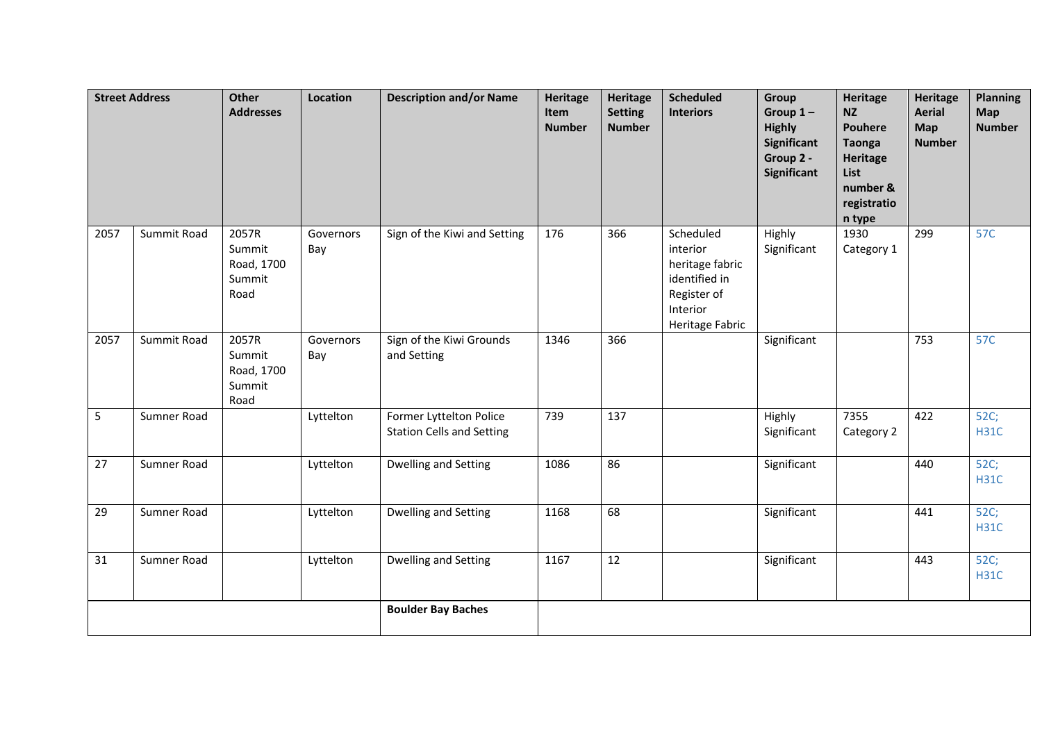| Street Address | | Other Addresses | Location | Description and/or Name | Heritage Item Number | Heritage Setting Number | Scheduled Interiors | Group Group 1 – Highly Significant Group 2 - Significant | Heritage NZ Pouhere Taonga Heritage List number & registration type | Heritage Aerial Map Number | Planning Map Number |
|---|---|---|---|---|---|---|---|---|---|---|---|
| 2057 | Summit Road | 2057R Summit Road, 1700 Summit Road | Governors Bay | Sign of the Kiwi and Setting | 176 | 366 | Scheduled interior heritage fabric identified in Register of Interior Heritage Fabric | Highly Significant | 1930 Category 1 | 299 | 57C |
| 2057 | Summit Road | 2057R Summit Road, 1700 Summit Road | Governors Bay | Sign of the Kiwi Grounds and Setting | 1346 | 366 | | Significant | | 753 | 57C |
| 5 | Sumner Road | | Lyttelton | Former Lyttelton Police Station Cells and Setting | 739 | 137 | | Highly Significant | 7355 Category 2 | 422 | 52C; H31C |
| 27 | Sumner Road | | Lyttelton | Dwelling and Setting | 1086 | 86 | | Significant | | 440 | 52C; H31C |
| 29 | Sumner Road | | Lyttelton | Dwelling and Setting | 1168 | 68 | | Significant | | 441 | 52C; H31C |
| 31 | Sumner Road | | Lyttelton | Dwelling and Setting | 1167 | 12 | | Significant | | 443 | 52C; H31C |
| | | | | **Boulder Bay Baches** | | | | | | | |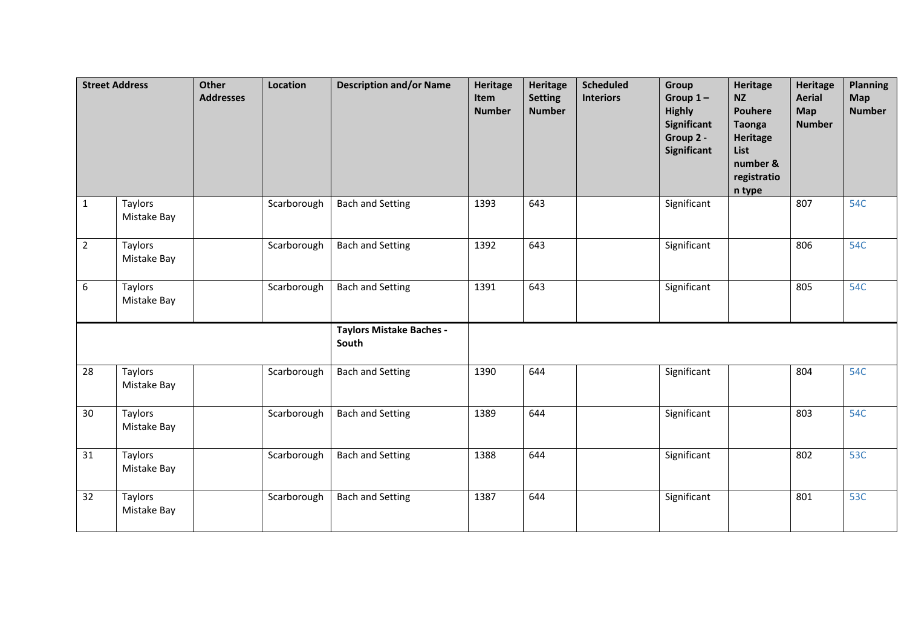| Street Address | | Other Addresses | Location | Description and/or Name | Heritage Item Number | Heritage Setting Number | Scheduled Interiors | Group Group 1 – Highly Significant Group 2 - Significant | Heritage NZ Pouhere Taonga Heritage List number & registration type | Heritage Aerial Map Number | Planning Map Number |
|---|---|---|---|---|---|---|---|---|---|---|---|
| 1 | Taylors Mistake Bay | | Scarborough | Bach and Setting | 1393 | 643 | | Significant | | 807 | 54C |
| 2 | Taylors Mistake Bay | | Scarborough | Bach and Setting | 1392 | 643 | | Significant | | 806 | 54C |
| 6 | Taylors Mistake Bay | | Scarborough | Bach and Setting | 1391 | 643 | | Significant | | 805 | 54C |
| | | | | **Taylors Mistake Baches - South** | | | | | | | |
| 28 | Taylors Mistake Bay | | Scarborough | Bach and Setting | 1390 | 644 | | Significant | | 804 | 54C |
| 30 | Taylors Mistake Bay | | Scarborough | Bach and Setting | 1389 | 644 | | Significant | | 803 | 54C |
| 31 | Taylors Mistake Bay | | Scarborough | Bach and Setting | 1388 | 644 | | Significant | | 802 | 53C |
| 32 | Taylors Mistake Bay | | Scarborough | Bach and Setting | 1387 | 644 | | Significant | | 801 | 53C |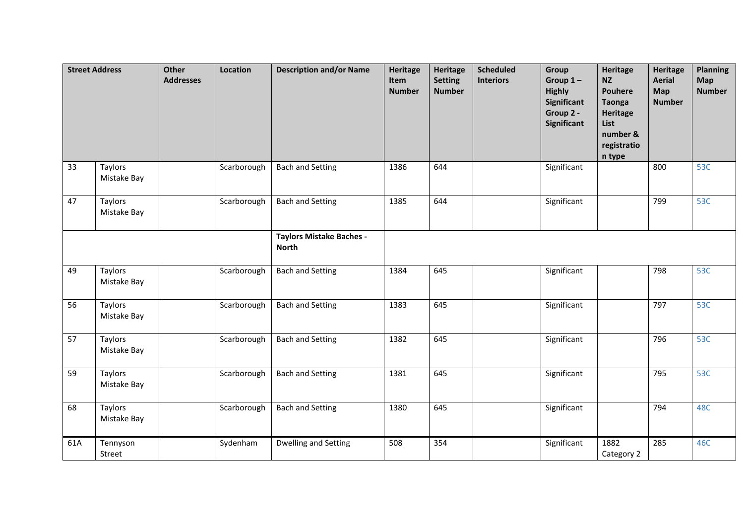| Street Address | | Other Addresses | Location | Description and/or Name | Heritage Item Number | Heritage Setting Number | Scheduled Interiors | Group Group 1 – Highly Significant Group 2 - Significant | Heritage NZ Pouhere Taonga Heritage List number & registration type | Heritage Aerial Map Number | Planning Map Number |
|---|---|---|---|---|---|---|---|---|---|---|---|
| 33 | Taylors Mistake Bay | | Scarborough | Bach and Setting | 1386 | 644 | | Significant | | 800 | 53C |
| 47 | Taylors Mistake Bay | | Scarborough | Bach and Setting | 1385 | 644 | | Significant | | 799 | 53C |
| | | | | **Taylors Mistake Baches - North** | | | | | | | |
| 49 | Taylors Mistake Bay | | Scarborough | Bach and Setting | 1384 | 645 | | Significant | | 798 | 53C |
| 56 | Taylors Mistake Bay | | Scarborough | Bach and Setting | 1383 | 645 | | Significant | | 797 | 53C |
| 57 | Taylors Mistake Bay | | Scarborough | Bach and Setting | 1382 | 645 | | Significant | | 796 | 53C |
| 59 | Taylors Mistake Bay | | Scarborough | Bach and Setting | 1381 | 645 | | Significant | | 795 | 53C |
| 68 | Taylors Mistake Bay | | Scarborough | Bach and Setting | 1380 | 645 | | Significant | | 794 | 48C |
| 61A | Tennyson Street | | Sydenham | Dwelling and Setting | 508 | 354 | | Significant | 1882 Category 2 | 285 | 46C |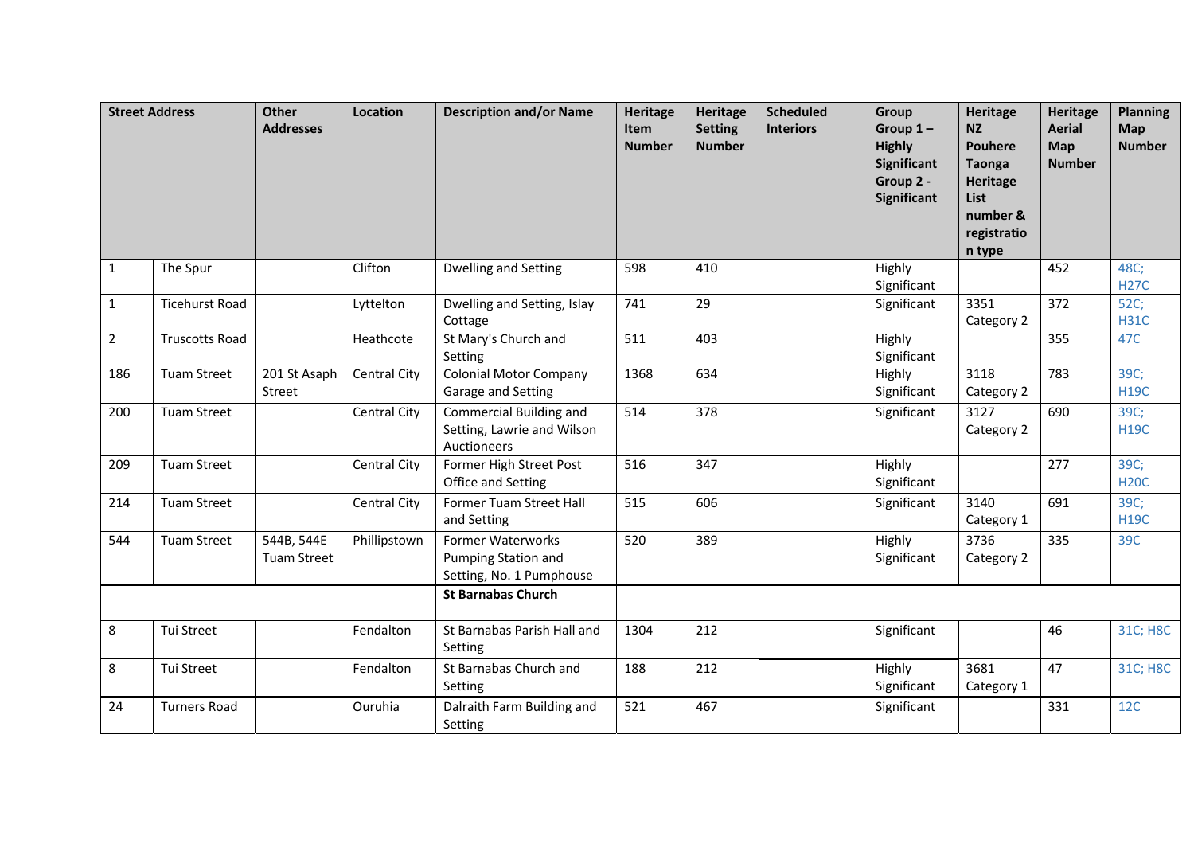| Street Address | | Other Addresses | Location | Description and/or Name | Heritage Item Number | Heritage Setting Number | Scheduled Interiors | Group Group 1 – Highly Significant Group 2 - Significant | Heritage NZ Pouhere Taonga Heritage List number & registration type | Heritage Aerial Map Number | Planning Map Number |
|---|---|---|---|---|---|---|---|---|---|---|---|
| 1 | The Spur | | Clifton | Dwelling and Setting | 598 | 410 | | Highly Significant | | 452 | 48C; H27C |
| 1 | Ticehurst Road | | Lyttelton | Dwelling and Setting, Islay Cottage | 741 | 29 | | Significant | 3351 Category 2 | 372 | 52C; H31C |
| 2 | Truscotts Road | | Heathcote | St Mary's Church and Setting | 511 | 403 | | Highly Significant | | 355 | 47C |
| 186 | Tuam Street | 201 St Asaph Street | Central City | Colonial Motor Company Garage and Setting | 1368 | 634 | | Highly Significant | 3118 Category 2 | 783 | 39C; H19C |
| 200 | Tuam Street | | Central City | Commercial Building and Setting, Lawrie and Wilson Auctioneers | 514 | 378 | | Significant | 3127 Category 2 | 690 | 39C; H19C |
| 209 | Tuam Street | | Central City | Former High Street Post Office and Setting | 516 | 347 | | Highly Significant | | 277 | 39C; H20C |
| 214 | Tuam Street | | Central City | Former Tuam Street Hall and Setting | 515 | 606 | | Significant | 3140 Category 1 | 691 | 39C; H19C |
| 544 | Tuam Street | 544B, 544E Tuam Street | Phillipstown | Former Waterworks Pumping Station and Setting, No. 1 Pumphouse | 520 | 389 | | Highly Significant | 3736 Category 2 | 335 | 39C |
| | | | | **St Barnabas Church** | | | | | | | |
| 8 | Tui Street | | Fendalton | St Barnabas Parish Hall and Setting | 1304 | 212 | | Significant | | 46 | 31C; H8C |
| 8 | Tui Street | | Fendalton | St Barnabas Church and Setting | 188 | 212 | | Highly Significant | 3681 Category 1 | 47 | 31C; H8C |
| 24 | Turners Road | | Ouruhia | Dalraith Farm Building and Setting | 521 | 467 | | Significant | | 331 | 12C |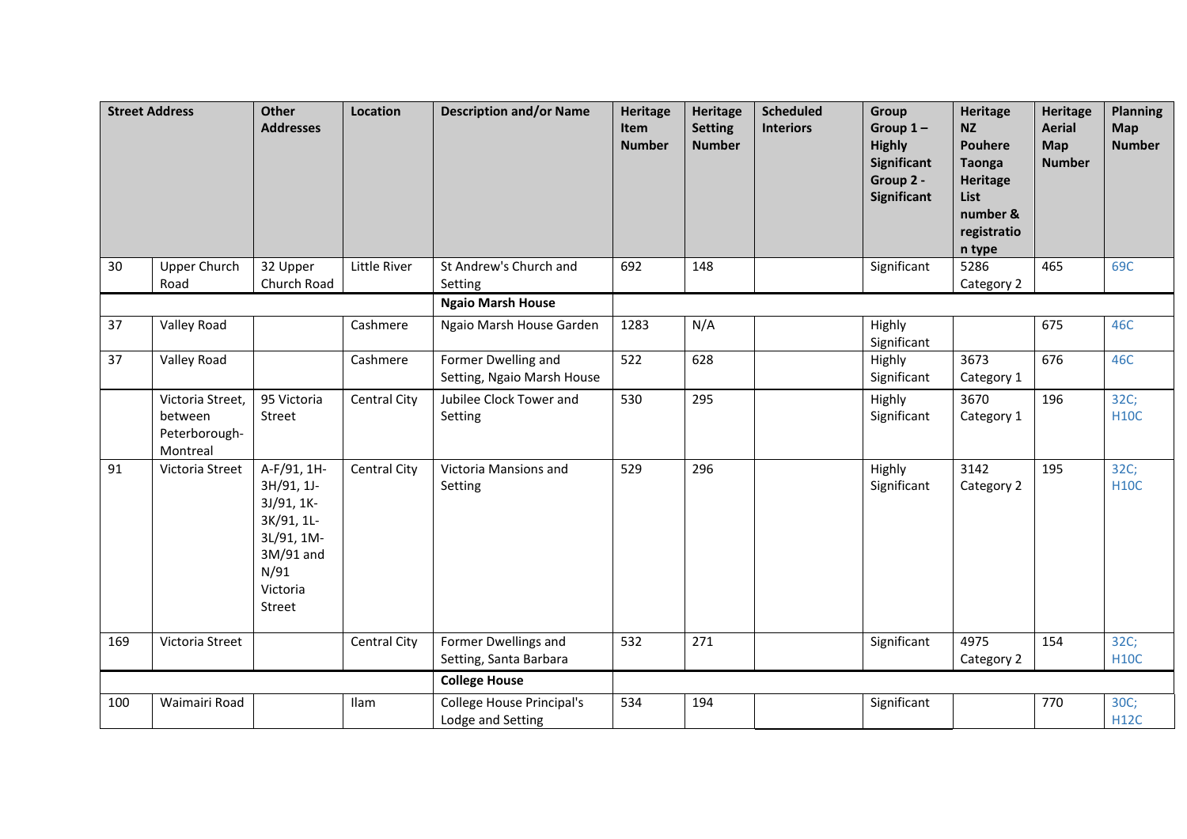| Street Address | | Other Addresses | Location | Description and/or Name | Heritage Item Number | Heritage Setting Number | Scheduled Interiors | Group Group 1 – Highly Significant Group 2 - Significant | Heritage NZ Pouhere Taonga Heritage List number & registration type | Heritage Aerial Map Number | Planning Map Number |
|---|---|---|---|---|---|---|---|---|---|---|---|
| 30 | Upper Church Road | 32 Upper Church Road | Little River | St Andrew's Church and Setting | 692 | 148 | | Significant | 5286 Category 2 | 465 | 69C |
| | | | | **Ngaio Marsh House** | | | | | | | |
| 37 | Valley Road | | Cashmere | Ngaio Marsh House Garden | 1283 | N/A | | Highly Significant | | 675 | 46C |
| 37 | Valley Road | | Cashmere | Former Dwelling and Setting, Ngaio Marsh House | 522 | 628 | | Highly Significant | 3673 Category 1 | 676 | 46C |
| | Victoria Street, between Peterborough-Montreal | 95 Victoria Street | Central City | Jubilee Clock Tower and Setting | 530 | 295 | | Highly Significant | 3670 Category 1 | 196 | 32C; H10C |
| 91 | Victoria Street | A-F/91, 1H-3H/91, 1J-3J/91, 1K-3K/91, 1L-3L/91, 1M-3M/91 and N/91 Victoria Street | Central City | Victoria Mansions and Setting | 529 | 296 | | Highly Significant | 3142 Category 2 | 195 | 32C; H10C |
| 169 | Victoria Street | | Central City | Former Dwellings and Setting, Santa Barbara | 532 | 271 | | Significant | 4975 Category 2 | 154 | 32C; H10C |
| | | | | **College House** | | | | | | | |
| 100 | Waimairi Road | | Ilam | College House Principal's Lodge and Setting | 534 | 194 | | Significant | | 770 | 30C; H12C |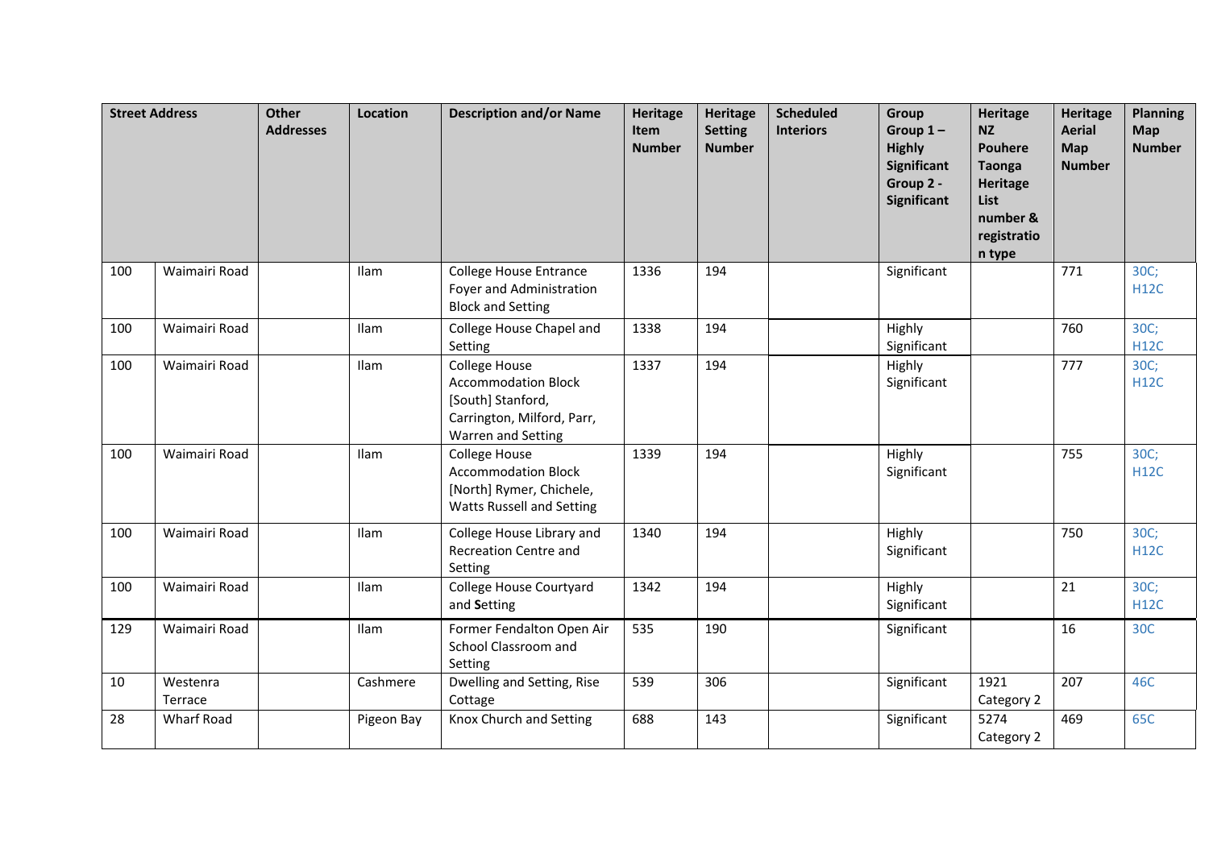| Street Address | | Other Addresses | Location | Description and/or Name | Heritage Item Number | Heritage Setting Number | Scheduled Interiors | Group Group 1 – Highly Significant Group 2 - Significant | Heritage NZ Pouhere Taonga Heritage List number & registration type | Heritage Aerial Map Number | Planning Map Number |
|---|---|---|---|---|---|---|---|---|---|---|---|
| 100 | Waimairi Road | | Ilam | College House Entrance Foyer and Administration Block and Setting | 1336 | 194 | | Significant | | 771 | 30C; H12C |
| 100 | Waimairi Road | | Ilam | College House Chapel and Setting | 1338 | 194 | | Highly Significant | | 760 | 30C; H12C |
| 100 | Waimairi Road | | Ilam | College House Accommodation Block [South] Stanford, Carrington, Milford, Parr, Warren and Setting | 1337 | 194 | | Highly Significant | | 777 | 30C; H12C |
| 100 | Waimairi Road | | Ilam | College House Accommodation Block [North] Rymer, Chichele, Watts Russell and Setting | 1339 | 194 | | Highly Significant | | 755 | 30C; H12C |
| 100 | Waimairi Road | | Ilam | College House Library and Recreation Centre and Setting | 1340 | 194 | | Highly Significant | | 750 | 30C; H12C |
| 100 | Waimairi Road | | Ilam | College House Courtyard and **S**etting | 1342 | 194 | | Highly Significant | | 21 | 30C; H12C |
| 129 | Waimairi Road | | Ilam | Former Fendalton Open Air School Classroom and Setting | 535 | 190 | | Significant | | 16 | 30C |
| 10 | Westenra Terrace | | Cashmere | Dwelling and Setting, Rise Cottage | 539 | 306 | | Significant | 1921 Category 2 | 207 | 46C |
| 28 | Wharf Road | | Pigeon Bay | Knox Church and Setting | 688 | 143 | | Significant | 5274 Category 2 | 469 | 65C |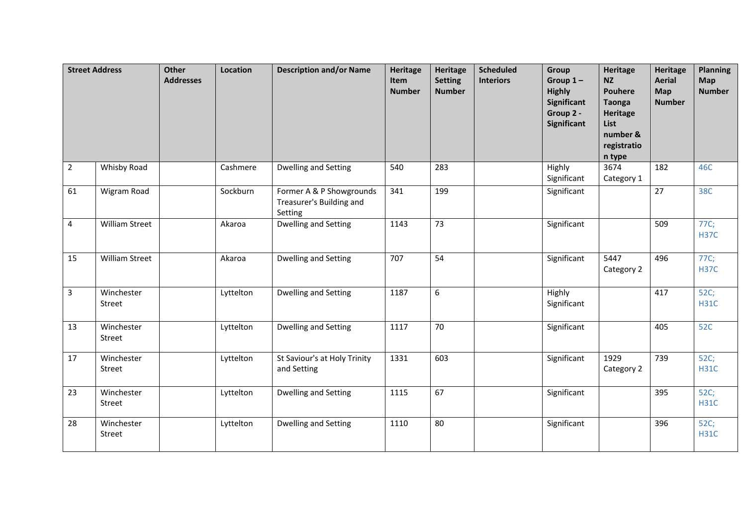| Street Address | | Other Addresses | Location | Description and/or Name | Heritage Item Number | Heritage Setting Number | Scheduled Interiors | Group Group 1 – Highly Significant Group 2 - Significant | Heritage NZ Pouhere Taonga Heritage List number & registration type | Heritage Aerial Map Number | Planning Map Number |
|---|---|---|---|---|---|---|---|---|---|---|---|
| 2 | Whisby Road | | Cashmere | Dwelling and Setting | 540 | 283 | | Highly Significant | 3674 Category 1 | 182 | 46C |
| 61 | Wigram Road | | Sockburn | Former A & P Showgrounds Treasurer's Building and Setting | 341 | 199 | | Significant | | 27 | 38C |
| 4 | William Street | | Akaroa | Dwelling and Setting | 1143 | 73 | | Significant | | 509 | 77C; H37C |
| 15 | William Street | | Akaroa | Dwelling and Setting | 707 | 54 | | Significant | 5447 Category 2 | 496 | 77C; H37C |
| 3 | Winchester Street | | Lyttelton | Dwelling and Setting | 1187 | 6 | | Highly Significant | | 417 | 52C; H31C |
| 13 | Winchester Street | | Lyttelton | Dwelling and Setting | 1117 | 70 | | Significant | | 405 | 52C |
| 17 | Winchester Street | | Lyttelton | St Saviour's at Holy Trinity and Setting | 1331 | 603 | | Significant | 1929 Category 2 | 739 | 52C; H31C |
| 23 | Winchester Street | | Lyttelton | Dwelling and Setting | 1115 | 67 | | Significant | | 395 | 52C; H31C |
| 28 | Winchester Street | | Lyttelton | Dwelling and Setting | 1110 | 80 | | Significant | | 396 | 52C; H31C |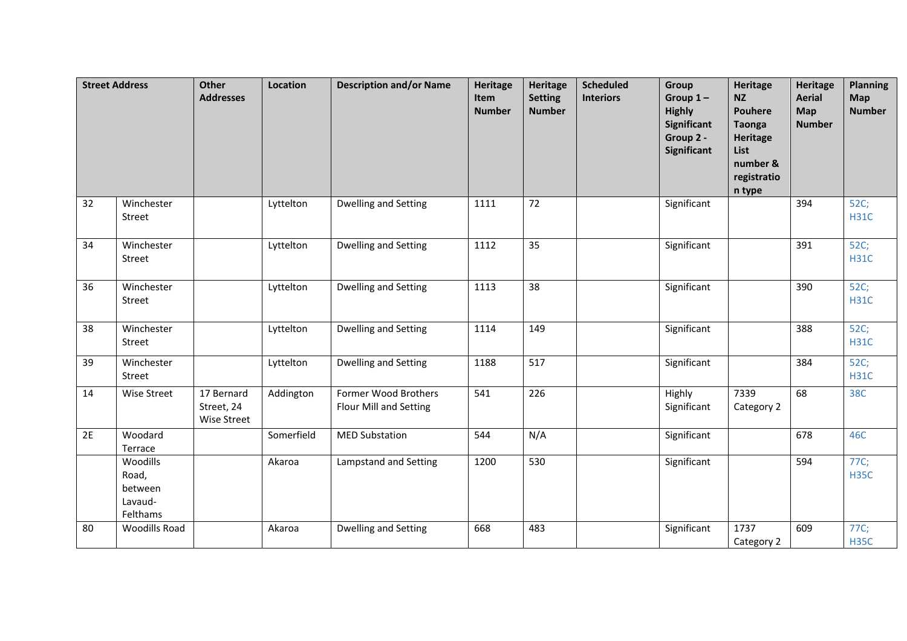| Street Address | | Other Addresses | Location | Description and/or Name | Heritage Item Number | Heritage Setting Number | Scheduled Interiors | Group Group 1 – Highly Significant Group 2 - Significant | Heritage NZ Pouhere Taonga Heritage List number & registration type | Heritage Aerial Map Number | Planning Map Number |
|---|---|---|---|---|---|---|---|---|---|---|---|
| 32 | Winchester Street | | Lyttelton | Dwelling and Setting | 1111 | 72 | | Significant | | 394 | 52C; H31C |
| 34 | Winchester Street | | Lyttelton | Dwelling and Setting | 1112 | 35 | | Significant | | 391 | 52C; H31C |
| 36 | Winchester Street | | Lyttelton | Dwelling and Setting | 1113 | 38 | | Significant | | 390 | 52C; H31C |
| 38 | Winchester Street | | Lyttelton | Dwelling and Setting | 1114 | 149 | | Significant | | 388 | 52C; H31C |
| 39 | Winchester Street | | Lyttelton | Dwelling and Setting | 1188 | 517 | | Significant | | 384 | 52C; H31C |
| 14 | Wise Street | 17 Bernard Street, 24 Wise Street | Addington | Former Wood Brothers Flour Mill and Setting | 541 | 226 | | Highly Significant | 7339 Category 2 | 68 | 38C |
| 2E | Woodard Terrace | | Somerfield | MED Substation | 544 | N/A | | Significant | | 678 | 46C |
| | Woodills Road, between Lavaud-Felthams | | Akaroa | Lampstand and Setting | 1200 | 530 | | Significant | | 594 | 77C; H35C |
| 80 | Woodills Road | | Akaroa | Dwelling and Setting | 668 | 483 | | Significant | 1737 Category 2 | 609 | 77C; H35C |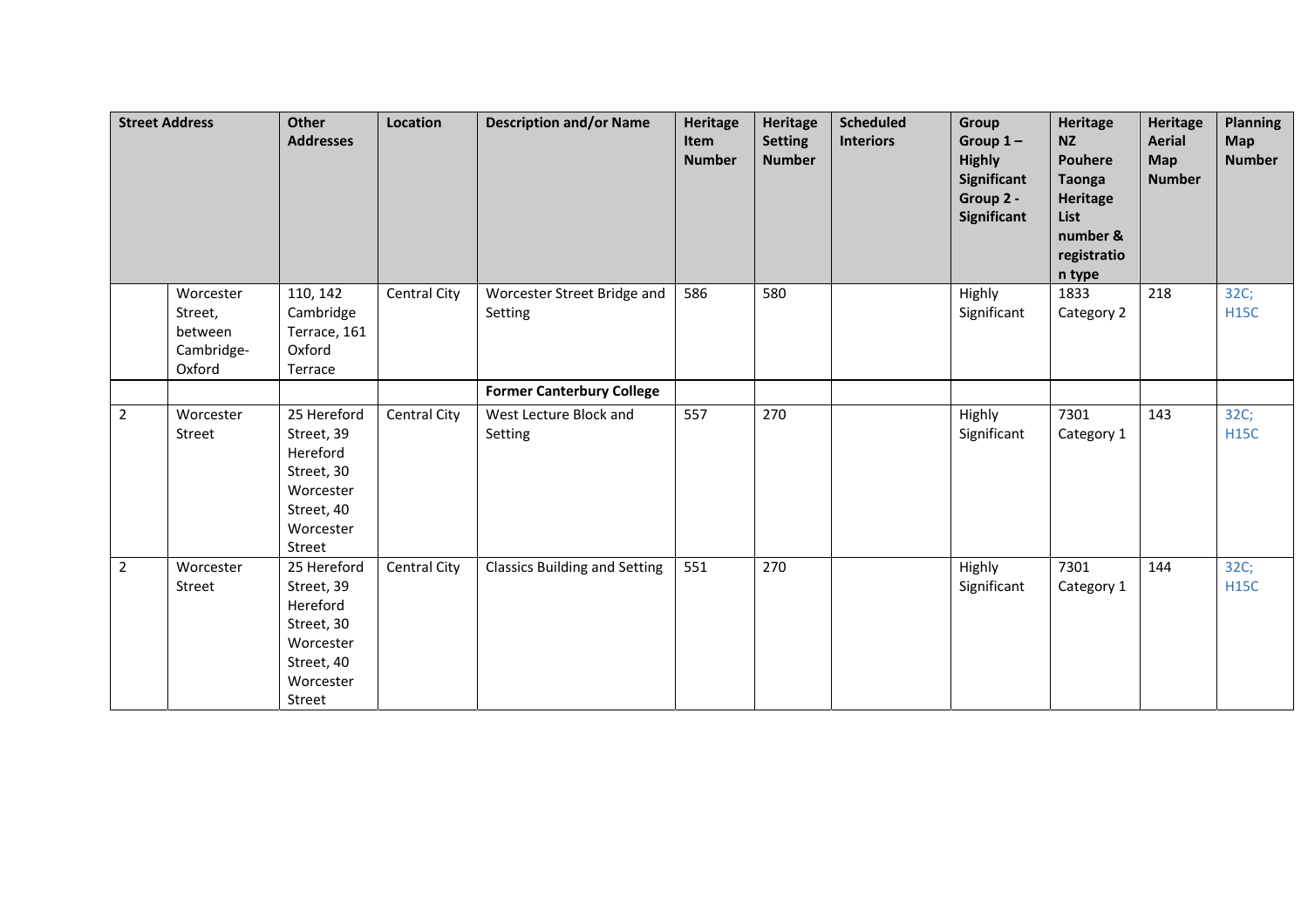| Street Address | | Other Addresses | Location | Description and/or Name | Heritage Item Number | Heritage Setting Number | Scheduled Interiors | Group Group 1 – Highly Significant Group 2 - Significant | Heritage NZ Pouhere Taonga Heritage List number & registration type | Heritage Aerial Map Number | Planning Map Number |
|---|---|---|---|---|---|---|---|---|---|---|---|
| | Worcester Street, between Cambridge-Oxford | 110, 142 Cambridge Terrace, 161 Oxford Terrace | Central City | Worcester Street Bridge and Setting | 586 | 580 | | Highly Significant | 1833 Category 2 | 218 | 32C; H15C |
| | | | | **Former Canterbury College** | | | | | | | |
| 2 | Worcester Street | 25 Hereford Street, 39 Hereford Street, 30 Worcester Street, 40 Worcester Street | Central City | West Lecture Block and Setting | 557 | 270 | | Highly Significant | 7301 Category 1 | 143 | 32C; H15C |
| 2 | Worcester Street | 25 Hereford Street, 39 Hereford Street, 30 Worcester Street, 40 Worcester Street | Central City | Classics Building and Setting | 551 | 270 | | Highly Significant | 7301 Category 1 | 144 | 32C; H15C |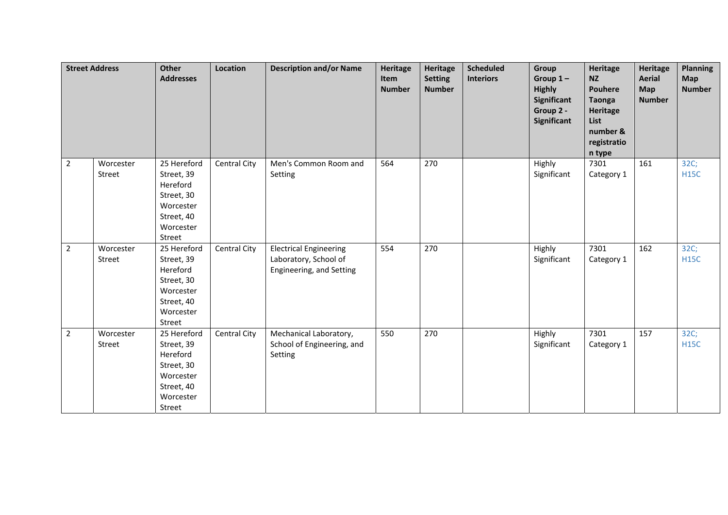| Street Address | | Other Addresses | Location | Description and/or Name | Heritage Item Number | Heritage Setting Number | Scheduled Interiors | Group Group 1 – Highly Significant Group 2 - Significant | Heritage NZ Pouhere Taonga Heritage List number & registration type | Heritage Aerial Map Number | Planning Map Number |
|---|---|---|---|---|---|---|---|---|---|---|---|
| 2 | Worcester Street | 25 Hereford Street, 39 Hereford Street, 30 Worcester Street, 40 Worcester Street | Central City | Men's Common Room and Setting | 564 | 270 | | Highly Significant | 7301 Category 1 | 161 | 32C; H15C |
| 2 | Worcester Street | 25 Hereford Street, 39 Hereford Street, 30 Worcester Street, 40 Worcester Street | Central City | Electrical Engineering Laboratory, School of Engineering, and Setting | 554 | 270 | | Highly Significant | 7301 Category 1 | 162 | 32C; H15C |
| 2 | Worcester Street | 25 Hereford Street, 39 Hereford Street, 30 Worcester Street, 40 Worcester Street | Central City | Mechanical Laboratory, School of Engineering, and Setting | 550 | 270 | | Highly Significant | 7301 Category 1 | 157 | 32C; H15C |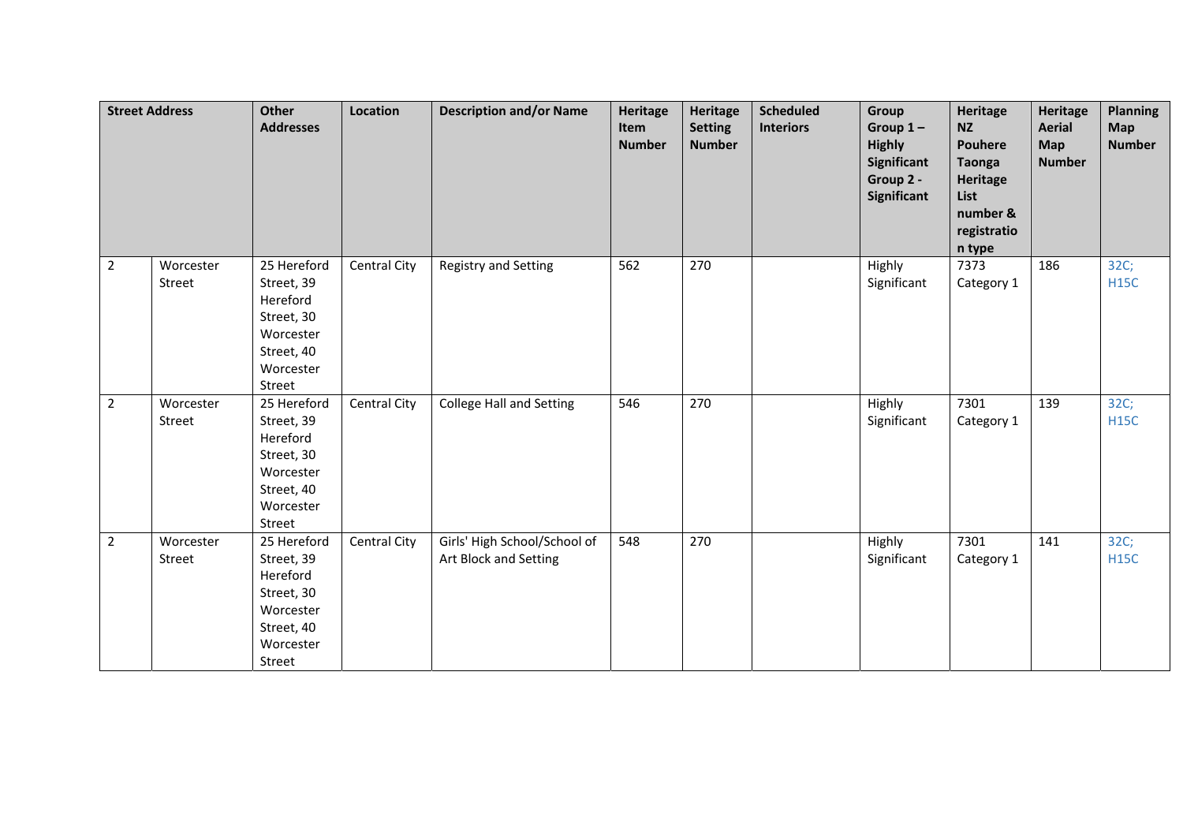| Street Address | | Other Addresses | Location | Description and/or Name | Heritage Item Number | Heritage Setting Number | Scheduled Interiors | Group Group 1 – Highly Significant Group 2 - Significant | Heritage NZ Pouhere Taonga Heritage List number & registration type | Heritage Aerial Map Number | Planning Map Number |
|---|---|---|---|---|---|---|---|---|---|---|---|
| 2 | Worcester Street | 25 Hereford Street, 39 Hereford Street, 30 Worcester Street, 40 Worcester Street | Central City | Registry and Setting | 562 | 270 | | Highly Significant | 7373 Category 1 | 186 | 32C; H15C |
| 2 | Worcester Street | 25 Hereford Street, 39 Hereford Street, 30 Worcester Street, 40 Worcester Street | Central City | College Hall and Setting | 546 | 270 | | Highly Significant | 7301 Category 1 | 139 | 32C; H15C |
| 2 | Worcester Street | 25 Hereford Street, 39 Hereford Street, 30 Worcester Street, 40 Worcester Street | Central City | Girls' High School/School of Art Block and Setting | 548 | 270 | | Highly Significant | 7301 Category 1 | 141 | 32C; H15C |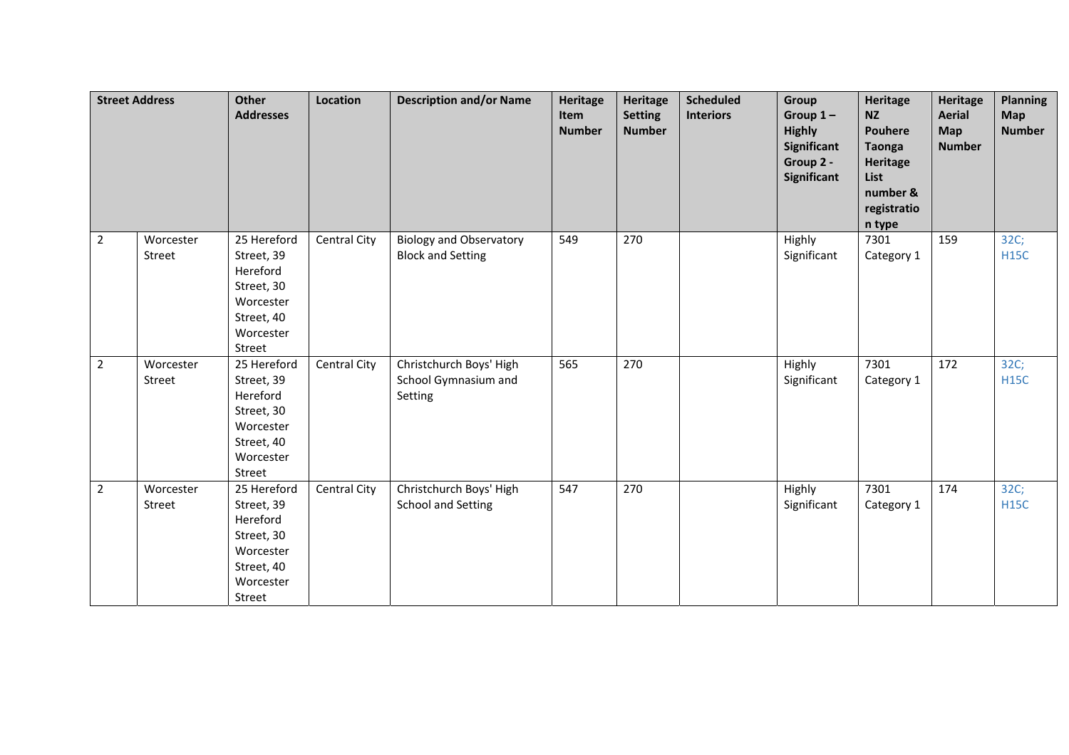| Street Address | | Other Addresses | Location | Description and/or Name | Heritage Item Number | Heritage Setting Number | Scheduled Interiors | Group Group 1 – Highly Significant Group 2 - Significant | Heritage NZ Pouhere Taonga Heritage List number & registration type | Heritage Aerial Map Number | Planning Map Number |
|---|---|---|---|---|---|---|---|---|---|---|---|
| 2 | Worcester Street | 25 Hereford Street, 39 Hereford Street, 30 Worcester Street, 40 Worcester Street | Central City | Biology and Observatory Block and Setting | 549 | 270 | | Highly Significant | 7301 Category 1 | 159 | 32C; H15C |
| 2 | Worcester Street | 25 Hereford Street, 39 Hereford Street, 30 Worcester Street, 40 Worcester Street | Central City | Christchurch Boys' High School Gymnasium and Setting | 565 | 270 | | Highly Significant | 7301 Category 1 | 172 | 32C; H15C |
| 2 | Worcester Street | 25 Hereford Street, 39 Hereford Street, 30 Worcester Street, 40 Worcester Street | Central City | Christchurch Boys' High School and Setting | 547 | 270 | | Highly Significant | 7301 Category 1 | 174 | 32C; H15C |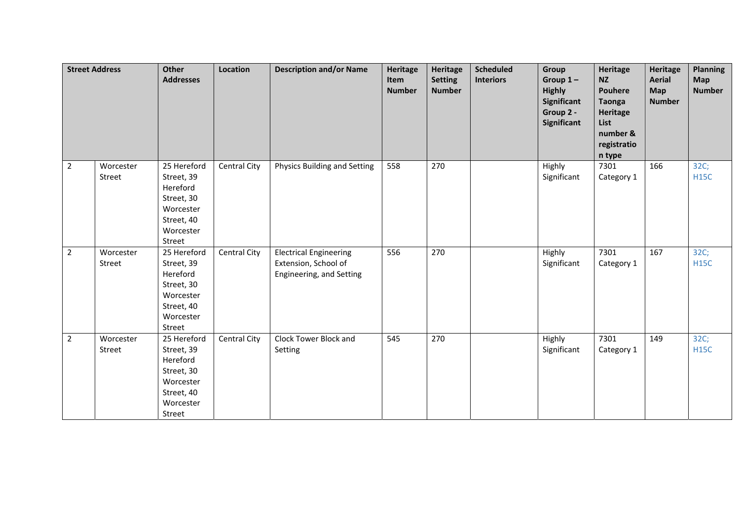| Street Address | | Other Addresses | Location | Description and/or Name | Heritage Item Number | Heritage Setting Number | Scheduled Interiors | Group Group 1 – Highly Significant Group 2 - Significant | Heritage NZ Pouhere Taonga Heritage List number & registration type | Heritage Aerial Map Number | Planning Map Number |
|---|---|---|---|---|---|---|---|---|---|---|---|
| 2 | Worcester Street | 25 Hereford Street, 39 Hereford Street, 30 Worcester Street, 40 Worcester Street | Central City | Physics Building and Setting | 558 | 270 | | Highly Significant | 7301 Category 1 | 166 | 32C; H15C |
| 2 | Worcester Street | 25 Hereford Street, 39 Hereford Street, 30 Worcester Street, 40 Worcester Street | Central City | Electrical Engineering Extension, School of Engineering, and Setting | 556 | 270 | | Highly Significant | 7301 Category 1 | 167 | 32C; H15C |
| 2 | Worcester Street | 25 Hereford Street, 39 Hereford Street, 30 Worcester Street, 40 Worcester Street | Central City | Clock Tower Block and Setting | 545 | 270 | | Highly Significant | 7301 Category 1 | 149 | 32C; H15C |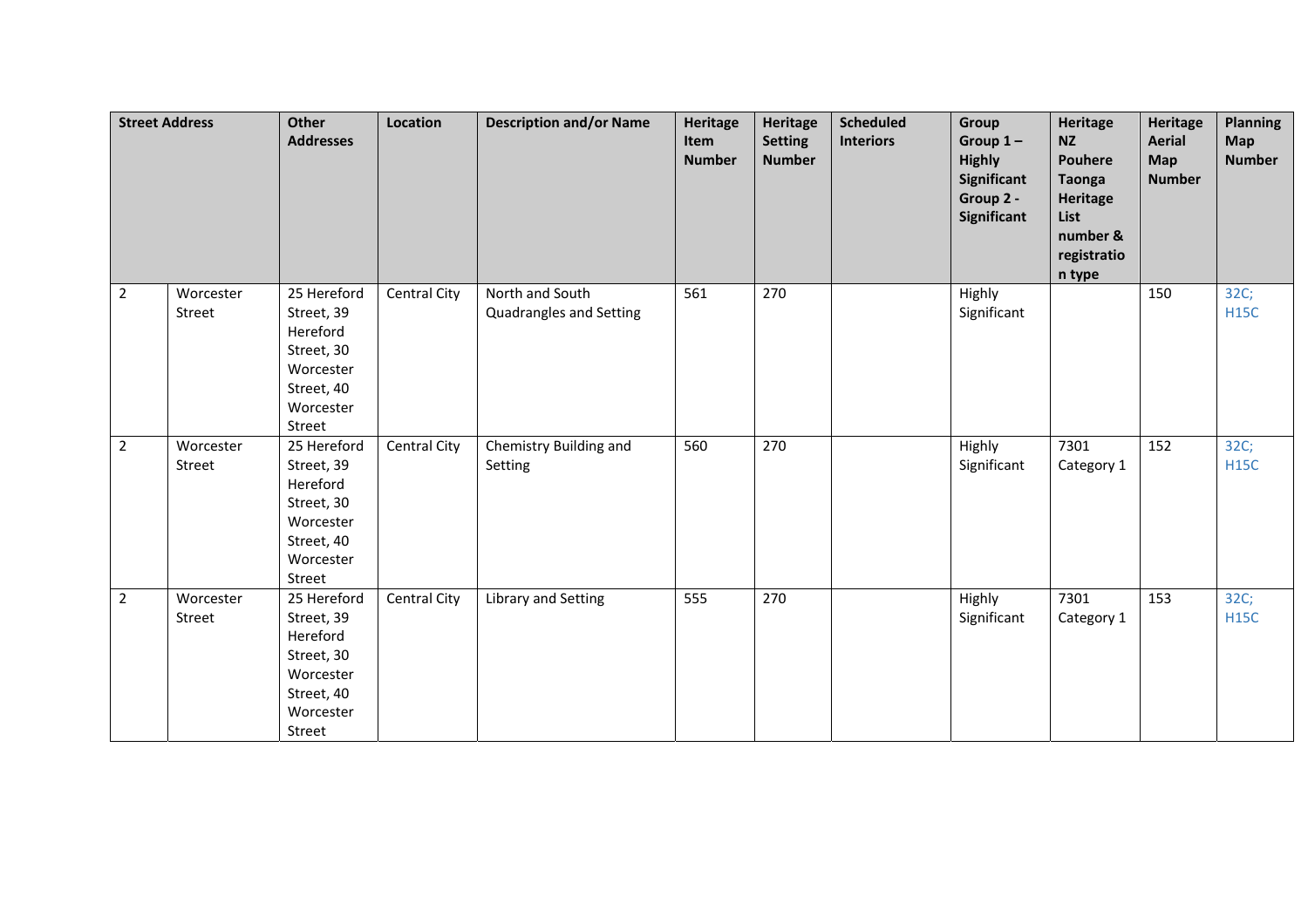| Street Address | | Other Addresses | Location | Description and/or Name | Heritage Item Number | Heritage Setting Number | Scheduled Interiors | Group Group 1 – Highly Significant Group 2 - Significant | Heritage NZ Pouhere Taonga Heritage List number & registration type | Heritage Aerial Map Number | Planning Map Number |
|---|---|---|---|---|---|---|---|---|---|---|---|
| 2 | Worcester Street | 25 Hereford Street, 39 Hereford Street, 30 Worcester Street, 40 Worcester Street | Central City | North and South Quadrangles and Setting | 561 | 270 | | Highly Significant | | 150 | 32C; H15C |
| 2 | Worcester Street | 25 Hereford Street, 39 Hereford Street, 30 Worcester Street, 40 Worcester Street | Central City | Chemistry Building and Setting | 560 | 270 | | Highly Significant | 7301 Category 1 | 152 | 32C; H15C |
| 2 | Worcester Street | 25 Hereford Street, 39 Hereford Street, 30 Worcester Street, 40 Worcester Street | Central City | Library and Setting | 555 | 270 | | Highly Significant | 7301 Category 1 | 153 | 32C; H15C |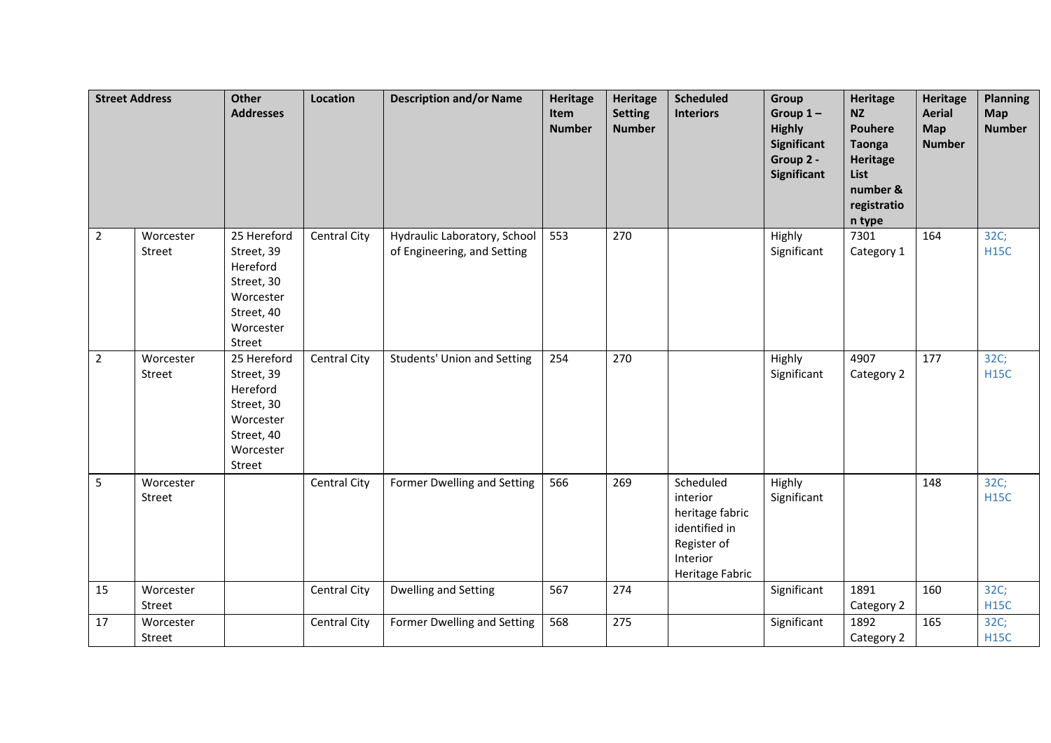| Street Address | | Other Addresses | Location | Description and/or Name | Heritage Item Number | Heritage Setting Number | Scheduled Interiors | Group Group 1 – Highly Significant Group 2 - Significant | Heritage NZ Pouhere Taonga Heritage List number & registration type | Heritage Aerial Map Number | Planning Map Number |
|---|---|---|---|---|---|---|---|---|---|---|---|
| 2 | Worcester Street | 25 Hereford Street, 39 Hereford Street, 30 Worcester Street, 40 Worcester Street | Central City | Hydraulic Laboratory, School of Engineering, and Setting | 553 | 270 | | Highly Significant | 7301 Category 1 | 164 | 32C; H15C |
| 2 | Worcester Street | 25 Hereford Street, 39 Hereford Street, 30 Worcester Street, 40 Worcester Street | Central City | Students' Union and Setting | 254 | 270 | | Highly Significant | 4907 Category 2 | 177 | 32C; H15C |
| 5 | Worcester Street | | Central City | Former Dwelling and Setting | 566 | 269 | Scheduled interior heritage fabric identified in Register of Interior Heritage Fabric | Highly Significant | | 148 | 32C; H15C |
| 15 | Worcester Street | | Central City | Dwelling and Setting | 567 | 274 | | Significant | 1891 Category 2 | 160 | 32C; H15C |
| 17 | Worcester Street | | Central City | Former Dwelling and Setting | 568 | 275 | | Significant | 1892 Category 2 | 165 | 32C; H15C |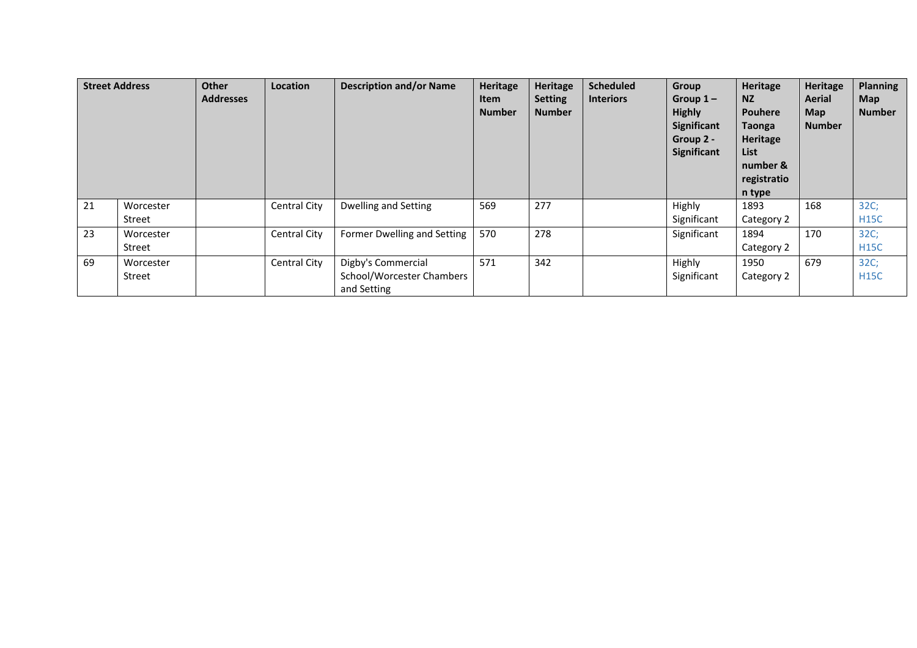| Street Address | | Other Addresses | Location | Description and/or Name | Heritage Item Number | Heritage Setting Number | Scheduled Interiors | Group Group 1 – Highly Significant Group 2 - Significant | Heritage NZ Pouhere Taonga Heritage List number & registration type | Heritage Aerial Map Number | Planning Map Number |
|---|---|---|---|---|---|---|---|---|---|---|---|
| 21 | Worcester Street | | Central City | Dwelling and Setting | 569 | 277 | | Highly Significant | 1893 Category 2 | 168 | 32C; H15C |
| 23 | Worcester Street | | Central City | Former Dwelling and Setting | 570 | 278 | | Significant | 1894 Category 2 | 170 | 32C; H15C |
| 69 | Worcester Street | | Central City | Digby's Commercial School/Worcester Chambers and Setting | 571 | 342 | | Highly Significant | 1950 Category 2 | 679 | 32C; H15C |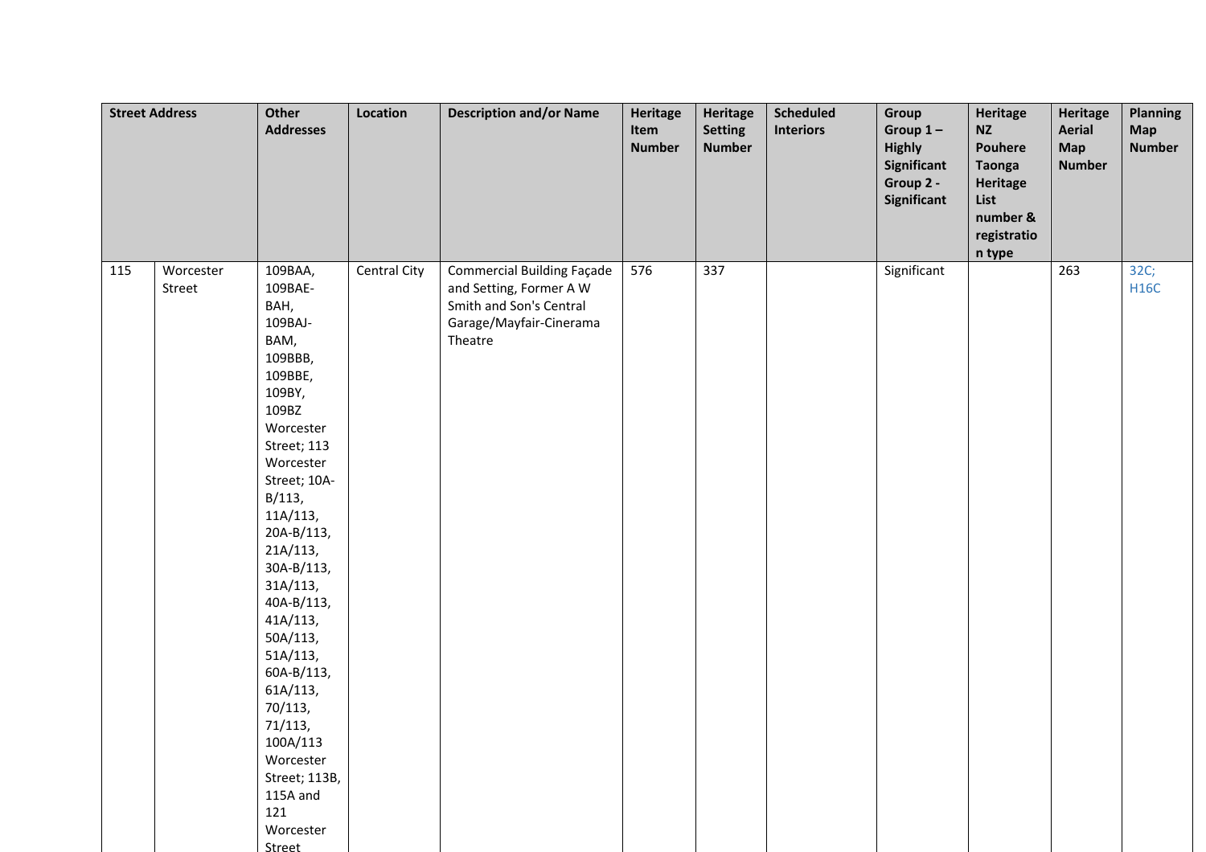| Street Address | | Other Addresses | Location | Description and/or Name | Heritage Item Number | Heritage Setting Number | Scheduled Interiors | Group Group 1 – Highly Significant Group 2 - Significant | Heritage NZ Pouhere Taonga Heritage List number & registration type | Heritage Aerial Map Number | Planning Map Number |
|---|---|---|---|---|---|---|---|---|---|---|---|
| 115 | Worcester Street | 109BAA, 109BAE-BAH, 109BAJ-BAM, 109BBB, 109BBE, 109BY, 109BZ Worcester Street; 113 Worcester Street; 10A-B/113, 11A/113, 20A-B/113, 21A/113, 30A-B/113, 31A/113, 40A-B/113, 41A/113, 50A/113, 51A/113, 60A-B/113, 61A/113, 70/113, 71/113, 100A/113 Worcester Street; 113B, 115A and 121 Worcester Street | Central City | Commercial Building Façade and Setting, Former A W Smith and Son's Central Garage/Mayfair-Cinerama Theatre | 576 | 337 | | Significant | | 263 | 32C; H16C |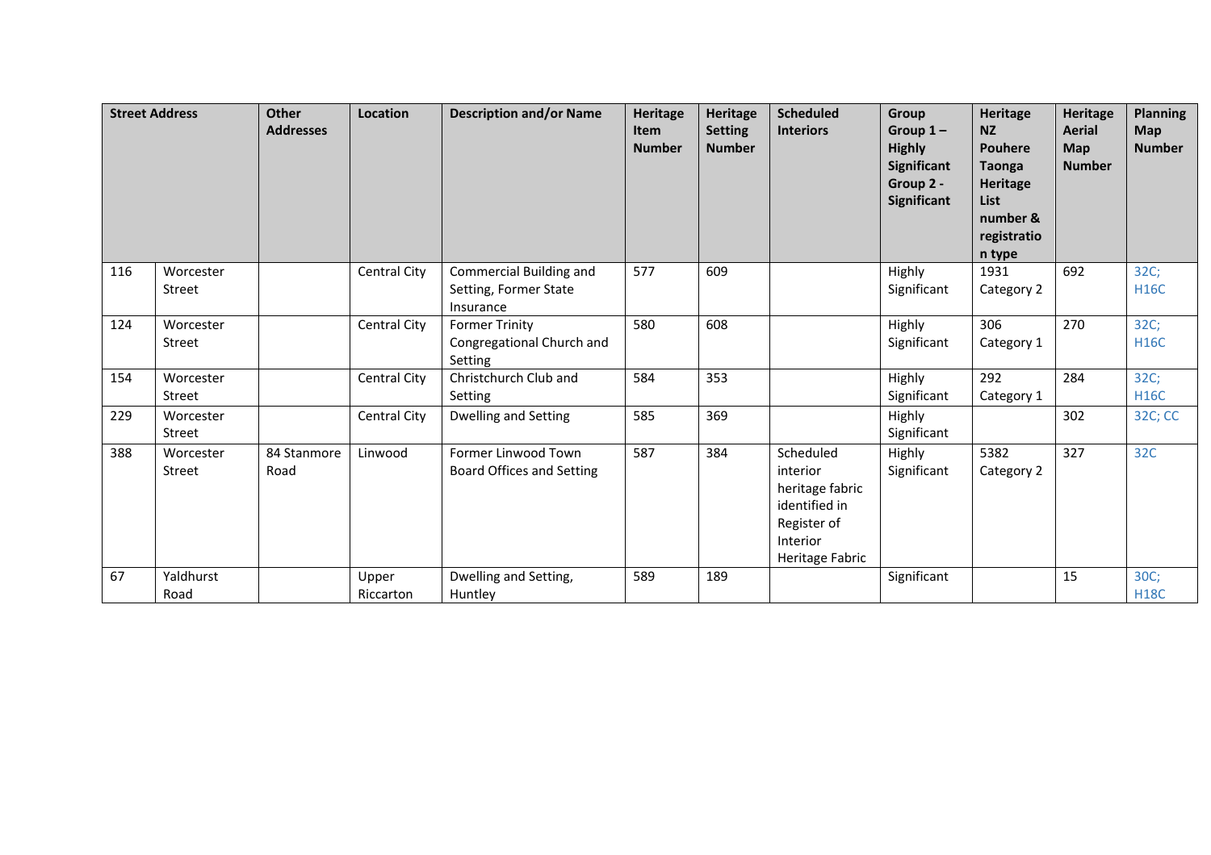| Street Address | | Other Addresses | Location | Description and/or Name | Heritage Item Number | Heritage Setting Number | Scheduled Interiors | Group Group 1 – Highly Significant Group 2 - Significant | Heritage NZ Pouhere Taonga Heritage List number & registration type | Heritage Aerial Map Number | Planning Map Number |
|---|---|---|---|---|---|---|---|---|---|---|---|
| 116 | Worcester Street | | Central City | Commercial Building and Setting, Former State Insurance | 577 | 609 | | Highly Significant | 1931 Category 2 | 692 | 32C; H16C |
| 124 | Worcester Street | | Central City | Former Trinity Congregational Church and Setting | 580 | 608 | | Highly Significant | 306 Category 1 | 270 | 32C; H16C |
| 154 | Worcester Street | | Central City | Christchurch Club and Setting | 584 | 353 | | Highly Significant | 292 Category 1 | 284 | 32C; H16C |
| 229 | Worcester Street | | Central City | Dwelling and Setting | 585 | 369 | | Highly Significant | | 302 | 32C; CC |
| 388 | Worcester Street | 84 Stanmore Road | Linwood | Former Linwood Town Board Offices and Setting | 587 | 384 | Scheduled interior heritage fabric identified in Register of Interior Heritage Fabric | Highly Significant | 5382 Category 2 | 327 | 32C |
| 67 | Yaldhurst Road | | Upper Riccarton | Dwelling and Setting, Huntley | 589 | 189 | | Significant | | 15 | 30C; H18C |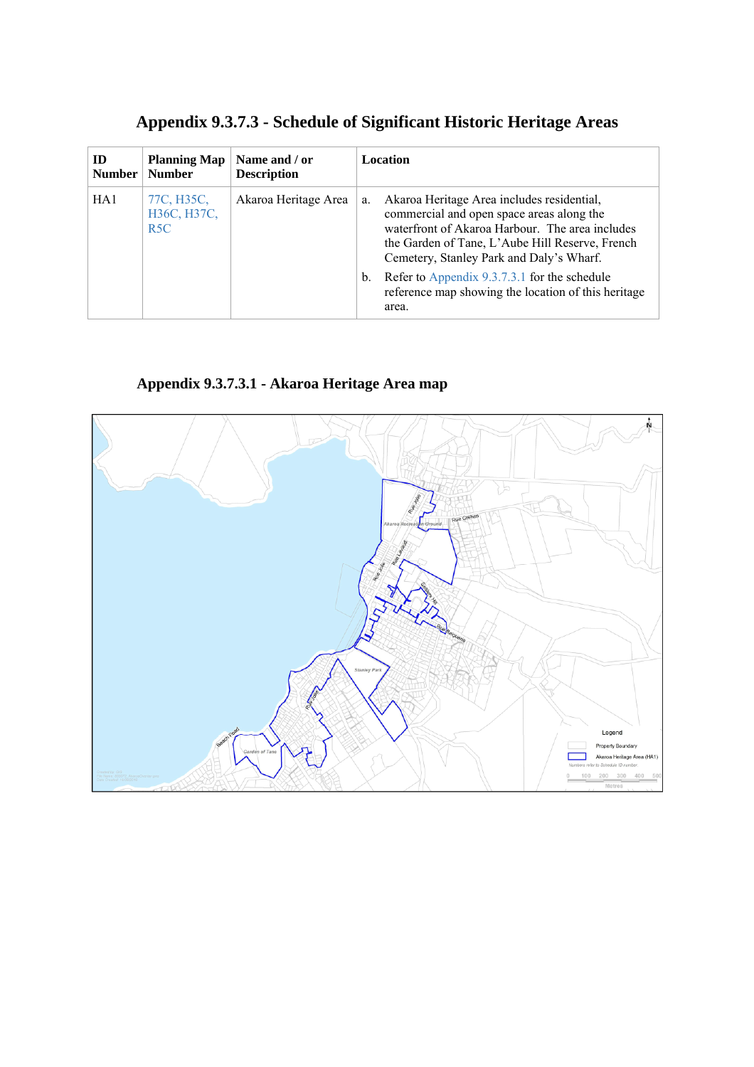# Appendix 9.3.7.3 - Schedule of Significant Historic Heritage Areas

| ID Number | Planning Map Number | Name and / or Description | Location |
|---|---|---|---|
| HA1 | 77C, H35C, H36C, H37C, R5C | Akaroa Heritage Area | a. Akaroa Heritage Area includes residential, commercial and open space areas along the waterfront of Akaroa Harbour. The area includes the Garden of Tane, L'Aube Hill Reserve, French Cemetery, Stanley Park and Daly's Wharf.<br>b. Refer to Appendix 9.3.7.3.1 for the schedule reference map showing the location of this heritage area. |

## Appendix 9.3.7.3.1 - Akaroa Heritage Area map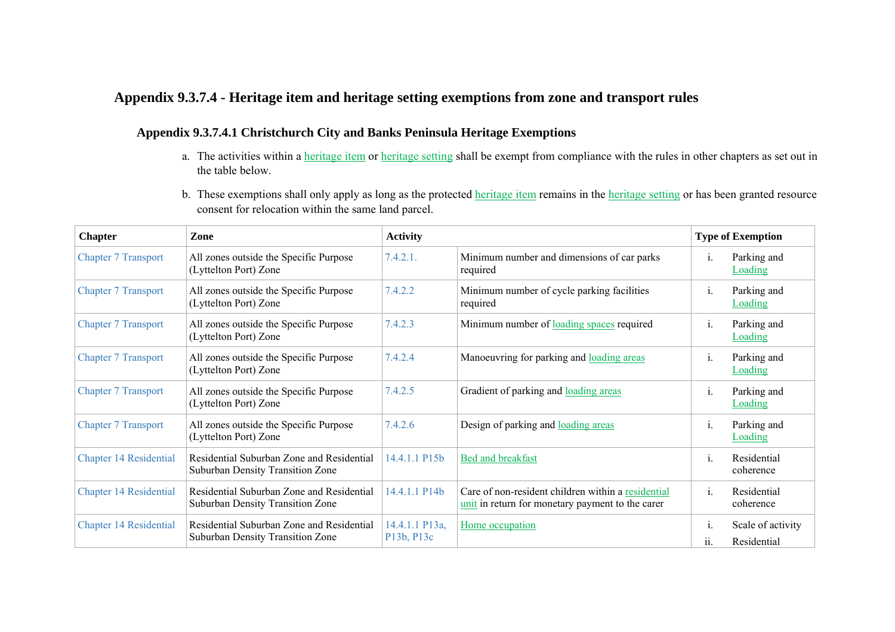# Appendix 9.3.7.4 - Heritage item and heritage setting exemptions from zone and transport rules

## Appendix 9.3.7.4.1 Christchurch City and Banks Peninsula Heritage Exemptions

a. The activities within a heritage item or heritage setting shall be exempt from compliance with the rules in other chapters as set out in the table below.

b. These exemptions shall only apply as long as the protected heritage item remains in the heritage setting or has been granted resource consent for relocation within the same land parcel.

| Chapter | Zone | Activity | | Type of Exemption |
|---|---|---|---|---|
| Chapter 7 Transport | All zones outside the Specific Purpose (Lyttelton Port) Zone | 7.4.2.1. | Minimum number and dimensions of car parks required | i. Parking and Loading |
| Chapter 7 Transport | All zones outside the Specific Purpose (Lyttelton Port) Zone | 7.4.2.2 | Minimum number of cycle parking facilities required | i. Parking and Loading |
| Chapter 7 Transport | All zones outside the Specific Purpose (Lyttelton Port) Zone | 7.4.2.3 | Minimum number of loading spaces required | i. Parking and Loading |
| Chapter 7 Transport | All zones outside the Specific Purpose (Lyttelton Port) Zone | 7.4.2.4 | Manoeuvring for parking and loading areas | i. Parking and Loading |
| Chapter 7 Transport | All zones outside the Specific Purpose (Lyttelton Port) Zone | 7.4.2.5 | Gradient of parking and loading areas | i. Parking and Loading |
| Chapter 7 Transport | All zones outside the Specific Purpose (Lyttelton Port) Zone | 7.4.2.6 | Design of parking and loading areas | i. Parking and Loading |
| Chapter 14 Residential | Residential Suburban Zone and Residential Suburban Density Transition Zone | 14.4.1.1 P15b | Bed and breakfast | i. Residential coherence |
| Chapter 14 Residential | Residential Suburban Zone and Residential Suburban Density Transition Zone | 14.4.1.1 P14b | Care of non-resident children within a residential unit in return for monetary payment to the carer | i. Residential coherence |
| Chapter 14 Residential | Residential Suburban Zone and Residential Suburban Density Transition Zone | 14.4.1.1 P13a, P13b, P13c | Home occupation | i. Scale of activity<br>ii. Residential |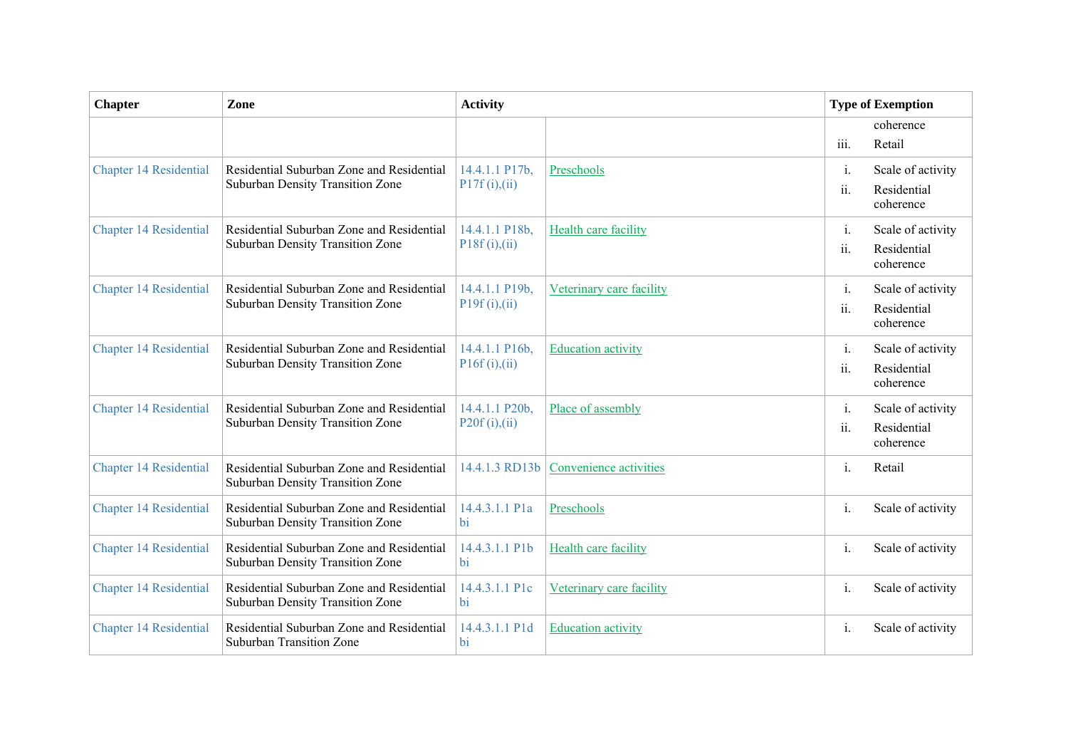| Chapter | Zone | Activity | | Type of Exemption |
|---|---|---|---|---|
| | | | | coherence<br>iii. Retail |
| Chapter 14 Residential | Residential Suburban Zone and Residential Suburban Density Transition Zone | 14.4.1.1 P17b, P17f (i),(ii) | Preschools | i. Scale of activity<br>ii. Residential coherence |
| Chapter 14 Residential | Residential Suburban Zone and Residential Suburban Density Transition Zone | 14.4.1.1 P18b, P18f (i),(ii) | Health care facility | i. Scale of activity<br>ii. Residential coherence |
| Chapter 14 Residential | Residential Suburban Zone and Residential Suburban Density Transition Zone | 14.4.1.1 P19b, P19f (i),(ii) | Veterinary care facility | i. Scale of activity<br>ii. Residential coherence |
| Chapter 14 Residential | Residential Suburban Zone and Residential Suburban Density Transition Zone | 14.4.1.1 P16b, P16f (i),(ii) | Education activity | i. Scale of activity<br>ii. Residential coherence |
| Chapter 14 Residential | Residential Suburban Zone and Residential Suburban Density Transition Zone | 14.4.1.1 P20b, P20f (i),(ii) | Place of assembly | i. Scale of activity<br>ii. Residential coherence |
| Chapter 14 Residential | Residential Suburban Zone and Residential Suburban Density Transition Zone | 14.4.1.3 RD13b | Convenience activities | i. Retail |
| Chapter 14 Residential | Residential Suburban Zone and Residential Suburban Density Transition Zone | 14.4.3.1.1 P1a bi | Preschools | i. Scale of activity |
| Chapter 14 Residential | Residential Suburban Zone and Residential Suburban Density Transition Zone | 14.4.3.1.1 P1b bi | Health care facility | i. Scale of activity |
| Chapter 14 Residential | Residential Suburban Zone and Residential Suburban Density Transition Zone | 14.4.3.1.1 P1c bi | Veterinary care facility | i. Scale of activity |
| Chapter 14 Residential | Residential Suburban Zone and Residential Suburban Transition Zone | 14.4.3.1.1 P1d bi | Education activity | i. Scale of activity |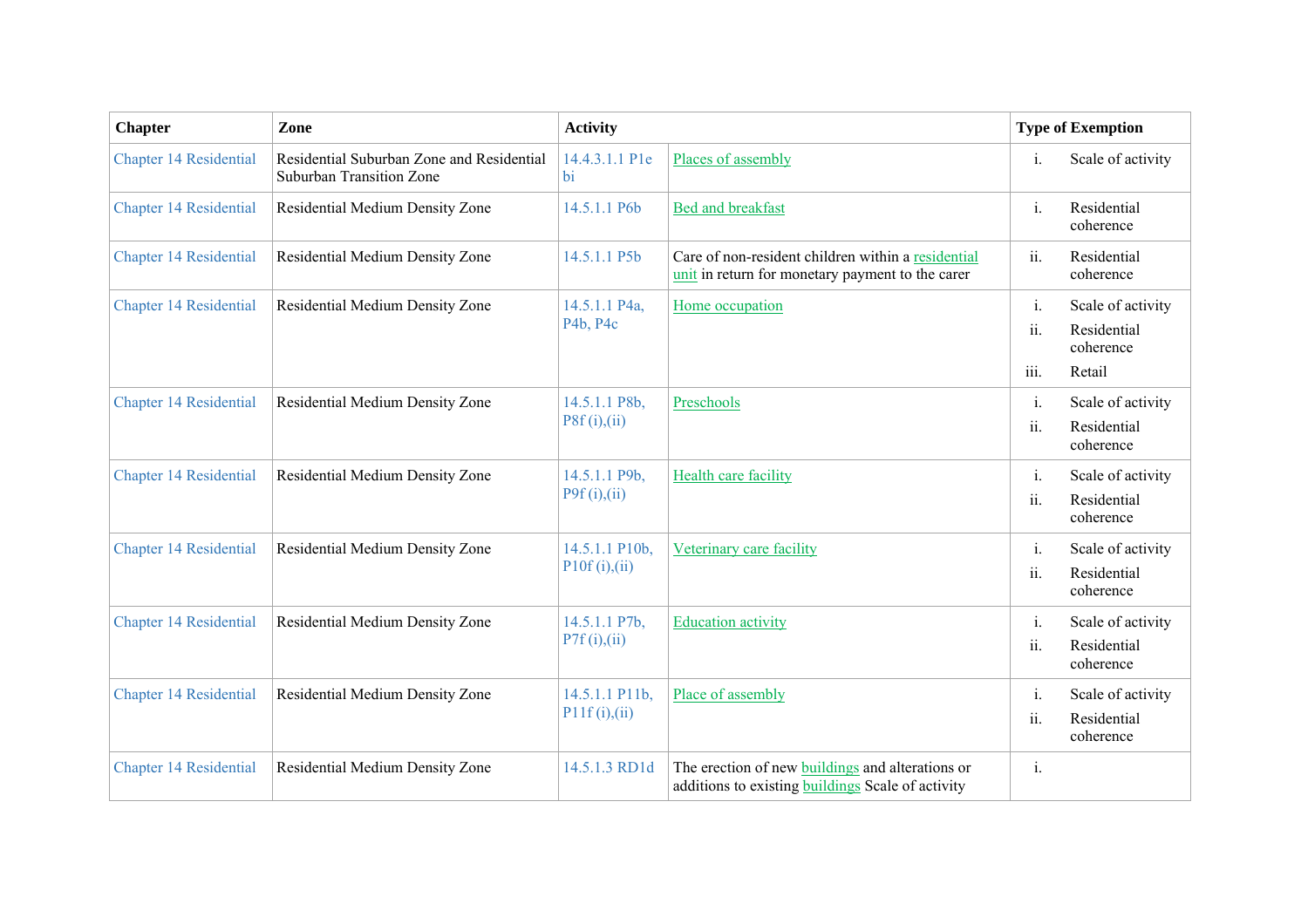| Chapter | Zone | Activity | | Type of Exemption |
|---|---|---|---|---|
| Chapter 14 Residential | Residential Suburban Zone and Residential Suburban Transition Zone | 14.4.3.1.1 P1e bi | Places of assembly | i. Scale of activity |
| Chapter 14 Residential | Residential Medium Density Zone | 14.5.1.1 P6b | Bed and breakfast | i. Residential coherence |
| Chapter 14 Residential | Residential Medium Density Zone | 14.5.1.1 P5b | Care of non-resident children within a residential unit in return for monetary payment to the carer | ii. Residential coherence |
| Chapter 14 Residential | Residential Medium Density Zone | 14.5.1.1 P4a, P4b, P4c | Home occupation | i. Scale of activity<br>ii. Residential coherence<br>iii. Retail |
| Chapter 14 Residential | Residential Medium Density Zone | 14.5.1.1 P8b, P8f (i),(ii) | Preschools | i. Scale of activity<br>ii. Residential coherence |
| Chapter 14 Residential | Residential Medium Density Zone | 14.5.1.1 P9b, P9f (i),(ii) | Health care facility | i. Scale of activity<br>ii. Residential coherence |
| Chapter 14 Residential | Residential Medium Density Zone | 14.5.1.1 P10b, P10f (i),(ii) | Veterinary care facility | i. Scale of activity<br>ii. Residential coherence |
| Chapter 14 Residential | Residential Medium Density Zone | 14.5.1.1 P7b, P7f (i),(ii) | Education activity | i. Scale of activity<br>ii. Residential coherence |
| Chapter 14 Residential | Residential Medium Density Zone | 14.5.1.1 P11b, P11f (i),(ii) | Place of assembly | i. Scale of activity<br>ii. Residential coherence |
| Chapter 14 Residential | Residential Medium Density Zone | 14.5.1.3 RD1d | The erection of new buildings and alterations or additions to existing buildings Scale of activity | i. |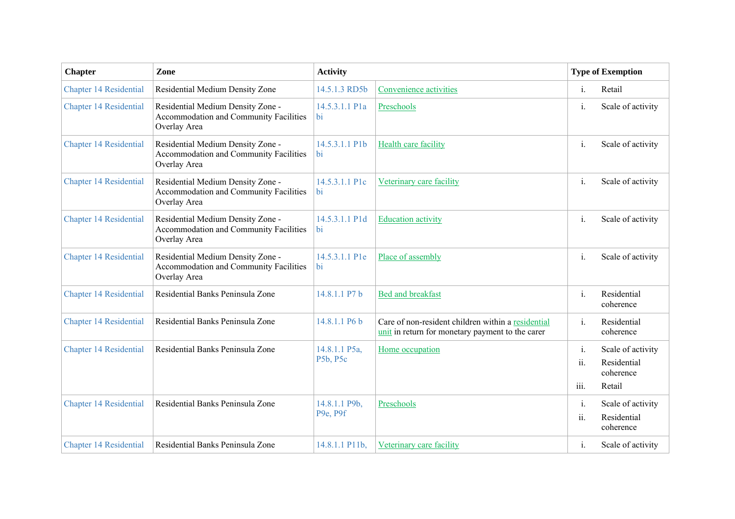| Chapter | Zone | Activity | | Type of Exemption |
|---|---|---|---|---|
| Chapter 14 Residential | Residential Medium Density Zone | 14.5.1.3 RD5b | Convenience activities | i. Retail |
| Chapter 14 Residential | Residential Medium Density Zone - Accommodation and Community Facilities Overlay Area | 14.5.3.1.1 P1a bi | Preschools | i. Scale of activity |
| Chapter 14 Residential | Residential Medium Density Zone - Accommodation and Community Facilities Overlay Area | 14.5.3.1.1 P1b bi | Health care facility | i. Scale of activity |
| Chapter 14 Residential | Residential Medium Density Zone - Accommodation and Community Facilities Overlay Area | 14.5.3.1.1 P1c bi | Veterinary care facility | i. Scale of activity |
| Chapter 14 Residential | Residential Medium Density Zone - Accommodation and Community Facilities Overlay Area | 14.5.3.1.1 P1d bi | Education activity | i. Scale of activity |
| Chapter 14 Residential | Residential Medium Density Zone - Accommodation and Community Facilities Overlay Area | 14.5.3.1.1 P1e bi | Place of assembly | i. Scale of activity |
| Chapter 14 Residential | Residential Banks Peninsula Zone | 14.8.1.1 P7 b | Bed and breakfast | i. Residential coherence |
| Chapter 14 Residential | Residential Banks Peninsula Zone | 14.8.1.1 P6 b | Care of non-resident children within a residential unit in return for monetary payment to the carer | i. Residential coherence |
| Chapter 14 Residential | Residential Banks Peninsula Zone | 14.8.1.1 P5a, P5b, P5c | Home occupation | i. Scale of activity<br>ii. Residential coherence<br>iii. Retail |
| Chapter 14 Residential | Residential Banks Peninsula Zone | 14.8.1.1 P9b, P9e, P9f | Preschools | i. Scale of activity<br>ii. Residential coherence |
| Chapter 14 Residential | Residential Banks Peninsula Zone | 14.8.1.1 P11b, | Veterinary care facility | i. Scale of activity |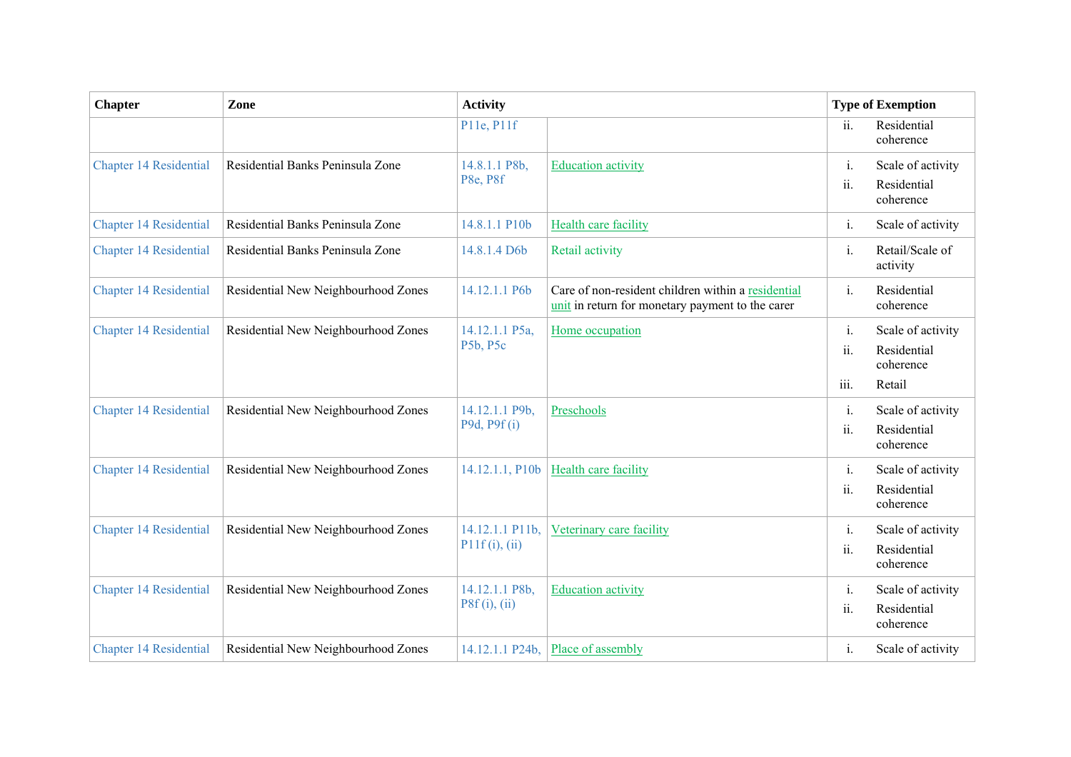| Chapter | Zone | Activity | | Type of Exemption |
|---|---|---|---|---|
| | | P11e, P11f | | ii. Residential coherence |
| Chapter 14 Residential | Residential Banks Peninsula Zone | 14.8.1.1 P8b, P8e, P8f | Education activity | i. Scale of activity<br>ii. Residential coherence |
| Chapter 14 Residential | Residential Banks Peninsula Zone | 14.8.1.1 P10b | Health care facility | i. Scale of activity |
| Chapter 14 Residential | Residential Banks Peninsula Zone | 14.8.1.4 D6b | Retail activity | i. Retail/Scale of activity |
| Chapter 14 Residential | Residential New Neighbourhood Zones | 14.12.1.1 P6b | Care of non-resident children within a residential unit in return for monetary payment to the carer | i. Residential coherence |
| Chapter 14 Residential | Residential New Neighbourhood Zones | 14.12.1.1 P5a, P5b, P5c | Home occupation | i. Scale of activity<br>ii. Residential coherence<br>iii. Retail |
| Chapter 14 Residential | Residential New Neighbourhood Zones | 14.12.1.1 P9b, P9d, P9f (i) | Preschools | i. Scale of activity<br>ii. Residential coherence |
| Chapter 14 Residential | Residential New Neighbourhood Zones | 14.12.1.1, P10b | Health care facility | i. Scale of activity<br>ii. Residential coherence |
| Chapter 14 Residential | Residential New Neighbourhood Zones | 14.12.1.1 P11b, P11f (i), (ii) | Veterinary care facility | i. Scale of activity<br>ii. Residential coherence |
| Chapter 14 Residential | Residential New Neighbourhood Zones | 14.12.1.1 P8b, P8f (i), (ii) | Education activity | i. Scale of activity<br>ii. Residential coherence |
| Chapter 14 Residential | Residential New Neighbourhood Zones | 14.12.1.1 P24b, | Place of assembly | i. Scale of activity |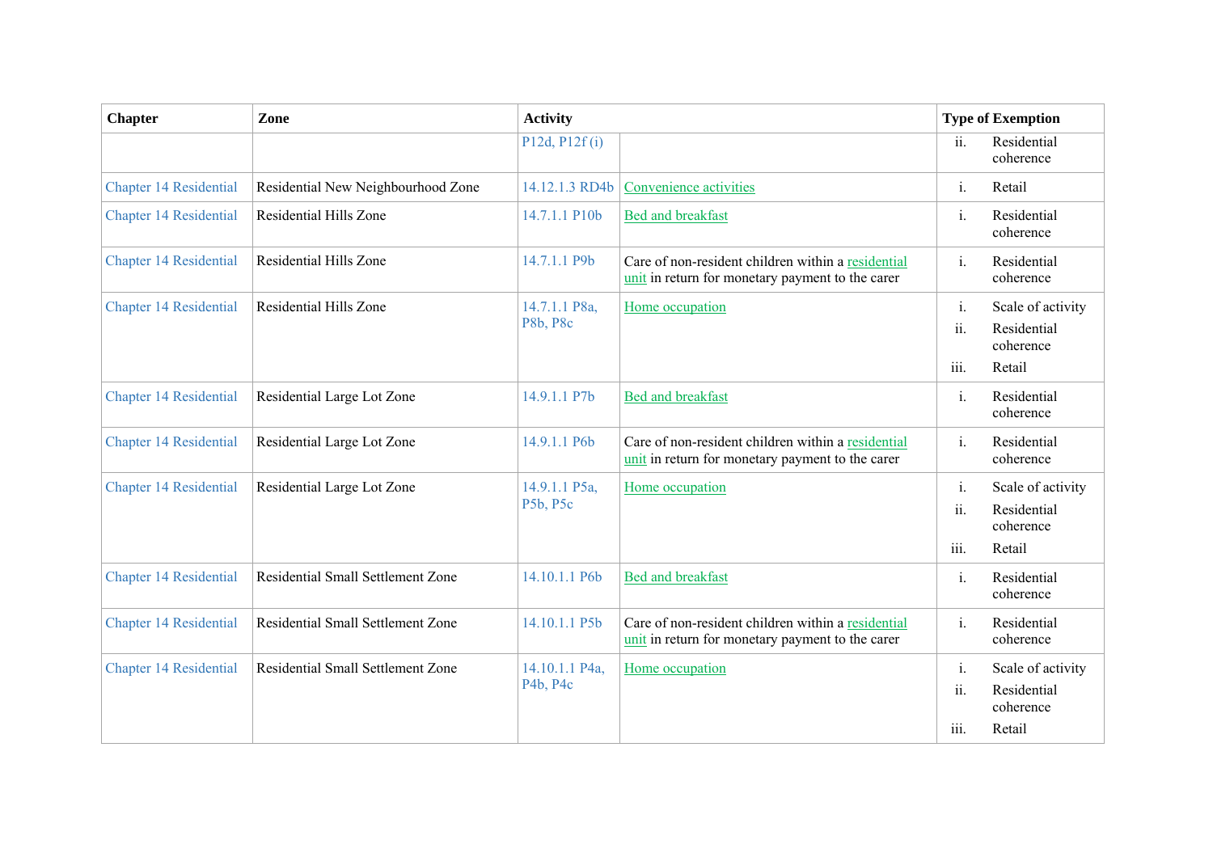| Chapter | Zone | Activity | | Type of Exemption |
|---|---|---|---|---|
| | | P12d, P12f (i) | | ii. Residential coherence |
| Chapter 14 Residential | Residential New Neighbourhood Zone | 14.12.1.3 RD4b | Convenience activities | i. Retail |
| Chapter 14 Residential | Residential Hills Zone | 14.7.1.1 P10b | Bed and breakfast | i. Residential coherence |
| Chapter 14 Residential | Residential Hills Zone | 14.7.1.1 P9b | Care of non-resident children within a residential unit in return for monetary payment to the carer | i. Residential coherence |
| Chapter 14 Residential | Residential Hills Zone | 14.7.1.1 P8a, P8b, P8c | Home occupation | i. Scale of activity<br>ii. Residential coherence<br>iii. Retail |
| Chapter 14 Residential | Residential Large Lot Zone | 14.9.1.1 P7b | Bed and breakfast | i. Residential coherence |
| Chapter 14 Residential | Residential Large Lot Zone | 14.9.1.1 P6b | Care of non-resident children within a residential unit in return for monetary payment to the carer | i. Residential coherence |
| Chapter 14 Residential | Residential Large Lot Zone | 14.9.1.1 P5a, P5b, P5c | Home occupation | i. Scale of activity<br>ii. Residential coherence<br>iii. Retail |
| Chapter 14 Residential | Residential Small Settlement Zone | 14.10.1.1 P6b | Bed and breakfast | i. Residential coherence |
| Chapter 14 Residential | Residential Small Settlement Zone | 14.10.1.1 P5b | Care of non-resident children within a residential unit in return for monetary payment to the carer | i. Residential coherence |
| Chapter 14 Residential | Residential Small Settlement Zone | 14.10.1.1 P4a, P4b, P4c | Home occupation | i. Scale of activity<br>ii. Residential coherence<br>iii. Retail |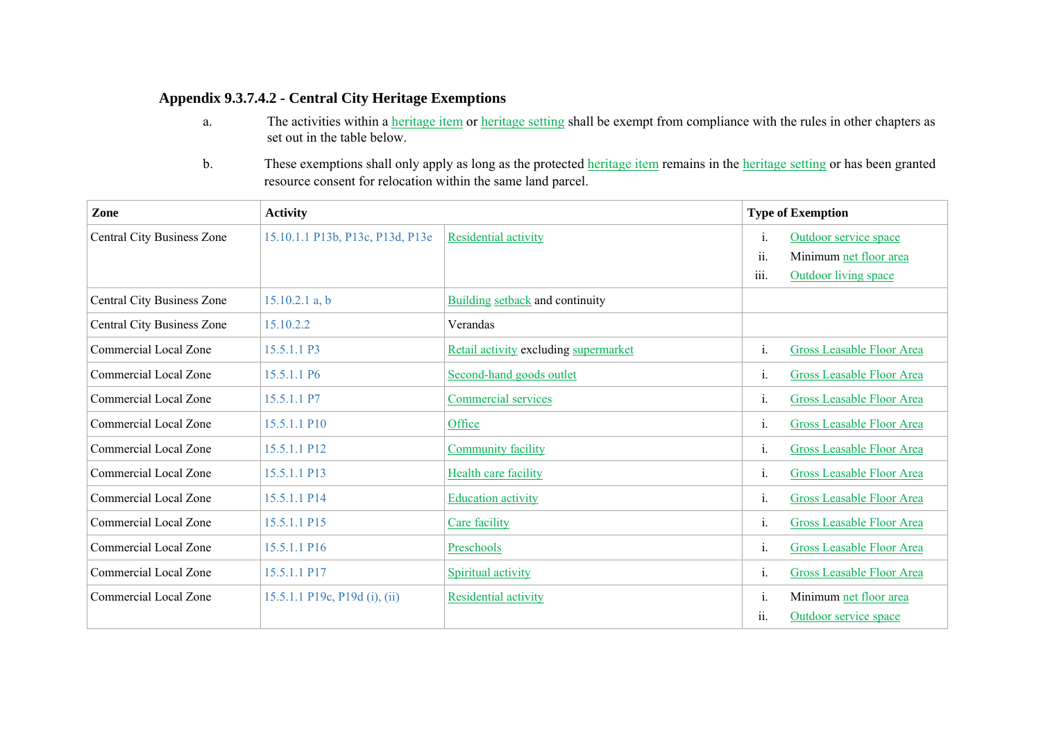### Appendix 9.3.7.4.2 - Central City Heritage Exemptions

a. The activities within a heritage item or heritage setting shall be exempt from compliance with the rules in other chapters as set out in the table below.

b. These exemptions shall only apply as long as the protected heritage item remains in the heritage setting or has been granted resource consent for relocation within the same land parcel.

| Zone | Activity | | Type of Exemption |
|---|---|---|---|
| Central City Business Zone | 15.10.1.1 P13b, P13c, P13d, P13e | Residential activity | i. Outdoor service space<br>ii. Minimum net floor area<br>iii. Outdoor living space |
| Central City Business Zone | 15.10.2.1 a, b | Building setback and continuity | |
| Central City Business Zone | 15.10.2.2 | Verandas | |
| Commercial Local Zone | 15.5.1.1 P3 | Retail activity excluding supermarket | i. Gross Leasable Floor Area |
| Commercial Local Zone | 15.5.1.1 P6 | Second-hand goods outlet | i. Gross Leasable Floor Area |
| Commercial Local Zone | 15.5.1.1 P7 | Commercial services | i. Gross Leasable Floor Area |
| Commercial Local Zone | 15.5.1.1 P10 | Office | i. Gross Leasable Floor Area |
| Commercial Local Zone | 15.5.1.1 P12 | Community facility | i. Gross Leasable Floor Area |
| Commercial Local Zone | 15.5.1.1 P13 | Health care facility | i. Gross Leasable Floor Area |
| Commercial Local Zone | 15.5.1.1 P14 | Education activity | i. Gross Leasable Floor Area |
| Commercial Local Zone | 15.5.1.1 P15 | Care facility | i. Gross Leasable Floor Area |
| Commercial Local Zone | 15.5.1.1 P16 | Preschools | i. Gross Leasable Floor Area |
| Commercial Local Zone | 15.5.1.1 P17 | Spiritual activity | i. Gross Leasable Floor Area |
| Commercial Local Zone | 15.5.1.1 P19c, P19d (i), (ii) | Residential activity | i. Minimum net floor area<br>ii. Outdoor service space |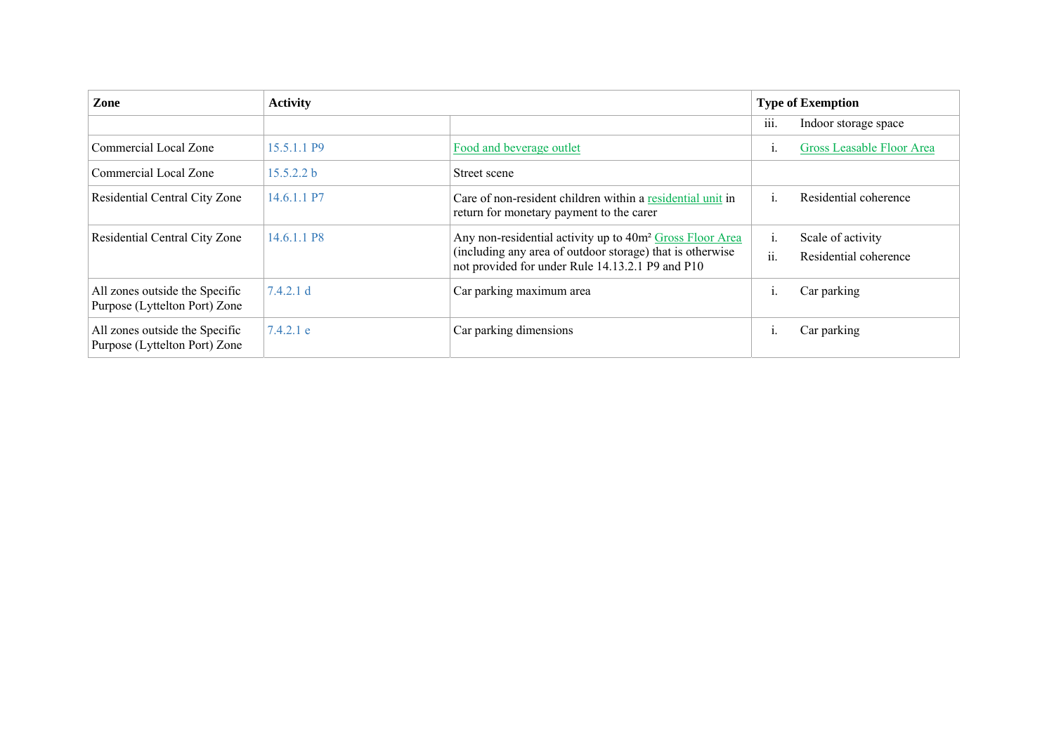| Zone | Activity | | Type of Exemption |
|---|---|---|---|
| | | | iii. Indoor storage space |
| Commercial Local Zone | 15.5.1.1 P9 | Food and beverage outlet | i. Gross Leasable Floor Area |
| Commercial Local Zone | 15.5.2.2 b | Street scene | |
| Residential Central City Zone | 14.6.1.1 P7 | Care of non-resident children within a residential unit in return for monetary payment to the carer | i. Residential coherence |
| Residential Central City Zone | 14.6.1.1 P8 | Any non-residential activity up to 40m² Gross Floor Area (including any area of outdoor storage) that is otherwise not provided for under Rule 14.13.2.1 P9 and P10 | i. Scale of activity<br>ii. Residential coherence |
| All zones outside the Specific Purpose (Lyttelton Port) Zone | 7.4.2.1 d | Car parking maximum area | i. Car parking |
| All zones outside the Specific Purpose (Lyttelton Port) Zone | 7.4.2.1 e | Car parking dimensions | i. Car parking |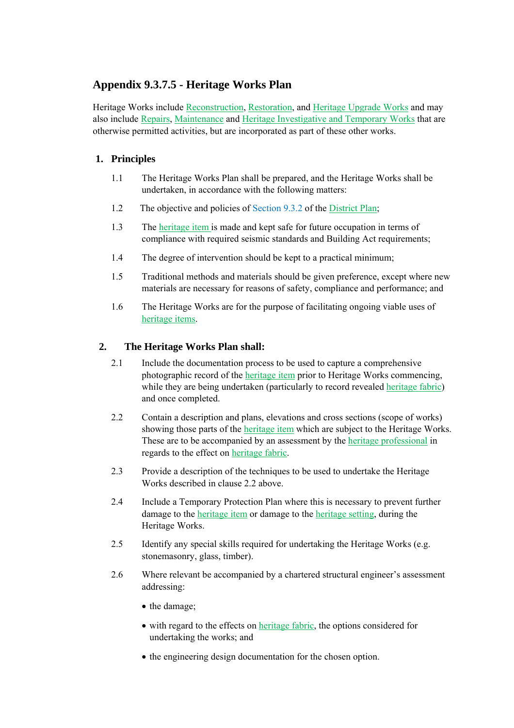# Appendix 9.3.7.5 - Heritage Works Plan

Heritage Works include Reconstruction, Restoration, and Heritage Upgrade Works and may also include Repairs, Maintenance and Heritage Investigative and Temporary Works that are otherwise permitted activities, but are incorporated as part of these other works.

## 1. Principles

1.1 The Heritage Works Plan shall be prepared, and the Heritage Works shall be undertaken, in accordance with the following matters:

1.2 The objective and policies of Section 9.3.2 of the District Plan;

1.3 The heritage item is made and kept safe for future occupation in terms of compliance with required seismic standards and Building Act requirements;

1.4 The degree of intervention should be kept to a practical minimum;

1.5 Traditional methods and materials should be given preference, except where new materials are necessary for reasons of safety, compliance and performance; and

1.6 The Heritage Works are for the purpose of facilitating ongoing viable uses of heritage items.

## 2. The Heritage Works Plan shall:

2.1 Include the documentation process to be used to capture a comprehensive photographic record of the heritage item prior to Heritage Works commencing, while they are being undertaken (particularly to record revealed heritage fabric) and once completed.

2.2 Contain a description and plans, elevations and cross sections (scope of works) showing those parts of the heritage item which are subject to the Heritage Works. These are to be accompanied by an assessment by the heritage professional in regards to the effect on heritage fabric.

2.3 Provide a description of the techniques to be used to undertake the Heritage Works described in clause 2.2 above.

2.4 Include a Temporary Protection Plan where this is necessary to prevent further damage to the heritage item or damage to the heritage setting, during the Heritage Works.

2.5 Identify any special skills required for undertaking the Heritage Works (e.g. stonemasonry, glass, timber).

2.6 Where relevant be accompanied by a chartered structural engineer's assessment addressing:

- the damage;
- with regard to the effects on heritage fabric, the options considered for undertaking the works; and
- the engineering design documentation for the chosen option.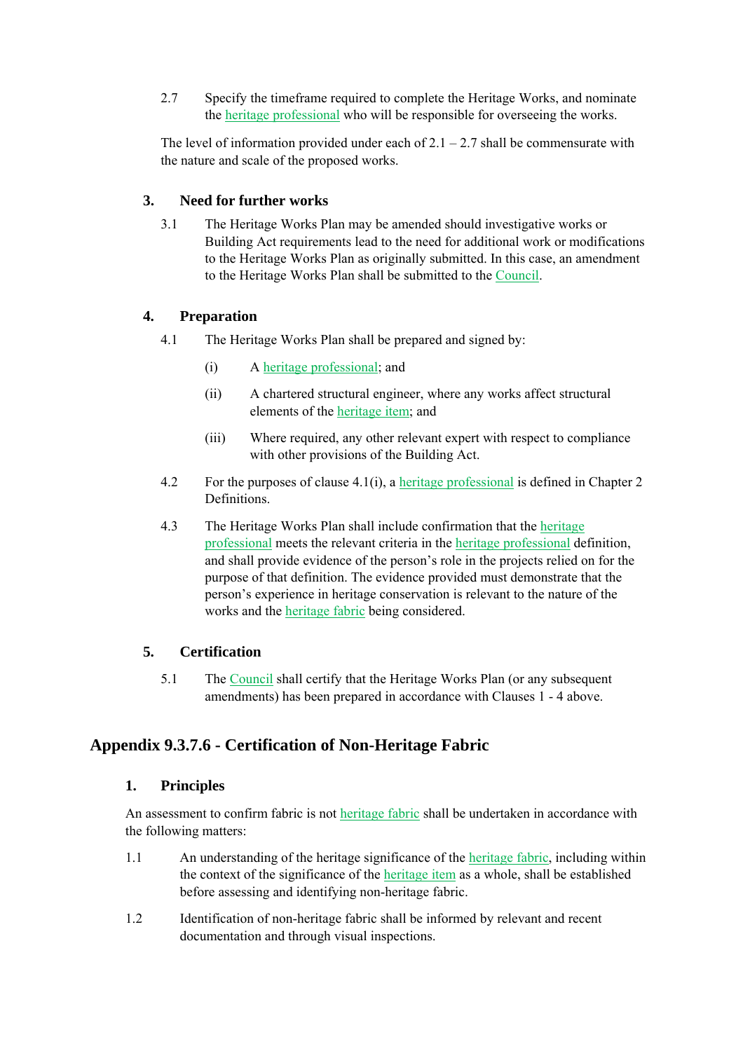2.7 Specify the timeframe required to complete the Heritage Works, and nominate the heritage professional who will be responsible for overseeing the works.

The level of information provided under each of 2.1 – 2.7 shall be commensurate with the nature and scale of the proposed works.

### 3. Need for further works

3.1 The Heritage Works Plan may be amended should investigative works or Building Act requirements lead to the need for additional work or modifications to the Heritage Works Plan as originally submitted. In this case, an amendment to the Heritage Works Plan shall be submitted to the Council.

### 4. Preparation

4.1 The Heritage Works Plan shall be prepared and signed by:

(i) A heritage professional; and

(ii) A chartered structural engineer, where any works affect structural elements of the heritage item; and

(iii) Where required, any other relevant expert with respect to compliance with other provisions of the Building Act.

4.2 For the purposes of clause 4.1(i), a heritage professional is defined in Chapter 2 Definitions.

4.3 The Heritage Works Plan shall include confirmation that the heritage professional meets the relevant criteria in the heritage professional definition, and shall provide evidence of the person's role in the projects relied on for the purpose of that definition. The evidence provided must demonstrate that the person's experience in heritage conservation is relevant to the nature of the works and the heritage fabric being considered.

### 5. Certification

5.1 The Council shall certify that the Heritage Works Plan (or any subsequent amendments) has been prepared in accordance with Clauses 1 - 4 above.

## Appendix 9.3.7.6 - Certification of Non-Heritage Fabric

### 1. Principles

An assessment to confirm fabric is not heritage fabric shall be undertaken in accordance with the following matters:

1.1 An understanding of the heritage significance of the heritage fabric, including within the context of the significance of the heritage item as a whole, shall be established before assessing and identifying non-heritage fabric.

1.2 Identification of non-heritage fabric shall be informed by relevant and recent documentation and through visual inspections.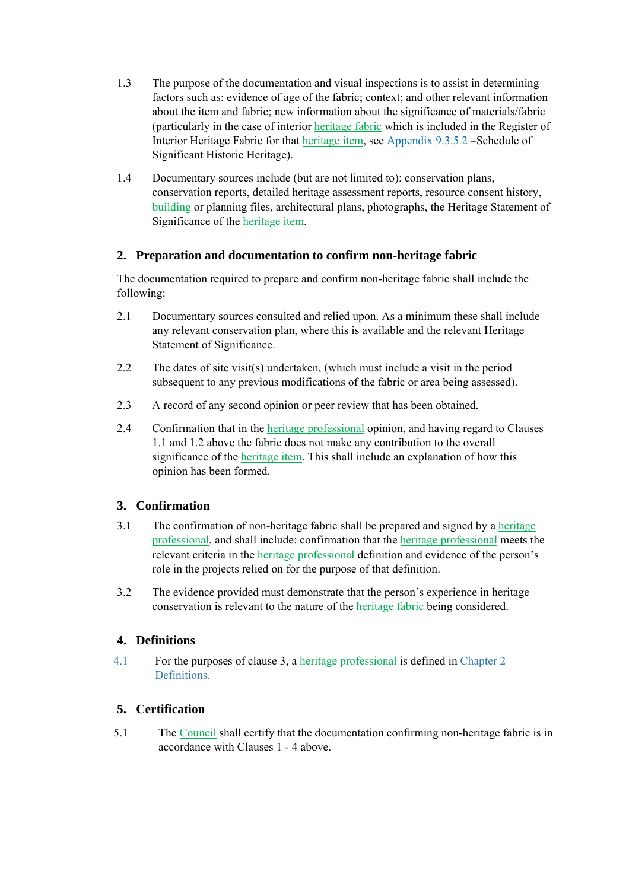1.3 The purpose of the documentation and visual inspections is to assist in determining factors such as: evidence of age of the fabric; context; and other relevant information about the item and fabric; new information about the significance of materials/fabric (particularly in the case of interior heritage fabric which is included in the Register of Interior Heritage Fabric for that heritage item, see Appendix 9.3.5.2 –Schedule of Significant Historic Heritage).

1.4 Documentary sources include (but are not limited to): conservation plans, conservation reports, detailed heritage assessment reports, resource consent history, building or planning files, architectural plans, photographs, the Heritage Statement of Significance of the heritage item.

## 2. Preparation and documentation to confirm non-heritage fabric

The documentation required to prepare and confirm non-heritage fabric shall include the following:

2.1 Documentary sources consulted and relied upon. As a minimum these shall include any relevant conservation plan, where this is available and the relevant Heritage Statement of Significance.

2.2 The dates of site visit(s) undertaken, (which must include a visit in the period subsequent to any previous modifications of the fabric or area being assessed).

2.3 A record of any second opinion or peer review that has been obtained.

2.4 Confirmation that in the heritage professional opinion, and having regard to Clauses 1.1 and 1.2 above the fabric does not make any contribution to the overall significance of the heritage item. This shall include an explanation of how this opinion has been formed.

## 3. Confirmation

3.1 The confirmation of non-heritage fabric shall be prepared and signed by a heritage professional, and shall include: confirmation that the heritage professional meets the relevant criteria in the heritage professional definition and evidence of the person's role in the projects relied on for the purpose of that definition.

3.2 The evidence provided must demonstrate that the person's experience in heritage conservation is relevant to the nature of the heritage fabric being considered.

## 4. Definitions

4.1 For the purposes of clause 3, a heritage professional is defined in Chapter 2 Definitions.

## 5. Certification

5.1 The Council shall certify that the documentation confirming non-heritage fabric is in accordance with Clauses 1 - 4 above.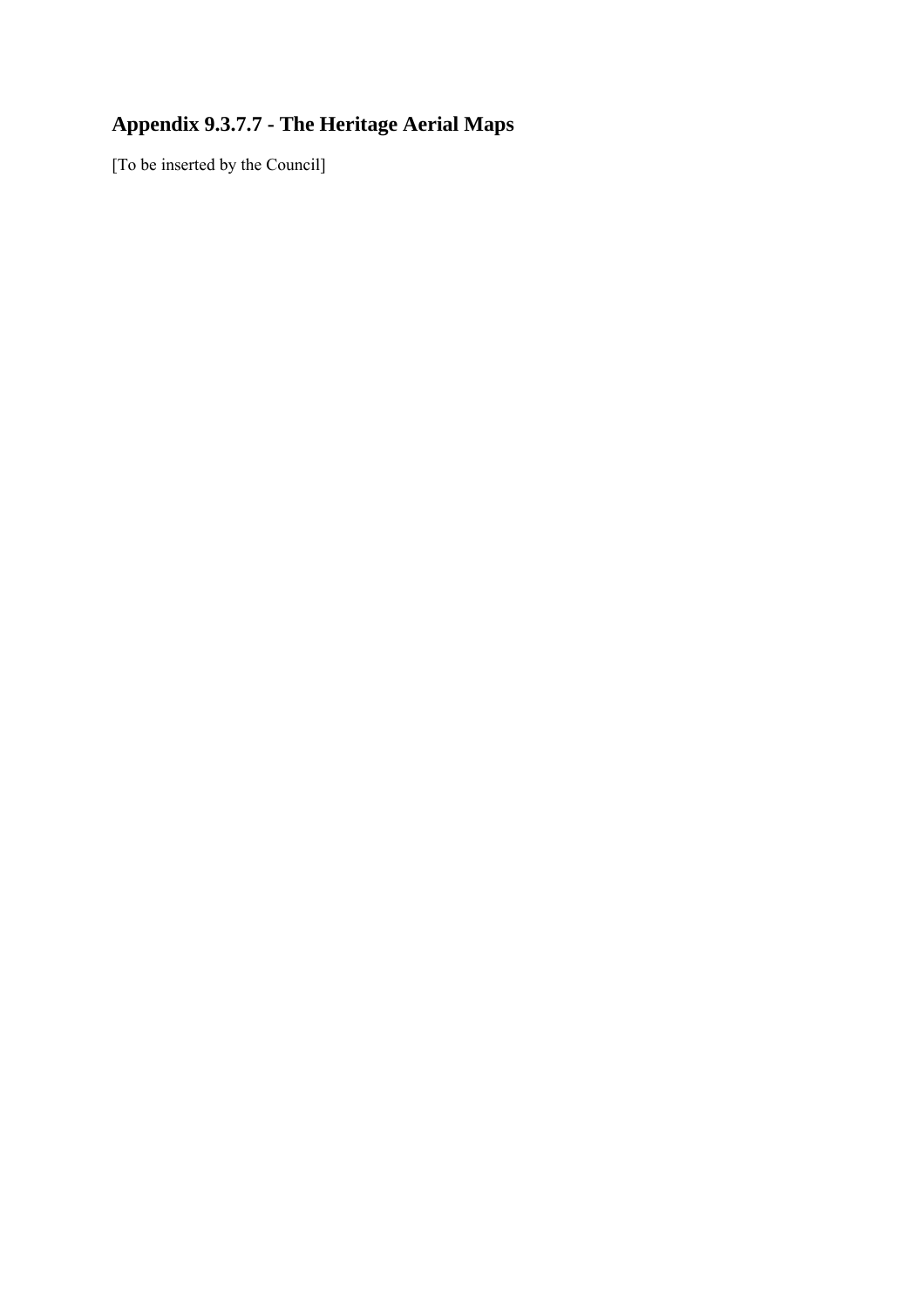## Appendix 9.3.7.7 - The Heritage Aerial Maps

[To be inserted by the Council]